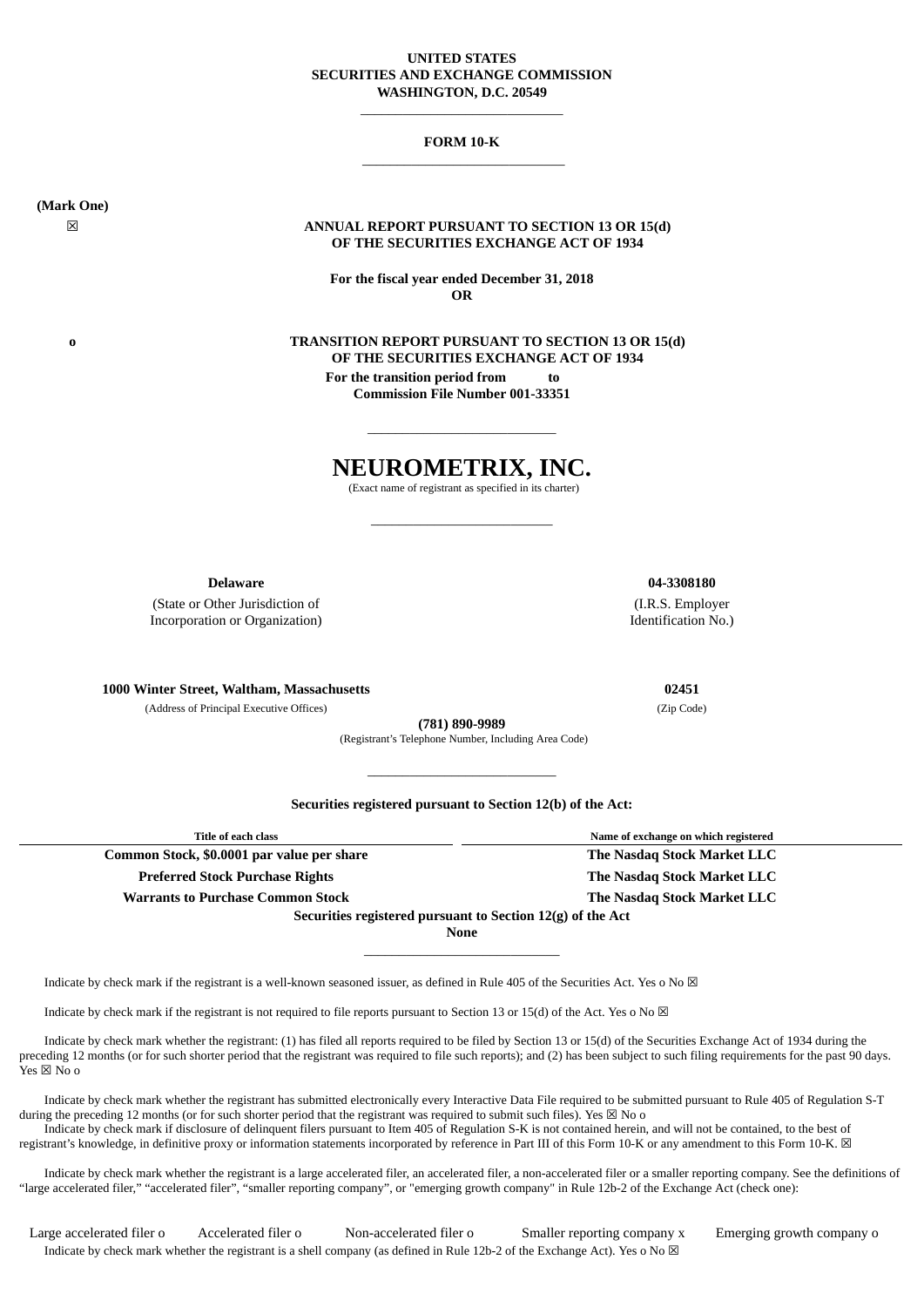**UNITED STATES**
**SECURITIES AND EXCHANGE COMMISSION**
**WASHINGTON, D.C. 20549**

---

**FORM 10-K**

---

**(Mark One)**

☒ **ANNUAL REPORT PURSUANT TO SECTION 13 OR 15(d) OF THE SECURITIES EXCHANGE ACT OF 1934**

**For the fiscal year ended December 31, 2018**

**OR**

o **TRANSITION REPORT PURSUANT TO SECTION 13 OR 15(d) OF THE SECURITIES EXCHANGE ACT OF 1934**

**For the transition period from to**

**Commission File Number 001-33351**

---

# NEUROMETRIX, INC.

(Exact name of registrant as specified in its charter)

---

| **Delaware** | **04-3308180** |
|---|---|
| (State or Other Jurisdiction of Incorporation or Organization) | (I.R.S. Employer Identification No.) |

| **1000 Winter Street, Waltham, Massachusetts** | **02451** |
|---|---|
| (Address of Principal Executive Offices) | (Zip Code) |

**(781) 890-9989**

(Registrant's Telephone Number, Including Area Code)

---

**Securities registered pursuant to Section 12(b) of the Act:**

| Title of each class | Name of exchange on which registered |
|---|---|
| **Common Stock, $0.0001 par value per share** | **The Nasdaq Stock Market LLC** |
| **Preferred Stock Purchase Rights** | **The Nasdaq Stock Market LLC** |
| **Warrants to Purchase Common Stock** | **The Nasdaq Stock Market LLC** |

**Securities registered pursuant to Section 12(g) of the Act**

**None**

---

Indicate by check mark if the registrant is a well-known seasoned issuer, as defined in Rule 405 of the Securities Act. Yes o No ☒

Indicate by check mark if the registrant is not required to file reports pursuant to Section 13 or 15(d) of the Act. Yes o No ☒

Indicate by check mark whether the registrant: (1) has filed all reports required to be filed by Section 13 or 15(d) of the Securities Exchange Act of 1934 during the preceding 12 months (or for such shorter period that the registrant was required to file such reports); and (2) has been subject to such filing requirements for the past 90 days. Yes ☒ No o

Indicate by check mark whether the registrant has submitted electronically every Interactive Data File required to be submitted pursuant to Rule 405 of Regulation S-T during the preceding 12 months (or for such shorter period that the registrant was required to submit such files). Yes ☒ No o

Indicate by check mark if disclosure of delinquent filers pursuant to Item 405 of Regulation S-K is not contained herein, and will not be contained, to the best of registrant's knowledge, in definitive proxy or information statements incorporated by reference in Part III of this Form 10-K or any amendment to this Form 10-K. ☒

Indicate by check mark whether the registrant is a large accelerated filer, an accelerated filer, a non-accelerated filer or a smaller reporting company. See the definitions of "large accelerated filer," "accelerated filer", "smaller reporting company", or "emerging growth company" in Rule 12b-2 of the Exchange Act (check one):

Large accelerated filer o Accelerated filer o Non-accelerated filer o Smaller reporting company x Emerging growth company o

Indicate by check mark whether the registrant is a shell company (as defined in Rule 12b-2 of the Exchange Act). Yes o No ☒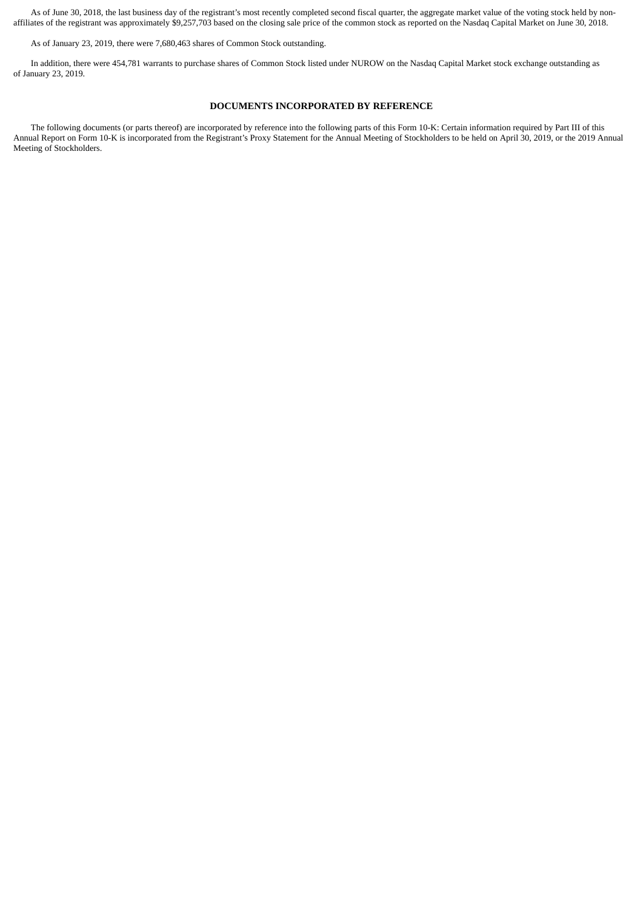As of June 30, 2018, the last business day of the registrant's most recently completed second fiscal quarter, the aggregate market value of the voting stock held by non-affiliates of the registrant was approximately $9,257,703 based on the closing sale price of the common stock as reported on the Nasdaq Capital Market on June 30, 2018.

As of January 23, 2019, there were 7,680,463 shares of Common Stock outstanding.

In addition, there were 454,781 warrants to purchase shares of Common Stock listed under NUROW on the Nasdaq Capital Market stock exchange outstanding as of January 23, 2019.

**DOCUMENTS INCORPORATED BY REFERENCE**

The following documents (or parts thereof) are incorporated by reference into the following parts of this Form 10-K: Certain information required by Part III of this Annual Report on Form 10-K is incorporated from the Registrant's Proxy Statement for the Annual Meeting of Stockholders to be held on April 30, 2019, or the 2019 Annual Meeting of Stockholders.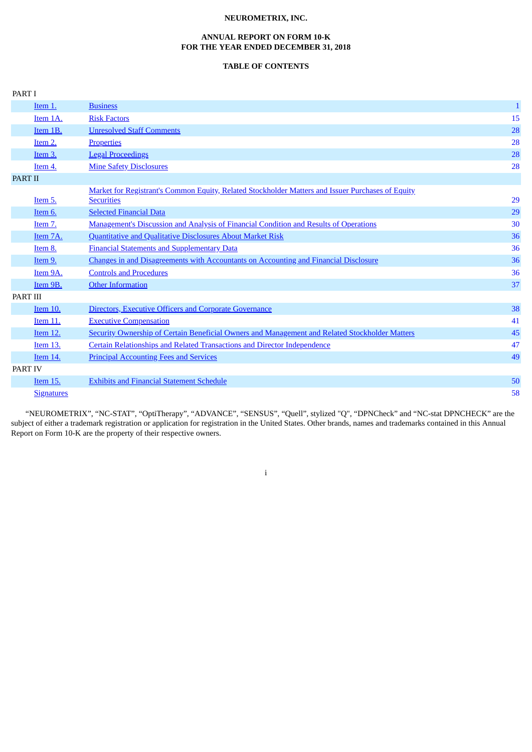**NEUROMETRIX, INC.**

**ANNUAL REPORT ON FORM 10-K**
**FOR THE YEAR ENDED DECEMBER 31, 2018**

**TABLE OF CONTENTS**

| | | | |
|---|---|---|---|
| PART I | | | |
| | Item 1. | Business | 1 |
| | Item 1A. | Risk Factors | 15 |
| | Item 1B. | Unresolved Staff Comments | 28 |
| | Item 2. | Properties | 28 |
| | Item 3. | Legal Proceedings | 28 |
| | Item 4. | Mine Safety Disclosures | 28 |
| PART II | | | |
| | Item 5. | Market for Registrant's Common Equity, Related Stockholder Matters and Issuer Purchases of Equity Securities | 29 |
| | Item 6. | Selected Financial Data | 29 |
| | Item 7. | Management's Discussion and Analysis of Financial Condition and Results of Operations | 30 |
| | Item 7A. | Quantitative and Qualitative Disclosures About Market Risk | 36 |
| | Item 8. | Financial Statements and Supplementary Data | 36 |
| | Item 9. | Changes in and Disagreements with Accountants on Accounting and Financial Disclosure | 36 |
| | Item 9A. | Controls and Procedures | 36 |
| | Item 9B. | Other Information | 37 |
| PART III | | | |
| | Item 10. | Directors, Executive Officers and Corporate Governance | 38 |
| | Item 11. | Executive Compensation | 41 |
| | Item 12. | Security Ownership of Certain Beneficial Owners and Management and Related Stockholder Matters | 45 |
| | Item 13. | Certain Relationships and Related Transactions and Director Independence | 47 |
| | Item 14. | Principal Accounting Fees and Services | 49 |
| PART IV | | | |
| | Item 15. | Exhibits and Financial Statement Schedule | 50 |
| | Signatures | | 58 |

"NEUROMETRIX", "NC-STAT", "OptiTherapy", "ADVANCE", "SENSUS", "Quell", stylized "Q", "DPNCheck" and "NC-stat DPNCHECK" are the subject of either a trademark registration or application for registration in the United States. Other brands, names and trademarks contained in this Annual Report on Form 10-K are the property of their respective owners.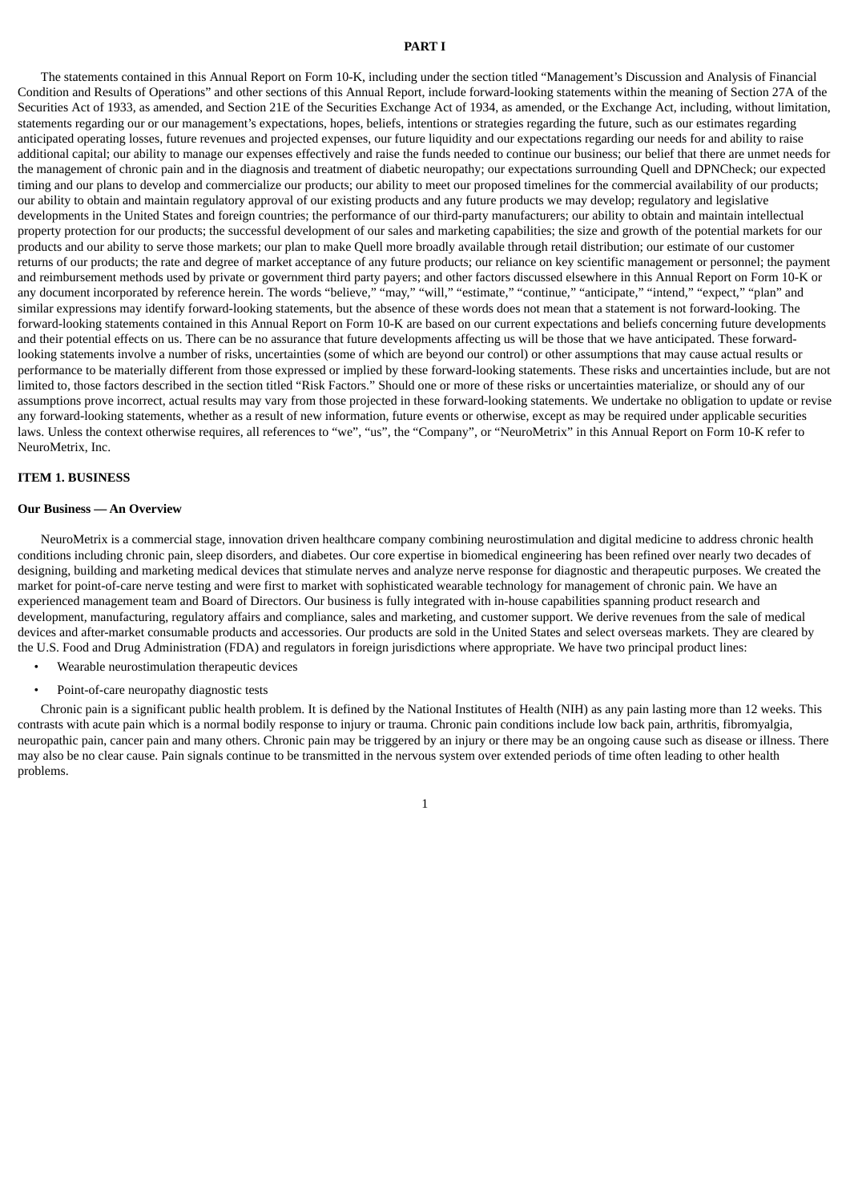# PART I

The statements contained in this Annual Report on Form 10-K, including under the section titled "Management's Discussion and Analysis of Financial Condition and Results of Operations" and other sections of this Annual Report, include forward-looking statements within the meaning of Section 27A of the Securities Act of 1933, as amended, and Section 21E of the Securities Exchange Act of 1934, as amended, or the Exchange Act, including, without limitation, statements regarding our or our management's expectations, hopes, beliefs, intentions or strategies regarding the future, such as our estimates regarding anticipated operating losses, future revenues and projected expenses, our future liquidity and our expectations regarding our needs for and ability to raise additional capital; our ability to manage our expenses effectively and raise the funds needed to continue our business; our belief that there are unmet needs for the management of chronic pain and in the diagnosis and treatment of diabetic neuropathy; our expectations surrounding Quell and DPNCheck; our expected timing and our plans to develop and commercialize our products; our ability to meet our proposed timelines for the commercial availability of our products; our ability to obtain and maintain regulatory approval of our existing products and any future products we may develop; regulatory and legislative developments in the United States and foreign countries; the performance of our third-party manufacturers; our ability to obtain and maintain intellectual property protection for our products; the successful development of our sales and marketing capabilities; the size and growth of the potential markets for our products and our ability to serve those markets; our plan to make Quell more broadly available through retail distribution; our estimate of our customer returns of our products; the rate and degree of market acceptance of any future products; our reliance on key scientific management or personnel; the payment and reimbursement methods used by private or government third party payers; and other factors discussed elsewhere in this Annual Report on Form 10-K or any document incorporated by reference herein. The words "believe," "may," "will," "estimate," "continue," "anticipate," "intend," "expect," "plan" and similar expressions may identify forward-looking statements, but the absence of these words does not mean that a statement is not forward-looking. The forward-looking statements contained in this Annual Report on Form 10-K are based on our current expectations and beliefs concerning future developments and their potential effects on us. There can be no assurance that future developments affecting us will be those that we have anticipated. These forward-looking statements involve a number of risks, uncertainties (some of which are beyond our control) or other assumptions that may cause actual results or performance to be materially different from those expressed or implied by these forward-looking statements. These risks and uncertainties include, but are not limited to, those factors described in the section titled "Risk Factors." Should one or more of these risks or uncertainties materialize, or should any of our assumptions prove incorrect, actual results may vary from those projected in these forward-looking statements. We undertake no obligation to update or revise any forward-looking statements, whether as a result of new information, future events or otherwise, except as may be required under applicable securities laws. Unless the context otherwise requires, all references to "we", "us", the "Company", or "NeuroMetrix" in this Annual Report on Form 10-K refer to NeuroMetrix, Inc.

## ITEM 1. BUSINESS

### Our Business — An Overview

NeuroMetrix is a commercial stage, innovation driven healthcare company combining neurostimulation and digital medicine to address chronic health conditions including chronic pain, sleep disorders, and diabetes. Our core expertise in biomedical engineering has been refined over nearly two decades of designing, building and marketing medical devices that stimulate nerves and analyze nerve response for diagnostic and therapeutic purposes. We created the market for point-of-care nerve testing and were first to market with sophisticated wearable technology for management of chronic pain. We have an experienced management team and Board of Directors. Our business is fully integrated with in-house capabilities spanning product research and development, manufacturing, regulatory affairs and compliance, sales and marketing, and customer support. We derive revenues from the sale of medical devices and after-market consumable products and accessories. Our products are sold in the United States and select overseas markets. They are cleared by the U.S. Food and Drug Administration (FDA) and regulators in foreign jurisdictions where appropriate. We have two principal product lines:

- Wearable neurostimulation therapeutic devices
- Point-of-care neuropathy diagnostic tests

Chronic pain is a significant public health problem. It is defined by the National Institutes of Health (NIH) as any pain lasting more than 12 weeks. This contrasts with acute pain which is a normal bodily response to injury or trauma. Chronic pain conditions include low back pain, arthritis, fibromyalgia, neuropathic pain, cancer pain and many others. Chronic pain may be triggered by an injury or there may be an ongoing cause such as disease or illness. There may also be no clear cause. Pain signals continue to be transmitted in the nervous system over extended periods of time often leading to other health problems.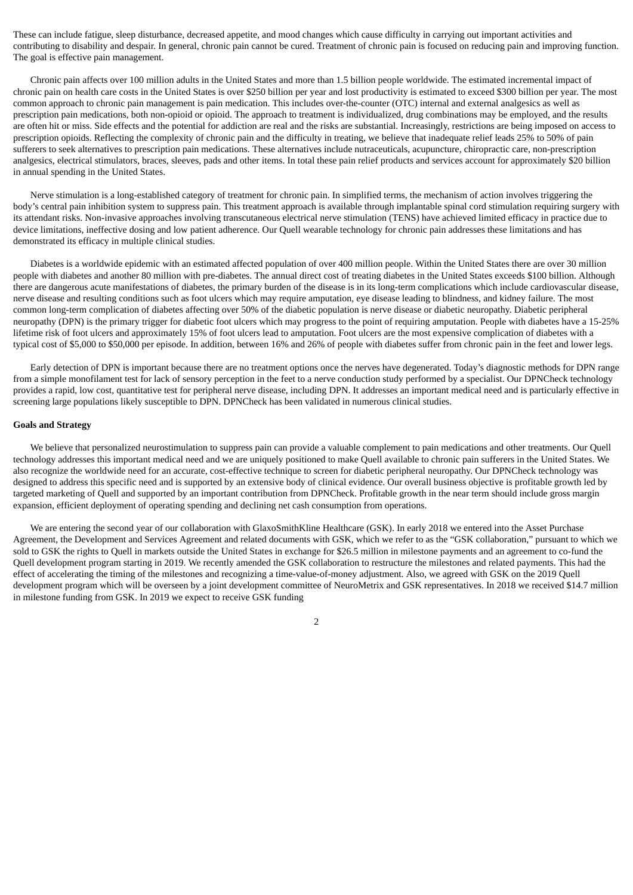These can include fatigue, sleep disturbance, decreased appetite, and mood changes which cause difficulty in carrying out important activities and contributing to disability and despair. In general, chronic pain cannot be cured. Treatment of chronic pain is focused on reducing pain and improving function. The goal is effective pain management.

Chronic pain affects over 100 million adults in the United States and more than 1.5 billion people worldwide. The estimated incremental impact of chronic pain on health care costs in the United States is over $250 billion per year and lost productivity is estimated to exceed $300 billion per year. The most common approach to chronic pain management is pain medication. This includes over-the-counter (OTC) internal and external analgesics as well as prescription pain medications, both non-opioid or opioid. The approach to treatment is individualized, drug combinations may be employed, and the results are often hit or miss. Side effects and the potential for addiction are real and the risks are substantial. Increasingly, restrictions are being imposed on access to prescription opioids. Reflecting the complexity of chronic pain and the difficulty in treating, we believe that inadequate relief leads 25% to 50% of pain sufferers to seek alternatives to prescription pain medications. These alternatives include nutraceuticals, acupuncture, chiropractic care, non-prescription analgesics, electrical stimulators, braces, sleeves, pads and other items. In total these pain relief products and services account for approximately $20 billion in annual spending in the United States.

Nerve stimulation is a long-established category of treatment for chronic pain. In simplified terms, the mechanism of action involves triggering the body's central pain inhibition system to suppress pain. This treatment approach is available through implantable spinal cord stimulation requiring surgery with its attendant risks. Non-invasive approaches involving transcutaneous electrical nerve stimulation (TENS) have achieved limited efficacy in practice due to device limitations, ineffective dosing and low patient adherence. Our Quell wearable technology for chronic pain addresses these limitations and has demonstrated its efficacy in multiple clinical studies.

Diabetes is a worldwide epidemic with an estimated affected population of over 400 million people. Within the United States there are over 30 million people with diabetes and another 80 million with pre-diabetes. The annual direct cost of treating diabetes in the United States exceeds $100 billion. Although there are dangerous acute manifestations of diabetes, the primary burden of the disease is in its long-term complications which include cardiovascular disease, nerve disease and resulting conditions such as foot ulcers which may require amputation, eye disease leading to blindness, and kidney failure. The most common long-term complication of diabetes affecting over 50% of the diabetic population is nerve disease or diabetic neuropathy. Diabetic peripheral neuropathy (DPN) is the primary trigger for diabetic foot ulcers which may progress to the point of requiring amputation. People with diabetes have a 15-25% lifetime risk of foot ulcers and approximately 15% of foot ulcers lead to amputation. Foot ulcers are the most expensive complication of diabetes with a typical cost of $5,000 to $50,000 per episode. In addition, between 16% and 26% of people with diabetes suffer from chronic pain in the feet and lower legs.

Early detection of DPN is important because there are no treatment options once the nerves have degenerated. Today's diagnostic methods for DPN range from a simple monofilament test for lack of sensory perception in the feet to a nerve conduction study performed by a specialist. Our DPNCheck technology provides a rapid, low cost, quantitative test for peripheral nerve disease, including DPN. It addresses an important medical need and is particularly effective in screening large populations likely susceptible to DPN. DPNCheck has been validated in numerous clinical studies.

**Goals and Strategy**

We believe that personalized neurostimulation to suppress pain can provide a valuable complement to pain medications and other treatments. Our Quell technology addresses this important medical need and we are uniquely positioned to make Quell available to chronic pain sufferers in the United States. We also recognize the worldwide need for an accurate, cost-effective technique to screen for diabetic peripheral neuropathy. Our DPNCheck technology was designed to address this specific need and is supported by an extensive body of clinical evidence. Our overall business objective is profitable growth led by targeted marketing of Quell and supported by an important contribution from DPNCheck. Profitable growth in the near term should include gross margin expansion, efficient deployment of operating spending and declining net cash consumption from operations.

We are entering the second year of our collaboration with GlaxoSmithKline Healthcare (GSK). In early 2018 we entered into the Asset Purchase Agreement, the Development and Services Agreement and related documents with GSK, which we refer to as the "GSK collaboration," pursuant to which we sold to GSK the rights to Quell in markets outside the United States in exchange for $26.5 million in milestone payments and an agreement to co-fund the Quell development program starting in 2019. We recently amended the GSK collaboration to restructure the milestones and related payments. This had the effect of accelerating the timing of the milestones and recognizing a time-value-of-money adjustment. Also, we agreed with GSK on the 2019 Quell development program which will be overseen by a joint development committee of NeuroMetrix and GSK representatives. In 2018 we received $14.7 million in milestone funding from GSK. In 2019 we expect to receive GSK funding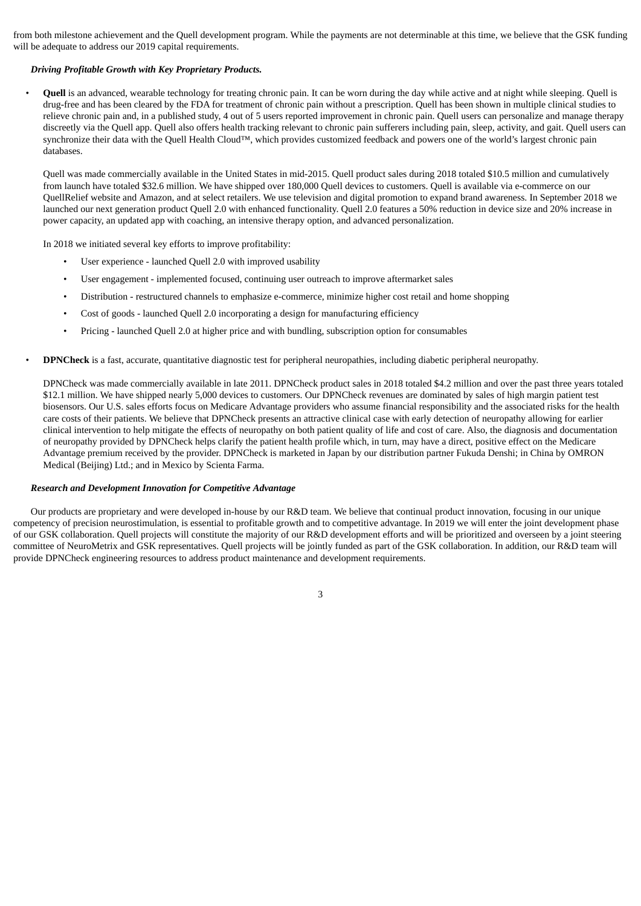from both milestone achievement and the Quell development program. While the payments are not determinable at this time, we believe that the GSK funding will be adequate to address our 2019 capital requirements.

***Driving Profitable Growth with Key Proprietary Products.***

- **Quell** is an advanced, wearable technology for treating chronic pain. It can be worn during the day while active and at night while sleeping. Quell is drug-free and has been cleared by the FDA for treatment of chronic pain without a prescription. Quell has been shown in multiple clinical studies to relieve chronic pain and, in a published study, 4 out of 5 users reported improvement in chronic pain. Quell users can personalize and manage therapy discreetly via the Quell app. Quell also offers health tracking relevant to chronic pain sufferers including pain, sleep, activity, and gait. Quell users can synchronize their data with the Quell Health Cloud™, which provides customized feedback and powers one of the world's largest chronic pain databases.

  Quell was made commercially available in the United States in mid-2015. Quell product sales during 2018 totaled $10.5 million and cumulatively from launch have totaled $32.6 million. We have shipped over 180,000 Quell devices to customers. Quell is available via e-commerce on our QuellRelief website and Amazon, and at select retailers. We use television and digital promotion to expand brand awareness. In September 2018 we launched our next generation product Quell 2.0 with enhanced functionality. Quell 2.0 features a 50% reduction in device size and 20% increase in power capacity, an updated app with coaching, an intensive therapy option, and advanced personalization.

  In 2018 we initiated several key efforts to improve profitability:

  - User experience - launched Quell 2.0 with improved usability
  - User engagement - implemented focused, continuing user outreach to improve aftermarket sales
  - Distribution - restructured channels to emphasize e-commerce, minimize higher cost retail and home shopping
  - Cost of goods - launched Quell 2.0 incorporating a design for manufacturing efficiency
  - Pricing - launched Quell 2.0 at higher price and with bundling, subscription option for consumables

- **DPNCheck** is a fast, accurate, quantitative diagnostic test for peripheral neuropathies, including diabetic peripheral neuropathy.

  DPNCheck was made commercially available in late 2011. DPNCheck product sales in 2018 totaled $4.2 million and over the past three years totaled $12.1 million. We have shipped nearly 5,000 devices to customers. Our DPNCheck revenues are dominated by sales of high margin patient test biosensors. Our U.S. sales efforts focus on Medicare Advantage providers who assume financial responsibility and the associated risks for the health care costs of their patients. We believe that DPNCheck presents an attractive clinical case with early detection of neuropathy allowing for earlier clinical intervention to help mitigate the effects of neuropathy on both patient quality of life and cost of care. Also, the diagnosis and documentation of neuropathy provided by DPNCheck helps clarify the patient health profile which, in turn, may have a direct, positive effect on the Medicare Advantage premium received by the provider. DPNCheck is marketed in Japan by our distribution partner Fukuda Denshi; in China by OMRON Medical (Beijing) Ltd.; and in Mexico by Scienta Farma.

***Research and Development Innovation for Competitive Advantage***

Our products are proprietary and were developed in-house by our R&D team. We believe that continual product innovation, focusing in our unique competency of precision neurostimulation, is essential to profitable growth and to competitive advantage. In 2019 we will enter the joint development phase of our GSK collaboration. Quell projects will constitute the majority of our R&D development efforts and will be prioritized and overseen by a joint steering committee of NeuroMetrix and GSK representatives. Quell projects will be jointly funded as part of the GSK collaboration. In addition, our R&D team will provide DPNCheck engineering resources to address product maintenance and development requirements.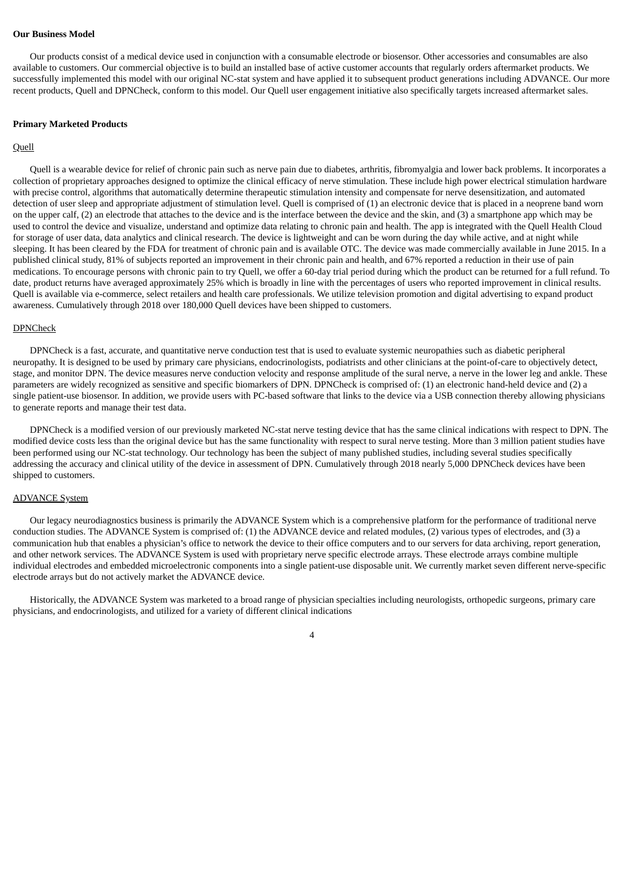**Our Business Model**

Our products consist of a medical device used in conjunction with a consumable electrode or biosensor. Other accessories and consumables are also available to customers. Our commercial objective is to build an installed base of active customer accounts that regularly orders aftermarket products. We successfully implemented this model with our original NC-stat system and have applied it to subsequent product generations including ADVANCE. Our more recent products, Quell and DPNCheck, conform to this model. Our Quell user engagement initiative also specifically targets increased aftermarket sales.

**Primary Marketed Products**

Quell

Quell is a wearable device for relief of chronic pain such as nerve pain due to diabetes, arthritis, fibromyalgia and lower back problems. It incorporates a collection of proprietary approaches designed to optimize the clinical efficacy of nerve stimulation. These include high power electrical stimulation hardware with precise control, algorithms that automatically determine therapeutic stimulation intensity and compensate for nerve desensitization, and automated detection of user sleep and appropriate adjustment of stimulation level. Quell is comprised of (1) an electronic device that is placed in a neoprene band worn on the upper calf, (2) an electrode that attaches to the device and is the interface between the device and the skin, and (3) a smartphone app which may be used to control the device and visualize, understand and optimize data relating to chronic pain and health. The app is integrated with the Quell Health Cloud for storage of user data, data analytics and clinical research. The device is lightweight and can be worn during the day while active, and at night while sleeping. It has been cleared by the FDA for treatment of chronic pain and is available OTC. The device was made commercially available in June 2015. In a published clinical study, 81% of subjects reported an improvement in their chronic pain and health, and 67% reported a reduction in their use of pain medications. To encourage persons with chronic pain to try Quell, we offer a 60-day trial period during which the product can be returned for a full refund. To date, product returns have averaged approximately 25% which is broadly in line with the percentages of users who reported improvement in clinical results. Quell is available via e-commerce, select retailers and health care professionals. We utilize television promotion and digital advertising to expand product awareness. Cumulatively through 2018 over 180,000 Quell devices have been shipped to customers.

DPNCheck

DPNCheck is a fast, accurate, and quantitative nerve conduction test that is used to evaluate systemic neuropathies such as diabetic peripheral neuropathy. It is designed to be used by primary care physicians, endocrinologists, podiatrists and other clinicians at the point-of-care to objectively detect, stage, and monitor DPN. The device measures nerve conduction velocity and response amplitude of the sural nerve, a nerve in the lower leg and ankle. These parameters are widely recognized as sensitive and specific biomarkers of DPN. DPNCheck is comprised of: (1) an electronic hand-held device and (2) a single patient-use biosensor. In addition, we provide users with PC-based software that links to the device via a USB connection thereby allowing physicians to generate reports and manage their test data.

DPNCheck is a modified version of our previously marketed NC-stat nerve testing device that has the same clinical indications with respect to DPN. The modified device costs less than the original device but has the same functionality with respect to sural nerve testing. More than 3 million patient studies have been performed using our NC-stat technology. Our technology has been the subject of many published studies, including several studies specifically addressing the accuracy and clinical utility of the device in assessment of DPN. Cumulatively through 2018 nearly 5,000 DPNCheck devices have been shipped to customers.

ADVANCE System

Our legacy neurodiagnostics business is primarily the ADVANCE System which is a comprehensive platform for the performance of traditional nerve conduction studies. The ADVANCE System is comprised of: (1) the ADVANCE device and related modules, (2) various types of electrodes, and (3) a communication hub that enables a physician's office to network the device to their office computers and to our servers for data archiving, report generation, and other network services. The ADVANCE System is used with proprietary nerve specific electrode arrays. These electrode arrays combine multiple individual electrodes and embedded microelectronic components into a single patient-use disposable unit. We currently market seven different nerve-specific electrode arrays but do not actively market the ADVANCE device.

Historically, the ADVANCE System was marketed to a broad range of physician specialties including neurologists, orthopedic surgeons, primary care physicians, and endocrinologists, and utilized for a variety of different clinical indications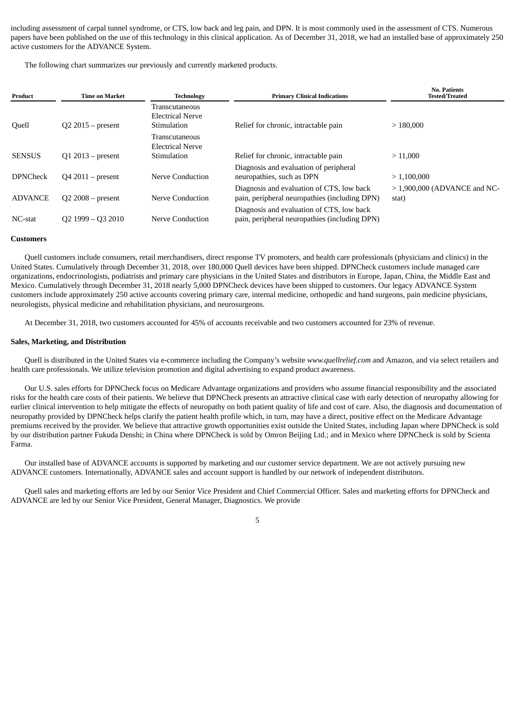including assessment of carpal tunnel syndrome, or CTS, low back and leg pain, and DPN. It is most commonly used in the assessment of CTS. Numerous papers have been published on the use of this technology in this clinical application. As of December 31, 2018, we had an installed base of approximately 250 active customers for the ADVANCE System.

The following chart summarizes our previously and currently marketed products.

| Product | Time on Market | Technology | Primary Clinical Indications | No. Patients Tested/Treated |
|---|---|---|---|---|
| Quell | Q2 2015 – present | Transcutaneous Electrical Nerve Stimulation | Relief for chronic, intractable pain | > 180,000 |
| SENSUS | Q1 2013 – present | Transcutaneous Electrical Nerve Stimulation | Relief for chronic, intractable pain | > 11,000 |
| DPNCheck | Q4 2011 – present | Nerve Conduction | Diagnosis and evaluation of peripheral neuropathies, such as DPN | > 1,100,000 |
| ADVANCE | Q2 2008 – present | Nerve Conduction | Diagnosis and evaluation of CTS, low back pain, peripheral neuropathies (including DPN) | > 1,900,000 (ADVANCE and NC-stat) |
| NC-stat | Q2 1999 – Q3 2010 | Nerve Conduction | Diagnosis and evaluation of CTS, low back pain, peripheral neuropathies (including DPN) | |

**Customers**

Quell customers include consumers, retail merchandisers, direct response TV promoters, and health care professionals (physicians and clinics) in the United States. Cumulatively through December 31, 2018, over 180,000 Quell devices have been shipped. DPNCheck customers include managed care organizations, endocrinologists, podiatrists and primary care physicians in the United States and distributors in Europe, Japan, China, the Middle East and Mexico. Cumulatively through December 31, 2018 nearly 5,000 DPNCheck devices have been shipped to customers. Our legacy ADVANCE System customers include approximately 250 active accounts covering primary care, internal medicine, orthopedic and hand surgeons, pain medicine physicians, neurologists, physical medicine and rehabilitation physicians, and neurosurgeons.

At December 31, 2018, two customers accounted for 45% of accounts receivable and two customers accounted for 23% of revenue.

**Sales, Marketing, and Distribution**

Quell is distributed in the United States via e-commerce including the Company's website *www.quellrelief.com* and Amazon, and via select retailers and health care professionals. We utilize television promotion and digital advertising to expand product awareness.

Our U.S. sales efforts for DPNCheck focus on Medicare Advantage organizations and providers who assume financial responsibility and the associated risks for the health care costs of their patients. We believe that DPNCheck presents an attractive clinical case with early detection of neuropathy allowing for earlier clinical intervention to help mitigate the effects of neuropathy on both patient quality of life and cost of care. Also, the diagnosis and documentation of neuropathy provided by DPNCheck helps clarify the patient health profile which, in turn, may have a direct, positive effect on the Medicare Advantage premiums received by the provider. We believe that attractive growth opportunities exist outside the United States, including Japan where DPNCheck is sold by our distribution partner Fukuda Denshi; in China where DPNCheck is sold by Omron Beijing Ltd.; and in Mexico where DPNCheck is sold by Scienta Farma.

Our installed base of ADVANCE accounts is supported by marketing and our customer service department. We are not actively pursuing new ADVANCE customers. Internationally, ADVANCE sales and account support is handled by our network of independent distributors.

Quell sales and marketing efforts are led by our Senior Vice President and Chief Commercial Officer. Sales and marketing efforts for DPNCheck and ADVANCE are led by our Senior Vice President, General Manager, Diagnostics. We provide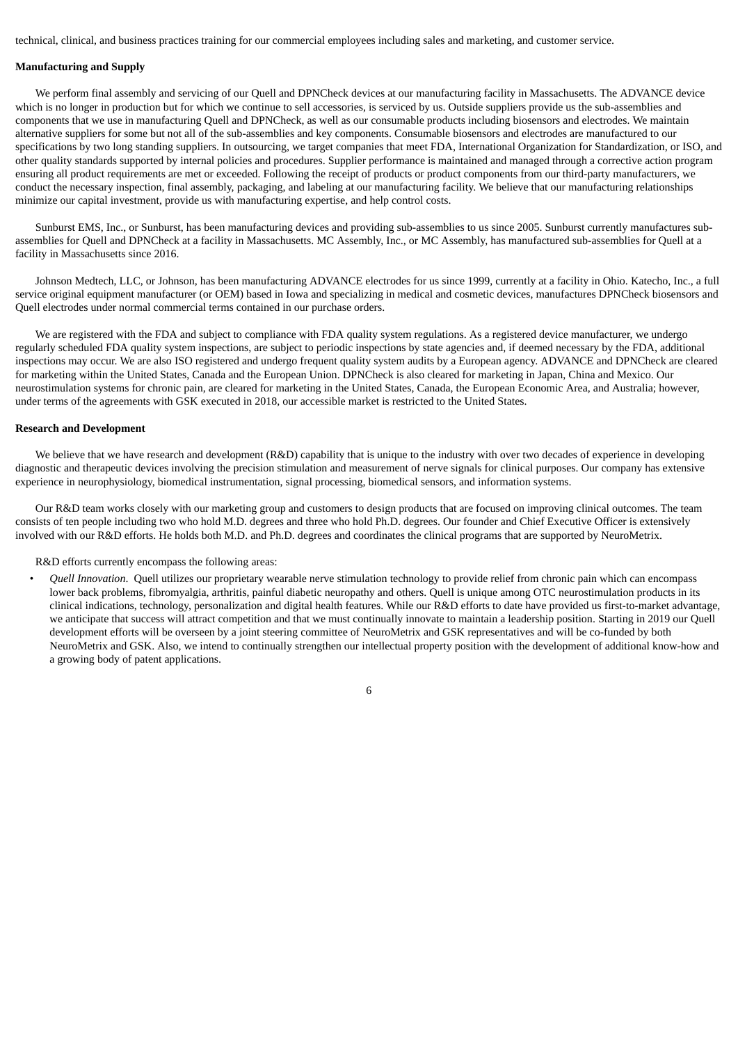technical, clinical, and business practices training for our commercial employees including sales and marketing, and customer service.

**Manufacturing and Supply**

We perform final assembly and servicing of our Quell and DPNCheck devices at our manufacturing facility in Massachusetts. The ADVANCE device which is no longer in production but for which we continue to sell accessories, is serviced by us. Outside suppliers provide us the sub-assemblies and components that we use in manufacturing Quell and DPNCheck, as well as our consumable products including biosensors and electrodes. We maintain alternative suppliers for some but not all of the sub-assemblies and key components. Consumable biosensors and electrodes are manufactured to our specifications by two long standing suppliers. In outsourcing, we target companies that meet FDA, International Organization for Standardization, or ISO, and other quality standards supported by internal policies and procedures. Supplier performance is maintained and managed through a corrective action program ensuring all product requirements are met or exceeded. Following the receipt of products or product components from our third-party manufacturers, we conduct the necessary inspection, final assembly, packaging, and labeling at our manufacturing facility. We believe that our manufacturing relationships minimize our capital investment, provide us with manufacturing expertise, and help control costs.

Sunburst EMS, Inc., or Sunburst, has been manufacturing devices and providing sub-assemblies to us since 2005. Sunburst currently manufactures sub-assemblies for Quell and DPNCheck at a facility in Massachusetts. MC Assembly, Inc., or MC Assembly, has manufactured sub-assemblies for Quell at a facility in Massachusetts since 2016.

Johnson Medtech, LLC, or Johnson, has been manufacturing ADVANCE electrodes for us since 1999, currently at a facility in Ohio. Katecho, Inc., a full service original equipment manufacturer (or OEM) based in Iowa and specializing in medical and cosmetic devices, manufactures DPNCheck biosensors and Quell electrodes under normal commercial terms contained in our purchase orders.

We are registered with the FDA and subject to compliance with FDA quality system regulations. As a registered device manufacturer, we undergo regularly scheduled FDA quality system inspections, are subject to periodic inspections by state agencies and, if deemed necessary by the FDA, additional inspections may occur. We are also ISO registered and undergo frequent quality system audits by a European agency. ADVANCE and DPNCheck are cleared for marketing within the United States, Canada and the European Union. DPNCheck is also cleared for marketing in Japan, China and Mexico. Our neurostimulation systems for chronic pain, are cleared for marketing in the United States, Canada, the European Economic Area, and Australia; however, under terms of the agreements with GSK executed in 2018, our accessible market is restricted to the United States.

**Research and Development**

We believe that we have research and development (R&D) capability that is unique to the industry with over two decades of experience in developing diagnostic and therapeutic devices involving the precision stimulation and measurement of nerve signals for clinical purposes. Our company has extensive experience in neurophysiology, biomedical instrumentation, signal processing, biomedical sensors, and information systems.

Our R&D team works closely with our marketing group and customers to design products that are focused on improving clinical outcomes. The team consists of ten people including two who hold M.D. degrees and three who hold Ph.D. degrees. Our founder and Chief Executive Officer is extensively involved with our R&D efforts. He holds both M.D. and Ph.D. degrees and coordinates the clinical programs that are supported by NeuroMetrix.

R&D efforts currently encompass the following areas:

- *Quell Innovation*. Quell utilizes our proprietary wearable nerve stimulation technology to provide relief from chronic pain which can encompass lower back problems, fibromyalgia, arthritis, painful diabetic neuropathy and others. Quell is unique among OTC neurostimulation products in its clinical indications, technology, personalization and digital health features. While our R&D efforts to date have provided us first-to-market advantage, we anticipate that success will attract competition and that we must continually innovate to maintain a leadership position. Starting in 2019 our Quell development efforts will be overseen by a joint steering committee of NeuroMetrix and GSK representatives and will be co-funded by both NeuroMetrix and GSK. Also, we intend to continually strengthen our intellectual property position with the development of additional know-how and a growing body of patent applications.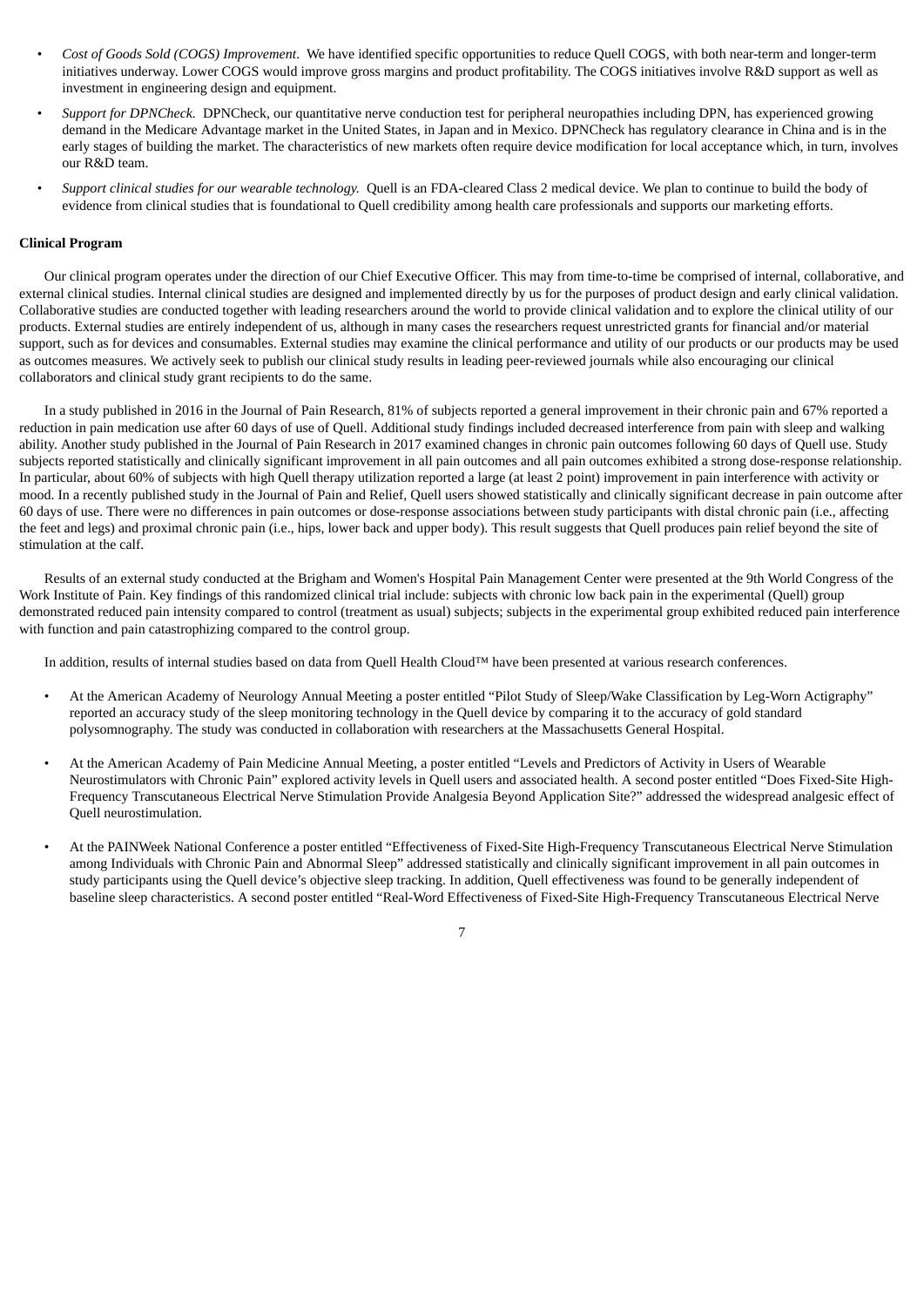- *Cost of Goods Sold (COGS) Improvement*. We have identified specific opportunities to reduce Quell COGS, with both near-term and longer-term initiatives underway. Lower COGS would improve gross margins and product profitability. The COGS initiatives involve R&D support as well as investment in engineering design and equipment.
- *Support for DPNCheck.* DPNCheck, our quantitative nerve conduction test for peripheral neuropathies including DPN, has experienced growing demand in the Medicare Advantage market in the United States, in Japan and in Mexico. DPNCheck has regulatory clearance in China and is in the early stages of building the market. The characteristics of new markets often require device modification for local acceptance which, in turn, involves our R&D team.
- *Support clinical studies for our wearable technology.* Quell is an FDA-cleared Class 2 medical device. We plan to continue to build the body of evidence from clinical studies that is foundational to Quell credibility among health care professionals and supports our marketing efforts.

**Clinical Program**

Our clinical program operates under the direction of our Chief Executive Officer. This may from time-to-time be comprised of internal, collaborative, and external clinical studies. Internal clinical studies are designed and implemented directly by us for the purposes of product design and early clinical validation. Collaborative studies are conducted together with leading researchers around the world to provide clinical validation and to explore the clinical utility of our products. External studies are entirely independent of us, although in many cases the researchers request unrestricted grants for financial and/or material support, such as for devices and consumables. External studies may examine the clinical performance and utility of our products or our products may be used as outcomes measures. We actively seek to publish our clinical study results in leading peer-reviewed journals while also encouraging our clinical collaborators and clinical study grant recipients to do the same.

In a study published in 2016 in the Journal of Pain Research, 81% of subjects reported a general improvement in their chronic pain and 67% reported a reduction in pain medication use after 60 days of use of Quell. Additional study findings included decreased interference from pain with sleep and walking ability. Another study published in the Journal of Pain Research in 2017 examined changes in chronic pain outcomes following 60 days of Quell use. Study subjects reported statistically and clinically significant improvement in all pain outcomes and all pain outcomes exhibited a strong dose-response relationship. In particular, about 60% of subjects with high Quell therapy utilization reported a large (at least 2 point) improvement in pain interference with activity or mood. In a recently published study in the Journal of Pain and Relief, Quell users showed statistically and clinically significant decrease in pain outcome after 60 days of use. There were no differences in pain outcomes or dose-response associations between study participants with distal chronic pain (i.e., affecting the feet and legs) and proximal chronic pain (i.e., hips, lower back and upper body). This result suggests that Quell produces pain relief beyond the site of stimulation at the calf.

Results of an external study conducted at the Brigham and Women's Hospital Pain Management Center were presented at the 9th World Congress of the Work Institute of Pain. Key findings of this randomized clinical trial include: subjects with chronic low back pain in the experimental (Quell) group demonstrated reduced pain intensity compared to control (treatment as usual) subjects; subjects in the experimental group exhibited reduced pain interference with function and pain catastrophizing compared to the control group.

In addition, results of internal studies based on data from Quell Health Cloud™ have been presented at various research conferences.

- At the American Academy of Neurology Annual Meeting a poster entitled "Pilot Study of Sleep/Wake Classification by Leg-Worn Actigraphy" reported an accuracy study of the sleep monitoring technology in the Quell device by comparing it to the accuracy of gold standard polysomnography. The study was conducted in collaboration with researchers at the Massachusetts General Hospital.
- At the American Academy of Pain Medicine Annual Meeting, a poster entitled "Levels and Predictors of Activity in Users of Wearable Neurostimulators with Chronic Pain" explored activity levels in Quell users and associated health. A second poster entitled "Does Fixed-Site High-Frequency Transcutaneous Electrical Nerve Stimulation Provide Analgesia Beyond Application Site?" addressed the widespread analgesic effect of Quell neurostimulation.
- At the PAINWeek National Conference a poster entitled "Effectiveness of Fixed-Site High-Frequency Transcutaneous Electrical Nerve Stimulation among Individuals with Chronic Pain and Abnormal Sleep" addressed statistically and clinically significant improvement in all pain outcomes in study participants using the Quell device's objective sleep tracking. In addition, Quell effectiveness was found to be generally independent of baseline sleep characteristics. A second poster entitled "Real-Word Effectiveness of Fixed-Site High-Frequency Transcutaneous Electrical Nerve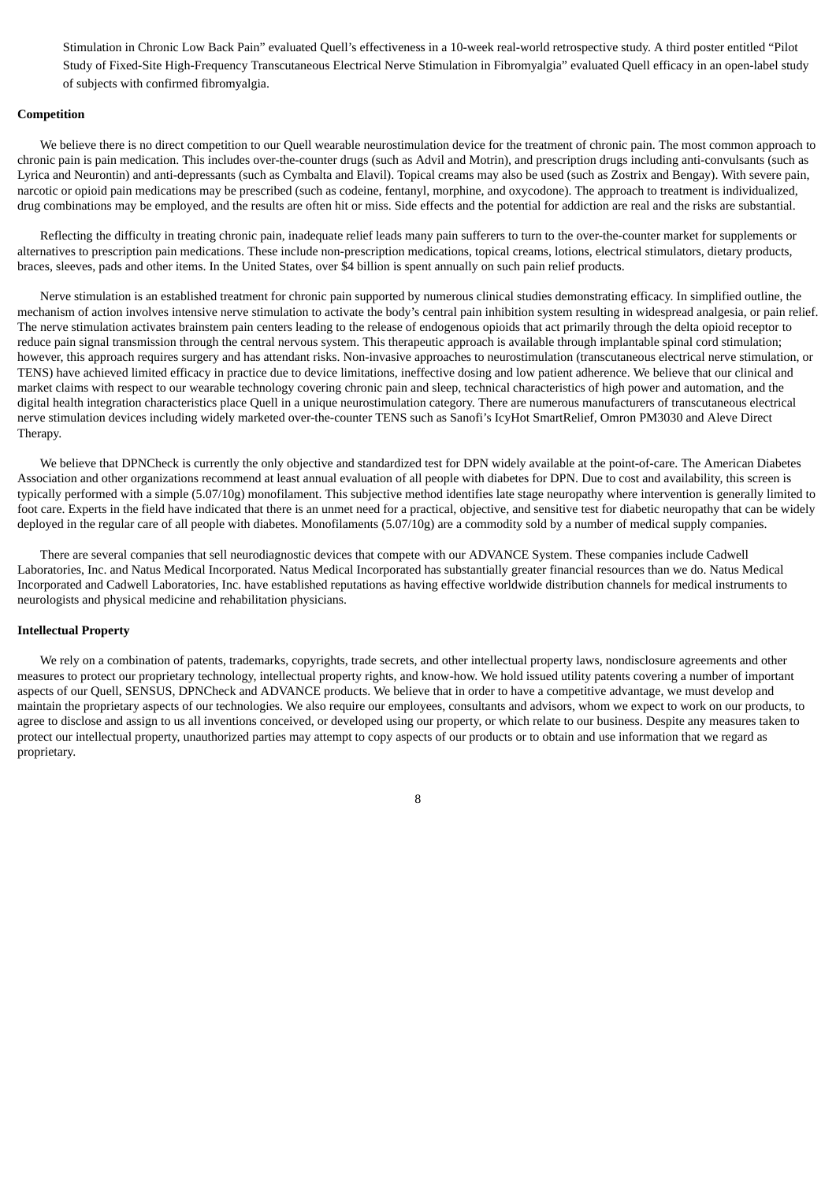Stimulation in Chronic Low Back Pain" evaluated Quell's effectiveness in a 10-week real-world retrospective study. A third poster entitled "Pilot Study of Fixed-Site High-Frequency Transcutaneous Electrical Nerve Stimulation in Fibromyalgia" evaluated Quell efficacy in an open-label study of subjects with confirmed fibromyalgia.

**Competition**

We believe there is no direct competition to our Quell wearable neurostimulation device for the treatment of chronic pain. The most common approach to chronic pain is pain medication. This includes over-the-counter drugs (such as Advil and Motrin), and prescription drugs including anti-convulsants (such as Lyrica and Neurontin) and anti-depressants (such as Cymbalta and Elavil). Topical creams may also be used (such as Zostrix and Bengay). With severe pain, narcotic or opioid pain medications may be prescribed (such as codeine, fentanyl, morphine, and oxycodone). The approach to treatment is individualized, drug combinations may be employed, and the results are often hit or miss. Side effects and the potential for addiction are real and the risks are substantial.

Reflecting the difficulty in treating chronic pain, inadequate relief leads many pain sufferers to turn to the over-the-counter market for supplements or alternatives to prescription pain medications. These include non-prescription medications, topical creams, lotions, electrical stimulators, dietary products, braces, sleeves, pads and other items. In the United States, over $4 billion is spent annually on such pain relief products.

Nerve stimulation is an established treatment for chronic pain supported by numerous clinical studies demonstrating efficacy. In simplified outline, the mechanism of action involves intensive nerve stimulation to activate the body's central pain inhibition system resulting in widespread analgesia, or pain relief. The nerve stimulation activates brainstem pain centers leading to the release of endogenous opioids that act primarily through the delta opioid receptor to reduce pain signal transmission through the central nervous system. This therapeutic approach is available through implantable spinal cord stimulation; however, this approach requires surgery and has attendant risks. Non-invasive approaches to neurostimulation (transcutaneous electrical nerve stimulation, or TENS) have achieved limited efficacy in practice due to device limitations, ineffective dosing and low patient adherence. We believe that our clinical and market claims with respect to our wearable technology covering chronic pain and sleep, technical characteristics of high power and automation, and the digital health integration characteristics place Quell in a unique neurostimulation category. There are numerous manufacturers of transcutaneous electrical nerve stimulation devices including widely marketed over-the-counter TENS such as Sanofi's IcyHot SmartRelief, Omron PM3030 and Aleve Direct Therapy.

We believe that DPNCheck is currently the only objective and standardized test for DPN widely available at the point-of-care. The American Diabetes Association and other organizations recommend at least annual evaluation of all people with diabetes for DPN. Due to cost and availability, this screen is typically performed with a simple (5.07/10g) monofilament. This subjective method identifies late stage neuropathy where intervention is generally limited to foot care. Experts in the field have indicated that there is an unmet need for a practical, objective, and sensitive test for diabetic neuropathy that can be widely deployed in the regular care of all people with diabetes. Monofilaments (5.07/10g) are a commodity sold by a number of medical supply companies.

There are several companies that sell neurodiagnostic devices that compete with our ADVANCE System. These companies include Cadwell Laboratories, Inc. and Natus Medical Incorporated. Natus Medical Incorporated has substantially greater financial resources than we do. Natus Medical Incorporated and Cadwell Laboratories, Inc. have established reputations as having effective worldwide distribution channels for medical instruments to neurologists and physical medicine and rehabilitation physicians.

**Intellectual Property**

We rely on a combination of patents, trademarks, copyrights, trade secrets, and other intellectual property laws, nondisclosure agreements and other measures to protect our proprietary technology, intellectual property rights, and know-how. We hold issued utility patents covering a number of important aspects of our Quell, SENSUS, DPNCheck and ADVANCE products. We believe that in order to have a competitive advantage, we must develop and maintain the proprietary aspects of our technologies. We also require our employees, consultants and advisors, whom we expect to work on our products, to agree to disclose and assign to us all inventions conceived, or developed using our property, or which relate to our business. Despite any measures taken to protect our intellectual property, unauthorized parties may attempt to copy aspects of our products or to obtain and use information that we regard as proprietary.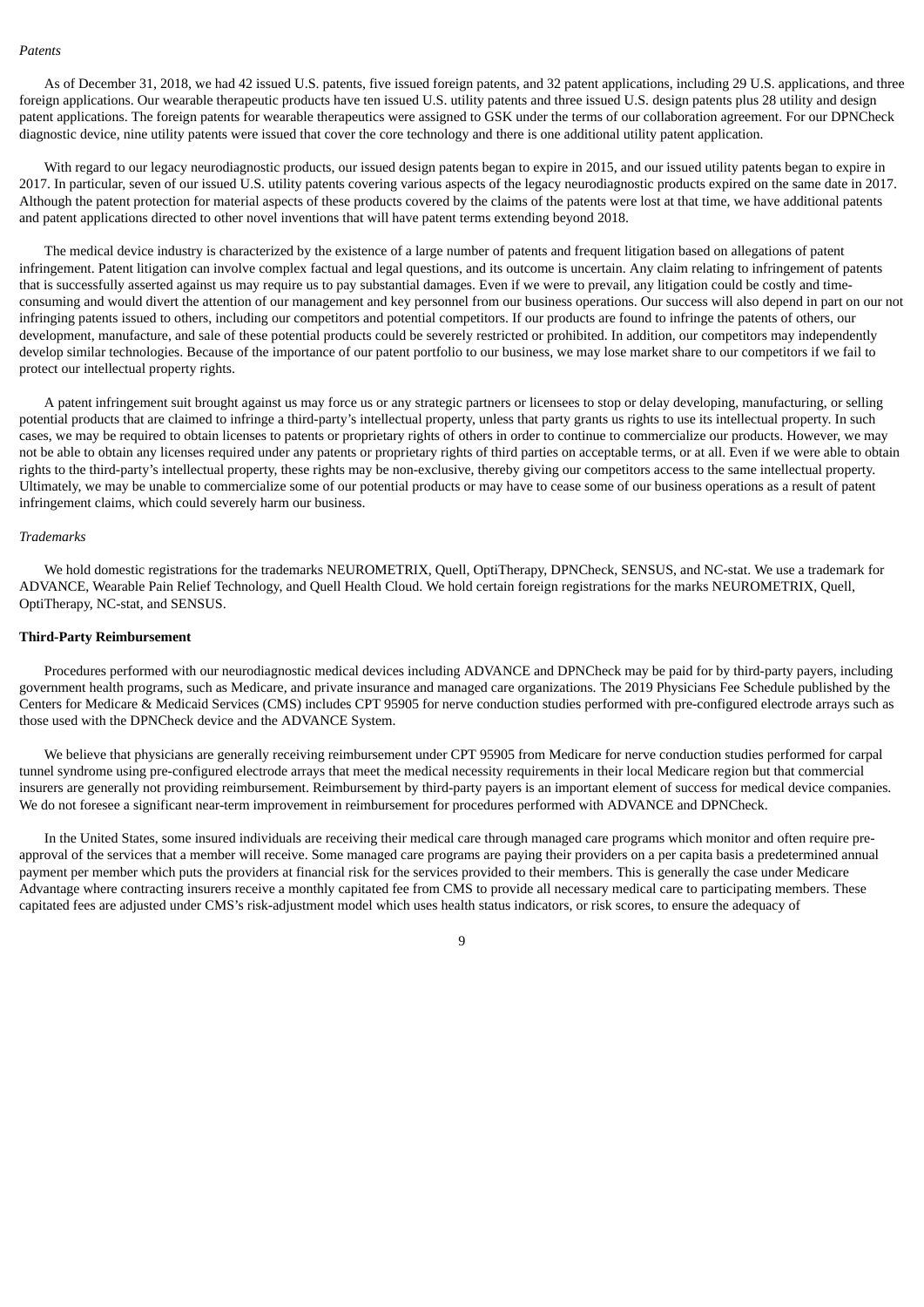*Patents*

As of December 31, 2018, we had 42 issued U.S. patents, five issued foreign patents, and 32 patent applications, including 29 U.S. applications, and three foreign applications. Our wearable therapeutic products have ten issued U.S. utility patents and three issued U.S. design patents plus 28 utility and design patent applications. The foreign patents for wearable therapeutics were assigned to GSK under the terms of our collaboration agreement. For our DPNCheck diagnostic device, nine utility patents were issued that cover the core technology and there is one additional utility patent application.

With regard to our legacy neurodiagnostic products, our issued design patents began to expire in 2015, and our issued utility patents began to expire in 2017. In particular, seven of our issued U.S. utility patents covering various aspects of the legacy neurodiagnostic products expired on the same date in 2017. Although the patent protection for material aspects of these products covered by the claims of the patents were lost at that time, we have additional patents and patent applications directed to other novel inventions that will have patent terms extending beyond 2018.

The medical device industry is characterized by the existence of a large number of patents and frequent litigation based on allegations of patent infringement. Patent litigation can involve complex factual and legal questions, and its outcome is uncertain. Any claim relating to infringement of patents that is successfully asserted against us may require us to pay substantial damages. Even if we were to prevail, any litigation could be costly and time-consuming and would divert the attention of our management and key personnel from our business operations. Our success will also depend in part on our not infringing patents issued to others, including our competitors and potential competitors. If our products are found to infringe the patents of others, our development, manufacture, and sale of these potential products could be severely restricted or prohibited. In addition, our competitors may independently develop similar technologies. Because of the importance of our patent portfolio to our business, we may lose market share to our competitors if we fail to protect our intellectual property rights.

A patent infringement suit brought against us may force us or any strategic partners or licensees to stop or delay developing, manufacturing, or selling potential products that are claimed to infringe a third-party's intellectual property, unless that party grants us rights to use its intellectual property. In such cases, we may be required to obtain licenses to patents or proprietary rights of others in order to continue to commercialize our products. However, we may not be able to obtain any licenses required under any patents or proprietary rights of third parties on acceptable terms, or at all. Even if we were able to obtain rights to the third-party's intellectual property, these rights may be non-exclusive, thereby giving our competitors access to the same intellectual property. Ultimately, we may be unable to commercialize some of our potential products or may have to cease some of our business operations as a result of patent infringement claims, which could severely harm our business.

*Trademarks*

We hold domestic registrations for the trademarks NEUROMETRIX, Quell, OptiTherapy, DPNCheck, SENSUS, and NC-stat. We use a trademark for ADVANCE, Wearable Pain Relief Technology, and Quell Health Cloud. We hold certain foreign registrations for the marks NEUROMETRIX, Quell, OptiTherapy, NC-stat, and SENSUS.

**Third-Party Reimbursement**

Procedures performed with our neurodiagnostic medical devices including ADVANCE and DPNCheck may be paid for by third-party payers, including government health programs, such as Medicare, and private insurance and managed care organizations. The 2019 Physicians Fee Schedule published by the Centers for Medicare & Medicaid Services (CMS) includes CPT 95905 for nerve conduction studies performed with pre-configured electrode arrays such as those used with the DPNCheck device and the ADVANCE System.

We believe that physicians are generally receiving reimbursement under CPT 95905 from Medicare for nerve conduction studies performed for carpal tunnel syndrome using pre-configured electrode arrays that meet the medical necessity requirements in their local Medicare region but that commercial insurers are generally not providing reimbursement. Reimbursement by third-party payers is an important element of success for medical device companies. We do not foresee a significant near-term improvement in reimbursement for procedures performed with ADVANCE and DPNCheck.

In the United States, some insured individuals are receiving their medical care through managed care programs which monitor and often require pre-approval of the services that a member will receive. Some managed care programs are paying their providers on a per capita basis a predetermined annual payment per member which puts the providers at financial risk for the services provided to their members. This is generally the case under Medicare Advantage where contracting insurers receive a monthly capitated fee from CMS to provide all necessary medical care to participating members. These capitated fees are adjusted under CMS's risk-adjustment model which uses health status indicators, or risk scores, to ensure the adequacy of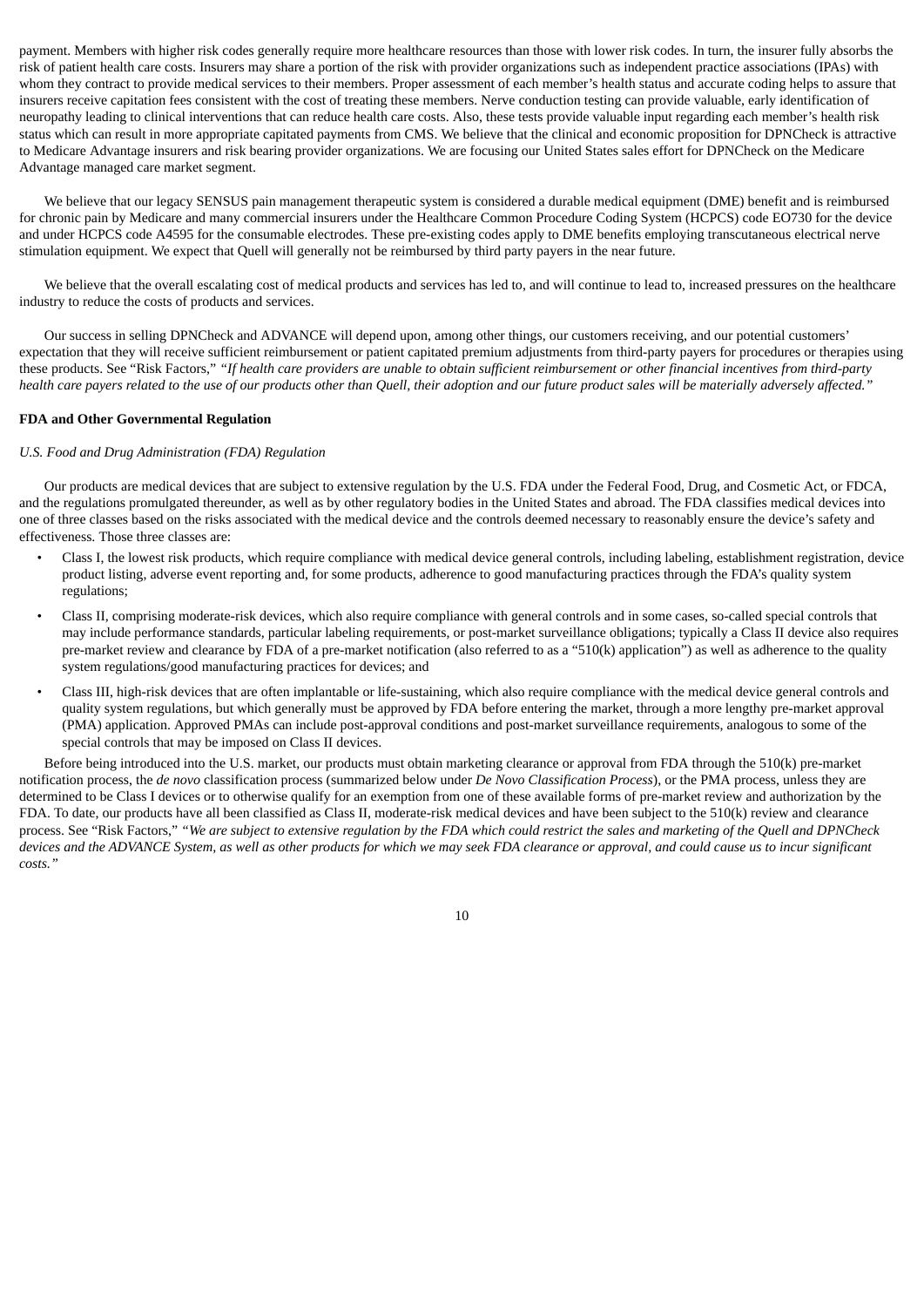payment. Members with higher risk codes generally require more healthcare resources than those with lower risk codes. In turn, the insurer fully absorbs the risk of patient health care costs. Insurers may share a portion of the risk with provider organizations such as independent practice associations (IPAs) with whom they contract to provide medical services to their members. Proper assessment of each member's health status and accurate coding helps to assure that insurers receive capitation fees consistent with the cost of treating these members. Nerve conduction testing can provide valuable, early identification of neuropathy leading to clinical interventions that can reduce health care costs. Also, these tests provide valuable input regarding each member's health risk status which can result in more appropriate capitated payments from CMS. We believe that the clinical and economic proposition for DPNCheck is attractive to Medicare Advantage insurers and risk bearing provider organizations. We are focusing our United States sales effort for DPNCheck on the Medicare Advantage managed care market segment.

We believe that our legacy SENSUS pain management therapeutic system is considered a durable medical equipment (DME) benefit and is reimbursed for chronic pain by Medicare and many commercial insurers under the Healthcare Common Procedure Coding System (HCPCS) code EO730 for the device and under HCPCS code A4595 for the consumable electrodes. These pre-existing codes apply to DME benefits employing transcutaneous electrical nerve stimulation equipment. We expect that Quell will generally not be reimbursed by third party payers in the near future.

We believe that the overall escalating cost of medical products and services has led to, and will continue to lead to, increased pressures on the healthcare industry to reduce the costs of products and services.

Our success in selling DPNCheck and ADVANCE will depend upon, among other things, our customers receiving, and our potential customers' expectation that they will receive sufficient reimbursement or patient capitated premium adjustments from third-party payers for procedures or therapies using these products. See "Risk Factors," *"If health care providers are unable to obtain sufficient reimbursement or other financial incentives from third-party health care payers related to the use of our products other than Quell, their adoption and our future product sales will be materially adversely affected."*

**FDA and Other Governmental Regulation**

*U.S. Food and Drug Administration (FDA) Regulation*

Our products are medical devices that are subject to extensive regulation by the U.S. FDA under the Federal Food, Drug, and Cosmetic Act, or FDCA, and the regulations promulgated thereunder, as well as by other regulatory bodies in the United States and abroad. The FDA classifies medical devices into one of three classes based on the risks associated with the medical device and the controls deemed necessary to reasonably ensure the device's safety and effectiveness. Those three classes are:

- Class I, the lowest risk products, which require compliance with medical device general controls, including labeling, establishment registration, device product listing, adverse event reporting and, for some products, adherence to good manufacturing practices through the FDA's quality system regulations;
- Class II, comprising moderate-risk devices, which also require compliance with general controls and in some cases, so-called special controls that may include performance standards, particular labeling requirements, or post-market surveillance obligations; typically a Class II device also requires pre-market review and clearance by FDA of a pre-market notification (also referred to as a "510(k) application") as well as adherence to the quality system regulations/good manufacturing practices for devices; and
- Class III, high-risk devices that are often implantable or life-sustaining, which also require compliance with the medical device general controls and quality system regulations, but which generally must be approved by FDA before entering the market, through a more lengthy pre-market approval (PMA) application. Approved PMAs can include post-approval conditions and post-market surveillance requirements, analogous to some of the special controls that may be imposed on Class II devices.

Before being introduced into the U.S. market, our products must obtain marketing clearance or approval from FDA through the 510(k) pre-market notification process, the *de novo* classification process (summarized below under *De Novo Classification Process*), or the PMA process, unless they are determined to be Class I devices or to otherwise qualify for an exemption from one of these available forms of pre-market review and authorization by the FDA. To date, our products have all been classified as Class II, moderate-risk medical devices and have been subject to the 510(k) review and clearance process. See "Risk Factors," *"We are subject to extensive regulation by the FDA which could restrict the sales and marketing of the Quell and DPNCheck devices and the ADVANCE System, as well as other products for which we may seek FDA clearance or approval, and could cause us to incur significant costs."*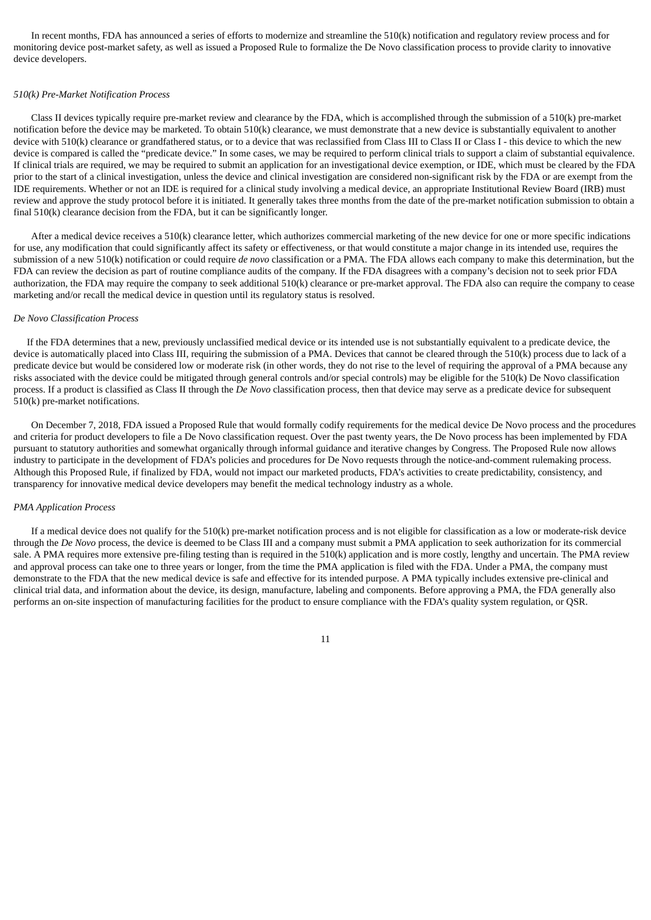In recent months, FDA has announced a series of efforts to modernize and streamline the 510(k) notification and regulatory review process and for monitoring device post-market safety, as well as issued a Proposed Rule to formalize the De Novo classification process to provide clarity to innovative device developers.

*510(k) Pre-Market Notification Process*

Class II devices typically require pre-market review and clearance by the FDA, which is accomplished through the submission of a 510(k) pre-market notification before the device may be marketed. To obtain 510(k) clearance, we must demonstrate that a new device is substantially equivalent to another device with 510(k) clearance or grandfathered status, or to a device that was reclassified from Class III to Class II or Class I - this device to which the new device is compared is called the "predicate device." In some cases, we may be required to perform clinical trials to support a claim of substantial equivalence. If clinical trials are required, we may be required to submit an application for an investigational device exemption, or IDE, which must be cleared by the FDA prior to the start of a clinical investigation, unless the device and clinical investigation are considered non-significant risk by the FDA or are exempt from the IDE requirements. Whether or not an IDE is required for a clinical study involving a medical device, an appropriate Institutional Review Board (IRB) must review and approve the study protocol before it is initiated. It generally takes three months from the date of the pre-market notification submission to obtain a final 510(k) clearance decision from the FDA, but it can be significantly longer.

After a medical device receives a 510(k) clearance letter, which authorizes commercial marketing of the new device for one or more specific indications for use, any modification that could significantly affect its safety or effectiveness, or that would constitute a major change in its intended use, requires the submission of a new 510(k) notification or could require *de novo* classification or a PMA. The FDA allows each company to make this determination, but the FDA can review the decision as part of routine compliance audits of the company. If the FDA disagrees with a company's decision not to seek prior FDA authorization, the FDA may require the company to seek additional 510(k) clearance or pre-market approval. The FDA also can require the company to cease marketing and/or recall the medical device in question until its regulatory status is resolved.

*De Novo Classification Process*

If the FDA determines that a new, previously unclassified medical device or its intended use is not substantially equivalent to a predicate device, the device is automatically placed into Class III, requiring the submission of a PMA. Devices that cannot be cleared through the 510(k) process due to lack of a predicate device but would be considered low or moderate risk (in other words, they do not rise to the level of requiring the approval of a PMA because any risks associated with the device could be mitigated through general controls and/or special controls) may be eligible for the 510(k) De Novo classification process. If a product is classified as Class II through the *De Novo* classification process, then that device may serve as a predicate device for subsequent 510(k) pre-market notifications.

On December 7, 2018, FDA issued a Proposed Rule that would formally codify requirements for the medical device De Novo process and the procedures and criteria for product developers to file a De Novo classification request. Over the past twenty years, the De Novo process has been implemented by FDA pursuant to statutory authorities and somewhat organically through informal guidance and iterative changes by Congress. The Proposed Rule now allows industry to participate in the development of FDA's policies and procedures for De Novo requests through the notice-and-comment rulemaking process. Although this Proposed Rule, if finalized by FDA, would not impact our marketed products, FDA's activities to create predictability, consistency, and transparency for innovative medical device developers may benefit the medical technology industry as a whole.

*PMA Application Process*

If a medical device does not qualify for the 510(k) pre-market notification process and is not eligible for classification as a low or moderate-risk device through the *De Novo* process, the device is deemed to be Class III and a company must submit a PMA application to seek authorization for its commercial sale. A PMA requires more extensive pre-filing testing than is required in the 510(k) application and is more costly, lengthy and uncertain. The PMA review and approval process can take one to three years or longer, from the time the PMA application is filed with the FDA. Under a PMA, the company must demonstrate to the FDA that the new medical device is safe and effective for its intended purpose. A PMA typically includes extensive pre-clinical and clinical trial data, and information about the device, its design, manufacture, labeling and components. Before approving a PMA, the FDA generally also performs an on-site inspection of manufacturing facilities for the product to ensure compliance with the FDA's quality system regulation, or QSR.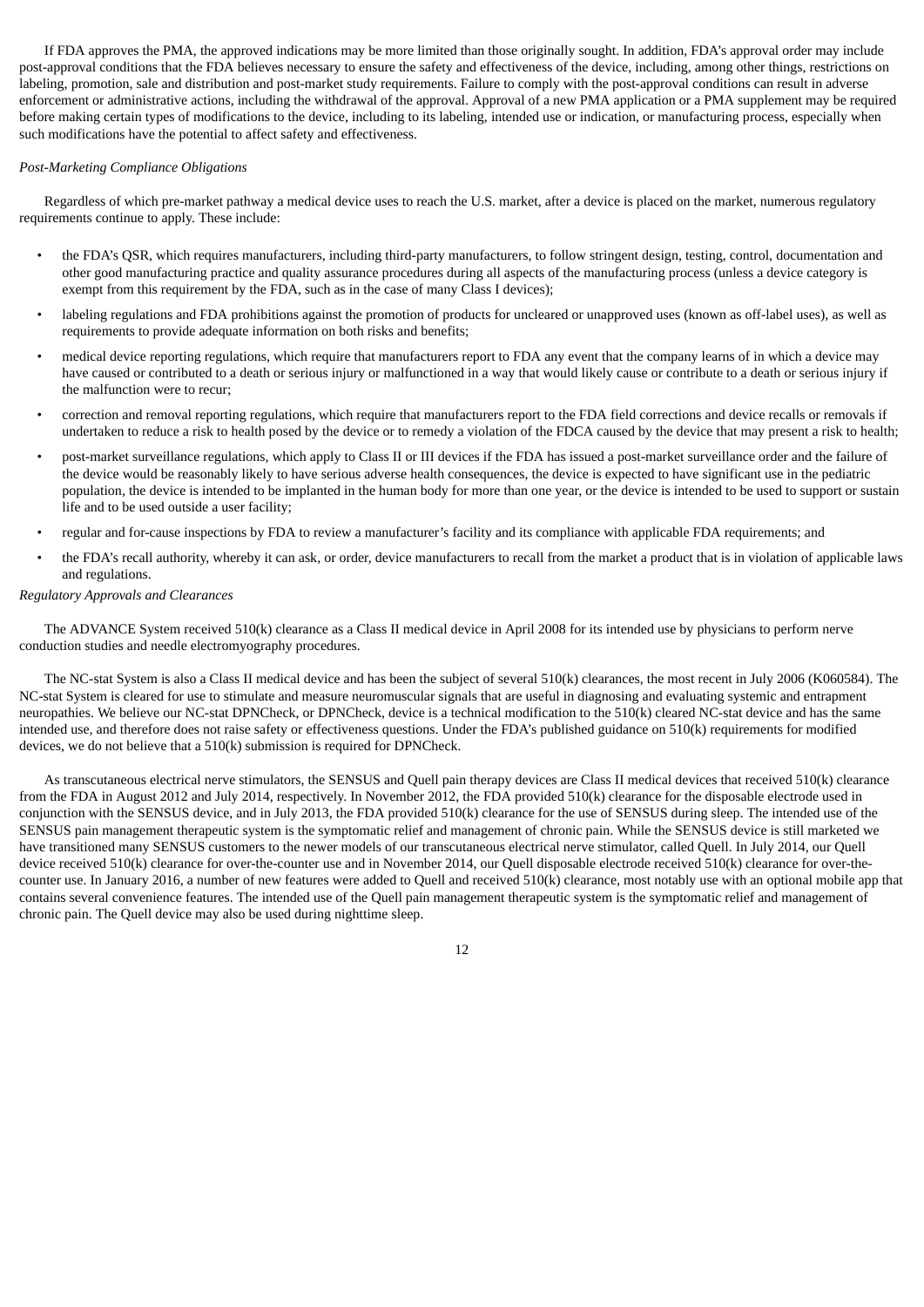If FDA approves the PMA, the approved indications may be more limited than those originally sought. In addition, FDA's approval order may include post-approval conditions that the FDA believes necessary to ensure the safety and effectiveness of the device, including, among other things, restrictions on labeling, promotion, sale and distribution and post-market study requirements. Failure to comply with the post-approval conditions can result in adverse enforcement or administrative actions, including the withdrawal of the approval. Approval of a new PMA application or a PMA supplement may be required before making certain types of modifications to the device, including to its labeling, intended use or indication, or manufacturing process, especially when such modifications have the potential to affect safety and effectiveness.

*Post-Marketing Compliance Obligations*

Regardless of which pre-market pathway a medical device uses to reach the U.S. market, after a device is placed on the market, numerous regulatory requirements continue to apply. These include:

- the FDA's QSR, which requires manufacturers, including third-party manufacturers, to follow stringent design, testing, control, documentation and other good manufacturing practice and quality assurance procedures during all aspects of the manufacturing process (unless a device category is exempt from this requirement by the FDA, such as in the case of many Class I devices);
- labeling regulations and FDA prohibitions against the promotion of products for uncleared or unapproved uses (known as off-label uses), as well as requirements to provide adequate information on both risks and benefits;
- medical device reporting regulations, which require that manufacturers report to FDA any event that the company learns of in which a device may have caused or contributed to a death or serious injury or malfunctioned in a way that would likely cause or contribute to a death or serious injury if the malfunction were to recur;
- correction and removal reporting regulations, which require that manufacturers report to the FDA field corrections and device recalls or removals if undertaken to reduce a risk to health posed by the device or to remedy a violation of the FDCA caused by the device that may present a risk to health;
- post-market surveillance regulations, which apply to Class II or III devices if the FDA has issued a post-market surveillance order and the failure of the device would be reasonably likely to have serious adverse health consequences, the device is expected to have significant use in the pediatric population, the device is intended to be implanted in the human body for more than one year, or the device is intended to be used to support or sustain life and to be used outside a user facility;
- regular and for-cause inspections by FDA to review a manufacturer's facility and its compliance with applicable FDA requirements; and
- the FDA's recall authority, whereby it can ask, or order, device manufacturers to recall from the market a product that is in violation of applicable laws and regulations.

*Regulatory Approvals and Clearances*

The ADVANCE System received 510(k) clearance as a Class II medical device in April 2008 for its intended use by physicians to perform nerve conduction studies and needle electromyography procedures.

The NC-stat System is also a Class II medical device and has been the subject of several 510(k) clearances, the most recent in July 2006 (K060584). The NC-stat System is cleared for use to stimulate and measure neuromuscular signals that are useful in diagnosing and evaluating systemic and entrapment neuropathies. We believe our NC-stat DPNCheck, or DPNCheck, device is a technical modification to the 510(k) cleared NC-stat device and has the same intended use, and therefore does not raise safety or effectiveness questions. Under the FDA's published guidance on 510(k) requirements for modified devices, we do not believe that a 510(k) submission is required for DPNCheck.

As transcutaneous electrical nerve stimulators, the SENSUS and Quell pain therapy devices are Class II medical devices that received 510(k) clearance from the FDA in August 2012 and July 2014, respectively. In November 2012, the FDA provided 510(k) clearance for the disposable electrode used in conjunction with the SENSUS device, and in July 2013, the FDA provided 510(k) clearance for the use of SENSUS during sleep. The intended use of the SENSUS pain management therapeutic system is the symptomatic relief and management of chronic pain. While the SENSUS device is still marketed we have transitioned many SENSUS customers to the newer models of our transcutaneous electrical nerve stimulator, called Quell. In July 2014, our Quell device received 510(k) clearance for over-the-counter use and in November 2014, our Quell disposable electrode received 510(k) clearance for over-the-counter use. In January 2016, a number of new features were added to Quell and received 510(k) clearance, most notably use with an optional mobile app that contains several convenience features. The intended use of the Quell pain management therapeutic system is the symptomatic relief and management of chronic pain. The Quell device may also be used during nighttime sleep.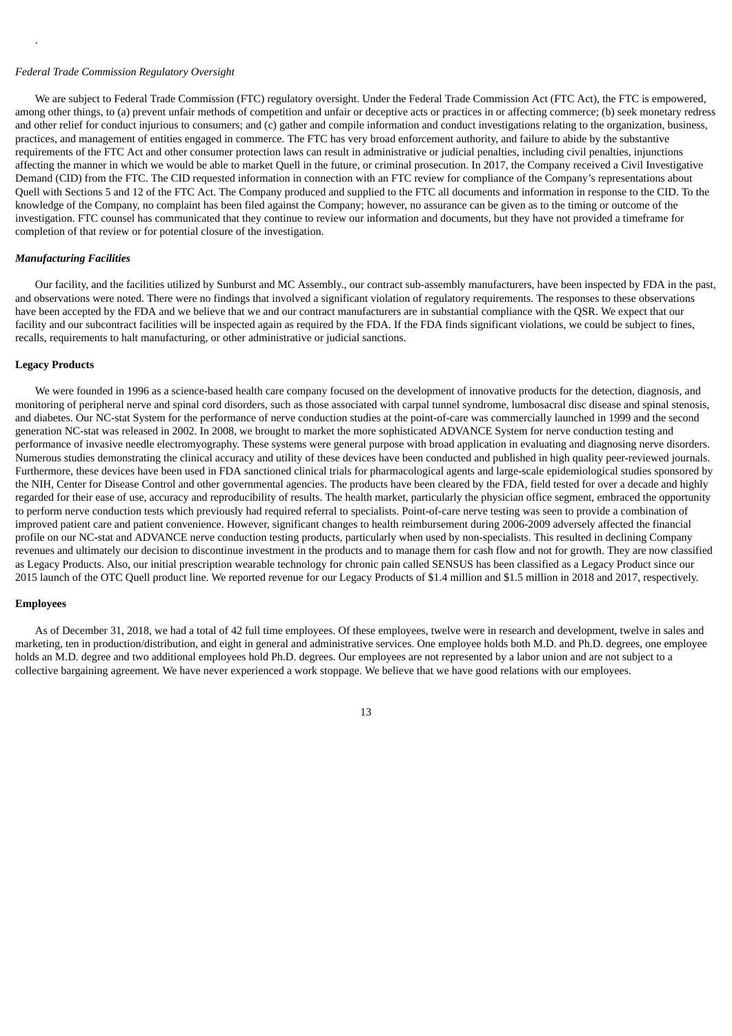*Federal Trade Commission Regulatory Oversight*

We are subject to Federal Trade Commission (FTC) regulatory oversight. Under the Federal Trade Commission Act (FTC Act), the FTC is empowered, among other things, to (a) prevent unfair methods of competition and unfair or deceptive acts or practices in or affecting commerce; (b) seek monetary redress and other relief for conduct injurious to consumers; and (c) gather and compile information and conduct investigations relating to the organization, business, practices, and management of entities engaged in commerce. The FTC has very broad enforcement authority, and failure to abide by the substantive requirements of the FTC Act and other consumer protection laws can result in administrative or judicial penalties, including civil penalties, injunctions affecting the manner in which we would be able to market Quell in the future, or criminal prosecution. In 2017, the Company received a Civil Investigative Demand (CID) from the FTC. The CID requested information in connection with an FTC review for compliance of the Company's representations about Quell with Sections 5 and 12 of the FTC Act. The Company produced and supplied to the FTC all documents and information in response to the CID. To the knowledge of the Company, no complaint has been filed against the Company; however, no assurance can be given as to the timing or outcome of the investigation. FTC counsel has communicated that they continue to review our information and documents, but they have not provided a timeframe for completion of that review or for potential closure of the investigation.

***Manufacturing Facilities***

Our facility, and the facilities utilized by Sunburst and MC Assembly., our contract sub-assembly manufacturers, have been inspected by FDA in the past, and observations were noted. There were no findings that involved a significant violation of regulatory requirements. The responses to these observations have been accepted by the FDA and we believe that we and our contract manufacturers are in substantial compliance with the QSR. We expect that our facility and our subcontract facilities will be inspected again as required by the FDA. If the FDA finds significant violations, we could be subject to fines, recalls, requirements to halt manufacturing, or other administrative or judicial sanctions.

**Legacy Products**

We were founded in 1996 as a science-based health care company focused on the development of innovative products for the detection, diagnosis, and monitoring of peripheral nerve and spinal cord disorders, such as those associated with carpal tunnel syndrome, lumbosacral disc disease and spinal stenosis, and diabetes. Our NC-stat System for the performance of nerve conduction studies at the point-of-care was commercially launched in 1999 and the second generation NC-stat was released in 2002. In 2008, we brought to market the more sophisticated ADVANCE System for nerve conduction testing and performance of invasive needle electromyography. These systems were general purpose with broad application in evaluating and diagnosing nerve disorders. Numerous studies demonstrating the clinical accuracy and utility of these devices have been conducted and published in high quality peer-reviewed journals. Furthermore, these devices have been used in FDA sanctioned clinical trials for pharmacological agents and large-scale epidemiological studies sponsored by the NIH, Center for Disease Control and other governmental agencies. The products have been cleared by the FDA, field tested for over a decade and highly regarded for their ease of use, accuracy and reproducibility of results. The health market, particularly the physician office segment, embraced the opportunity to perform nerve conduction tests which previously had required referral to specialists. Point-of-care nerve testing was seen to provide a combination of improved patient care and patient convenience. However, significant changes to health reimbursement during 2006-2009 adversely affected the financial profile on our NC-stat and ADVANCE nerve conduction testing products, particularly when used by non-specialists. This resulted in declining Company revenues and ultimately our decision to discontinue investment in the products and to manage them for cash flow and not for growth. They are now classified as Legacy Products. Also, our initial prescription wearable technology for chronic pain called SENSUS has been classified as a Legacy Product since our 2015 launch of the OTC Quell product line. We reported revenue for our Legacy Products of \$1.4 million and \$1.5 million in 2018 and 2017, respectively.

**Employees**

As of December 31, 2018, we had a total of 42 full time employees. Of these employees, twelve were in research and development, twelve in sales and marketing, ten in production/distribution, and eight in general and administrative services. One employee holds both M.D. and Ph.D. degrees, one employee holds an M.D. degree and two additional employees hold Ph.D. degrees. Our employees are not represented by a labor union and are not subject to a collective bargaining agreement. We have never experienced a work stoppage. We believe that we have good relations with our employees.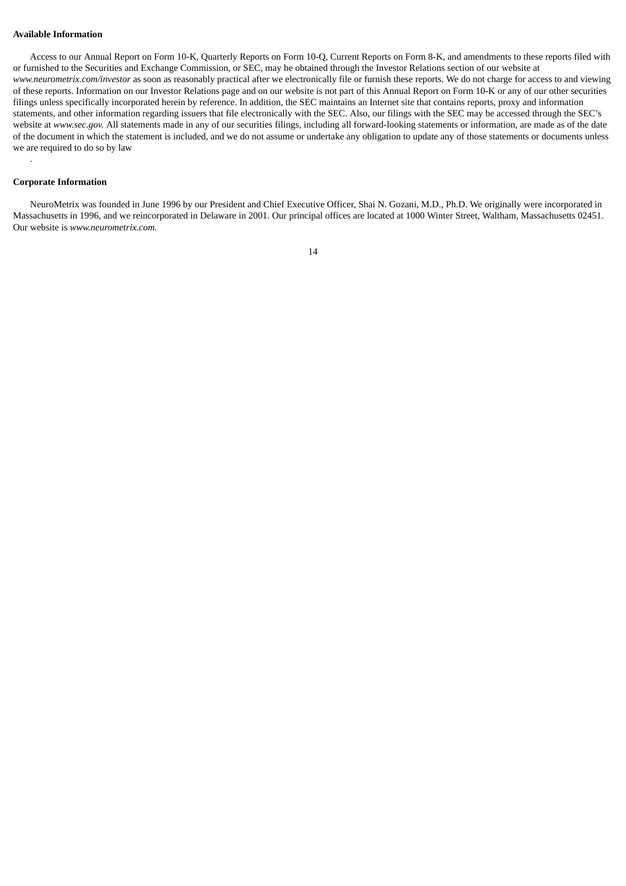**Available Information**

Access to our Annual Report on Form 10-K, Quarterly Reports on Form 10-Q, Current Reports on Form 8-K, and amendments to these reports filed with or furnished to the Securities and Exchange Commission, or SEC, may be obtained through the Investor Relations section of our website at *www.neurometrix.com/investor* as soon as reasonably practical after we electronically file or furnish these reports. We do not charge for access to and viewing of these reports. Information on our Investor Relations page and on our website is not part of this Annual Report on Form 10-K or any of our other securities filings unless specifically incorporated herein by reference. In addition, the SEC maintains an Internet site that contains reports, proxy and information statements, and other information regarding issuers that file electronically with the SEC. Also, our filings with the SEC may be accessed through the SEC's website at *www.sec.gov.* All statements made in any of our securities filings, including all forward-looking statements or information, are made as of the date of the document in which the statement is included, and we do not assume or undertake any obligation to update any of those statements or documents unless we are required to do so by law

.

**Corporate Information**

NeuroMetrix was founded in June 1996 by our President and Chief Executive Officer, Shai N. Gozani, M.D., Ph.D. We originally were incorporated in Massachusetts in 1996, and we reincorporated in Delaware in 2001. Our principal offices are located at 1000 Winter Street, Waltham, Massachusetts 02451. Our website is *www.neurometrix.com.*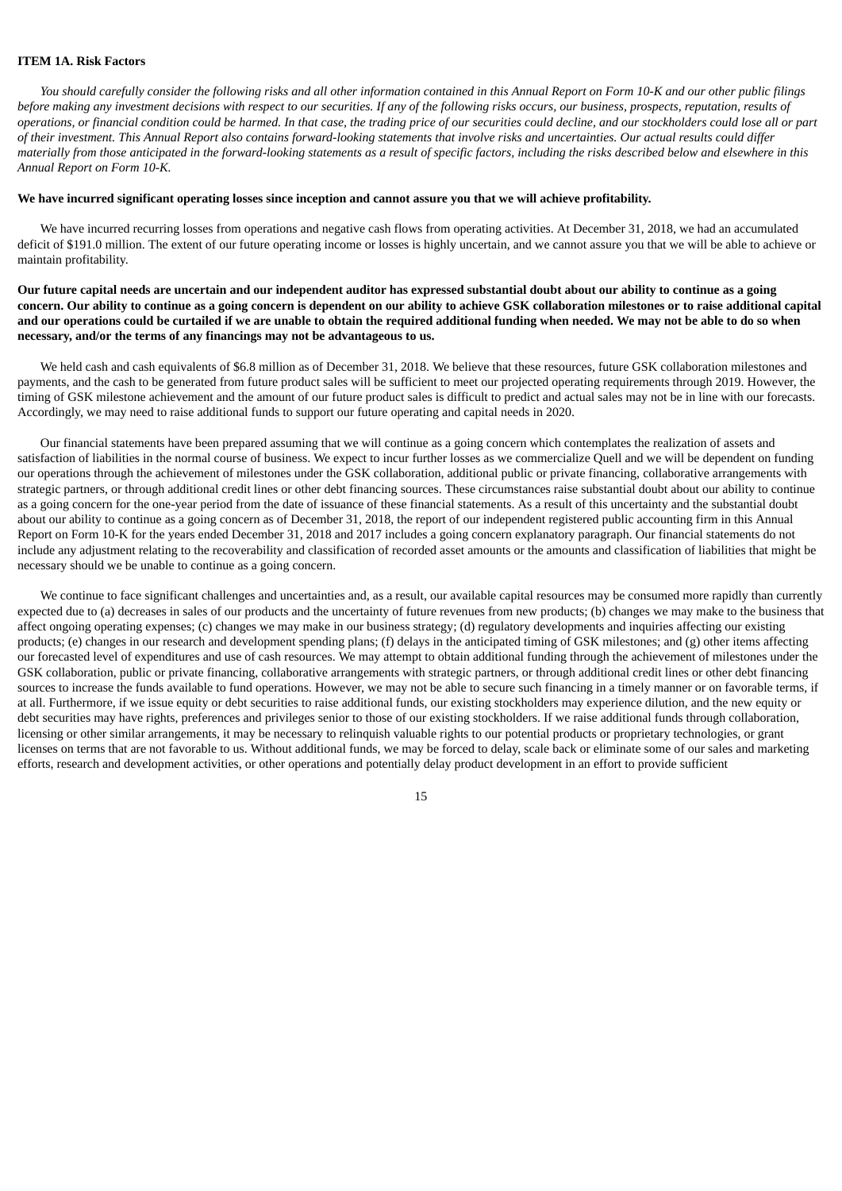**ITEM 1A. Risk Factors**

*You should carefully consider the following risks and all other information contained in this Annual Report on Form 10-K and our other public filings before making any investment decisions with respect to our securities. If any of the following risks occurs, our business, prospects, reputation, results of operations, or financial condition could be harmed. In that case, the trading price of our securities could decline, and our stockholders could lose all or part of their investment. This Annual Report also contains forward-looking statements that involve risks and uncertainties. Our actual results could differ materially from those anticipated in the forward-looking statements as a result of specific factors, including the risks described below and elsewhere in this Annual Report on Form 10-K.*

**We have incurred significant operating losses since inception and cannot assure you that we will achieve profitability.**

We have incurred recurring losses from operations and negative cash flows from operating activities. At December 31, 2018, we had an accumulated deficit of $191.0 million. The extent of our future operating income or losses is highly uncertain, and we cannot assure you that we will be able to achieve or maintain profitability.

**Our future capital needs are uncertain and our independent auditor has expressed substantial doubt about our ability to continue as a going concern. Our ability to continue as a going concern is dependent on our ability to achieve GSK collaboration milestones or to raise additional capital and our operations could be curtailed if we are unable to obtain the required additional funding when needed. We may not be able to do so when necessary, and/or the terms of any financings may not be advantageous to us.**

We held cash and cash equivalents of $6.8 million as of December 31, 2018. We believe that these resources, future GSK collaboration milestones and payments, and the cash to be generated from future product sales will be sufficient to meet our projected operating requirements through 2019. However, the timing of GSK milestone achievement and the amount of our future product sales is difficult to predict and actual sales may not be in line with our forecasts. Accordingly, we may need to raise additional funds to support our future operating and capital needs in 2020.

Our financial statements have been prepared assuming that we will continue as a going concern which contemplates the realization of assets and satisfaction of liabilities in the normal course of business. We expect to incur further losses as we commercialize Quell and we will be dependent on funding our operations through the achievement of milestones under the GSK collaboration, additional public or private financing, collaborative arrangements with strategic partners, or through additional credit lines or other debt financing sources. These circumstances raise substantial doubt about our ability to continue as a going concern for the one-year period from the date of issuance of these financial statements. As a result of this uncertainty and the substantial doubt about our ability to continue as a going concern as of December 31, 2018, the report of our independent registered public accounting firm in this Annual Report on Form 10-K for the years ended December 31, 2018 and 2017 includes a going concern explanatory paragraph. Our financial statements do not include any adjustment relating to the recoverability and classification of recorded asset amounts or the amounts and classification of liabilities that might be necessary should we be unable to continue as a going concern.

We continue to face significant challenges and uncertainties and, as a result, our available capital resources may be consumed more rapidly than currently expected due to (a) decreases in sales of our products and the uncertainty of future revenues from new products; (b) changes we may make to the business that affect ongoing operating expenses; (c) changes we may make in our business strategy; (d) regulatory developments and inquiries affecting our existing products; (e) changes in our research and development spending plans; (f) delays in the anticipated timing of GSK milestones; and (g) other items affecting our forecasted level of expenditures and use of cash resources. We may attempt to obtain additional funding through the achievement of milestones under the GSK collaboration, public or private financing, collaborative arrangements with strategic partners, or through additional credit lines or other debt financing sources to increase the funds available to fund operations. However, we may not be able to secure such financing in a timely manner or on favorable terms, if at all. Furthermore, if we issue equity or debt securities to raise additional funds, our existing stockholders may experience dilution, and the new equity or debt securities may have rights, preferences and privileges senior to those of our existing stockholders. If we raise additional funds through collaboration, licensing or other similar arrangements, it may be necessary to relinquish valuable rights to our potential products or proprietary technologies, or grant licenses on terms that are not favorable to us. Without additional funds, we may be forced to delay, scale back or eliminate some of our sales and marketing efforts, research and development activities, or other operations and potentially delay product development in an effort to provide sufficient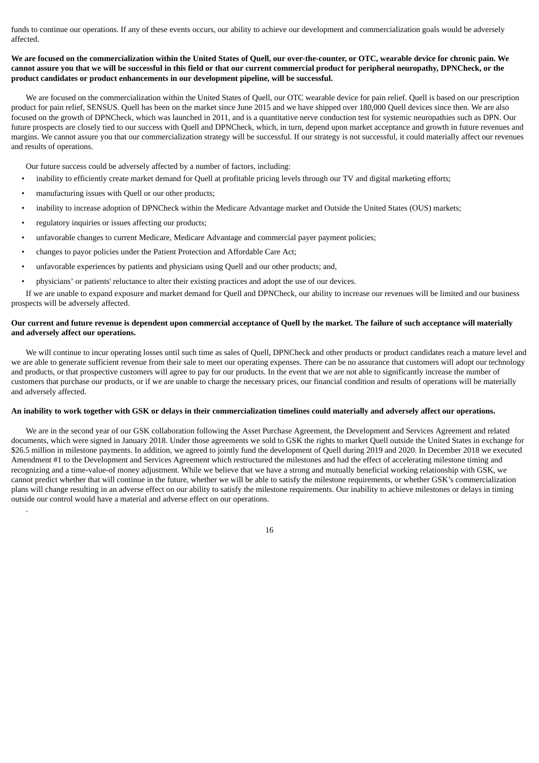funds to continue our operations. If any of these events occurs, our ability to achieve our development and commercialization goals would be adversely affected.

**We are focused on the commercialization within the United States of Quell, our over-the-counter, or OTC, wearable device for chronic pain. We cannot assure you that we will be successful in this field or that our current commercial product for peripheral neuropathy, DPNCheck, or the product candidates or product enhancements in our development pipeline, will be successful.**

We are focused on the commercialization within the United States of Quell, our OTC wearable device for pain relief. Quell is based on our prescription product for pain relief, SENSUS. Quell has been on the market since June 2015 and we have shipped over 180,000 Quell devices since then. We are also focused on the growth of DPNCheck, which was launched in 2011, and is a quantitative nerve conduction test for systemic neuropathies such as DPN. Our future prospects are closely tied to our success with Quell and DPNCheck, which, in turn, depend upon market acceptance and growth in future revenues and margins. We cannot assure you that our commercialization strategy will be successful. If our strategy is not successful, it could materially affect our revenues and results of operations.

Our future success could be adversely affected by a number of factors, including:

- inability to efficiently create market demand for Quell at profitable pricing levels through our TV and digital marketing efforts;
- manufacturing issues with Quell or our other products;
- inability to increase adoption of DPNCheck within the Medicare Advantage market and Outside the United States (OUS) markets;
- regulatory inquiries or issues affecting our products;
- unfavorable changes to current Medicare, Medicare Advantage and commercial payer payment policies;
- changes to payor policies under the Patient Protection and Affordable Care Act;
- unfavorable experiences by patients and physicians using Quell and our other products; and,
- physicians' or patients' reluctance to alter their existing practices and adopt the use of our devices.

If we are unable to expand exposure and market demand for Quell and DPNCheck, our ability to increase our revenues will be limited and our business prospects will be adversely affected.

**Our current and future revenue is dependent upon commercial acceptance of Quell by the market. The failure of such acceptance will materially and adversely affect our operations.**

We will continue to incur operating losses until such time as sales of Quell, DPNCheck and other products or product candidates reach a mature level and we are able to generate sufficient revenue from their sale to meet our operating expenses. There can be no assurance that customers will adopt our technology and products, or that prospective customers will agree to pay for our products. In the event that we are not able to significantly increase the number of customers that purchase our products, or if we are unable to charge the necessary prices, our financial condition and results of operations will be materially and adversely affected.

**An inability to work together with GSK or delays in their commercialization timelines could materially and adversely affect our operations.**

We are in the second year of our GSK collaboration following the Asset Purchase Agreement, the Development and Services Agreement and related documents, which were signed in January 2018. Under those agreements we sold to GSK the rights to market Quell outside the United States in exchange for $26.5 million in milestone payments. In addition, we agreed to jointly fund the development of Quell during 2019 and 2020. In December 2018 we executed Amendment #1 to the Development and Services Agreement which restructured the milestones and had the effect of accelerating milestone timing and recognizing and a time-value-of money adjustment. While we believe that we have a strong and mutually beneficial working relationship with GSK, we cannot predict whether that will continue in the future, whether we will be able to satisfy the milestone requirements, or whether GSK's commercialization plans will change resulting in an adverse effect on our ability to satisfy the milestone requirements. Our inability to achieve milestones or delays in timing outside our control would have a material and adverse effect on our operations.

.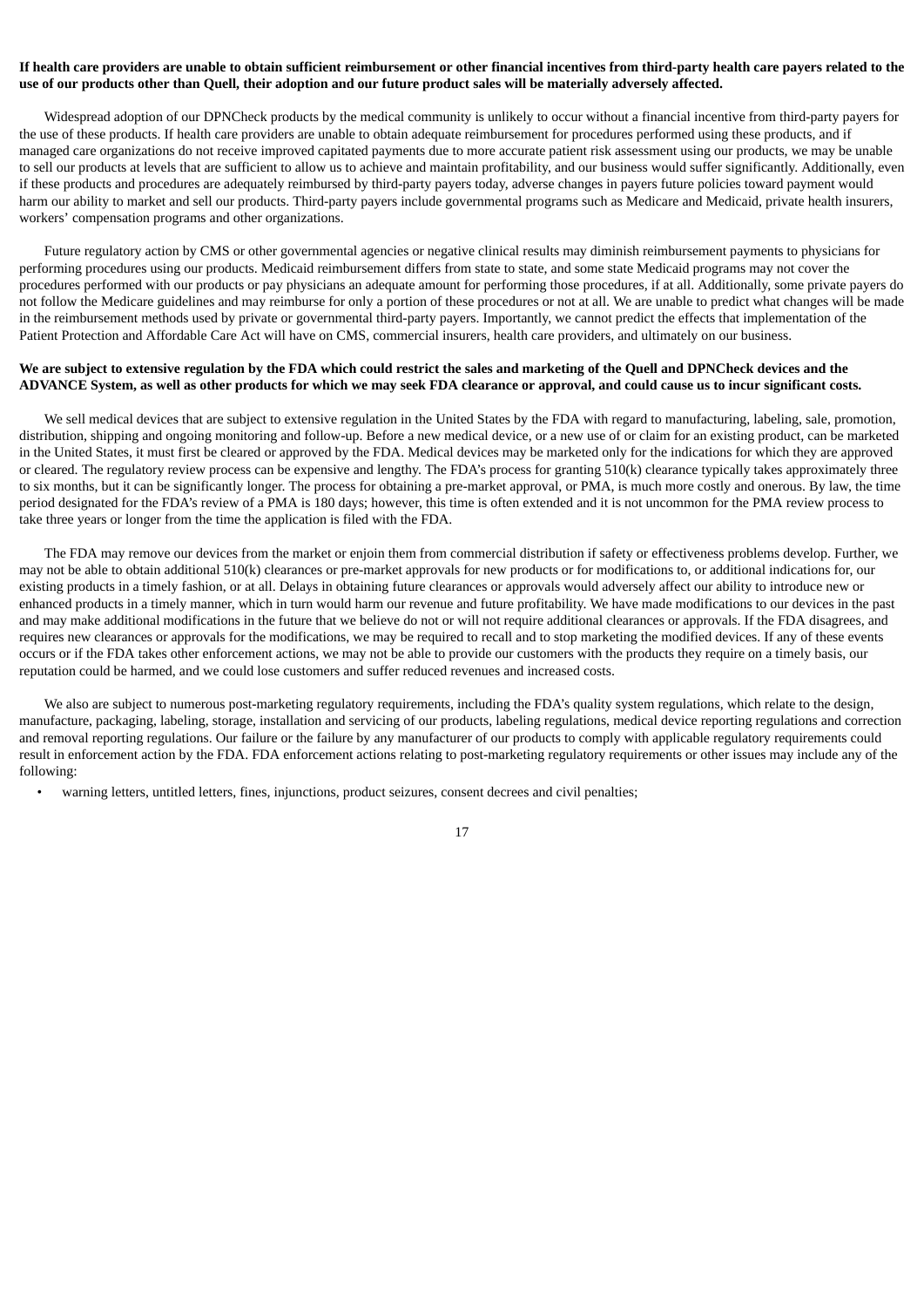**If health care providers are unable to obtain sufficient reimbursement or other financial incentives from third-party health care payers related to the use of our products other than Quell, their adoption and our future product sales will be materially adversely affected.**

Widespread adoption of our DPNCheck products by the medical community is unlikely to occur without a financial incentive from third-party payers for the use of these products. If health care providers are unable to obtain adequate reimbursement for procedures performed using these products, and if managed care organizations do not receive improved capitated payments due to more accurate patient risk assessment using our products, we may be unable to sell our products at levels that are sufficient to allow us to achieve and maintain profitability, and our business would suffer significantly. Additionally, even if these products and procedures are adequately reimbursed by third-party payers today, adverse changes in payers future policies toward payment would harm our ability to market and sell our products. Third-party payers include governmental programs such as Medicare and Medicaid, private health insurers, workers' compensation programs and other organizations.

Future regulatory action by CMS or other governmental agencies or negative clinical results may diminish reimbursement payments to physicians for performing procedures using our products. Medicaid reimbursement differs from state to state, and some state Medicaid programs may not cover the procedures performed with our products or pay physicians an adequate amount for performing those procedures, if at all. Additionally, some private payers do not follow the Medicare guidelines and may reimburse for only a portion of these procedures or not at all. We are unable to predict what changes will be made in the reimbursement methods used by private or governmental third-party payers. Importantly, we cannot predict the effects that implementation of the Patient Protection and Affordable Care Act will have on CMS, commercial insurers, health care providers, and ultimately on our business.

**We are subject to extensive regulation by the FDA which could restrict the sales and marketing of the Quell and DPNCheck devices and the ADVANCE System, as well as other products for which we may seek FDA clearance or approval, and could cause us to incur significant costs.**

We sell medical devices that are subject to extensive regulation in the United States by the FDA with regard to manufacturing, labeling, sale, promotion, distribution, shipping and ongoing monitoring and follow-up. Before a new medical device, or a new use of or claim for an existing product, can be marketed in the United States, it must first be cleared or approved by the FDA. Medical devices may be marketed only for the indications for which they are approved or cleared. The regulatory review process can be expensive and lengthy. The FDA's process for granting 510(k) clearance typically takes approximately three to six months, but it can be significantly longer. The process for obtaining a pre-market approval, or PMA, is much more costly and onerous. By law, the time period designated for the FDA's review of a PMA is 180 days; however, this time is often extended and it is not uncommon for the PMA review process to take three years or longer from the time the application is filed with the FDA.

The FDA may remove our devices from the market or enjoin them from commercial distribution if safety or effectiveness problems develop. Further, we may not be able to obtain additional 510(k) clearances or pre-market approvals for new products or for modifications to, or additional indications for, our existing products in a timely fashion, or at all. Delays in obtaining future clearances or approvals would adversely affect our ability to introduce new or enhanced products in a timely manner, which in turn would harm our revenue and future profitability. We have made modifications to our devices in the past and may make additional modifications in the future that we believe do not or will not require additional clearances or approvals. If the FDA disagrees, and requires new clearances or approvals for the modifications, we may be required to recall and to stop marketing the modified devices. If any of these events occurs or if the FDA takes other enforcement actions, we may not be able to provide our customers with the products they require on a timely basis, our reputation could be harmed, and we could lose customers and suffer reduced revenues and increased costs.

We also are subject to numerous post-marketing regulatory requirements, including the FDA's quality system regulations, which relate to the design, manufacture, packaging, labeling, storage, installation and servicing of our products, labeling regulations, medical device reporting regulations and correction and removal reporting regulations. Our failure or the failure by any manufacturer of our products to comply with applicable regulatory requirements could result in enforcement action by the FDA. FDA enforcement actions relating to post-marketing regulatory requirements or other issues may include any of the following:

- warning letters, untitled letters, fines, injunctions, product seizures, consent decrees and civil penalties;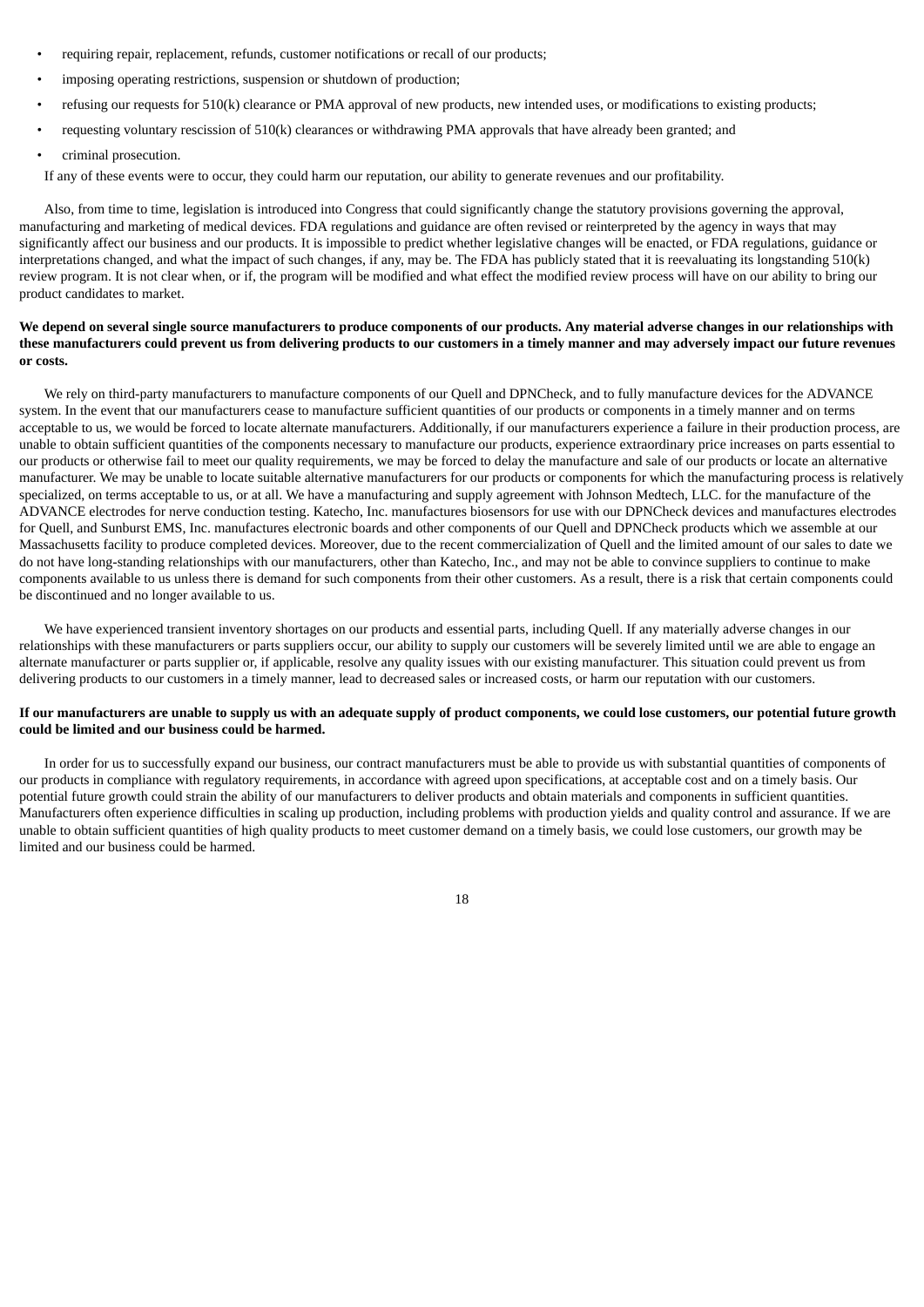- requiring repair, replacement, refunds, customer notifications or recall of our products;
- imposing operating restrictions, suspension or shutdown of production;
- refusing our requests for 510(k) clearance or PMA approval of new products, new intended uses, or modifications to existing products;
- requesting voluntary rescission of 510(k) clearances or withdrawing PMA approvals that have already been granted; and
- criminal prosecution.

If any of these events were to occur, they could harm our reputation, our ability to generate revenues and our profitability.

Also, from time to time, legislation is introduced into Congress that could significantly change the statutory provisions governing the approval, manufacturing and marketing of medical devices. FDA regulations and guidance are often revised or reinterpreted by the agency in ways that may significantly affect our business and our products. It is impossible to predict whether legislative changes will be enacted, or FDA regulations, guidance or interpretations changed, and what the impact of such changes, if any, may be. The FDA has publicly stated that it is reevaluating its longstanding 510(k) review program. It is not clear when, or if, the program will be modified and what effect the modified review process will have on our ability to bring our product candidates to market.

**We depend on several single source manufacturers to produce components of our products. Any material adverse changes in our relationships with these manufacturers could prevent us from delivering products to our customers in a timely manner and may adversely impact our future revenues or costs.**

We rely on third-party manufacturers to manufacture components of our Quell and DPNCheck, and to fully manufacture devices for the ADVANCE system. In the event that our manufacturers cease to manufacture sufficient quantities of our products or components in a timely manner and on terms acceptable to us, we would be forced to locate alternate manufacturers. Additionally, if our manufacturers experience a failure in their production process, are unable to obtain sufficient quantities of the components necessary to manufacture our products, experience extraordinary price increases on parts essential to our products or otherwise fail to meet our quality requirements, we may be forced to delay the manufacture and sale of our products or locate an alternative manufacturer. We may be unable to locate suitable alternative manufacturers for our products or components for which the manufacturing process is relatively specialized, on terms acceptable to us, or at all. We have a manufacturing and supply agreement with Johnson Medtech, LLC. for the manufacture of the ADVANCE electrodes for nerve conduction testing. Katecho, Inc. manufactures biosensors for use with our DPNCheck devices and manufactures electrodes for Quell, and Sunburst EMS, Inc. manufactures electronic boards and other components of our Quell and DPNCheck products which we assemble at our Massachusetts facility to produce completed devices. Moreover, due to the recent commercialization of Quell and the limited amount of our sales to date we do not have long-standing relationships with our manufacturers, other than Katecho, Inc., and may not be able to convince suppliers to continue to make components available to us unless there is demand for such components from their other customers. As a result, there is a risk that certain components could be discontinued and no longer available to us.

We have experienced transient inventory shortages on our products and essential parts, including Quell. If any materially adverse changes in our relationships with these manufacturers or parts suppliers occur, our ability to supply our customers will be severely limited until we are able to engage an alternate manufacturer or parts supplier or, if applicable, resolve any quality issues with our existing manufacturer. This situation could prevent us from delivering products to our customers in a timely manner, lead to decreased sales or increased costs, or harm our reputation with our customers.

**If our manufacturers are unable to supply us with an adequate supply of product components, we could lose customers, our potential future growth could be limited and our business could be harmed.**

In order for us to successfully expand our business, our contract manufacturers must be able to provide us with substantial quantities of components of our products in compliance with regulatory requirements, in accordance with agreed upon specifications, at acceptable cost and on a timely basis. Our potential future growth could strain the ability of our manufacturers to deliver products and obtain materials and components in sufficient quantities. Manufacturers often experience difficulties in scaling up production, including problems with production yields and quality control and assurance. If we are unable to obtain sufficient quantities of high quality products to meet customer demand on a timely basis, we could lose customers, our growth may be limited and our business could be harmed.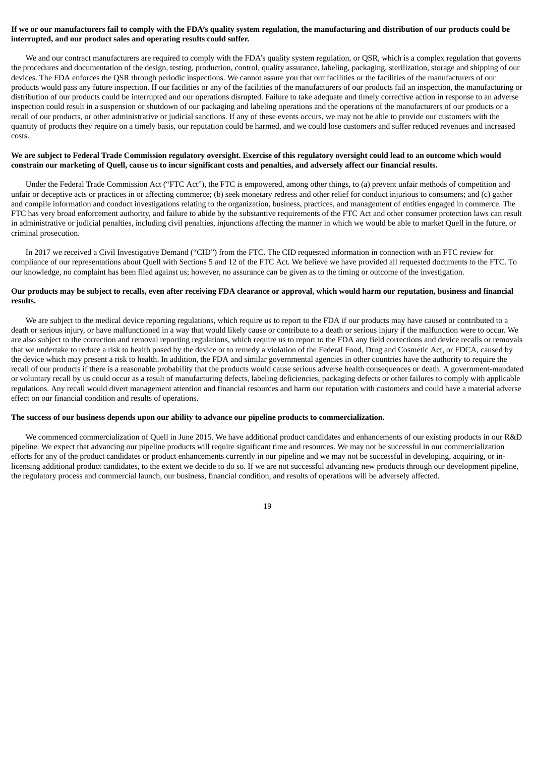**If we or our manufacturers fail to comply with the FDA's quality system regulation, the manufacturing and distribution of our products could be interrupted, and our product sales and operating results could suffer.**

We and our contract manufacturers are required to comply with the FDA's quality system regulation, or QSR, which is a complex regulation that governs the procedures and documentation of the design, testing, production, control, quality assurance, labeling, packaging, sterilization, storage and shipping of our devices. The FDA enforces the QSR through periodic inspections. We cannot assure you that our facilities or the facilities of the manufacturers of our products would pass any future inspection. If our facilities or any of the facilities of the manufacturers of our products fail an inspection, the manufacturing or distribution of our products could be interrupted and our operations disrupted. Failure to take adequate and timely corrective action in response to an adverse inspection could result in a suspension or shutdown of our packaging and labeling operations and the operations of the manufacturers of our products or a recall of our products, or other administrative or judicial sanctions. If any of these events occurs, we may not be able to provide our customers with the quantity of products they require on a timely basis, our reputation could be harmed, and we could lose customers and suffer reduced revenues and increased costs.

**We are subject to Federal Trade Commission regulatory oversight. Exercise of this regulatory oversight could lead to an outcome which would constrain our marketing of Quell, cause us to incur significant costs and penalties, and adversely affect our financial results.**

Under the Federal Trade Commission Act ("FTC Act"), the FTC is empowered, among other things, to (a) prevent unfair methods of competition and unfair or deceptive acts or practices in or affecting commerce; (b) seek monetary redress and other relief for conduct injurious to consumers; and (c) gather and compile information and conduct investigations relating to the organization, business, practices, and management of entities engaged in commerce. The FTC has very broad enforcement authority, and failure to abide by the substantive requirements of the FTC Act and other consumer protection laws can result in administrative or judicial penalties, including civil penalties, injunctions affecting the manner in which we would be able to market Quell in the future, or criminal prosecution.

In 2017 we received a Civil Investigative Demand ("CID") from the FTC. The CID requested information in connection with an FTC review for compliance of our representations about Quell with Sections 5 and 12 of the FTC Act. We believe we have provided all requested documents to the FTC. To our knowledge, no complaint has been filed against us; however, no assurance can be given as to the timing or outcome of the investigation.

**Our products may be subject to recalls, even after receiving FDA clearance or approval, which would harm our reputation, business and financial results.**

We are subject to the medical device reporting regulations, which require us to report to the FDA if our products may have caused or contributed to a death or serious injury, or have malfunctioned in a way that would likely cause or contribute to a death or serious injury if the malfunction were to occur. We are also subject to the correction and removal reporting regulations, which require us to report to the FDA any field corrections and device recalls or removals that we undertake to reduce a risk to health posed by the device or to remedy a violation of the Federal Food, Drug and Cosmetic Act, or FDCA, caused by the device which may present a risk to health. In addition, the FDA and similar governmental agencies in other countries have the authority to require the recall of our products if there is a reasonable probability that the products would cause serious adverse health consequences or death. A government-mandated or voluntary recall by us could occur as a result of manufacturing defects, labeling deficiencies, packaging defects or other failures to comply with applicable regulations. Any recall would divert management attention and financial resources and harm our reputation with customers and could have a material adverse effect on our financial condition and results of operations.

**The success of our business depends upon our ability to advance our pipeline products to commercialization.**

We commenced commercialization of Quell in June 2015. We have additional product candidates and enhancements of our existing products in our R&D pipeline. We expect that advancing our pipeline products will require significant time and resources. We may not be successful in our commercialization efforts for any of the product candidates or product enhancements currently in our pipeline and we may not be successful in developing, acquiring, or in-licensing additional product candidates, to the extent we decide to do so. If we are not successful advancing new products through our development pipeline, the regulatory process and commercial launch, our business, financial condition, and results of operations will be adversely affected.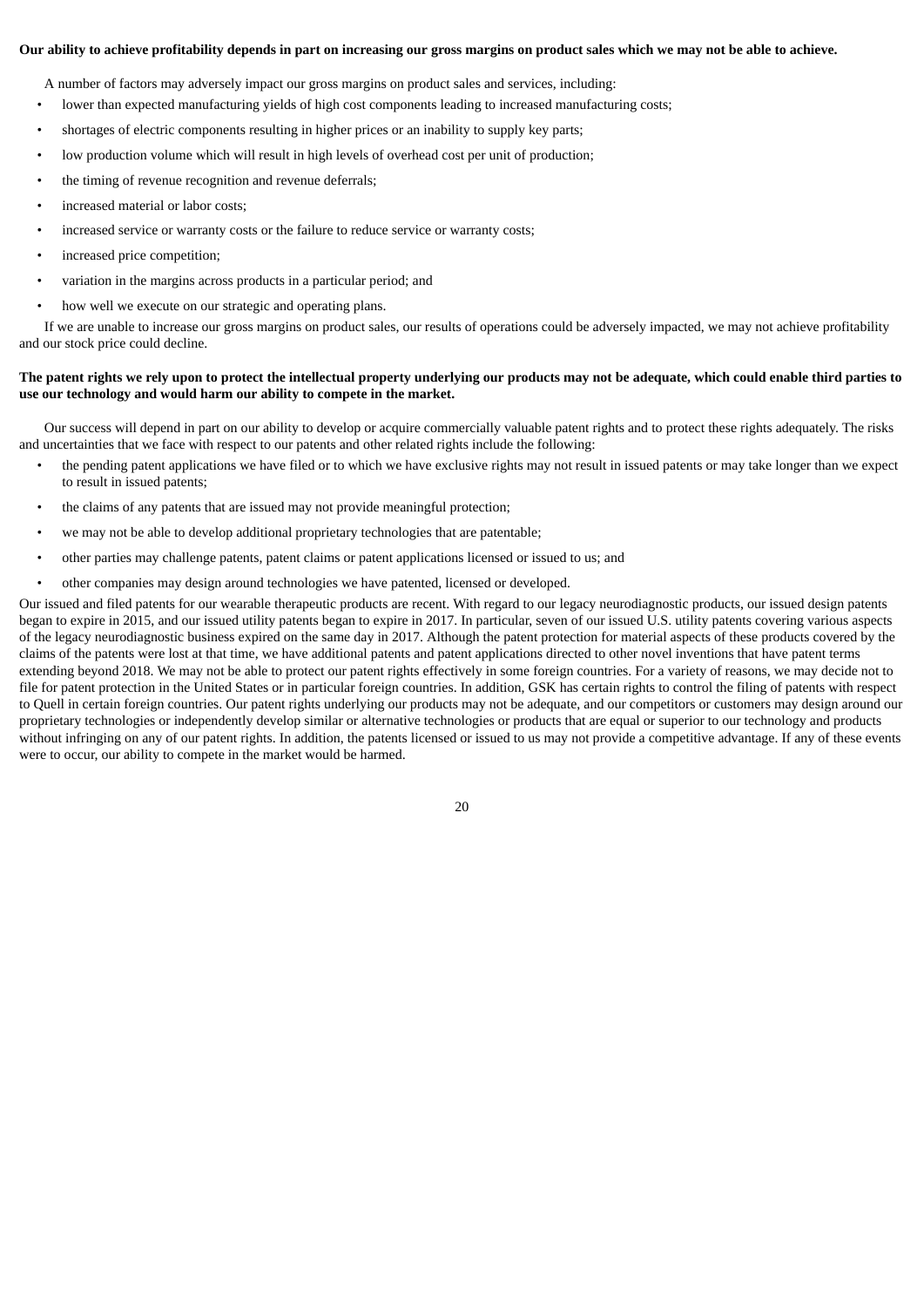**Our ability to achieve profitability depends in part on increasing our gross margins on product sales which we may not be able to achieve.**

A number of factors may adversely impact our gross margins on product sales and services, including:

- lower than expected manufacturing yields of high cost components leading to increased manufacturing costs;
- shortages of electric components resulting in higher prices or an inability to supply key parts;
- low production volume which will result in high levels of overhead cost per unit of production;
- the timing of revenue recognition and revenue deferrals;
- increased material or labor costs;
- increased service or warranty costs or the failure to reduce service or warranty costs;
- increased price competition;
- variation in the margins across products in a particular period; and
- how well we execute on our strategic and operating plans.

If we are unable to increase our gross margins on product sales, our results of operations could be adversely impacted, we may not achieve profitability and our stock price could decline.

**The patent rights we rely upon to protect the intellectual property underlying our products may not be adequate, which could enable third parties to use our technology and would harm our ability to compete in the market.**

Our success will depend in part on our ability to develop or acquire commercially valuable patent rights and to protect these rights adequately. The risks and uncertainties that we face with respect to our patents and other related rights include the following:

- the pending patent applications we have filed or to which we have exclusive rights may not result in issued patents or may take longer than we expect to result in issued patents;
- the claims of any patents that are issued may not provide meaningful protection;
- we may not be able to develop additional proprietary technologies that are patentable;
- other parties may challenge patents, patent claims or patent applications licensed or issued to us; and
- other companies may design around technologies we have patented, licensed or developed.

Our issued and filed patents for our wearable therapeutic products are recent. With regard to our legacy neurodiagnostic products, our issued design patents began to expire in 2015, and our issued utility patents began to expire in 2017. In particular, seven of our issued U.S. utility patents covering various aspects of the legacy neurodiagnostic business expired on the same day in 2017. Although the patent protection for material aspects of these products covered by the claims of the patents were lost at that time, we have additional patents and patent applications directed to other novel inventions that have patent terms extending beyond 2018. We may not be able to protect our patent rights effectively in some foreign countries. For a variety of reasons, we may decide not to file for patent protection in the United States or in particular foreign countries. In addition, GSK has certain rights to control the filing of patents with respect to Quell in certain foreign countries. Our patent rights underlying our products may not be adequate, and our competitors or customers may design around our proprietary technologies or independently develop similar or alternative technologies or products that are equal or superior to our technology and products without infringing on any of our patent rights. In addition, the patents licensed or issued to us may not provide a competitive advantage. If any of these events were to occur, our ability to compete in the market would be harmed.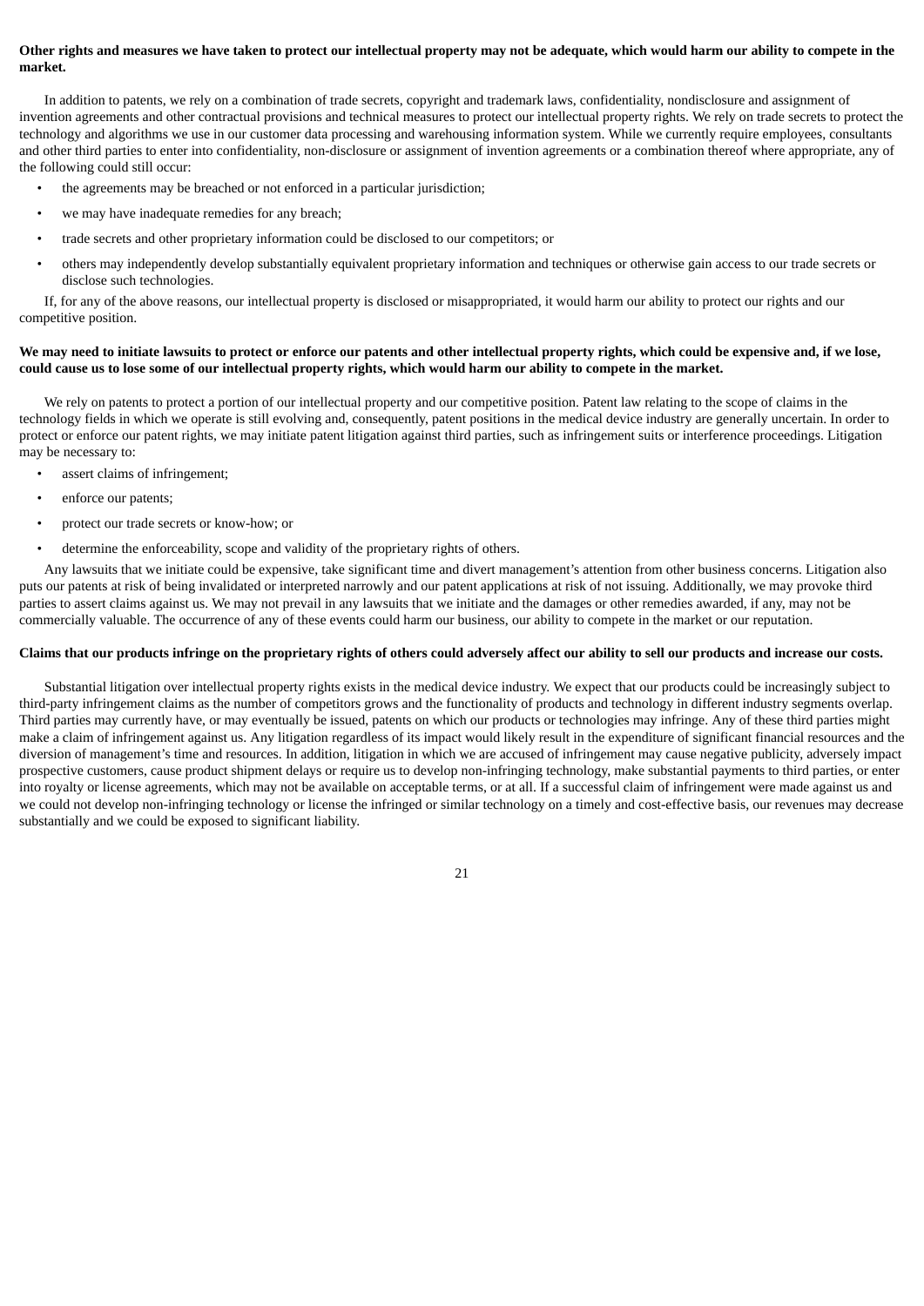**Other rights and measures we have taken to protect our intellectual property may not be adequate, which would harm our ability to compete in the market.**

In addition to patents, we rely on a combination of trade secrets, copyright and trademark laws, confidentiality, nondisclosure and assignment of invention agreements and other contractual provisions and technical measures to protect our intellectual property rights. We rely on trade secrets to protect the technology and algorithms we use in our customer data processing and warehousing information system. While we currently require employees, consultants and other third parties to enter into confidentiality, non-disclosure or assignment of invention agreements or a combination thereof where appropriate, any of the following could still occur:

- the agreements may be breached or not enforced in a particular jurisdiction;
- we may have inadequate remedies for any breach;
- trade secrets and other proprietary information could be disclosed to our competitors; or
- others may independently develop substantially equivalent proprietary information and techniques or otherwise gain access to our trade secrets or disclose such technologies.

If, for any of the above reasons, our intellectual property is disclosed or misappropriated, it would harm our ability to protect our rights and our competitive position.

**We may need to initiate lawsuits to protect or enforce our patents and other intellectual property rights, which could be expensive and, if we lose, could cause us to lose some of our intellectual property rights, which would harm our ability to compete in the market.**

We rely on patents to protect a portion of our intellectual property and our competitive position. Patent law relating to the scope of claims in the technology fields in which we operate is still evolving and, consequently, patent positions in the medical device industry are generally uncertain. In order to protect or enforce our patent rights, we may initiate patent litigation against third parties, such as infringement suits or interference proceedings. Litigation may be necessary to:

- assert claims of infringement;
- enforce our patents;
- protect our trade secrets or know-how; or
- determine the enforceability, scope and validity of the proprietary rights of others.

Any lawsuits that we initiate could be expensive, take significant time and divert management's attention from other business concerns. Litigation also puts our patents at risk of being invalidated or interpreted narrowly and our patent applications at risk of not issuing. Additionally, we may provoke third parties to assert claims against us. We may not prevail in any lawsuits that we initiate and the damages or other remedies awarded, if any, may not be commercially valuable. The occurrence of any of these events could harm our business, our ability to compete in the market or our reputation.

**Claims that our products infringe on the proprietary rights of others could adversely affect our ability to sell our products and increase our costs.**

Substantial litigation over intellectual property rights exists in the medical device industry. We expect that our products could be increasingly subject to third-party infringement claims as the number of competitors grows and the functionality of products and technology in different industry segments overlap. Third parties may currently have, or may eventually be issued, patents on which our products or technologies may infringe. Any of these third parties might make a claim of infringement against us. Any litigation regardless of its impact would likely result in the expenditure of significant financial resources and the diversion of management's time and resources. In addition, litigation in which we are accused of infringement may cause negative publicity, adversely impact prospective customers, cause product shipment delays or require us to develop non-infringing technology, make substantial payments to third parties, or enter into royalty or license agreements, which may not be available on acceptable terms, or at all. If a successful claim of infringement were made against us and we could not develop non-infringing technology or license the infringed or similar technology on a timely and cost-effective basis, our revenues may decrease substantially and we could be exposed to significant liability.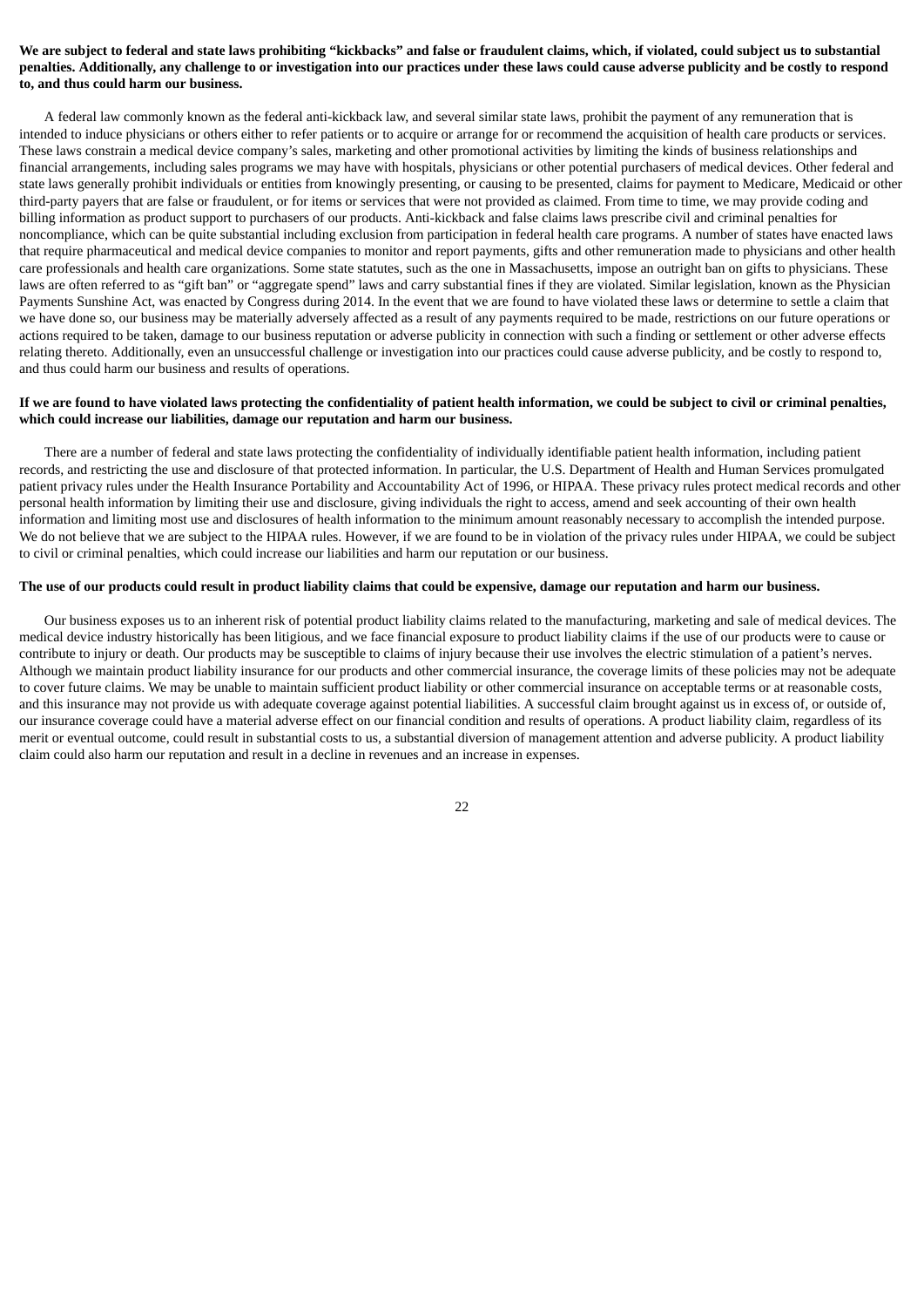**We are subject to federal and state laws prohibiting "kickbacks" and false or fraudulent claims, which, if violated, could subject us to substantial penalties. Additionally, any challenge to or investigation into our practices under these laws could cause adverse publicity and be costly to respond to, and thus could harm our business.**

A federal law commonly known as the federal anti-kickback law, and several similar state laws, prohibit the payment of any remuneration that is intended to induce physicians or others either to refer patients or to acquire or arrange for or recommend the acquisition of health care products or services. These laws constrain a medical device company's sales, marketing and other promotional activities by limiting the kinds of business relationships and financial arrangements, including sales programs we may have with hospitals, physicians or other potential purchasers of medical devices. Other federal and state laws generally prohibit individuals or entities from knowingly presenting, or causing to be presented, claims for payment to Medicare, Medicaid or other third-party payers that are false or fraudulent, or for items or services that were not provided as claimed. From time to time, we may provide coding and billing information as product support to purchasers of our products. Anti-kickback and false claims laws prescribe civil and criminal penalties for noncompliance, which can be quite substantial including exclusion from participation in federal health care programs. A number of states have enacted laws that require pharmaceutical and medical device companies to monitor and report payments, gifts and other remuneration made to physicians and other health care professionals and health care organizations. Some state statutes, such as the one in Massachusetts, impose an outright ban on gifts to physicians. These laws are often referred to as "gift ban" or "aggregate spend" laws and carry substantial fines if they are violated. Similar legislation, known as the Physician Payments Sunshine Act, was enacted by Congress during 2014. In the event that we are found to have violated these laws or determine to settle a claim that we have done so, our business may be materially adversely affected as a result of any payments required to be made, restrictions on our future operations or actions required to be taken, damage to our business reputation or adverse publicity in connection with such a finding or settlement or other adverse effects relating thereto. Additionally, even an unsuccessful challenge or investigation into our practices could cause adverse publicity, and be costly to respond to, and thus could harm our business and results of operations.

**If we are found to have violated laws protecting the confidentiality of patient health information, we could be subject to civil or criminal penalties, which could increase our liabilities, damage our reputation and harm our business.**

There are a number of federal and state laws protecting the confidentiality of individually identifiable patient health information, including patient records, and restricting the use and disclosure of that protected information. In particular, the U.S. Department of Health and Human Services promulgated patient privacy rules under the Health Insurance Portability and Accountability Act of 1996, or HIPAA. These privacy rules protect medical records and other personal health information by limiting their use and disclosure, giving individuals the right to access, amend and seek accounting of their own health information and limiting most use and disclosures of health information to the minimum amount reasonably necessary to accomplish the intended purpose. We do not believe that we are subject to the HIPAA rules. However, if we are found to be in violation of the privacy rules under HIPAA, we could be subject to civil or criminal penalties, which could increase our liabilities and harm our reputation or our business.

**The use of our products could result in product liability claims that could be expensive, damage our reputation and harm our business.**

Our business exposes us to an inherent risk of potential product liability claims related to the manufacturing, marketing and sale of medical devices. The medical device industry historically has been litigious, and we face financial exposure to product liability claims if the use of our products were to cause or contribute to injury or death. Our products may be susceptible to claims of injury because their use involves the electric stimulation of a patient's nerves. Although we maintain product liability insurance for our products and other commercial insurance, the coverage limits of these policies may not be adequate to cover future claims. We may be unable to maintain sufficient product liability or other commercial insurance on acceptable terms or at reasonable costs, and this insurance may not provide us with adequate coverage against potential liabilities. A successful claim brought against us in excess of, or outside of, our insurance coverage could have a material adverse effect on our financial condition and results of operations. A product liability claim, regardless of its merit or eventual outcome, could result in substantial costs to us, a substantial diversion of management attention and adverse publicity. A product liability claim could also harm our reputation and result in a decline in revenues and an increase in expenses.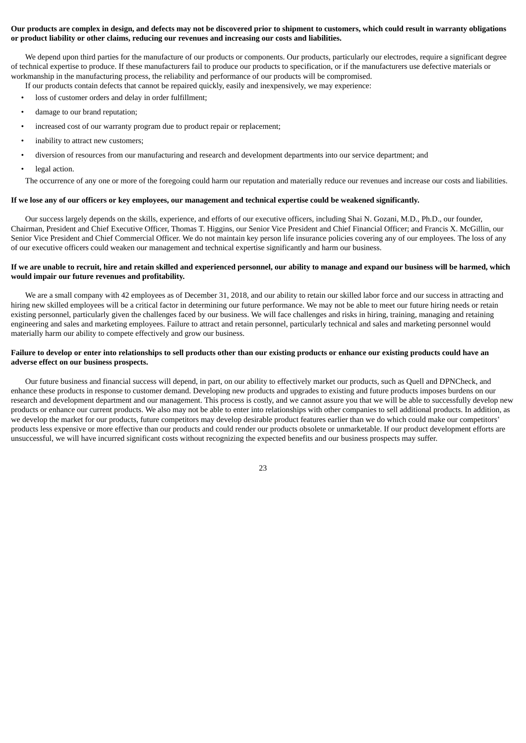**Our products are complex in design, and defects may not be discovered prior to shipment to customers, which could result in warranty obligations or product liability or other claims, reducing our revenues and increasing our costs and liabilities.**

We depend upon third parties for the manufacture of our products or components. Our products, particularly our electrodes, require a significant degree of technical expertise to produce. If these manufacturers fail to produce our products to specification, or if the manufacturers use defective materials or workmanship in the manufacturing process, the reliability and performance of our products will be compromised.

If our products contain defects that cannot be repaired quickly, easily and inexpensively, we may experience:

- loss of customer orders and delay in order fulfillment;
- damage to our brand reputation;
- increased cost of our warranty program due to product repair or replacement;
- inability to attract new customers;
- diversion of resources from our manufacturing and research and development departments into our service department; and
- legal action.

The occurrence of any one or more of the foregoing could harm our reputation and materially reduce our revenues and increase our costs and liabilities.

**If we lose any of our officers or key employees, our management and technical expertise could be weakened significantly.**

Our success largely depends on the skills, experience, and efforts of our executive officers, including Shai N. Gozani, M.D., Ph.D., our founder, Chairman, President and Chief Executive Officer, Thomas T. Higgins, our Senior Vice President and Chief Financial Officer; and Francis X. McGillin, our Senior Vice President and Chief Commercial Officer. We do not maintain key person life insurance policies covering any of our employees. The loss of any of our executive officers could weaken our management and technical expertise significantly and harm our business.

**If we are unable to recruit, hire and retain skilled and experienced personnel, our ability to manage and expand our business will be harmed, which would impair our future revenues and profitability.**

We are a small company with 42 employees as of December 31, 2018, and our ability to retain our skilled labor force and our success in attracting and hiring new skilled employees will be a critical factor in determining our future performance. We may not be able to meet our future hiring needs or retain existing personnel, particularly given the challenges faced by our business. We will face challenges and risks in hiring, training, managing and retaining engineering and sales and marketing employees. Failure to attract and retain personnel, particularly technical and sales and marketing personnel would materially harm our ability to compete effectively and grow our business.

**Failure to develop or enter into relationships to sell products other than our existing products or enhance our existing products could have an adverse effect on our business prospects.**

Our future business and financial success will depend, in part, on our ability to effectively market our products, such as Quell and DPNCheck, and enhance these products in response to customer demand. Developing new products and upgrades to existing and future products imposes burdens on our research and development department and our management. This process is costly, and we cannot assure you that we will be able to successfully develop new products or enhance our current products. We also may not be able to enter into relationships with other companies to sell additional products. In addition, as we develop the market for our products, future competitors may develop desirable product features earlier than we do which could make our competitors' products less expensive or more effective than our products and could render our products obsolete or unmarketable. If our product development efforts are unsuccessful, we will have incurred significant costs without recognizing the expected benefits and our business prospects may suffer.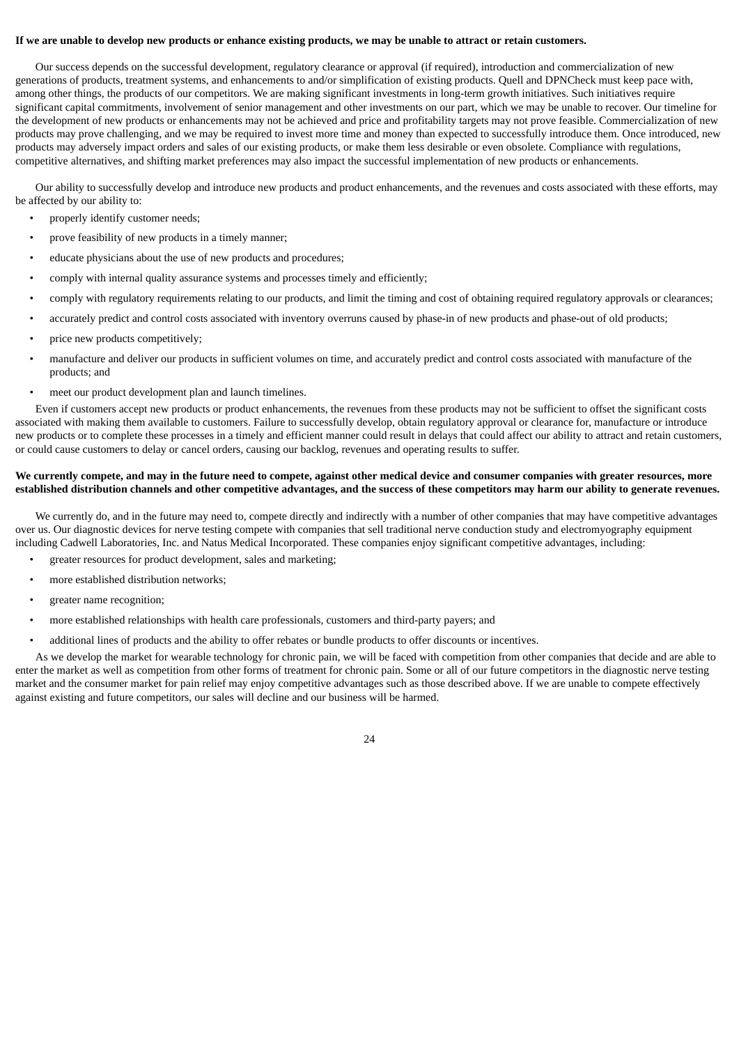**If we are unable to develop new products or enhance existing products, we may be unable to attract or retain customers.**

Our success depends on the successful development, regulatory clearance or approval (if required), introduction and commercialization of new generations of products, treatment systems, and enhancements to and/or simplification of existing products. Quell and DPNCheck must keep pace with, among other things, the products of our competitors. We are making significant investments in long-term growth initiatives. Such initiatives require significant capital commitments, involvement of senior management and other investments on our part, which we may be unable to recover. Our timeline for the development of new products or enhancements may not be achieved and price and profitability targets may not prove feasible. Commercialization of new products may prove challenging, and we may be required to invest more time and money than expected to successfully introduce them. Once introduced, new products may adversely impact orders and sales of our existing products, or make them less desirable or even obsolete. Compliance with regulations, competitive alternatives, and shifting market preferences may also impact the successful implementation of new products or enhancements.

Our ability to successfully develop and introduce new products and product enhancements, and the revenues and costs associated with these efforts, may be affected by our ability to:

- properly identify customer needs;
- prove feasibility of new products in a timely manner;
- educate physicians about the use of new products and procedures;
- comply with internal quality assurance systems and processes timely and efficiently;
- comply with regulatory requirements relating to our products, and limit the timing and cost of obtaining required regulatory approvals or clearances;
- accurately predict and control costs associated with inventory overruns caused by phase-in of new products and phase-out of old products;
- price new products competitively;
- manufacture and deliver our products in sufficient volumes on time, and accurately predict and control costs associated with manufacture of the products; and
- meet our product development plan and launch timelines.

Even if customers accept new products or product enhancements, the revenues from these products may not be sufficient to offset the significant costs associated with making them available to customers. Failure to successfully develop, obtain regulatory approval or clearance for, manufacture or introduce new products or to complete these processes in a timely and efficient manner could result in delays that could affect our ability to attract and retain customers, or could cause customers to delay or cancel orders, causing our backlog, revenues and operating results to suffer.

**We currently compete, and may in the future need to compete, against other medical device and consumer companies with greater resources, more established distribution channels and other competitive advantages, and the success of these competitors may harm our ability to generate revenues.**

We currently do, and in the future may need to, compete directly and indirectly with a number of other companies that may have competitive advantages over us. Our diagnostic devices for nerve testing compete with companies that sell traditional nerve conduction study and electromyography equipment including Cadwell Laboratories, Inc. and Natus Medical Incorporated. These companies enjoy significant competitive advantages, including:

- greater resources for product development, sales and marketing;
- more established distribution networks;
- greater name recognition;
- more established relationships with health care professionals, customers and third-party payers; and
- additional lines of products and the ability to offer rebates or bundle products to offer discounts or incentives.

As we develop the market for wearable technology for chronic pain, we will be faced with competition from other companies that decide and are able to enter the market as well as competition from other forms of treatment for chronic pain. Some or all of our future competitors in the diagnostic nerve testing market and the consumer market for pain relief may enjoy competitive advantages such as those described above. If we are unable to compete effectively against existing and future competitors, our sales will decline and our business will be harmed.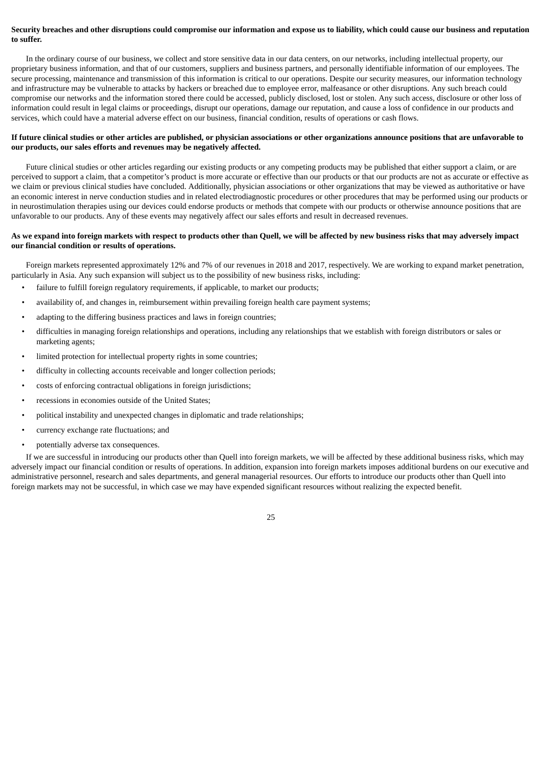**Security breaches and other disruptions could compromise our information and expose us to liability, which could cause our business and reputation to suffer.**

In the ordinary course of our business, we collect and store sensitive data in our data centers, on our networks, including intellectual property, our proprietary business information, and that of our customers, suppliers and business partners, and personally identifiable information of our employees. The secure processing, maintenance and transmission of this information is critical to our operations. Despite our security measures, our information technology and infrastructure may be vulnerable to attacks by hackers or breached due to employee error, malfeasance or other disruptions. Any such breach could compromise our networks and the information stored there could be accessed, publicly disclosed, lost or stolen. Any such access, disclosure or other loss of information could result in legal claims or proceedings, disrupt our operations, damage our reputation, and cause a loss of confidence in our products and services, which could have a material adverse effect on our business, financial condition, results of operations or cash flows.

**If future clinical studies or other articles are published, or physician associations or other organizations announce positions that are unfavorable to our products, our sales efforts and revenues may be negatively affected.**

Future clinical studies or other articles regarding our existing products or any competing products may be published that either support a claim, or are perceived to support a claim, that a competitor's product is more accurate or effective than our products or that our products are not as accurate or effective as we claim or previous clinical studies have concluded. Additionally, physician associations or other organizations that may be viewed as authoritative or have an economic interest in nerve conduction studies and in related electrodiagnostic procedures or other procedures that may be performed using our products or in neurostimulation therapies using our devices could endorse products or methods that compete with our products or otherwise announce positions that are unfavorable to our products. Any of these events may negatively affect our sales efforts and result in decreased revenues.

**As we expand into foreign markets with respect to products other than Quell, we will be affected by new business risks that may adversely impact our financial condition or results of operations.**

Foreign markets represented approximately 12% and 7% of our revenues in 2018 and 2017, respectively. We are working to expand market penetration, particularly in Asia. Any such expansion will subject us to the possibility of new business risks, including:

- failure to fulfill foreign regulatory requirements, if applicable, to market our products;
- availability of, and changes in, reimbursement within prevailing foreign health care payment systems;
- adapting to the differing business practices and laws in foreign countries;
- difficulties in managing foreign relationships and operations, including any relationships that we establish with foreign distributors or sales or marketing agents;
- limited protection for intellectual property rights in some countries;
- difficulty in collecting accounts receivable and longer collection periods;
- costs of enforcing contractual obligations in foreign jurisdictions;
- recessions in economies outside of the United States;
- political instability and unexpected changes in diplomatic and trade relationships;
- currency exchange rate fluctuations; and
- potentially adverse tax consequences.

If we are successful in introducing our products other than Quell into foreign markets, we will be affected by these additional business risks, which may adversely impact our financial condition or results of operations. In addition, expansion into foreign markets imposes additional burdens on our executive and administrative personnel, research and sales departments, and general managerial resources. Our efforts to introduce our products other than Quell into foreign markets may not be successful, in which case we may have expended significant resources without realizing the expected benefit.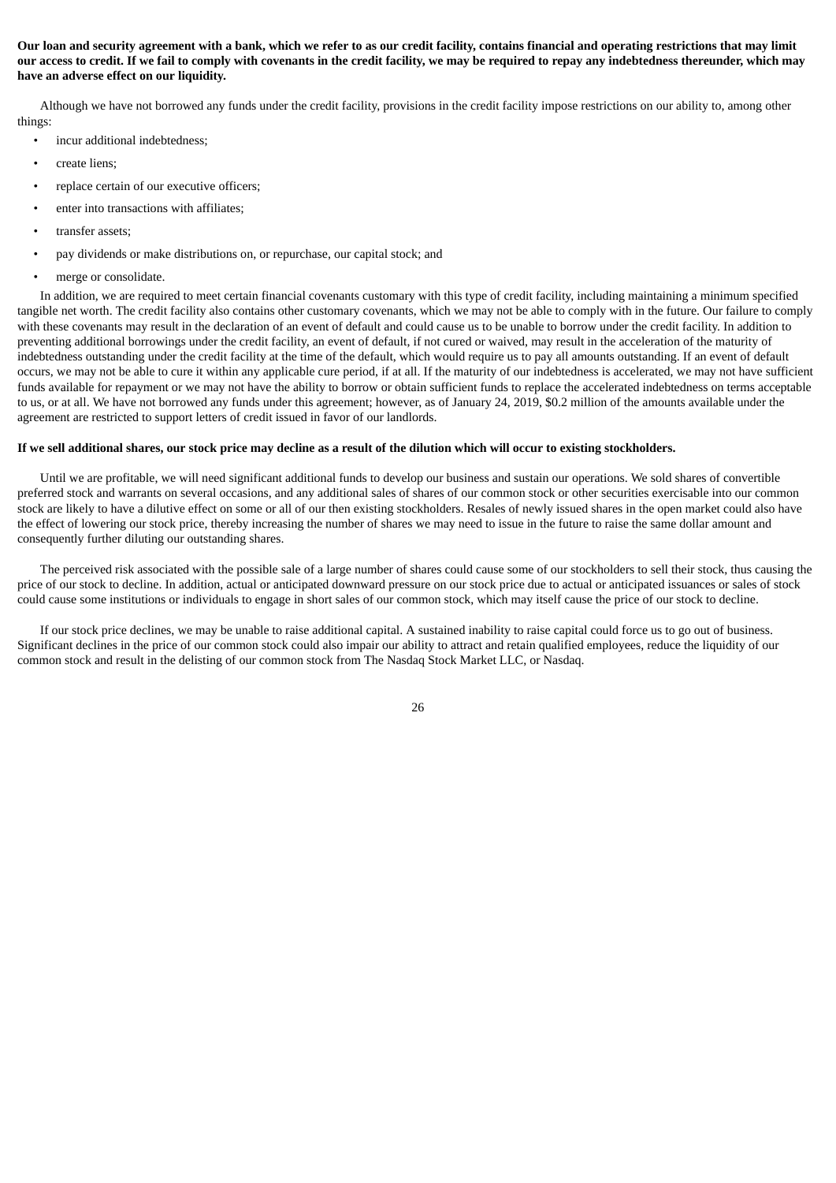**Our loan and security agreement with a bank, which we refer to as our credit facility, contains financial and operating restrictions that may limit our access to credit. If we fail to comply with covenants in the credit facility, we may be required to repay any indebtedness thereunder, which may have an adverse effect on our liquidity.**

Although we have not borrowed any funds under the credit facility, provisions in the credit facility impose restrictions on our ability to, among other things:

- incur additional indebtedness;
- create liens;
- replace certain of our executive officers;
- enter into transactions with affiliates;
- transfer assets;
- pay dividends or make distributions on, or repurchase, our capital stock; and
- merge or consolidate.

In addition, we are required to meet certain financial covenants customary with this type of credit facility, including maintaining a minimum specified tangible net worth. The credit facility also contains other customary covenants, which we may not be able to comply with in the future. Our failure to comply with these covenants may result in the declaration of an event of default and could cause us to be unable to borrow under the credit facility. In addition to preventing additional borrowings under the credit facility, an event of default, if not cured or waived, may result in the acceleration of the maturity of indebtedness outstanding under the credit facility at the time of the default, which would require us to pay all amounts outstanding. If an event of default occurs, we may not be able to cure it within any applicable cure period, if at all. If the maturity of our indebtedness is accelerated, we may not have sufficient funds available for repayment or we may not have the ability to borrow or obtain sufficient funds to replace the accelerated indebtedness on terms acceptable to us, or at all. We have not borrowed any funds under this agreement; however, as of January 24, 2019, $0.2 million of the amounts available under the agreement are restricted to support letters of credit issued in favor of our landlords.

**If we sell additional shares, our stock price may decline as a result of the dilution which will occur to existing stockholders.**

Until we are profitable, we will need significant additional funds to develop our business and sustain our operations. We sold shares of convertible preferred stock and warrants on several occasions, and any additional sales of shares of our common stock or other securities exercisable into our common stock are likely to have a dilutive effect on some or all of our then existing stockholders. Resales of newly issued shares in the open market could also have the effect of lowering our stock price, thereby increasing the number of shares we may need to issue in the future to raise the same dollar amount and consequently further diluting our outstanding shares.

The perceived risk associated with the possible sale of a large number of shares could cause some of our stockholders to sell their stock, thus causing the price of our stock to decline. In addition, actual or anticipated downward pressure on our stock price due to actual or anticipated issuances or sales of stock could cause some institutions or individuals to engage in short sales of our common stock, which may itself cause the price of our stock to decline.

If our stock price declines, we may be unable to raise additional capital. A sustained inability to raise capital could force us to go out of business. Significant declines in the price of our common stock could also impair our ability to attract and retain qualified employees, reduce the liquidity of our common stock and result in the delisting of our common stock from The Nasdaq Stock Market LLC, or Nasdaq.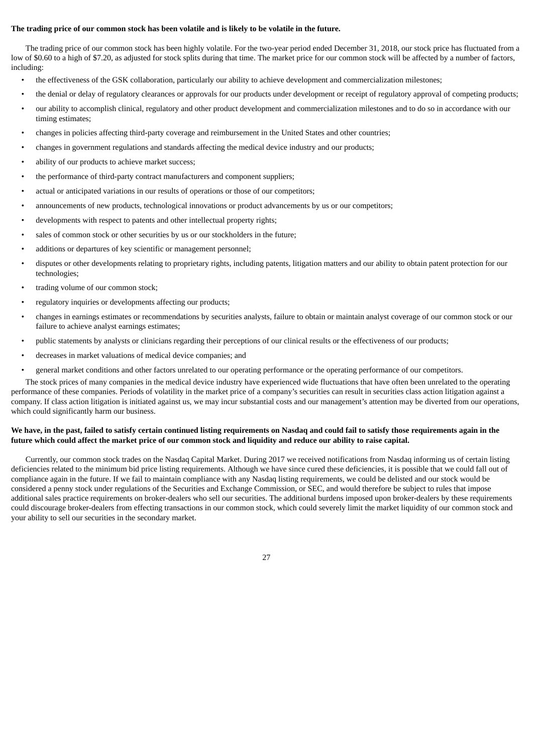**The trading price of our common stock has been volatile and is likely to be volatile in the future.**

The trading price of our common stock has been highly volatile. For the two-year period ended December 31, 2018, our stock price has fluctuated from a low of $0.60 to a high of $7.20, as adjusted for stock splits during that time. The market price for our common stock will be affected by a number of factors, including:

- the effectiveness of the GSK collaboration, particularly our ability to achieve development and commercialization milestones;
- the denial or delay of regulatory clearances or approvals for our products under development or receipt of regulatory approval of competing products;
- our ability to accomplish clinical, regulatory and other product development and commercialization milestones and to do so in accordance with our timing estimates;
- changes in policies affecting third-party coverage and reimbursement in the United States and other countries;
- changes in government regulations and standards affecting the medical device industry and our products;
- ability of our products to achieve market success;
- the performance of third-party contract manufacturers and component suppliers;
- actual or anticipated variations in our results of operations or those of our competitors;
- announcements of new products, technological innovations or product advancements by us or our competitors;
- developments with respect to patents and other intellectual property rights;
- sales of common stock or other securities by us or our stockholders in the future;
- additions or departures of key scientific or management personnel;
- disputes or other developments relating to proprietary rights, including patents, litigation matters and our ability to obtain patent protection for our technologies;
- trading volume of our common stock;
- regulatory inquiries or developments affecting our products;
- changes in earnings estimates or recommendations by securities analysts, failure to obtain or maintain analyst coverage of our common stock or our failure to achieve analyst earnings estimates;
- public statements by analysts or clinicians regarding their perceptions of our clinical results or the effectiveness of our products;
- decreases in market valuations of medical device companies; and
- general market conditions and other factors unrelated to our operating performance or the operating performance of our competitors.

The stock prices of many companies in the medical device industry have experienced wide fluctuations that have often been unrelated to the operating performance of these companies. Periods of volatility in the market price of a company's securities can result in securities class action litigation against a company. If class action litigation is initiated against us, we may incur substantial costs and our management's attention may be diverted from our operations, which could significantly harm our business.

**We have, in the past, failed to satisfy certain continued listing requirements on Nasdaq and could fail to satisfy those requirements again in the future which could affect the market price of our common stock and liquidity and reduce our ability to raise capital.**

Currently, our common stock trades on the Nasdaq Capital Market. During 2017 we received notifications from Nasdaq informing us of certain listing deficiencies related to the minimum bid price listing requirements. Although we have since cured these deficiencies, it is possible that we could fall out of compliance again in the future. If we fail to maintain compliance with any Nasdaq listing requirements, we could be delisted and our stock would be considered a penny stock under regulations of the Securities and Exchange Commission, or SEC, and would therefore be subject to rules that impose additional sales practice requirements on broker-dealers who sell our securities. The additional burdens imposed upon broker-dealers by these requirements could discourage broker-dealers from effecting transactions in our common stock, which could severely limit the market liquidity of our common stock and your ability to sell our securities in the secondary market.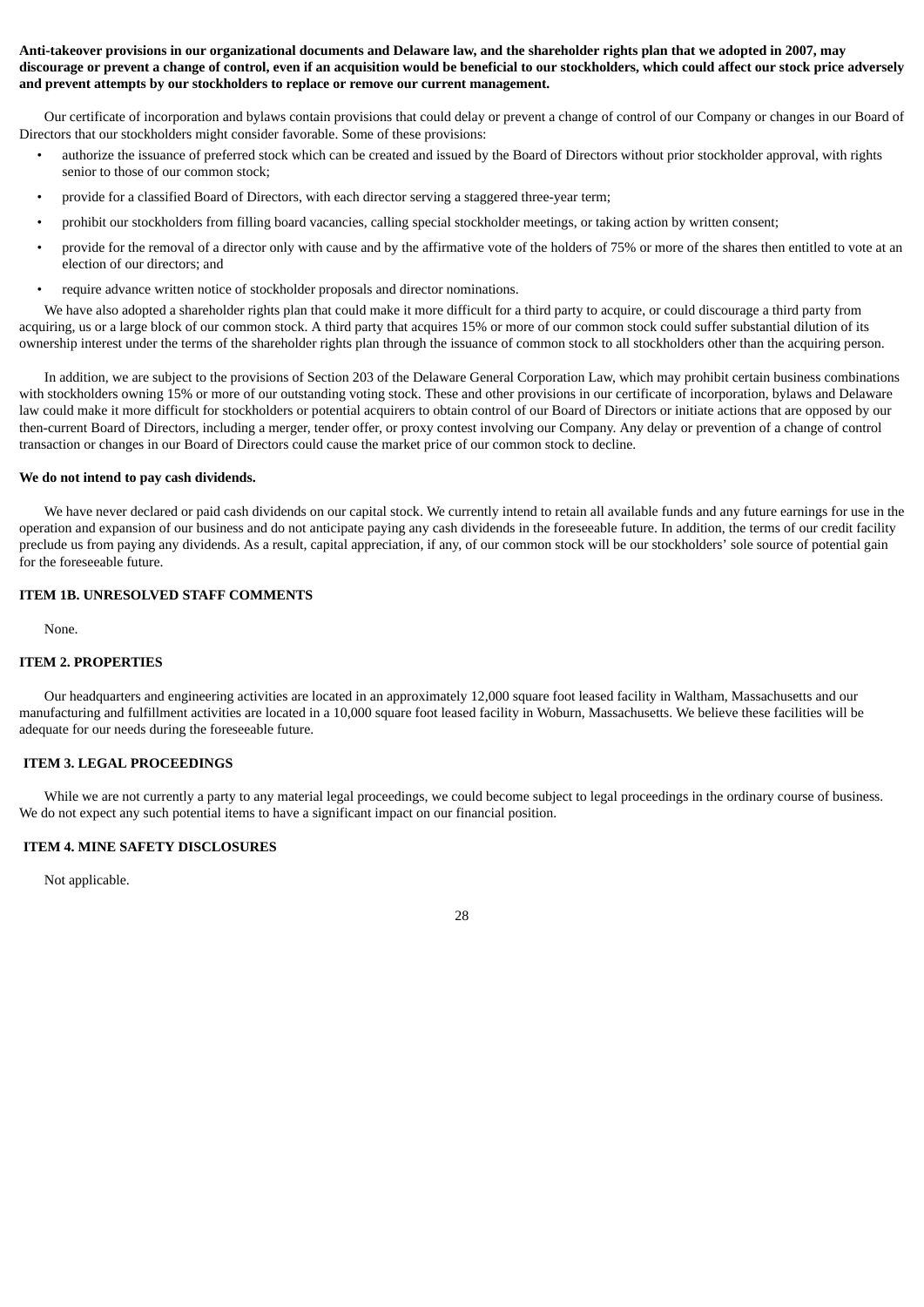**Anti-takeover provisions in our organizational documents and Delaware law, and the shareholder rights plan that we adopted in 2007, may discourage or prevent a change of control, even if an acquisition would be beneficial to our stockholders, which could affect our stock price adversely and prevent attempts by our stockholders to replace or remove our current management.**

Our certificate of incorporation and bylaws contain provisions that could delay or prevent a change of control of our Company or changes in our Board of Directors that our stockholders might consider favorable. Some of these provisions:

- authorize the issuance of preferred stock which can be created and issued by the Board of Directors without prior stockholder approval, with rights senior to those of our common stock;
- provide for a classified Board of Directors, with each director serving a staggered three-year term;
- prohibit our stockholders from filling board vacancies, calling special stockholder meetings, or taking action by written consent;
- provide for the removal of a director only with cause and by the affirmative vote of the holders of 75% or more of the shares then entitled to vote at an election of our directors; and
- require advance written notice of stockholder proposals and director nominations.

We have also adopted a shareholder rights plan that could make it more difficult for a third party to acquire, or could discourage a third party from acquiring, us or a large block of our common stock. A third party that acquires 15% or more of our common stock could suffer substantial dilution of its ownership interest under the terms of the shareholder rights plan through the issuance of common stock to all stockholders other than the acquiring person.

In addition, we are subject to the provisions of Section 203 of the Delaware General Corporation Law, which may prohibit certain business combinations with stockholders owning 15% or more of our outstanding voting stock. These and other provisions in our certificate of incorporation, bylaws and Delaware law could make it more difficult for stockholders or potential acquirers to obtain control of our Board of Directors or initiate actions that are opposed by our then-current Board of Directors, including a merger, tender offer, or proxy contest involving our Company. Any delay or prevention of a change of control transaction or changes in our Board of Directors could cause the market price of our common stock to decline.

**We do not intend to pay cash dividends.**

We have never declared or paid cash dividends on our capital stock. We currently intend to retain all available funds and any future earnings for use in the operation and expansion of our business and do not anticipate paying any cash dividends in the foreseeable future. In addition, the terms of our credit facility preclude us from paying any dividends. As a result, capital appreciation, if any, of our common stock will be our stockholders' sole source of potential gain for the foreseeable future.

## ITEM 1B. UNRESOLVED STAFF COMMENTS

None.

## ITEM 2. PROPERTIES

Our headquarters and engineering activities are located in an approximately 12,000 square foot leased facility in Waltham, Massachusetts and our manufacturing and fulfillment activities are located in a 10,000 square foot leased facility in Woburn, Massachusetts. We believe these facilities will be adequate for our needs during the foreseeable future.

## ITEM 3. LEGAL PROCEEDINGS

While we are not currently a party to any material legal proceedings, we could become subject to legal proceedings in the ordinary course of business. We do not expect any such potential items to have a significant impact on our financial position.

## ITEM 4. MINE SAFETY DISCLOSURES

Not applicable.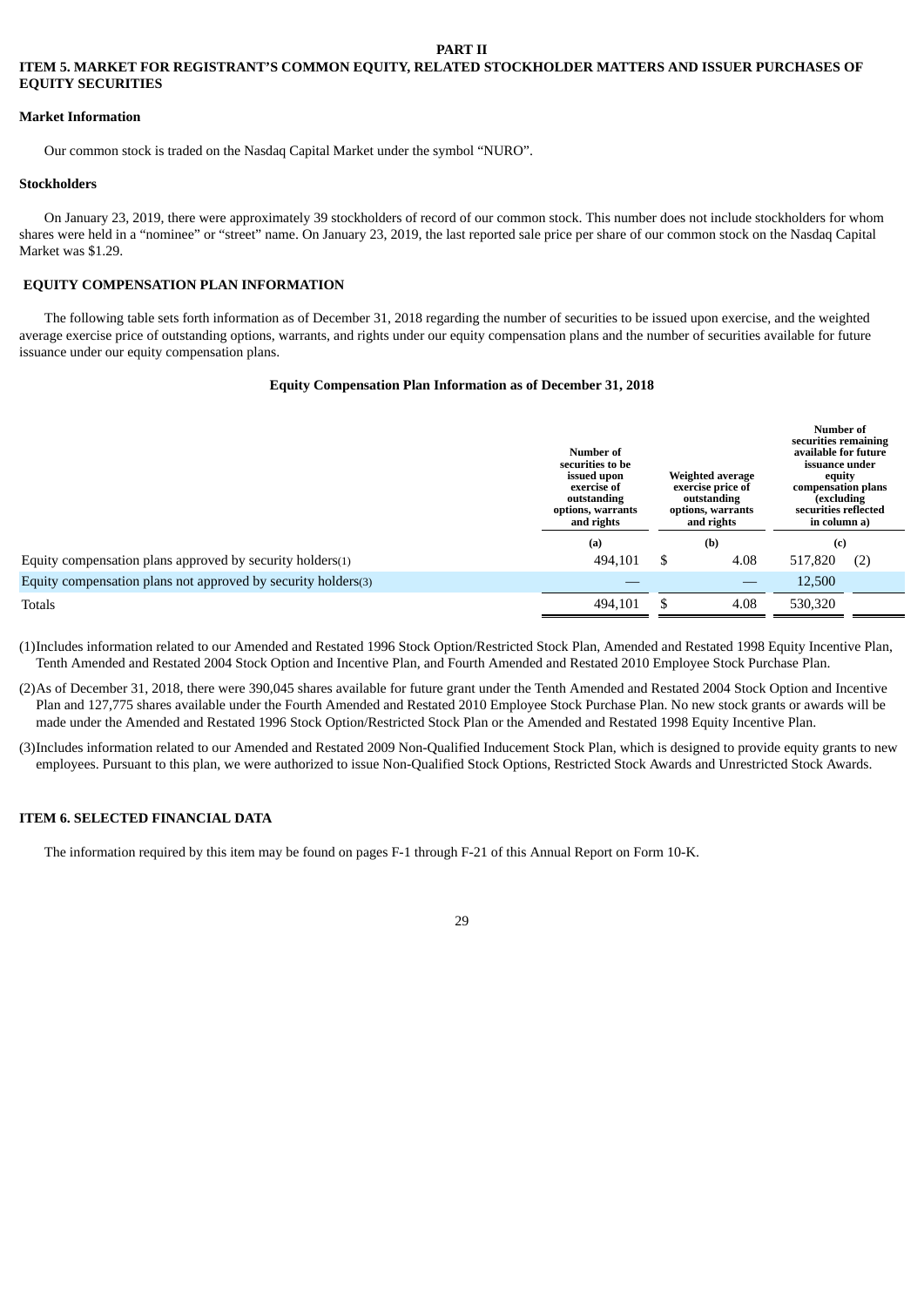# PART II

## ITEM 5. MARKET FOR REGISTRANT'S COMMON EQUITY, RELATED STOCKHOLDER MATTERS AND ISSUER PURCHASES OF EQUITY SECURITIES

### Market Information

Our common stock is traded on the Nasdaq Capital Market under the symbol "NURO".

### Stockholders

On January 23, 2019, there were approximately 39 stockholders of record of our common stock. This number does not include stockholders for whom shares were held in a "nominee" or "street" name. On January 23, 2019, the last reported sale price per share of our common stock on the Nasdaq Capital Market was $1.29.

### EQUITY COMPENSATION PLAN INFORMATION

The following table sets forth information as of December 31, 2018 regarding the number of securities to be issued upon exercise, and the weighted average exercise price of outstanding options, warrants, and rights under our equity compensation plans and the number of securities available for future issuance under our equity compensation plans.

**Equity Compensation Plan Information as of December 31, 2018**

| | Number of securities to be issued upon exercise of outstanding options, warrants and rights | Weighted average exercise price of outstanding options, warrants and rights | Number of securities remaining available for future issuance under equity compensation plans (excluding securities reflected in column a) |
|---|---|---|---|
| | (a) | (b) | (c) |
| Equity compensation plans approved by security holders(1) | 494,101 | $ 4.08 | 517,820 (2) |
| Equity compensation plans not approved by security holders(3) | — | — | 12,500 |
| Totals | 494,101 | $ 4.08 | 530,320 |

(1) Includes information related to our Amended and Restated 1996 Stock Option/Restricted Stock Plan, Amended and Restated 1998 Equity Incentive Plan, Tenth Amended and Restated 2004 Stock Option and Incentive Plan, and Fourth Amended and Restated 2010 Employee Stock Purchase Plan.

(2) As of December 31, 2018, there were 390,045 shares available for future grant under the Tenth Amended and Restated 2004 Stock Option and Incentive Plan and 127,775 shares available under the Fourth Amended and Restated 2010 Employee Stock Purchase Plan. No new stock grants or awards will be made under the Amended and Restated 1996 Stock Option/Restricted Stock Plan or the Amended and Restated 1998 Equity Incentive Plan.

(3) Includes information related to our Amended and Restated 2009 Non-Qualified Inducement Stock Plan, which is designed to provide equity grants to new employees. Pursuant to this plan, we were authorized to issue Non-Qualified Stock Options, Restricted Stock Awards and Unrestricted Stock Awards.

## ITEM 6. SELECTED FINANCIAL DATA

The information required by this item may be found on pages F-1 through F-21 of this Annual Report on Form 10-K.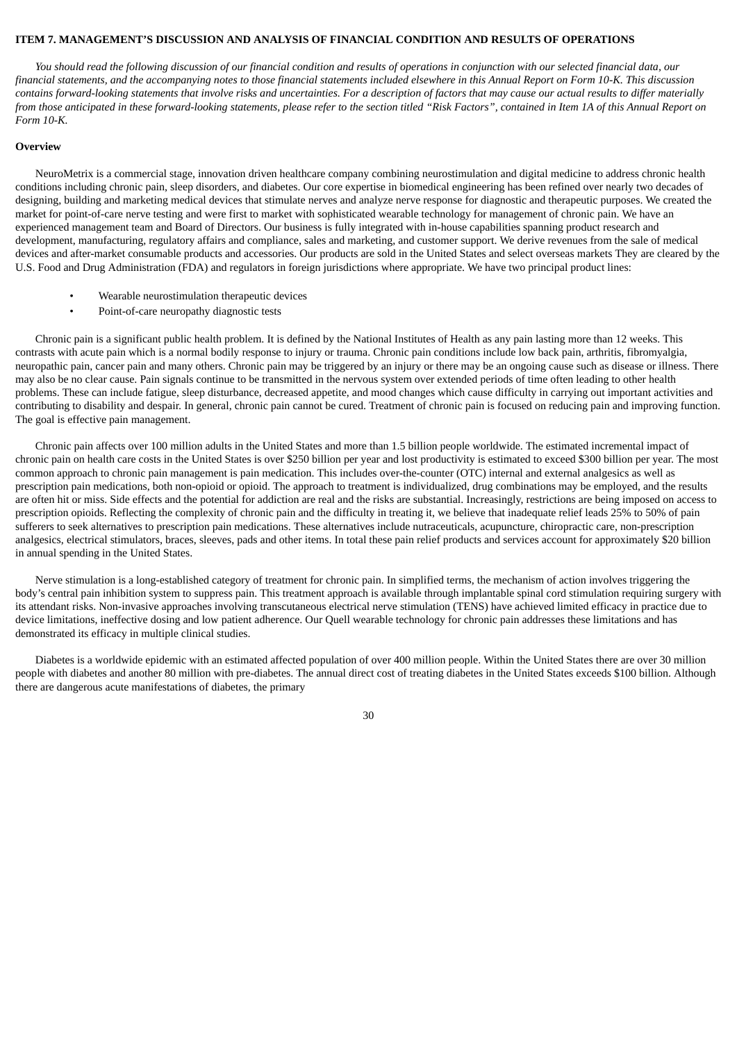### ITEM 7. MANAGEMENT'S DISCUSSION AND ANALYSIS OF FINANCIAL CONDITION AND RESULTS OF OPERATIONS

*You should read the following discussion of our financial condition and results of operations in conjunction with our selected financial data, our financial statements, and the accompanying notes to those financial statements included elsewhere in this Annual Report on Form 10-K. This discussion contains forward-looking statements that involve risks and uncertainties. For a description of factors that may cause our actual results to differ materially from those anticipated in these forward-looking statements, please refer to the section titled "Risk Factors", contained in Item 1A of this Annual Report on Form 10-K.*

**Overview**

NeuroMetrix is a commercial stage, innovation driven healthcare company combining neurostimulation and digital medicine to address chronic health conditions including chronic pain, sleep disorders, and diabetes. Our core expertise in biomedical engineering has been refined over nearly two decades of designing, building and marketing medical devices that stimulate nerves and analyze nerve response for diagnostic and therapeutic purposes. We created the market for point-of-care nerve testing and were first to market with sophisticated wearable technology for management of chronic pain. We have an experienced management team and Board of Directors. Our business is fully integrated with in-house capabilities spanning product research and development, manufacturing, regulatory affairs and compliance, sales and marketing, and customer support. We derive revenues from the sale of medical devices and after-market consumable products and accessories. Our products are sold in the United States and select overseas markets They are cleared by the U.S. Food and Drug Administration (FDA) and regulators in foreign jurisdictions where appropriate. We have two principal product lines:

- Wearable neurostimulation therapeutic devices
- Point-of-care neuropathy diagnostic tests

Chronic pain is a significant public health problem. It is defined by the National Institutes of Health as any pain lasting more than 12 weeks. This contrasts with acute pain which is a normal bodily response to injury or trauma. Chronic pain conditions include low back pain, arthritis, fibromyalgia, neuropathic pain, cancer pain and many others. Chronic pain may be triggered by an injury or there may be an ongoing cause such as disease or illness. There may also be no clear cause. Pain signals continue to be transmitted in the nervous system over extended periods of time often leading to other health problems. These can include fatigue, sleep disturbance, decreased appetite, and mood changes which cause difficulty in carrying out important activities and contributing to disability and despair. In general, chronic pain cannot be cured. Treatment of chronic pain is focused on reducing pain and improving function. The goal is effective pain management.

Chronic pain affects over 100 million adults in the United States and more than 1.5 billion people worldwide. The estimated incremental impact of chronic pain on health care costs in the United States is over $250 billion per year and lost productivity is estimated to exceed $300 billion per year. The most common approach to chronic pain management is pain medication. This includes over-the-counter (OTC) internal and external analgesics as well as prescription pain medications, both non-opioid or opioid. The approach to treatment is individualized, drug combinations may be employed, and the results are often hit or miss. Side effects and the potential for addiction are real and the risks are substantial. Increasingly, restrictions are being imposed on access to prescription opioids. Reflecting the complexity of chronic pain and the difficulty in treating it, we believe that inadequate relief leads 25% to 50% of pain sufferers to seek alternatives to prescription pain medications. These alternatives include nutraceuticals, acupuncture, chiropractic care, non-prescription analgesics, electrical stimulators, braces, sleeves, pads and other items. In total these pain relief products and services account for approximately $20 billion in annual spending in the United States.

Nerve stimulation is a long-established category of treatment for chronic pain. In simplified terms, the mechanism of action involves triggering the body's central pain inhibition system to suppress pain. This treatment approach is available through implantable spinal cord stimulation requiring surgery with its attendant risks. Non-invasive approaches involving transcutaneous electrical nerve stimulation (TENS) have achieved limited efficacy in practice due to device limitations, ineffective dosing and low patient adherence. Our Quell wearable technology for chronic pain addresses these limitations and has demonstrated its efficacy in multiple clinical studies.

Diabetes is a worldwide epidemic with an estimated affected population of over 400 million people. Within the United States there are over 30 million people with diabetes and another 80 million with pre-diabetes. The annual direct cost of treating diabetes in the United States exceeds $100 billion. Although there are dangerous acute manifestations of diabetes, the primary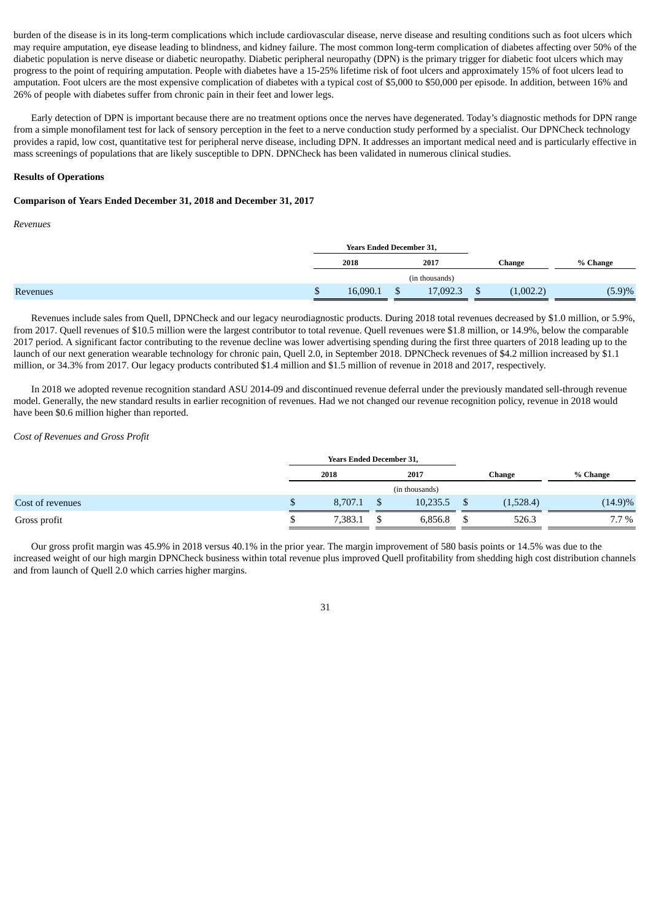burden of the disease is in its long-term complications which include cardiovascular disease, nerve disease and resulting conditions such as foot ulcers which may require amputation, eye disease leading to blindness, and kidney failure. The most common long-term complication of diabetes affecting over 50% of the diabetic population is nerve disease or diabetic neuropathy. Diabetic peripheral neuropathy (DPN) is the primary trigger for diabetic foot ulcers which may progress to the point of requiring amputation. People with diabetes have a 15-25% lifetime risk of foot ulcers and approximately 15% of foot ulcers lead to amputation. Foot ulcers are the most expensive complication of diabetes with a typical cost of $5,000 to $50,000 per episode. In addition, between 16% and 26% of people with diabetes suffer from chronic pain in their feet and lower legs.

Early detection of DPN is important because there are no treatment options once the nerves have degenerated. Today's diagnostic methods for DPN range from a simple monofilament test for lack of sensory perception in the feet to a nerve conduction study performed by a specialist. Our DPNCheck technology provides a rapid, low cost, quantitative test for peripheral nerve disease, including DPN. It addresses an important medical need and is particularly effective in mass screenings of populations that are likely susceptible to DPN. DPNCheck has been validated in numerous clinical studies.

**Results of Operations**

**Comparison of Years Ended December 31, 2018 and December 31, 2017**

*Revenues*

| | Years Ended December 31, | | | |
|---|---|---|---|---|
| | 2018 | 2017 | Change | % Change |
| | (in thousands) | | | |
| Revenues | $ 16,090.1 | $ 17,092.3 | $ (1,002.2) | (5.9)% |

Revenues include sales from Quell, DPNCheck and our legacy neurodiagnostic products. During 2018 total revenues decreased by $1.0 million, or 5.9%, from 2017. Quell revenues of $10.5 million were the largest contributor to total revenue. Quell revenues were $1.8 million, or 14.9%, below the comparable 2017 period. A significant factor contributing to the revenue decline was lower advertising spending during the first three quarters of 2018 leading up to the launch of our next generation wearable technology for chronic pain, Quell 2.0, in September 2018. DPNCheck revenues of $4.2 million increased by $1.1 million, or 34.3% from 2017. Our legacy products contributed $1.4 million and $1.5 million of revenue in 2018 and 2017, respectively.

In 2018 we adopted revenue recognition standard ASU 2014-09 and discontinued revenue deferral under the previously mandated sell-through revenue model. Generally, the new standard results in earlier recognition of revenues. Had we not changed our revenue recognition policy, revenue in 2018 would have been $0.6 million higher than reported.

*Cost of Revenues and Gross Profit*

| | Years Ended December 31, | | | |
|---|---|---|---|---|
| | 2018 | 2017 | Change | % Change |
| | (in thousands) | | | |
| Cost of revenues | $ 8,707.1 | $ 10,235.5 | $ (1,528.4) | (14.9)% |
| Gross profit | $ 7,383.1 | $ 6,856.8 | $ 526.3 | 7.7 % |

Our gross profit margin was 45.9% in 2018 versus 40.1% in the prior year. The margin improvement of 580 basis points or 14.5% was due to the increased weight of our high margin DPNCheck business within total revenue plus improved Quell profitability from shedding high cost distribution channels and from launch of Quell 2.0 which carries higher margins.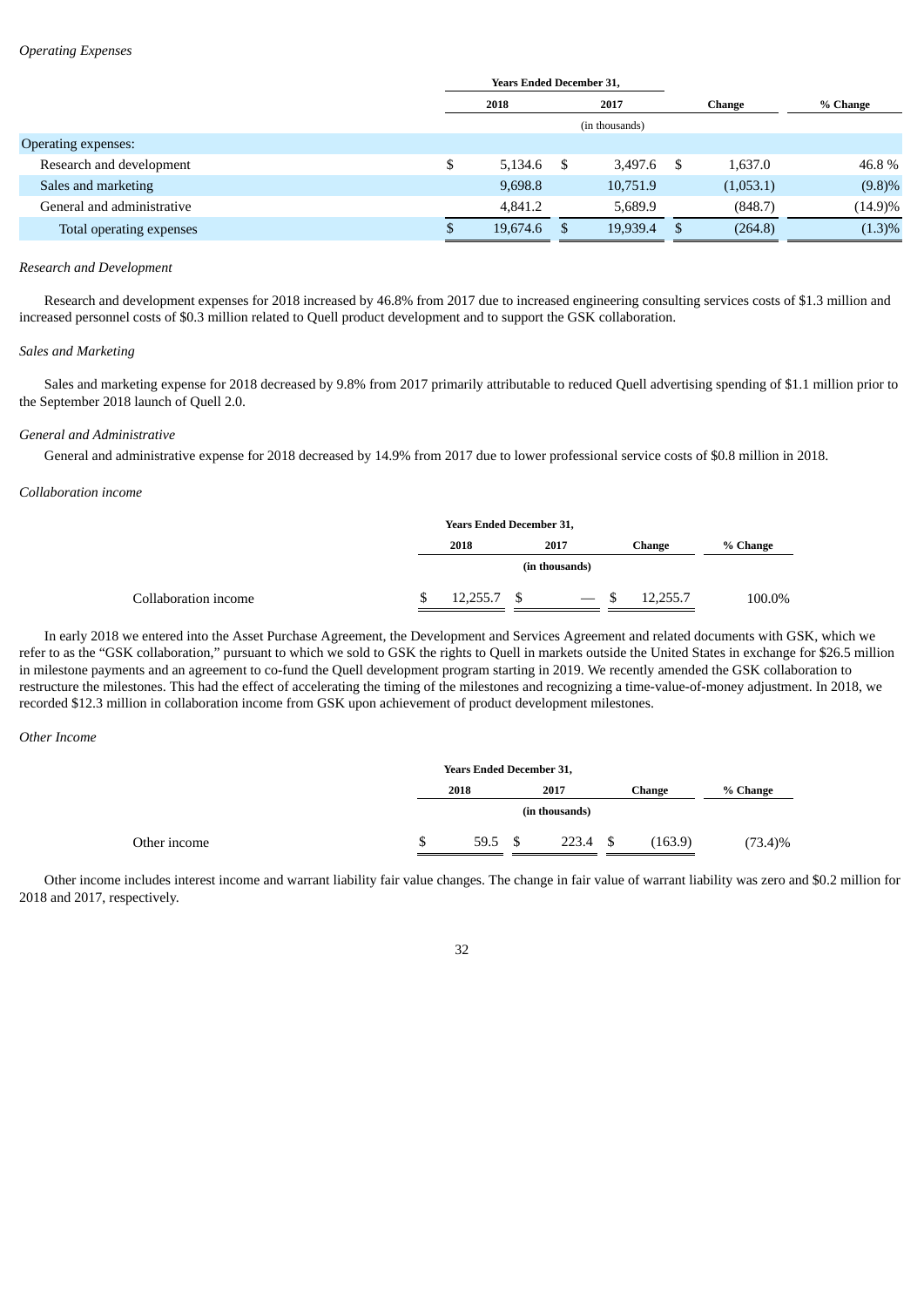*Operating Expenses*

| | Years Ended December 31, | | | |
|---|---|---|---|---|
| | 2018 | 2017 | Change | % Change |
| | (in thousands) | | | |
| Operating expenses: | | | | |
| Research and development | $ 5,134.6 | $ 3,497.6 | $ 1,637.0 | 46.8 % |
| Sales and marketing | 9,698.8 | 10,751.9 | (1,053.1) | (9.8)% |
| General and administrative | 4,841.2 | 5,689.9 | (848.7) | (14.9)% |
| Total operating expenses | $ 19,674.6 | $ 19,939.4 | $ (264.8) | (1.3)% |

*Research and Development*

Research and development expenses for 2018 increased by 46.8% from 2017 due to increased engineering consulting services costs of $1.3 million and increased personnel costs of $0.3 million related to Quell product development and to support the GSK collaboration.

*Sales and Marketing*

Sales and marketing expense for 2018 decreased by 9.8% from 2017 primarily attributable to reduced Quell advertising spending of $1.1 million prior to the September 2018 launch of Quell 2.0.

*General and Administrative*

General and administrative expense for 2018 decreased by 14.9% from 2017 due to lower professional service costs of $0.8 million in 2018.

*Collaboration income*

| | Years Ended December 31, | | | |
|---|---|---|---|---|
| | 2018 | 2017 | Change | % Change |
| | (in thousands) | | | |
| Collaboration income | $ 12,255.7 | $ — | $ 12,255.7 | 100.0% |

In early 2018 we entered into the Asset Purchase Agreement, the Development and Services Agreement and related documents with GSK, which we refer to as the "GSK collaboration," pursuant to which we sold to GSK the rights to Quell in markets outside the United States in exchange for $26.5 million in milestone payments and an agreement to co-fund the Quell development program starting in 2019. We recently amended the GSK collaboration to restructure the milestones. This had the effect of accelerating the timing of the milestones and recognizing a time-value-of-money adjustment. In 2018, we recorded $12.3 million in collaboration income from GSK upon achievement of product development milestones.

*Other Income*

| | Years Ended December 31, | | | |
|---|---|---|---|---|
| | 2018 | 2017 | Change | % Change |
| | (in thousands) | | | |
| Other income | $ 59.5 | $ 223.4 | $ (163.9) | (73.4)% |

Other income includes interest income and warrant liability fair value changes. The change in fair value of warrant liability was zero and $0.2 million for 2018 and 2017, respectively.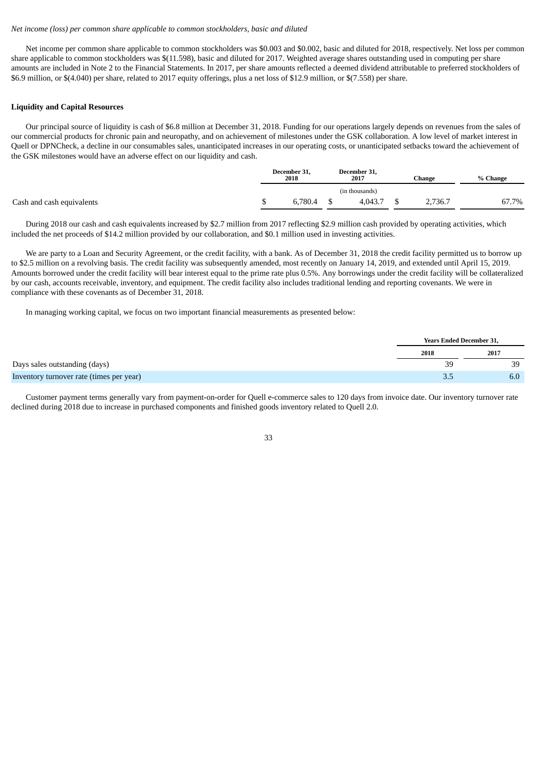*Net income (loss) per common share applicable to common stockholders, basic and diluted*

Net income per common share applicable to common stockholders was $0.003 and $0.002, basic and diluted for 2018, respectively. Net loss per common share applicable to common stockholders was $(11.598), basic and diluted for 2017. Weighted average shares outstanding used in computing per share amounts are included in Note 2 to the Financial Statements. In 2017, per share amounts reflected a deemed dividend attributable to preferred stockholders of $6.9 million, or $(4.040) per share, related to 2017 equity offerings, plus a net loss of $12.9 million, or $(7.558) per share.

**Liquidity and Capital Resources**

Our principal source of liquidity is cash of $6.8 million at December 31, 2018. Funding for our operations largely depends on revenues from the sales of our commercial products for chronic pain and neuropathy, and on achievement of milestones under the GSK collaboration. A low level of market interest in Quell or DPNCheck, a decline in our consumables sales, unanticipated increases in our operating costs, or unanticipated setbacks toward the achievement of the GSK milestones would have an adverse effect on our liquidity and cash.

| | December 31, 2018 | December 31, 2017 | Change | % Change |
|---|---|---|---|---|
| | (in thousands) | | | |
| Cash and cash equivalents | $ 6,780.4 | $ 4,043.7 | $ 2,736.7 | 67.7% |

During 2018 our cash and cash equivalents increased by $2.7 million from 2017 reflecting $2.9 million cash provided by operating activities, which included the net proceeds of $14.2 million provided by our collaboration, and $0.1 million used in investing activities.

We are party to a Loan and Security Agreement, or the credit facility, with a bank. As of December 31, 2018 the credit facility permitted us to borrow up to $2.5 million on a revolving basis. The credit facility was subsequently amended, most recently on January 14, 2019, and extended until April 15, 2019. Amounts borrowed under the credit facility will bear interest equal to the prime rate plus 0.5%. Any borrowings under the credit facility will be collateralized by our cash, accounts receivable, inventory, and equipment. The credit facility also includes traditional lending and reporting covenants. We were in compliance with these covenants as of December 31, 2018.

In managing working capital, we focus on two important financial measurements as presented below:

| | Years Ended December 31, | |
|---|---|---|
| | 2018 | 2017 |
| Days sales outstanding (days) | 39 | 39 |
| Inventory turnover rate (times per year) | 3.5 | 6.0 |

Customer payment terms generally vary from payment-on-order for Quell e-commerce sales to 120 days from invoice date. Our inventory turnover rate declined during 2018 due to increase in purchased components and finished goods inventory related to Quell 2.0.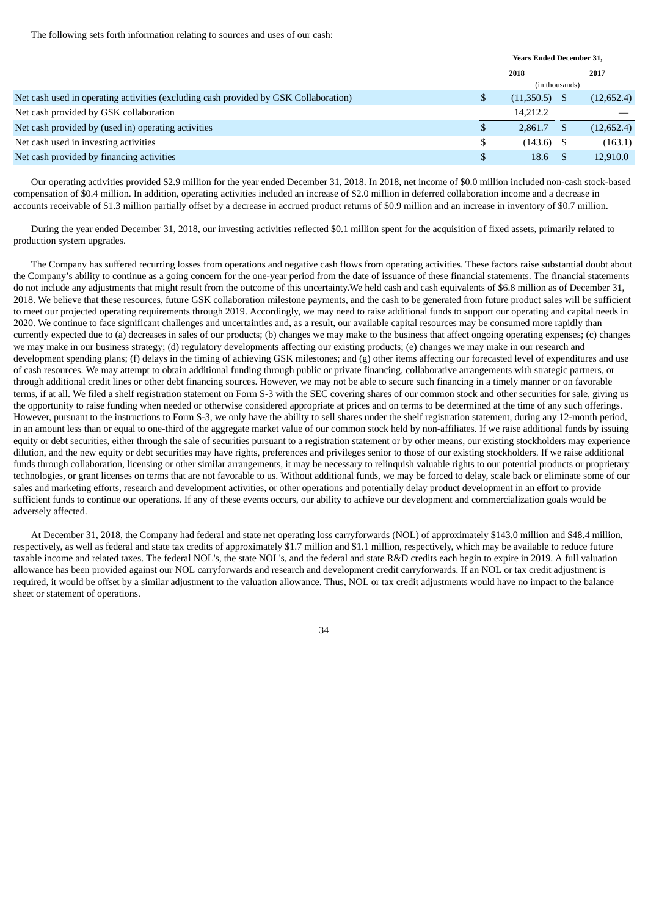The following sets forth information relating to sources and uses of our cash:

| | Years Ended December 31, | |
|---|---|---|
| | 2018 | 2017 |
| | (in thousands) | |
| Net cash used in operating activities (excluding cash provided by GSK Collaboration) | $ (11,350.5) | $ (12,652.4) |
| Net cash provided by GSK collaboration | 14,212.2 | — |
| Net cash provided by (used in) operating activities | $ 2,861.7 | $ (12,652.4) |
| Net cash used in investing activities | $ (143.6) | $ (163.1) |
| Net cash provided by financing activities | $ 18.6 | $ 12,910.0 |

Our operating activities provided $2.9 million for the year ended December 31, 2018. In 2018, net income of $0.0 million included non-cash stock-based compensation of $0.4 million. In addition, operating activities included an increase of $2.0 million in deferred collaboration income and a decrease in accounts receivable of $1.3 million partially offset by a decrease in accrued product returns of $0.9 million and an increase in inventory of $0.7 million.

During the year ended December 31, 2018, our investing activities reflected $0.1 million spent for the acquisition of fixed assets, primarily related to production system upgrades.

The Company has suffered recurring losses from operations and negative cash flows from operating activities. These factors raise substantial doubt about the Company's ability to continue as a going concern for the one-year period from the date of issuance of these financial statements. The financial statements do not include any adjustments that might result from the outcome of this uncertainty.We held cash and cash equivalents of $6.8 million as of December 31, 2018. We believe that these resources, future GSK collaboration milestone payments, and the cash to be generated from future product sales will be sufficient to meet our projected operating requirements through 2019. Accordingly, we may need to raise additional funds to support our operating and capital needs in 2020. We continue to face significant challenges and uncertainties and, as a result, our available capital resources may be consumed more rapidly than currently expected due to (a) decreases in sales of our products; (b) changes we may make to the business that affect ongoing operating expenses; (c) changes we may make in our business strategy; (d) regulatory developments affecting our existing products; (e) changes we may make in our research and development spending plans; (f) delays in the timing of achieving GSK milestones; and (g) other items affecting our forecasted level of expenditures and use of cash resources. We may attempt to obtain additional funding through public or private financing, collaborative arrangements with strategic partners, or through additional credit lines or other debt financing sources. However, we may not be able to secure such financing in a timely manner or on favorable terms, if at all. We filed a shelf registration statement on Form S-3 with the SEC covering shares of our common stock and other securities for sale, giving us the opportunity to raise funding when needed or otherwise considered appropriate at prices and on terms to be determined at the time of any such offerings. However, pursuant to the instructions to Form S-3, we only have the ability to sell shares under the shelf registration statement, during any 12-month period, in an amount less than or equal to one-third of the aggregate market value of our common stock held by non-affiliates. If we raise additional funds by issuing equity or debt securities, either through the sale of securities pursuant to a registration statement or by other means, our existing stockholders may experience dilution, and the new equity or debt securities may have rights, preferences and privileges senior to those of our existing stockholders. If we raise additional funds through collaboration, licensing or other similar arrangements, it may be necessary to relinquish valuable rights to our potential products or proprietary technologies, or grant licenses on terms that are not favorable to us. Without additional funds, we may be forced to delay, scale back or eliminate some of our sales and marketing efforts, research and development activities, or other operations and potentially delay product development in an effort to provide sufficient funds to continue our operations. If any of these events occurs, our ability to achieve our development and commercialization goals would be adversely affected.

At December 31, 2018, the Company had federal and state net operating loss carryforwards (NOL) of approximately $143.0 million and $48.4 million, respectively, as well as federal and state tax credits of approximately $1.7 million and $1.1 million, respectively, which may be available to reduce future taxable income and related taxes. The federal NOL's, the state NOL's, and the federal and state R&D credits each begin to expire in 2019. A full valuation allowance has been provided against our NOL carryforwards and research and development credit carryforwards. If an NOL or tax credit adjustment is required, it would be offset by a similar adjustment to the valuation allowance. Thus, NOL or tax credit adjustments would have no impact to the balance sheet or statement of operations.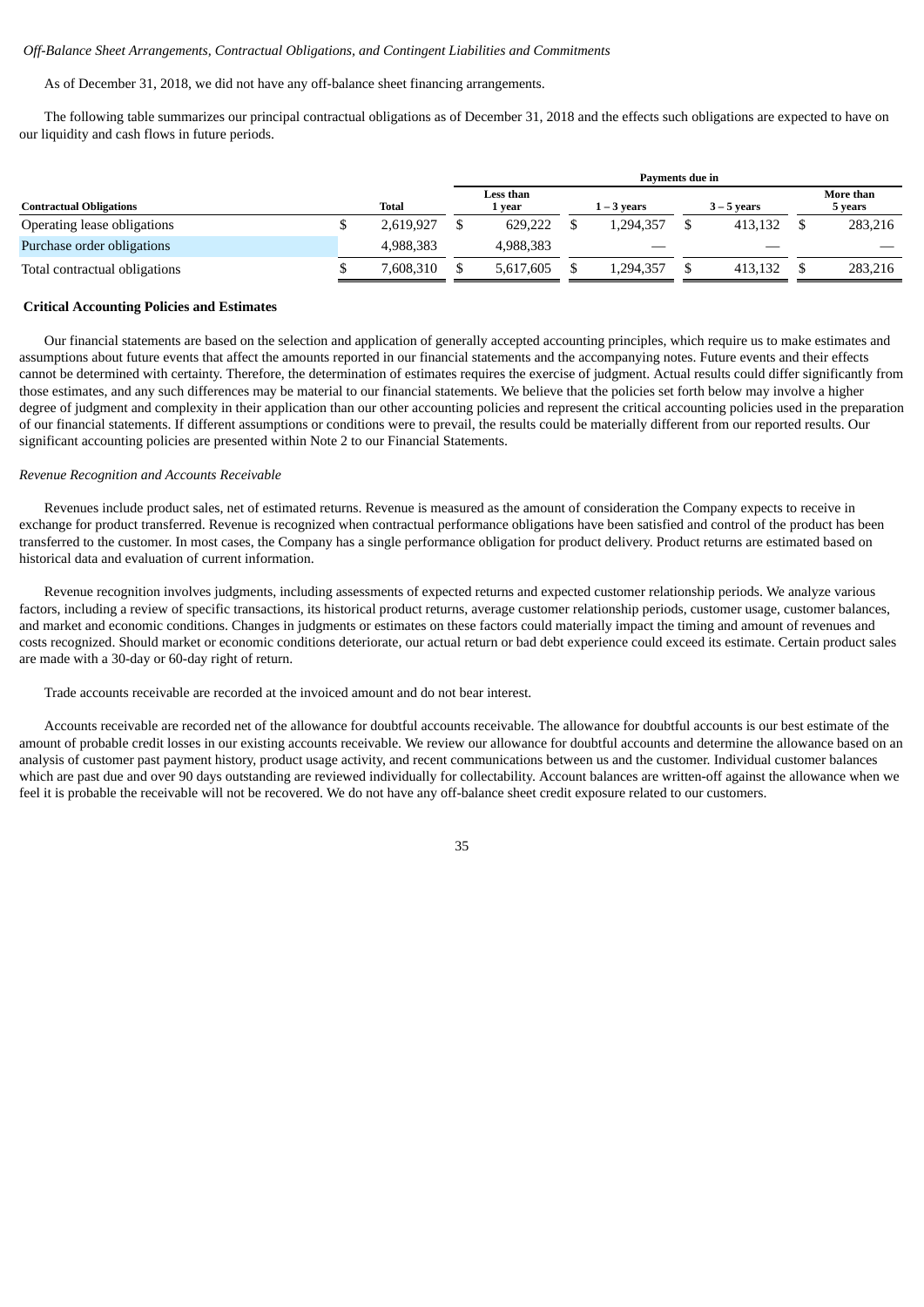*Off-Balance Sheet Arrangements, Contractual Obligations, and Contingent Liabilities and Commitments*

As of December 31, 2018, we did not have any off-balance sheet financing arrangements.

The following table summarizes our principal contractual obligations as of December 31, 2018 and the effects such obligations are expected to have on our liquidity and cash flows in future periods.

| | | Payments due in | | | |
|---|---|---|---|---|---|
| **Contractual Obligations** | **Total** | **Less than 1 year** | **1 – 3 years** | **3 – 5 years** | **More than 5 years** |
| Operating lease obligations | $ 2,619,927 | $ 629,222 | $ 1,294,357 | $ 413,132 | $ 283,216 |
| Purchase order obligations | 4,988,383 | 4,988,383 | — | — | — |
| Total contractual obligations | $ 7,608,310 | $ 5,617,605 | $ 1,294,357 | $ 413,132 | $ 283,216 |

**Critical Accounting Policies and Estimates**

Our financial statements are based on the selection and application of generally accepted accounting principles, which require us to make estimates and assumptions about future events that affect the amounts reported in our financial statements and the accompanying notes. Future events and their effects cannot be determined with certainty. Therefore, the determination of estimates requires the exercise of judgment. Actual results could differ significantly from those estimates, and any such differences may be material to our financial statements. We believe that the policies set forth below may involve a higher degree of judgment and complexity in their application than our other accounting policies and represent the critical accounting policies used in the preparation of our financial statements. If different assumptions or conditions were to prevail, the results could be materially different from our reported results. Our significant accounting policies are presented within Note 2 to our Financial Statements.

*Revenue Recognition and Accounts Receivable*

Revenues include product sales, net of estimated returns. Revenue is measured as the amount of consideration the Company expects to receive in exchange for product transferred. Revenue is recognized when contractual performance obligations have been satisfied and control of the product has been transferred to the customer. In most cases, the Company has a single performance obligation for product delivery. Product returns are estimated based on historical data and evaluation of current information.

Revenue recognition involves judgments, including assessments of expected returns and expected customer relationship periods. We analyze various factors, including a review of specific transactions, its historical product returns, average customer relationship periods, customer usage, customer balances, and market and economic conditions. Changes in judgments or estimates on these factors could materially impact the timing and amount of revenues and costs recognized. Should market or economic conditions deteriorate, our actual return or bad debt experience could exceed its estimate. Certain product sales are made with a 30-day or 60-day right of return.

Trade accounts receivable are recorded at the invoiced amount and do not bear interest.

Accounts receivable are recorded net of the allowance for doubtful accounts receivable. The allowance for doubtful accounts is our best estimate of the amount of probable credit losses in our existing accounts receivable. We review our allowance for doubtful accounts and determine the allowance based on an analysis of customer past payment history, product usage activity, and recent communications between us and the customer. Individual customer balances which are past due and over 90 days outstanding are reviewed individually for collectability. Account balances are written-off against the allowance when we feel it is probable the receivable will not be recovered. We do not have any off-balance sheet credit exposure related to our customers.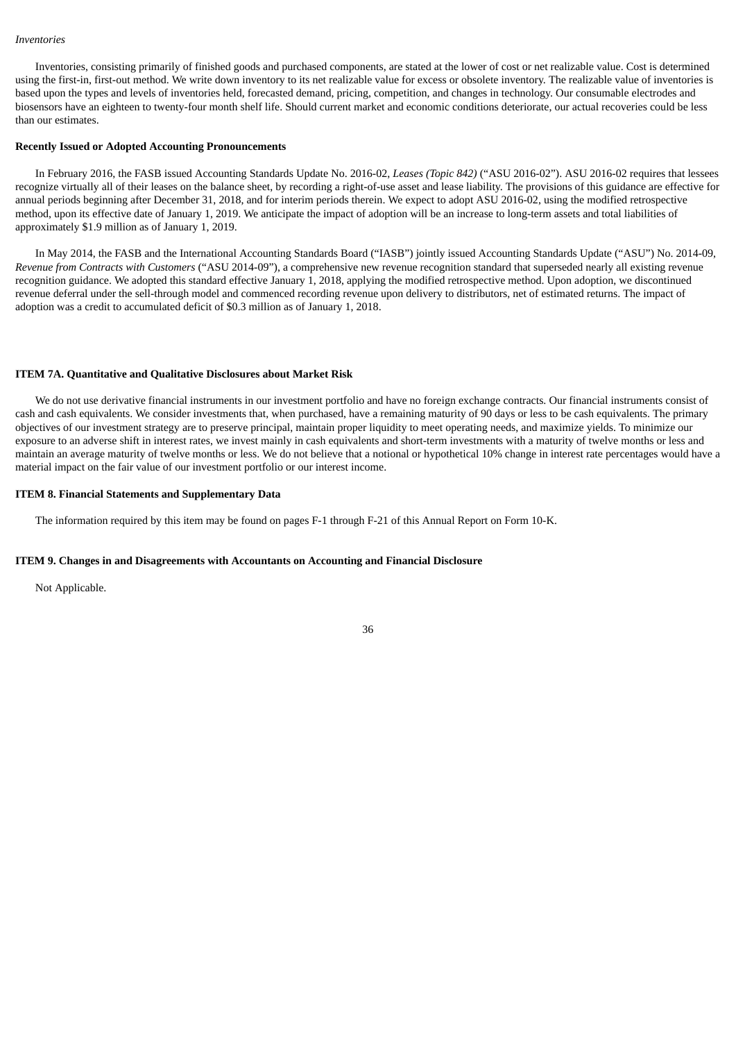*Inventories*

Inventories, consisting primarily of finished goods and purchased components, are stated at the lower of cost or net realizable value. Cost is determined using the first-in, first-out method. We write down inventory to its net realizable value for excess or obsolete inventory. The realizable value of inventories is based upon the types and levels of inventories held, forecasted demand, pricing, competition, and changes in technology. Our consumable electrodes and biosensors have an eighteen to twenty-four month shelf life. Should current market and economic conditions deteriorate, our actual recoveries could be less than our estimates.

**Recently Issued or Adopted Accounting Pronouncements**

In February 2016, the FASB issued Accounting Standards Update No. 2016-02, *Leases (Topic 842)* ("ASU 2016-02"). ASU 2016-02 requires that lessees recognize virtually all of their leases on the balance sheet, by recording a right-of-use asset and lease liability. The provisions of this guidance are effective for annual periods beginning after December 31, 2018, and for interim periods therein. We expect to adopt ASU 2016-02, using the modified retrospective method, upon its effective date of January 1, 2019. We anticipate the impact of adoption will be an increase to long-term assets and total liabilities of approximately $1.9 million as of January 1, 2019.

In May 2014, the FASB and the International Accounting Standards Board ("IASB") jointly issued Accounting Standards Update ("ASU") No. 2014-09, *Revenue from Contracts with Customers* ("ASU 2014-09"), a comprehensive new revenue recognition standard that superseded nearly all existing revenue recognition guidance. We adopted this standard effective January 1, 2018, applying the modified retrospective method. Upon adoption, we discontinued revenue deferral under the sell-through model and commenced recording revenue upon delivery to distributors, net of estimated returns. The impact of adoption was a credit to accumulated deficit of $0.3 million as of January 1, 2018.

**ITEM 7A. Quantitative and Qualitative Disclosures about Market Risk**

We do not use derivative financial instruments in our investment portfolio and have no foreign exchange contracts. Our financial instruments consist of cash and cash equivalents. We consider investments that, when purchased, have a remaining maturity of 90 days or less to be cash equivalents. The primary objectives of our investment strategy are to preserve principal, maintain proper liquidity to meet operating needs, and maximize yields. To minimize our exposure to an adverse shift in interest rates, we invest mainly in cash equivalents and short-term investments with a maturity of twelve months or less and maintain an average maturity of twelve months or less. We do not believe that a notional or hypothetical 10% change in interest rate percentages would have a material impact on the fair value of our investment portfolio or our interest income.

**ITEM 8. Financial Statements and Supplementary Data**

The information required by this item may be found on pages F-1 through F-21 of this Annual Report on Form 10-K.

**ITEM 9. Changes in and Disagreements with Accountants on Accounting and Financial Disclosure**

Not Applicable.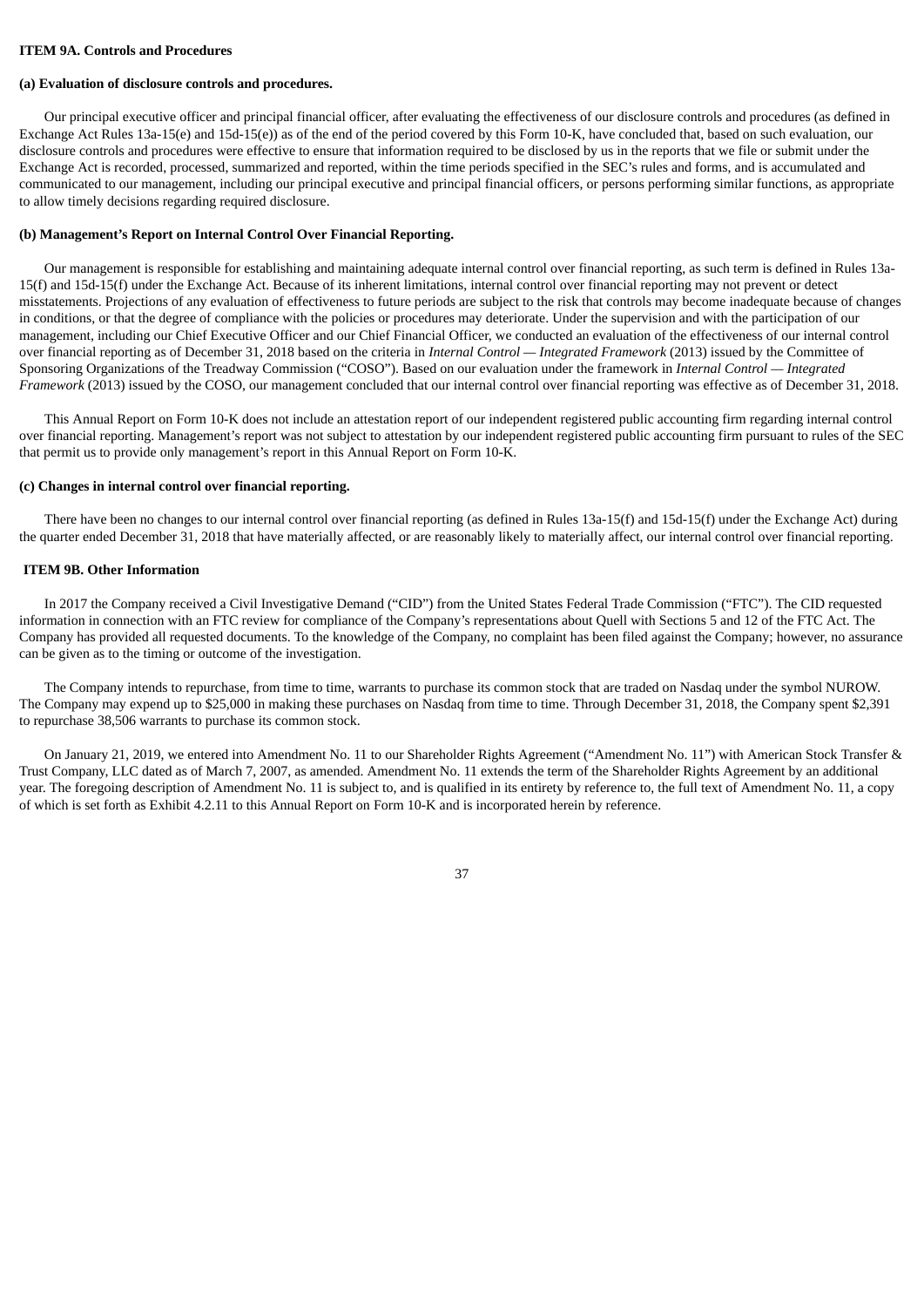## ITEM 9A. Controls and Procedures

### (a) Evaluation of disclosure controls and procedures.

Our principal executive officer and principal financial officer, after evaluating the effectiveness of our disclosure controls and procedures (as defined in Exchange Act Rules 13a-15(e) and 15d-15(e)) as of the end of the period covered by this Form 10-K, have concluded that, based on such evaluation, our disclosure controls and procedures were effective to ensure that information required to be disclosed by us in the reports that we file or submit under the Exchange Act is recorded, processed, summarized and reported, within the time periods specified in the SEC's rules and forms, and is accumulated and communicated to our management, including our principal executive and principal financial officers, or persons performing similar functions, as appropriate to allow timely decisions regarding required disclosure.

### (b) Management's Report on Internal Control Over Financial Reporting.

Our management is responsible for establishing and maintaining adequate internal control over financial reporting, as such term is defined in Rules 13a-15(f) and 15d-15(f) under the Exchange Act. Because of its inherent limitations, internal control over financial reporting may not prevent or detect misstatements. Projections of any evaluation of effectiveness to future periods are subject to the risk that controls may become inadequate because of changes in conditions, or that the degree of compliance with the policies or procedures may deteriorate. Under the supervision and with the participation of our management, including our Chief Executive Officer and our Chief Financial Officer, we conducted an evaluation of the effectiveness of our internal control over financial reporting as of December 31, 2018 based on the criteria in *Internal Control — Integrated Framework* (2013) issued by the Committee of Sponsoring Organizations of the Treadway Commission ("COSO"). Based on our evaluation under the framework in *Internal Control — Integrated Framework* (2013) issued by the COSO, our management concluded that our internal control over financial reporting was effective as of December 31, 2018.

This Annual Report on Form 10-K does not include an attestation report of our independent registered public accounting firm regarding internal control over financial reporting. Management's report was not subject to attestation by our independent registered public accounting firm pursuant to rules of the SEC that permit us to provide only management's report in this Annual Report on Form 10-K.

### (c) Changes in internal control over financial reporting.

There have been no changes to our internal control over financial reporting (as defined in Rules 13a-15(f) and 15d-15(f) under the Exchange Act) during the quarter ended December 31, 2018 that have materially affected, or are reasonably likely to materially affect, our internal control over financial reporting.

## ITEM 9B. Other Information

In 2017 the Company received a Civil Investigative Demand ("CID") from the United States Federal Trade Commission ("FTC"). The CID requested information in connection with an FTC review for compliance of the Company's representations about Quell with Sections 5 and 12 of the FTC Act. The Company has provided all requested documents. To the knowledge of the Company, no complaint has been filed against the Company; however, no assurance can be given as to the timing or outcome of the investigation.

The Company intends to repurchase, from time to time, warrants to purchase its common stock that are traded on Nasdaq under the symbol NUROW. The Company may expend up to $25,000 in making these purchases on Nasdaq from time to time. Through December 31, 2018, the Company spent $2,391 to repurchase 38,506 warrants to purchase its common stock.

On January 21, 2019, we entered into Amendment No. 11 to our Shareholder Rights Agreement ("Amendment No. 11") with American Stock Transfer & Trust Company, LLC dated as of March 7, 2007, as amended. Amendment No. 11 extends the term of the Shareholder Rights Agreement by an additional year. The foregoing description of Amendment No. 11 is subject to, and is qualified in its entirety by reference to, the full text of Amendment No. 11, a copy of which is set forth as Exhibit 4.2.11 to this Annual Report on Form 10-K and is incorporated herein by reference.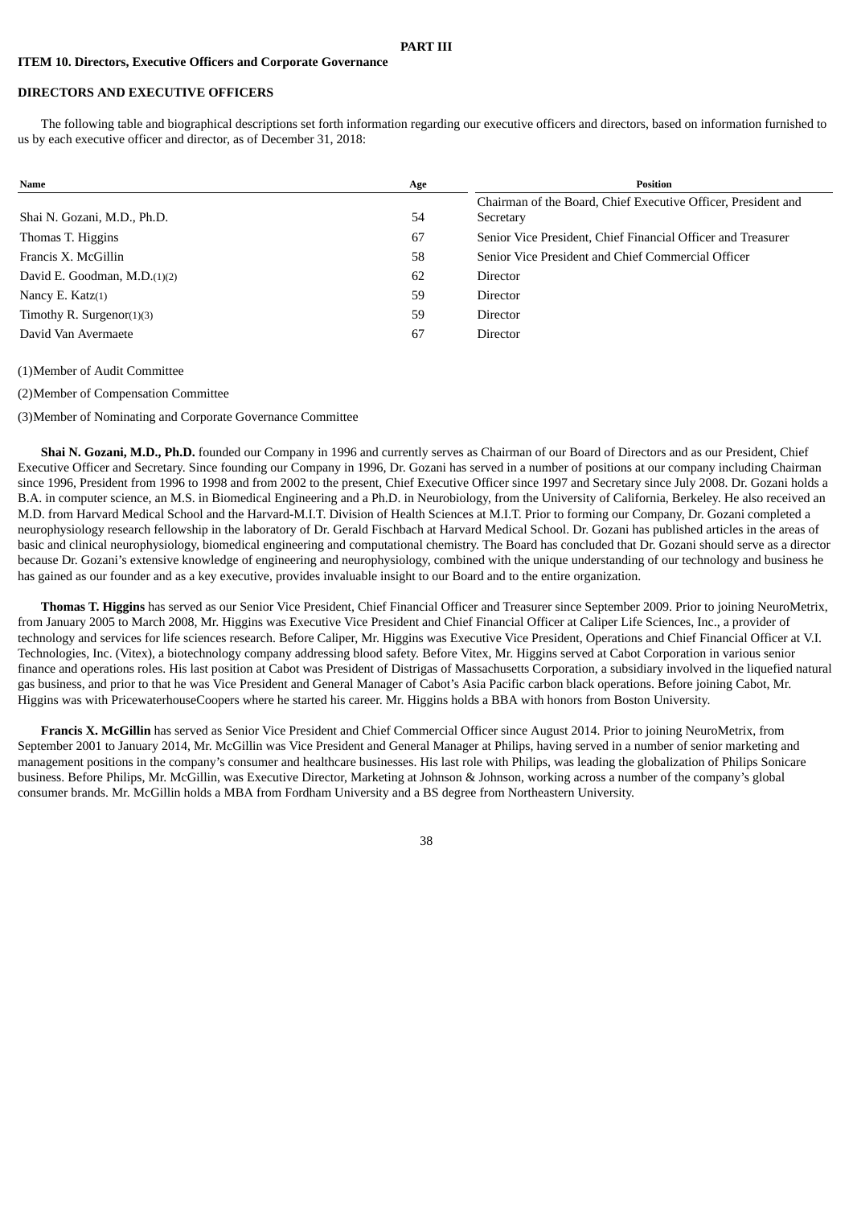## PART III

### ITEM 10. Directors, Executive Officers and Corporate Governance

### DIRECTORS AND EXECUTIVE OFFICERS

The following table and biographical descriptions set forth information regarding our executive officers and directors, based on information furnished to us by each executive officer and director, as of December 31, 2018:

| Name | Age | Position |
|---|---|---|
| Shai N. Gozani, M.D., Ph.D. | 54 | Chairman of the Board, Chief Executive Officer, President and Secretary |
| Thomas T. Higgins | 67 | Senior Vice President, Chief Financial Officer and Treasurer |
| Francis X. McGillin | 58 | Senior Vice President and Chief Commercial Officer |
| David E. Goodman, M.D.(1)(2) | 62 | Director |
| Nancy E. Katz(1) | 59 | Director |
| Timothy R. Surgenor(1)(3) | 59 | Director |
| David Van Avermaete | 67 | Director |

(1)Member of Audit Committee

(2)Member of Compensation Committee

(3)Member of Nominating and Corporate Governance Committee

**Shai N. Gozani, M.D., Ph.D.** founded our Company in 1996 and currently serves as Chairman of our Board of Directors and as our President, Chief Executive Officer and Secretary. Since founding our Company in 1996, Dr. Gozani has served in a number of positions at our company including Chairman since 1996, President from 1996 to 1998 and from 2002 to the present, Chief Executive Officer since 1997 and Secretary since July 2008. Dr. Gozani holds a B.A. in computer science, an M.S. in Biomedical Engineering and a Ph.D. in Neurobiology, from the University of California, Berkeley. He also received an M.D. from Harvard Medical School and the Harvard-M.I.T. Division of Health Sciences at M.I.T. Prior to forming our Company, Dr. Gozani completed a neurophysiology research fellowship in the laboratory of Dr. Gerald Fischbach at Harvard Medical School. Dr. Gozani has published articles in the areas of basic and clinical neurophysiology, biomedical engineering and computational chemistry. The Board has concluded that Dr. Gozani should serve as a director because Dr. Gozani's extensive knowledge of engineering and neurophysiology, combined with the unique understanding of our technology and business he has gained as our founder and as a key executive, provides invaluable insight to our Board and to the entire organization.

**Thomas T. Higgins** has served as our Senior Vice President, Chief Financial Officer and Treasurer since September 2009. Prior to joining NeuroMetrix, from January 2005 to March 2008, Mr. Higgins was Executive Vice President and Chief Financial Officer at Caliper Life Sciences, Inc., a provider of technology and services for life sciences research. Before Caliper, Mr. Higgins was Executive Vice President, Operations and Chief Financial Officer at V.I. Technologies, Inc. (Vitex), a biotechnology company addressing blood safety. Before Vitex, Mr. Higgins served at Cabot Corporation in various senior finance and operations roles. His last position at Cabot was President of Distrigas of Massachusetts Corporation, a subsidiary involved in the liquefied natural gas business, and prior to that he was Vice President and General Manager of Cabot's Asia Pacific carbon black operations. Before joining Cabot, Mr. Higgins was with PricewaterhouseCoopers where he started his career. Mr. Higgins holds a BBA with honors from Boston University.

**Francis X. McGillin** has served as Senior Vice President and Chief Commercial Officer since August 2014. Prior to joining NeuroMetrix, from September 2001 to January 2014, Mr. McGillin was Vice President and General Manager at Philips, having served in a number of senior marketing and management positions in the company's consumer and healthcare businesses. His last role with Philips, was leading the globalization of Philips Sonicare business. Before Philips, Mr. McGillin, was Executive Director, Marketing at Johnson & Johnson, working across a number of the company's global consumer brands. Mr. McGillin holds a MBA from Fordham University and a BS degree from Northeastern University.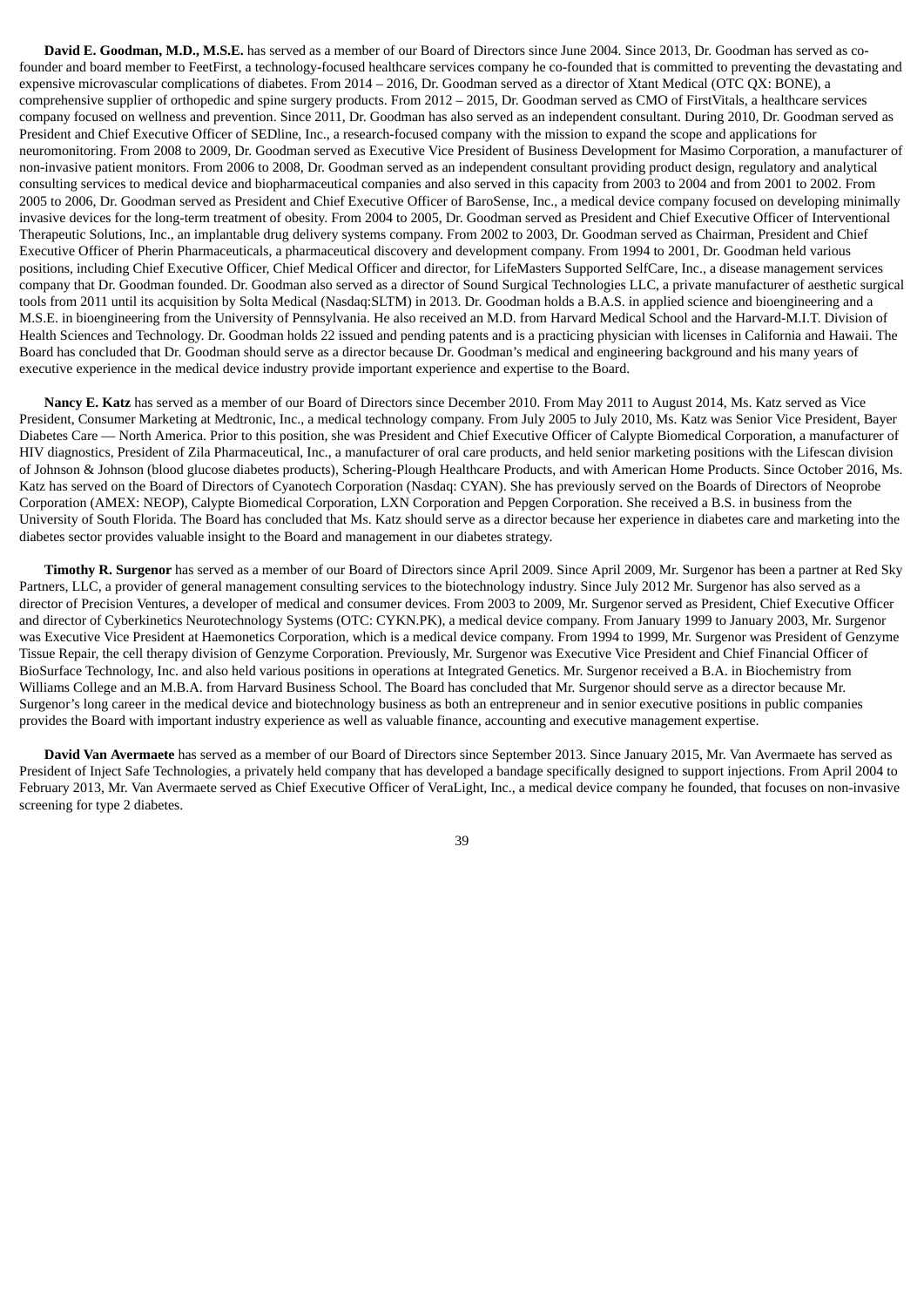**David E. Goodman, M.D., M.S.E.** has served as a member of our Board of Directors since June 2004. Since 2013, Dr. Goodman has served as co-founder and board member to FeetFirst, a technology-focused healthcare services company he co-founded that is committed to preventing the devastating and expensive microvascular complications of diabetes. From 2014 – 2016, Dr. Goodman served as a director of Xtant Medical (OTC QX: BONE), a comprehensive supplier of orthopedic and spine surgery products. From 2012 – 2015, Dr. Goodman served as CMO of FirstVitals, a healthcare services company focused on wellness and prevention. Since 2011, Dr. Goodman has also served as an independent consultant. During 2010, Dr. Goodman served as President and Chief Executive Officer of SEDline, Inc., a research-focused company with the mission to expand the scope and applications for neuromonitoring. From 2008 to 2009, Dr. Goodman served as Executive Vice President of Business Development for Masimo Corporation, a manufacturer of non-invasive patient monitors. From 2006 to 2008, Dr. Goodman served as an independent consultant providing product design, regulatory and analytical consulting services to medical device and biopharmaceutical companies and also served in this capacity from 2003 to 2004 and from 2001 to 2002. From 2005 to 2006, Dr. Goodman served as President and Chief Executive Officer of BaroSense, Inc., a medical device company focused on developing minimally invasive devices for the long-term treatment of obesity. From 2004 to 2005, Dr. Goodman served as President and Chief Executive Officer of Interventional Therapeutic Solutions, Inc., an implantable drug delivery systems company. From 2002 to 2003, Dr. Goodman served as Chairman, President and Chief Executive Officer of Pherin Pharmaceuticals, a pharmaceutical discovery and development company. From 1994 to 2001, Dr. Goodman held various positions, including Chief Executive Officer, Chief Medical Officer and director, for LifeMasters Supported SelfCare, Inc., a disease management services company that Dr. Goodman founded. Dr. Goodman also served as a director of Sound Surgical Technologies LLC, a private manufacturer of aesthetic surgical tools from 2011 until its acquisition by Solta Medical (Nasdaq:SLTM) in 2013. Dr. Goodman holds a B.A.S. in applied science and bioengineering and a M.S.E. in bioengineering from the University of Pennsylvania. He also received an M.D. from Harvard Medical School and the Harvard-M.I.T. Division of Health Sciences and Technology. Dr. Goodman holds 22 issued and pending patents and is a practicing physician with licenses in California and Hawaii. The Board has concluded that Dr. Goodman should serve as a director because Dr. Goodman's medical and engineering background and his many years of executive experience in the medical device industry provide important experience and expertise to the Board.

**Nancy E. Katz** has served as a member of our Board of Directors since December 2010. From May 2011 to August 2014, Ms. Katz served as Vice President, Consumer Marketing at Medtronic, Inc., a medical technology company. From July 2005 to July 2010, Ms. Katz was Senior Vice President, Bayer Diabetes Care — North America. Prior to this position, she was President and Chief Executive Officer of Calypte Biomedical Corporation, a manufacturer of HIV diagnostics, President of Zila Pharmaceutical, Inc., a manufacturer of oral care products, and held senior marketing positions with the Lifescan division of Johnson & Johnson (blood glucose diabetes products), Schering-Plough Healthcare Products, and with American Home Products. Since October 2016, Ms. Katz has served on the Board of Directors of Cyanotech Corporation (Nasdaq: CYAN). She has previously served on the Boards of Directors of Neoprobe Corporation (AMEX: NEOP), Calypte Biomedical Corporation, LXN Corporation and Pepgen Corporation. She received a B.S. in business from the University of South Florida. The Board has concluded that Ms. Katz should serve as a director because her experience in diabetes care and marketing into the diabetes sector provides valuable insight to the Board and management in our diabetes strategy.

**Timothy R. Surgenor** has served as a member of our Board of Directors since April 2009. Since April 2009, Mr. Surgenor has been a partner at Red Sky Partners, LLC, a provider of general management consulting services to the biotechnology industry. Since July 2012 Mr. Surgenor has also served as a director of Precision Ventures, a developer of medical and consumer devices. From 2003 to 2009, Mr. Surgenor served as President, Chief Executive Officer and director of Cyberkinetics Neurotechnology Systems (OTC: CYKN.PK), a medical device company. From January 1999 to January 2003, Mr. Surgenor was Executive Vice President at Haemonetics Corporation, which is a medical device company. From 1994 to 1999, Mr. Surgenor was President of Genzyme Tissue Repair, the cell therapy division of Genzyme Corporation. Previously, Mr. Surgenor was Executive Vice President and Chief Financial Officer of BioSurface Technology, Inc. and also held various positions in operations at Integrated Genetics. Mr. Surgenor received a B.A. in Biochemistry from Williams College and an M.B.A. from Harvard Business School. The Board has concluded that Mr. Surgenor should serve as a director because Mr. Surgenor's long career in the medical device and biotechnology business as both an entrepreneur and in senior executive positions in public companies provides the Board with important industry experience as well as valuable finance, accounting and executive management expertise.

**David Van Avermaete** has served as a member of our Board of Directors since September 2013. Since January 2015, Mr. Van Avermaete has served as President of Inject Safe Technologies, a privately held company that has developed a bandage specifically designed to support injections. From April 2004 to February 2013, Mr. Van Avermaete served as Chief Executive Officer of VeraLight, Inc., a medical device company he founded, that focuses on non-invasive screening for type 2 diabetes.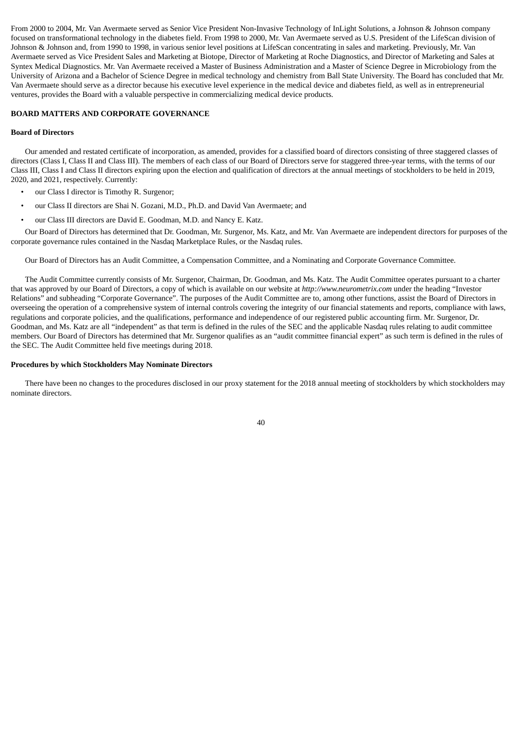From 2000 to 2004, Mr. Van Avermaete served as Senior Vice President Non-Invasive Technology of InLight Solutions, a Johnson & Johnson company focused on transformational technology in the diabetes field. From 1998 to 2000, Mr. Van Avermaete served as U.S. President of the LifeScan division of Johnson & Johnson and, from 1990 to 1998, in various senior level positions at LifeScan concentrating in sales and marketing. Previously, Mr. Van Avermaete served as Vice President Sales and Marketing at Biotope, Director of Marketing at Roche Diagnostics, and Director of Marketing and Sales at Syntex Medical Diagnostics. Mr. Van Avermaete received a Master of Business Administration and a Master of Science Degree in Microbiology from the University of Arizona and a Bachelor of Science Degree in medical technology and chemistry from Ball State University. The Board has concluded that Mr. Van Avermaete should serve as a director because his executive level experience in the medical device and diabetes field, as well as in entrepreneurial ventures, provides the Board with a valuable perspective in commercializing medical device products.

## BOARD MATTERS AND CORPORATE GOVERNANCE

### Board of Directors

Our amended and restated certificate of incorporation, as amended, provides for a classified board of directors consisting of three staggered classes of directors (Class I, Class II and Class III). The members of each class of our Board of Directors serve for staggered three-year terms, with the terms of our Class III, Class I and Class II directors expiring upon the election and qualification of directors at the annual meetings of stockholders to be held in 2019, 2020, and 2021, respectively. Currently:

- our Class I director is Timothy R. Surgenor;
- our Class II directors are Shai N. Gozani, M.D., Ph.D. and David Van Avermaete; and
- our Class III directors are David E. Goodman, M.D. and Nancy E. Katz.

Our Board of Directors has determined that Dr. Goodman, Mr. Surgenor, Ms. Katz, and Mr. Van Avermaete are independent directors for purposes of the corporate governance rules contained in the Nasdaq Marketplace Rules, or the Nasdaq rules.

Our Board of Directors has an Audit Committee, a Compensation Committee, and a Nominating and Corporate Governance Committee.

The Audit Committee currently consists of Mr. Surgenor, Chairman, Dr. Goodman, and Ms. Katz. The Audit Committee operates pursuant to a charter that was approved by our Board of Directors, a copy of which is available on our website at *http://www.neurometrix.com* under the heading "Investor Relations" and subheading "Corporate Governance". The purposes of the Audit Committee are to, among other functions, assist the Board of Directors in overseeing the operation of a comprehensive system of internal controls covering the integrity of our financial statements and reports, compliance with laws, regulations and corporate policies, and the qualifications, performance and independence of our registered public accounting firm. Mr. Surgenor, Dr. Goodman, and Ms. Katz are all "independent" as that term is defined in the rules of the SEC and the applicable Nasdaq rules relating to audit committee members. Our Board of Directors has determined that Mr. Surgenor qualifies as an "audit committee financial expert" as such term is defined in the rules of the SEC. The Audit Committee held five meetings during 2018.

### Procedures by which Stockholders May Nominate Directors

There have been no changes to the procedures disclosed in our proxy statement for the 2018 annual meeting of stockholders by which stockholders may nominate directors.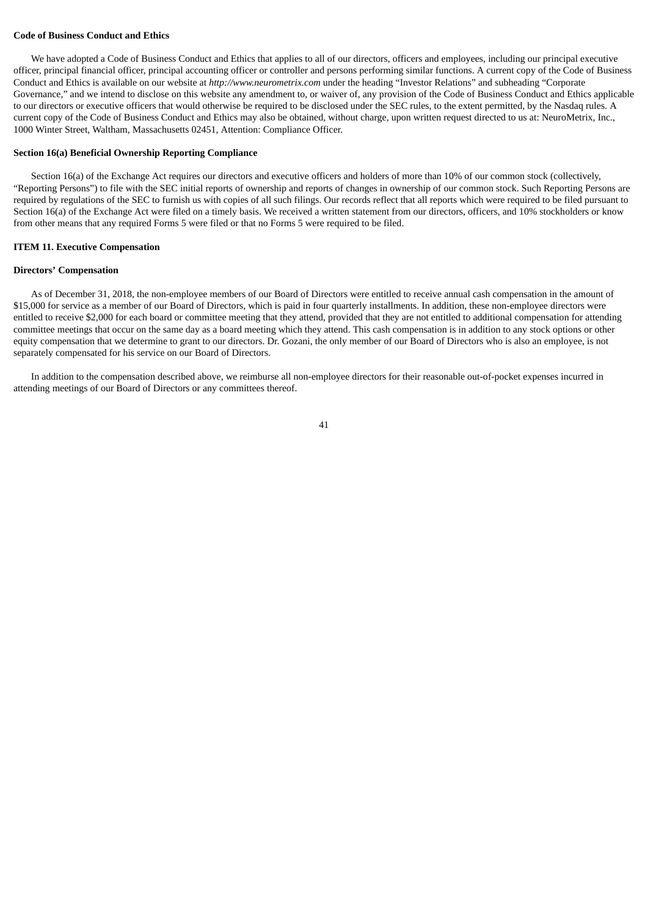**Code of Business Conduct and Ethics**

We have adopted a Code of Business Conduct and Ethics that applies to all of our directors, officers and employees, including our principal executive officer, principal financial officer, principal accounting officer or controller and persons performing similar functions. A current copy of the Code of Business Conduct and Ethics is available on our website at *http://www.neurometrix.com* under the heading "Investor Relations" and subheading "Corporate Governance," and we intend to disclose on this website any amendment to, or waiver of, any provision of the Code of Business Conduct and Ethics applicable to our directors or executive officers that would otherwise be required to be disclosed under the SEC rules, to the extent permitted, by the Nasdaq rules. A current copy of the Code of Business Conduct and Ethics may also be obtained, without charge, upon written request directed to us at: NeuroMetrix, Inc., 1000 Winter Street, Waltham, Massachusetts 02451, Attention: Compliance Officer.

**Section 16(a) Beneficial Ownership Reporting Compliance**

Section 16(a) of the Exchange Act requires our directors and executive officers and holders of more than 10% of our common stock (collectively, "Reporting Persons") to file with the SEC initial reports of ownership and reports of changes in ownership of our common stock. Such Reporting Persons are required by regulations of the SEC to furnish us with copies of all such filings. Our records reflect that all reports which were required to be filed pursuant to Section 16(a) of the Exchange Act were filed on a timely basis. We received a written statement from our directors, officers, and 10% stockholders or know from other means that any required Forms 5 were filed or that no Forms 5 were required to be filed.

**ITEM 11. Executive Compensation**

**Directors' Compensation**

As of December 31, 2018, the non-employee members of our Board of Directors were entitled to receive annual cash compensation in the amount of $15,000 for service as a member of our Board of Directors, which is paid in four quarterly installments. In addition, these non-employee directors were entitled to receive $2,000 for each board or committee meeting that they attend, provided that they are not entitled to additional compensation for attending committee meetings that occur on the same day as a board meeting which they attend. This cash compensation is in addition to any stock options or other equity compensation that we determine to grant to our directors. Dr. Gozani, the only member of our Board of Directors who is also an employee, is not separately compensated for his service on our Board of Directors.

In addition to the compensation described above, we reimburse all non-employee directors for their reasonable out-of-pocket expenses incurred in attending meetings of our Board of Directors or any committees thereof.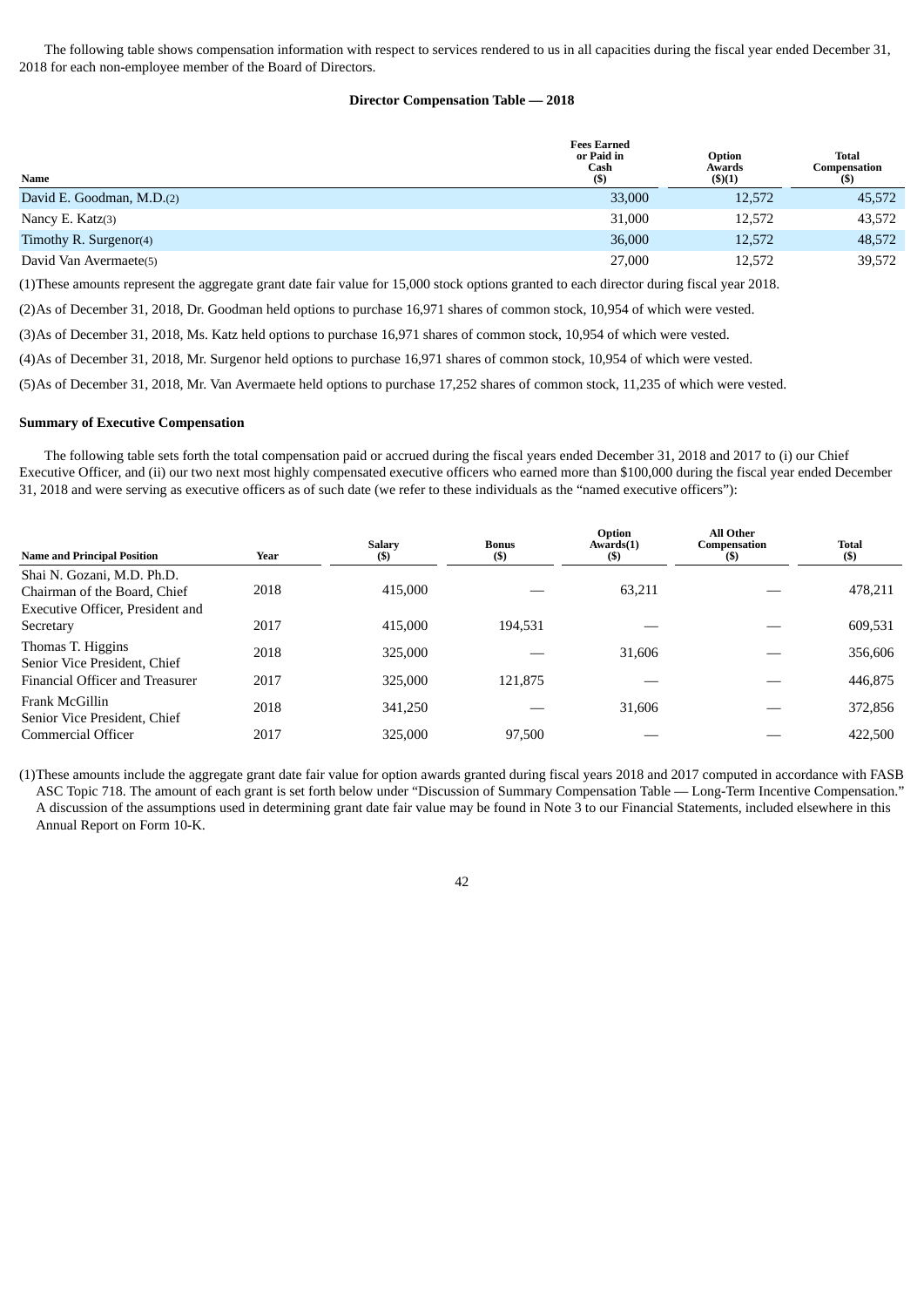The following table shows compensation information with respect to services rendered to us in all capacities during the fiscal year ended December 31, 2018 for each non-employee member of the Board of Directors.

**Director Compensation Table — 2018**

| Name | Fees Earned or Paid in Cash ($) | Option Awards ($)(1) | Total Compensation ($) |
|---|---|---|---|
| David E. Goodman, M.D.(2) | 33,000 | 12,572 | 45,572 |
| Nancy E. Katz(3) | 31,000 | 12,572 | 43,572 |
| Timothy R. Surgenor(4) | 36,000 | 12,572 | 48,572 |
| David Van Avermaete(5) | 27,000 | 12,572 | 39,572 |

(1)These amounts represent the aggregate grant date fair value for 15,000 stock options granted to each director during fiscal year 2018.

(2)As of December 31, 2018, Dr. Goodman held options to purchase 16,971 shares of common stock, 10,954 of which were vested.

(3)As of December 31, 2018, Ms. Katz held options to purchase 16,971 shares of common stock, 10,954 of which were vested.

(4)As of December 31, 2018, Mr. Surgenor held options to purchase 16,971 shares of common stock, 10,954 of which were vested.

(5)As of December 31, 2018, Mr. Van Avermaete held options to purchase 17,252 shares of common stock, 11,235 of which were vested.

**Summary of Executive Compensation**

The following table sets forth the total compensation paid or accrued during the fiscal years ended December 31, 2018 and 2017 to (i) our Chief Executive Officer, and (ii) our two next most highly compensated executive officers who earned more than $100,000 during the fiscal year ended December 31, 2018 and were serving as executive officers as of such date (we refer to these individuals as the "named executive officers"):

| Name and Principal Position | Year | Salary ($) | Bonus ($) | Option Awards(1) ($) | All Other Compensation ($) | Total ($) |
|---|---|---|---|---|---|---|
| Shai N. Gozani, M.D. Ph.D. Chairman of the Board, Chief Executive Officer, President and Secretary | 2018 | 415,000 | — | 63,211 | — | 478,211 |
| | 2017 | 415,000 | 194,531 | — | — | 609,531 |
| Thomas T. Higgins Senior Vice President, Chief Financial Officer and Treasurer | 2018 | 325,000 | — | 31,606 | — | 356,606 |
| | 2017 | 325,000 | 121,875 | — | — | 446,875 |
| Frank McGillin Senior Vice President, Chief Commercial Officer | 2018 | 341,250 | — | 31,606 | — | 372,856 |
| | 2017 | 325,000 | 97,500 | — | — | 422,500 |

(1)These amounts include the aggregate grant date fair value for option awards granted during fiscal years 2018 and 2017 computed in accordance with FASB ASC Topic 718. The amount of each grant is set forth below under "Discussion of Summary Compensation Table — Long-Term Incentive Compensation." A discussion of the assumptions used in determining grant date fair value may be found in Note 3 to our Financial Statements, included elsewhere in this Annual Report on Form 10-K.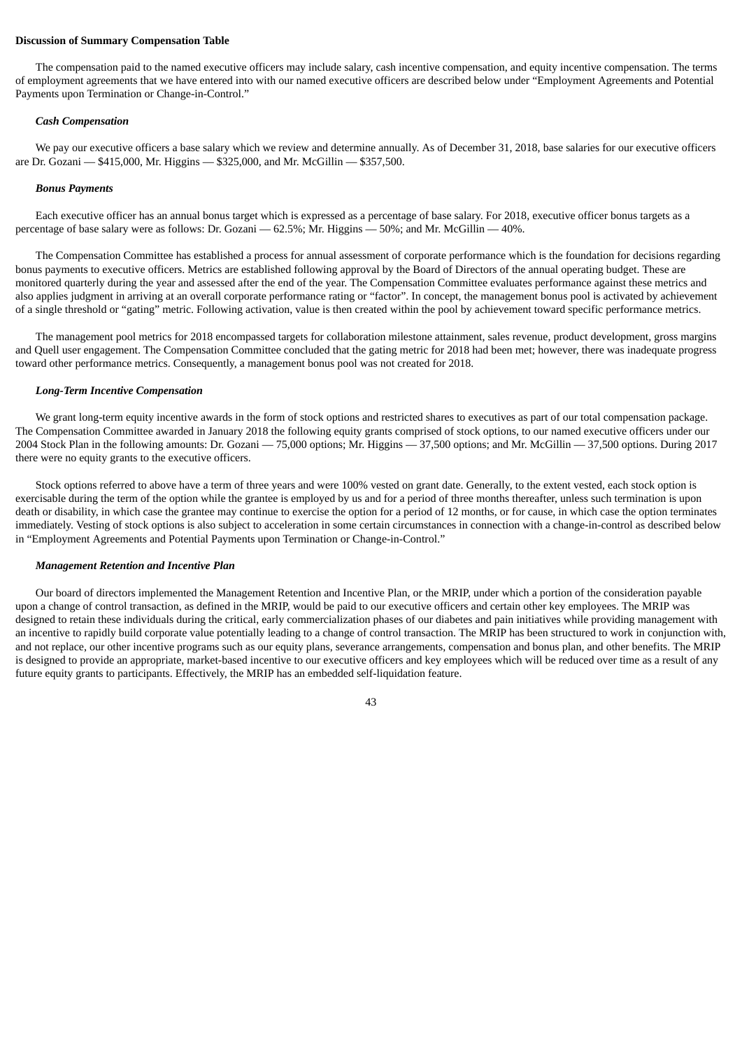**Discussion of Summary Compensation Table**

The compensation paid to the named executive officers may include salary, cash incentive compensation, and equity incentive compensation. The terms of employment agreements that we have entered into with our named executive officers are described below under "Employment Agreements and Potential Payments upon Termination or Change-in-Control."

***Cash Compensation***

We pay our executive officers a base salary which we review and determine annually. As of December 31, 2018, base salaries for our executive officers are Dr. Gozani — $415,000, Mr. Higgins — $325,000, and Mr. McGillin — $357,500.

***Bonus Payments***

Each executive officer has an annual bonus target which is expressed as a percentage of base salary. For 2018, executive officer bonus targets as a percentage of base salary were as follows: Dr. Gozani — 62.5%; Mr. Higgins — 50%; and Mr. McGillin — 40%.

The Compensation Committee has established a process for annual assessment of corporate performance which is the foundation for decisions regarding bonus payments to executive officers. Metrics are established following approval by the Board of Directors of the annual operating budget. These are monitored quarterly during the year and assessed after the end of the year. The Compensation Committee evaluates performance against these metrics and also applies judgment in arriving at an overall corporate performance rating or "factor". In concept, the management bonus pool is activated by achievement of a single threshold or "gating" metric. Following activation, value is then created within the pool by achievement toward specific performance metrics.

The management pool metrics for 2018 encompassed targets for collaboration milestone attainment, sales revenue, product development, gross margins and Quell user engagement. The Compensation Committee concluded that the gating metric for 2018 had been met; however, there was inadequate progress toward other performance metrics. Consequently, a management bonus pool was not created for 2018.

***Long-Term Incentive Compensation***

We grant long-term equity incentive awards in the form of stock options and restricted shares to executives as part of our total compensation package. The Compensation Committee awarded in January 2018 the following equity grants comprised of stock options, to our named executive officers under our 2004 Stock Plan in the following amounts: Dr. Gozani — 75,000 options; Mr. Higgins — 37,500 options; and Mr. McGillin — 37,500 options. During 2017 there were no equity grants to the executive officers.

Stock options referred to above have a term of three years and were 100% vested on grant date. Generally, to the extent vested, each stock option is exercisable during the term of the option while the grantee is employed by us and for a period of three months thereafter, unless such termination is upon death or disability, in which case the grantee may continue to exercise the option for a period of 12 months, or for cause, in which case the option terminates immediately. Vesting of stock options is also subject to acceleration in some certain circumstances in connection with a change-in-control as described below in "Employment Agreements and Potential Payments upon Termination or Change-in-Control."

***Management Retention and Incentive Plan***

Our board of directors implemented the Management Retention and Incentive Plan, or the MRIP, under which a portion of the consideration payable upon a change of control transaction, as defined in the MRIP, would be paid to our executive officers and certain other key employees. The MRIP was designed to retain these individuals during the critical, early commercialization phases of our diabetes and pain initiatives while providing management with an incentive to rapidly build corporate value potentially leading to a change of control transaction. The MRIP has been structured to work in conjunction with, and not replace, our other incentive programs such as our equity plans, severance arrangements, compensation and bonus plan, and other benefits. The MRIP is designed to provide an appropriate, market-based incentive to our executive officers and key employees which will be reduced over time as a result of any future equity grants to participants. Effectively, the MRIP has an embedded self-liquidation feature.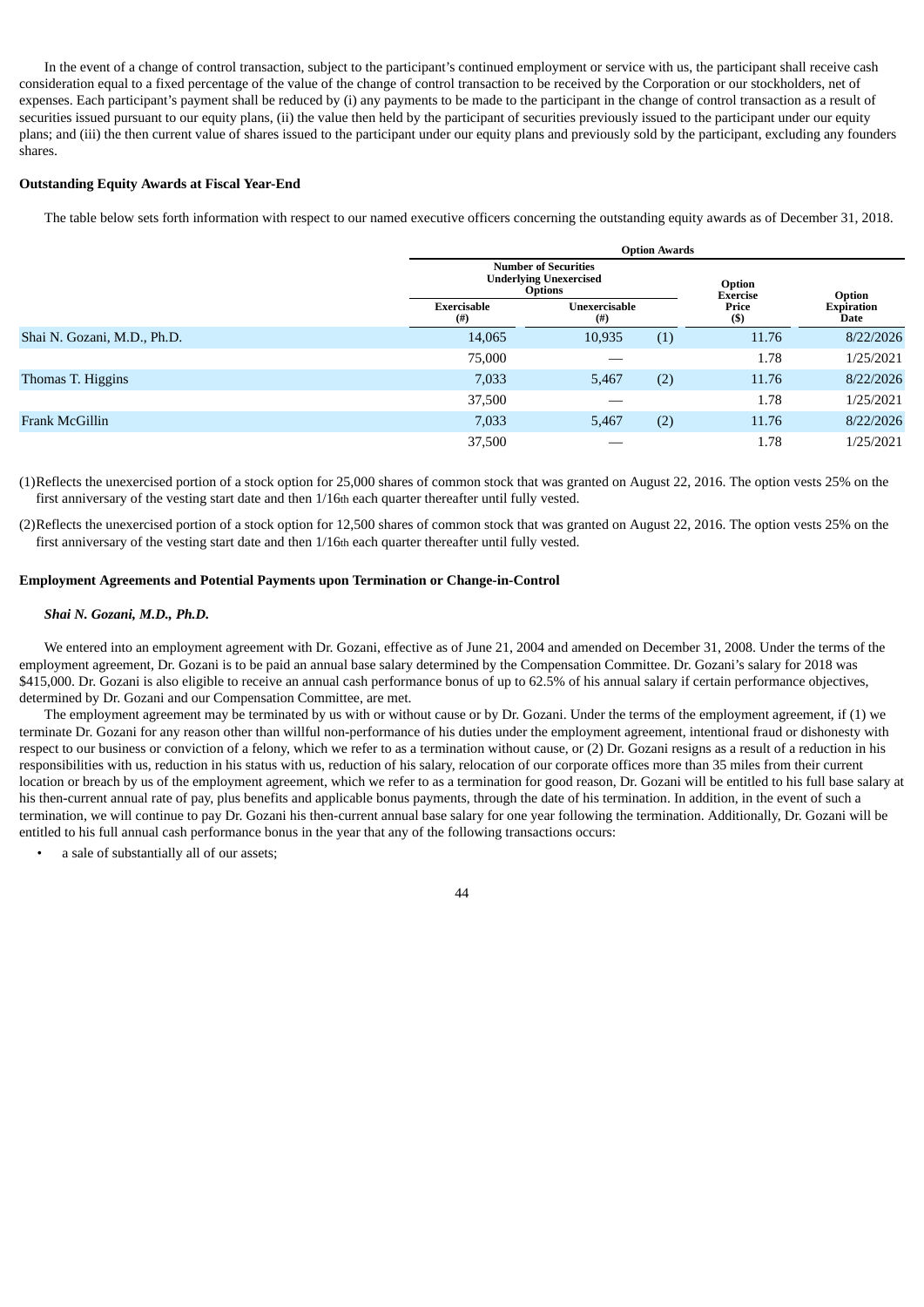In the event of a change of control transaction, subject to the participant's continued employment or service with us, the participant shall receive cash consideration equal to a fixed percentage of the value of the change of control transaction to be received by the Corporation or our stockholders, net of expenses. Each participant's payment shall be reduced by (i) any payments to be made to the participant in the change of control transaction as a result of securities issued pursuant to our equity plans, (ii) the value then held by the participant of securities previously issued to the participant under our equity plans; and (iii) the then current value of shares issued to the participant under our equity plans and previously sold by the participant, excluding any founders shares.

**Outstanding Equity Awards at Fiscal Year-End**

The table below sets forth information with respect to our named executive officers concerning the outstanding equity awards as of December 31, 2018.

| | Option Awards | | | |
|---|---|---|---|---|
| | Number of Securities Underlying Unexercised Options | | Option Exercise Price ($) | Option Expiration Date |
| | Exercisable (#) | Unexercisable (#) | | |
| Shai N. Gozani, M.D., Ph.D. | 14,065 | 10,935 (1) | 11.76 | 8/22/2026 |
| | 75,000 | — | 1.78 | 1/25/2021 |
| Thomas T. Higgins | 7,033 | 5,467 (2) | 11.76 | 8/22/2026 |
| | 37,500 | — | 1.78 | 1/25/2021 |
| Frank McGillin | 7,033 | 5,467 (2) | 11.76 | 8/22/2026 |
| | 37,500 | — | 1.78 | 1/25/2021 |

(1) Reflects the unexercised portion of a stock option for 25,000 shares of common stock that was granted on August 22, 2016. The option vests 25% on the first anniversary of the vesting start date and then 1/16th each quarter thereafter until fully vested.

(2) Reflects the unexercised portion of a stock option for 12,500 shares of common stock that was granted on August 22, 2016. The option vests 25% on the first anniversary of the vesting start date and then 1/16th each quarter thereafter until fully vested.

**Employment Agreements and Potential Payments upon Termination or Change-in-Control**

***Shai N. Gozani, M.D., Ph.D.***

We entered into an employment agreement with Dr. Gozani, effective as of June 21, 2004 and amended on December 31, 2008. Under the terms of the employment agreement, Dr. Gozani is to be paid an annual base salary determined by the Compensation Committee. Dr. Gozani's salary for 2018 was $415,000. Dr. Gozani is also eligible to receive an annual cash performance bonus of up to 62.5% of his annual salary if certain performance objectives, determined by Dr. Gozani and our Compensation Committee, are met.

The employment agreement may be terminated by us with or without cause or by Dr. Gozani. Under the terms of the employment agreement, if (1) we terminate Dr. Gozani for any reason other than willful non-performance of his duties under the employment agreement, intentional fraud or dishonesty with respect to our business or conviction of a felony, which we refer to as a termination without cause, or (2) Dr. Gozani resigns as a result of a reduction in his responsibilities with us, reduction in his status with us, reduction of his salary, relocation of our corporate offices more than 35 miles from their current location or breach by us of the employment agreement, which we refer to as a termination for good reason, Dr. Gozani will be entitled to his full base salary at his then-current annual rate of pay, plus benefits and applicable bonus payments, through the date of his termination. In addition, in the event of such a termination, we will continue to pay Dr. Gozani his then-current annual base salary for one year following the termination. Additionally, Dr. Gozani will be entitled to his full annual cash performance bonus in the year that any of the following transactions occurs:

- a sale of substantially all of our assets;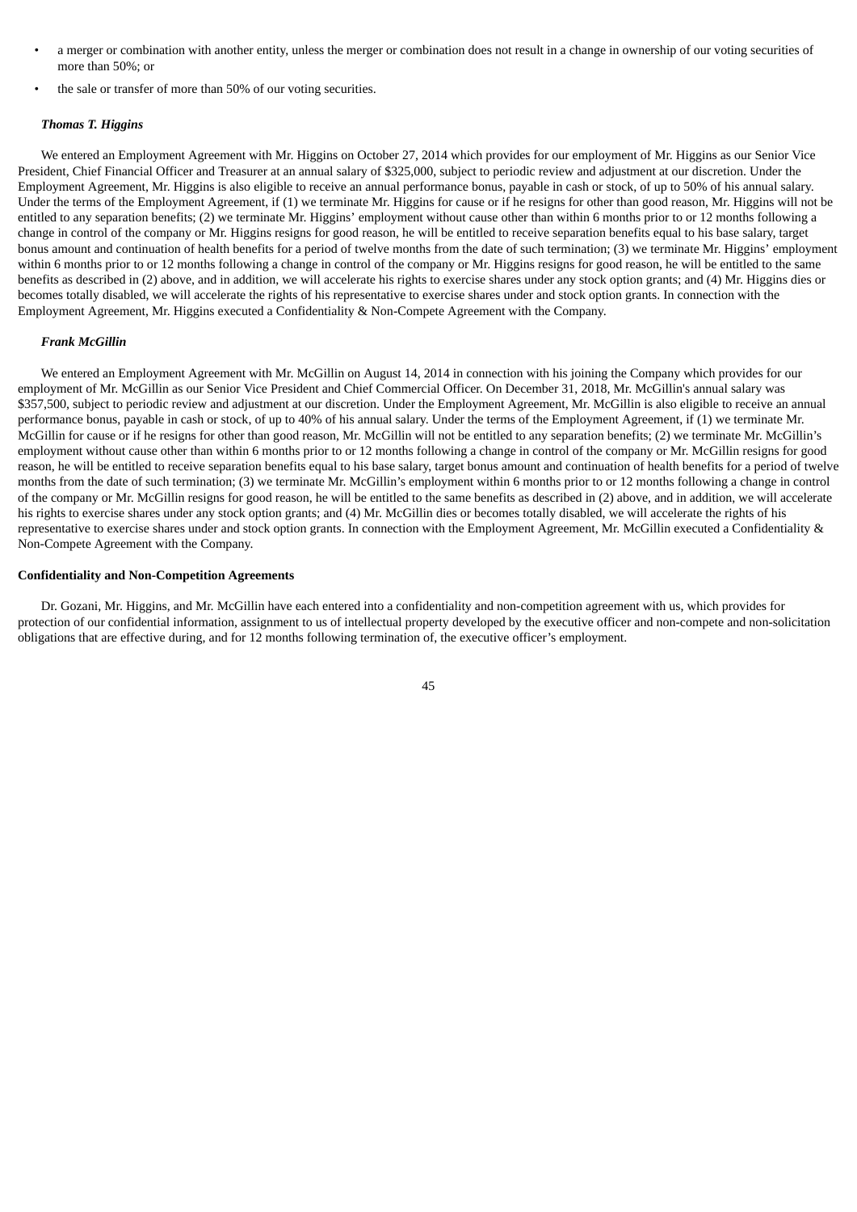- a merger or combination with another entity, unless the merger or combination does not result in a change in ownership of our voting securities of more than 50%; or
- the sale or transfer of more than 50% of our voting securities.

***Thomas T. Higgins***

We entered an Employment Agreement with Mr. Higgins on October 27, 2014 which provides for our employment of Mr. Higgins as our Senior Vice President, Chief Financial Officer and Treasurer at an annual salary of $325,000, subject to periodic review and adjustment at our discretion. Under the Employment Agreement, Mr. Higgins is also eligible to receive an annual performance bonus, payable in cash or stock, of up to 50% of his annual salary. Under the terms of the Employment Agreement, if (1) we terminate Mr. Higgins for cause or if he resigns for other than good reason, Mr. Higgins will not be entitled to any separation benefits; (2) we terminate Mr. Higgins' employment without cause other than within 6 months prior to or 12 months following a change in control of the company or Mr. Higgins resigns for good reason, he will be entitled to receive separation benefits equal to his base salary, target bonus amount and continuation of health benefits for a period of twelve months from the date of such termination; (3) we terminate Mr. Higgins' employment within 6 months prior to or 12 months following a change in control of the company or Mr. Higgins resigns for good reason, he will be entitled to the same benefits as described in (2) above, and in addition, we will accelerate his rights to exercise shares under any stock option grants; and (4) Mr. Higgins dies or becomes totally disabled, we will accelerate the rights of his representative to exercise shares under and stock option grants. In connection with the Employment Agreement, Mr. Higgins executed a Confidentiality & Non-Compete Agreement with the Company.

***Frank McGillin***

We entered an Employment Agreement with Mr. McGillin on August 14, 2014 in connection with his joining the Company which provides for our employment of Mr. McGillin as our Senior Vice President and Chief Commercial Officer. On December 31, 2018, Mr. McGillin's annual salary was $357,500, subject to periodic review and adjustment at our discretion. Under the Employment Agreement, Mr. McGillin is also eligible to receive an annual performance bonus, payable in cash or stock, of up to 40% of his annual salary. Under the terms of the Employment Agreement, if (1) we terminate Mr. McGillin for cause or if he resigns for other than good reason, Mr. McGillin will not be entitled to any separation benefits; (2) we terminate Mr. McGillin's employment without cause other than within 6 months prior to or 12 months following a change in control of the company or Mr. McGillin resigns for good reason, he will be entitled to receive separation benefits equal to his base salary, target bonus amount and continuation of health benefits for a period of twelve months from the date of such termination; (3) we terminate Mr. McGillin's employment within 6 months prior to or 12 months following a change in control of the company or Mr. McGillin resigns for good reason, he will be entitled to the same benefits as described in (2) above, and in addition, we will accelerate his rights to exercise shares under any stock option grants; and (4) Mr. McGillin dies or becomes totally disabled, we will accelerate the rights of his representative to exercise shares under and stock option grants. In connection with the Employment Agreement, Mr. McGillin executed a Confidentiality & Non-Compete Agreement with the Company.

**Confidentiality and Non-Competition Agreements**

Dr. Gozani, Mr. Higgins, and Mr. McGillin have each entered into a confidentiality and non-competition agreement with us, which provides for protection of our confidential information, assignment to us of intellectual property developed by the executive officer and non-compete and non-solicitation obligations that are effective during, and for 12 months following termination of, the executive officer's employment.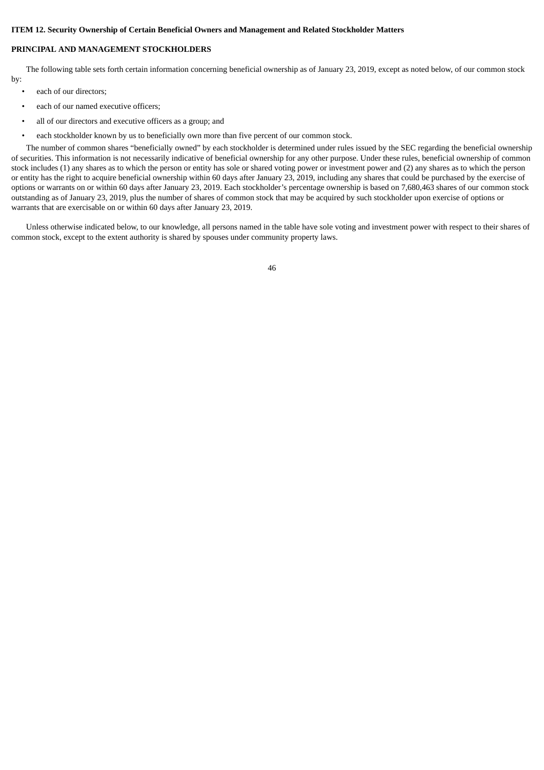**ITEM 12. Security Ownership of Certain Beneficial Owners and Management and Related Stockholder Matters**

**PRINCIPAL AND MANAGEMENT STOCKHOLDERS**

The following table sets forth certain information concerning beneficial ownership as of January 23, 2019, except as noted below, of our common stock by:

- each of our directors;
- each of our named executive officers;
- all of our directors and executive officers as a group; and
- each stockholder known by us to beneficially own more than five percent of our common stock.

The number of common shares "beneficially owned" by each stockholder is determined under rules issued by the SEC regarding the beneficial ownership of securities. This information is not necessarily indicative of beneficial ownership for any other purpose. Under these rules, beneficial ownership of common stock includes (1) any shares as to which the person or entity has sole or shared voting power or investment power and (2) any shares as to which the person or entity has the right to acquire beneficial ownership within 60 days after January 23, 2019, including any shares that could be purchased by the exercise of options or warrants on or within 60 days after January 23, 2019. Each stockholder's percentage ownership is based on 7,680,463 shares of our common stock outstanding as of January 23, 2019, plus the number of shares of common stock that may be acquired by such stockholder upon exercise of options or warrants that are exercisable on or within 60 days after January 23, 2019.

Unless otherwise indicated below, to our knowledge, all persons named in the table have sole voting and investment power with respect to their shares of common stock, except to the extent authority is shared by spouses under community property laws.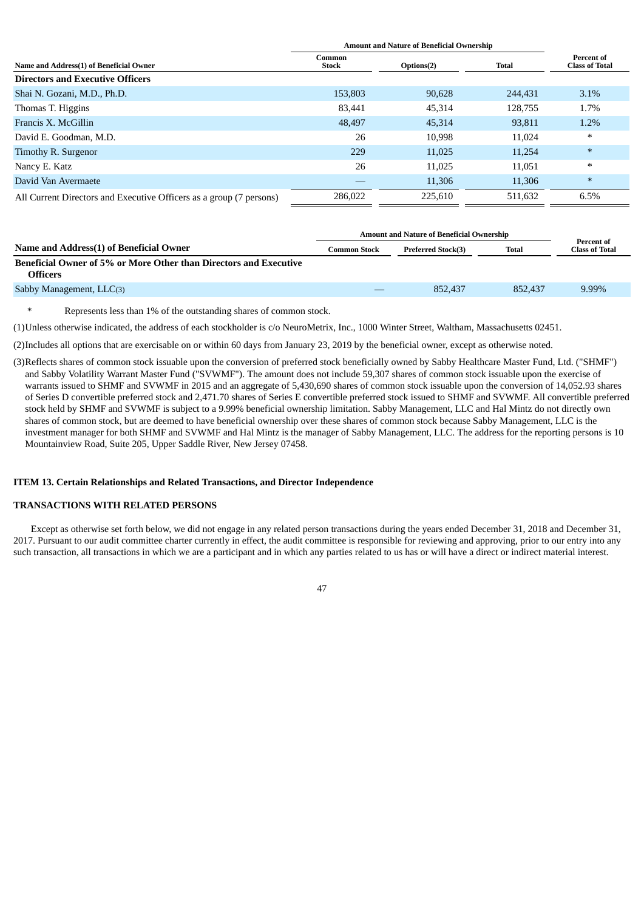| Name and Address(1) of Beneficial Owner | Amount and Nature of Beneficial Ownership | | | Percent of Class of Total |
|---|---|---|---|---|
| | Common Stock | Options(2) | Total | |
| **Directors and Executive Officers** | | | | |
| Shai N. Gozani, M.D., Ph.D. | 153,803 | 90,628 | 244,431 | 3.1% |
| Thomas T. Higgins | 83,441 | 45,314 | 128,755 | 1.7% |
| Francis X. McGillin | 48,497 | 45,314 | 93,811 | 1.2% |
| David E. Goodman, M.D. | 26 | 10,998 | 11,024 | * |
| Timothy R. Surgenor | 229 | 11,025 | 11,254 | * |
| Nancy E. Katz | 26 | 11,025 | 11,051 | * |
| David Van Avermaete | — | 11,306 | 11,306 | * |
| All Current Directors and Executive Officers as a group (7 persons) | 286,022 | 225,610 | 511,632 | 6.5% |

| Name and Address(1) of Beneficial Owner | Amount and Nature of Beneficial Ownership | | | Percent of Class of Total |
|---|---|---|---|---|
| | Common Stock | Preferred Stock(3) | Total | |
| **Beneficial Owner of 5% or More Other than Directors and Executive Officers** | | | | |
| Sabby Management, LLC(3) | — | 852,437 | 852,437 | 9.99% |

\* Represents less than 1% of the outstanding shares of common stock.

(1)Unless otherwise indicated, the address of each stockholder is c/o NeuroMetrix, Inc., 1000 Winter Street, Waltham, Massachusetts 02451.

(2)Includes all options that are exercisable on or within 60 days from January 23, 2019 by the beneficial owner, except as otherwise noted.

(3)Reflects shares of common stock issuable upon the conversion of preferred stock beneficially owned by Sabby Healthcare Master Fund, Ltd. ("SHMF") and Sabby Volatility Warrant Master Fund ("SVWMF"). The amount does not include 59,307 shares of common stock issuable upon the exercise of warrants issued to SHMF and SVWMF in 2015 and an aggregate of 5,430,690 shares of common stock issuable upon the conversion of 14,052.93 shares of Series D convertible preferred stock and 2,471.70 shares of Series E convertible preferred stock issued to SHMF and SVWMF. All convertible preferred stock held by SHMF and SVWMF is subject to a 9.99% beneficial ownership limitation. Sabby Management, LLC and Hal Mintz do not directly own shares of common stock, but are deemed to have beneficial ownership over these shares of common stock because Sabby Management, LLC is the investment manager for both SHMF and SVWMF and Hal Mintz is the manager of Sabby Management, LLC. The address for the reporting persons is 10 Mountainview Road, Suite 205, Upper Saddle River, New Jersey 07458.

### ITEM 13. Certain Relationships and Related Transactions, and Director Independence

### TRANSACTIONS WITH RELATED PERSONS

Except as otherwise set forth below, we did not engage in any related person transactions during the years ended December 31, 2018 and December 31, 2017. Pursuant to our audit committee charter currently in effect, the audit committee is responsible for reviewing and approving, prior to our entry into any such transaction, all transactions in which we are a participant and in which any parties related to us has or will have a direct or indirect material interest.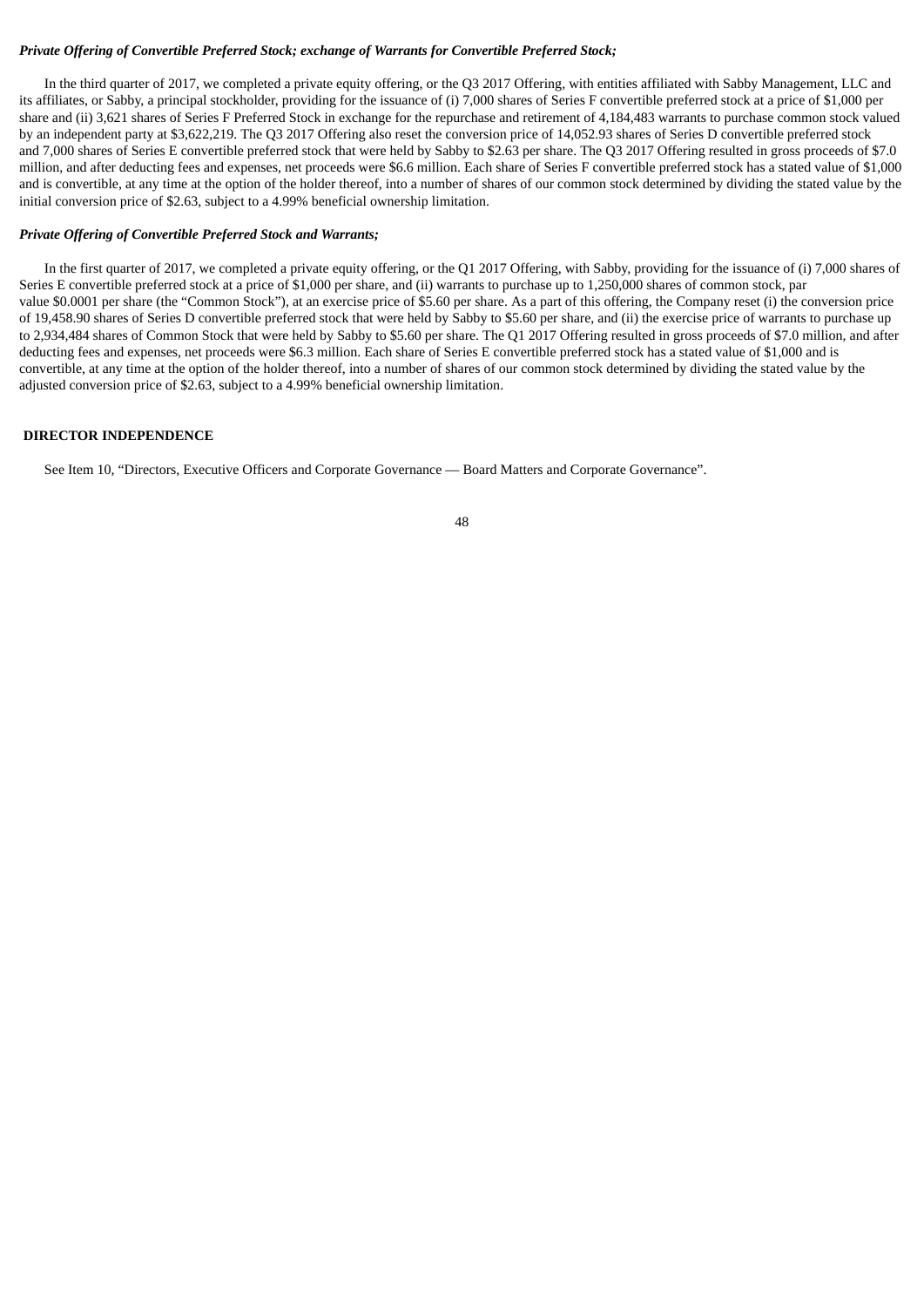***Private Offering of Convertible Preferred Stock; exchange of Warrants for Convertible Preferred Stock;***

In the third quarter of 2017, we completed a private equity offering, or the Q3 2017 Offering, with entities affiliated with Sabby Management, LLC and its affiliates, or Sabby, a principal stockholder, providing for the issuance of (i) 7,000 shares of Series F convertible preferred stock at a price of $1,000 per share and (ii) 3,621 shares of Series F Preferred Stock in exchange for the repurchase and retirement of 4,184,483 warrants to purchase common stock valued by an independent party at $3,622,219. The Q3 2017 Offering also reset the conversion price of 14,052.93 shares of Series D convertible preferred stock and 7,000 shares of Series E convertible preferred stock that were held by Sabby to $2.63 per share. The Q3 2017 Offering resulted in gross proceeds of $7.0 million, and after deducting fees and expenses, net proceeds were $6.6 million. Each share of Series F convertible preferred stock has a stated value of $1,000 and is convertible, at any time at the option of the holder thereof, into a number of shares of our common stock determined by dividing the stated value by the initial conversion price of $2.63, subject to a 4.99% beneficial ownership limitation.

***Private Offering of Convertible Preferred Stock and Warrants;***

In the first quarter of 2017, we completed a private equity offering, or the Q1 2017 Offering, with Sabby, providing for the issuance of (i) 7,000 shares of Series E convertible preferred stock at a price of $1,000 per share, and (ii) warrants to purchase up to 1,250,000 shares of common stock, par value $0.0001 per share (the "Common Stock"), at an exercise price of $5.60 per share. As a part of this offering, the Company reset (i) the conversion price of 19,458.90 shares of Series D convertible preferred stock that were held by Sabby to $5.60 per share, and (ii) the exercise price of warrants to purchase up to 2,934,484 shares of Common Stock that were held by Sabby to $5.60 per share. The Q1 2017 Offering resulted in gross proceeds of $7.0 million, and after deducting fees and expenses, net proceeds were $6.3 million. Each share of Series E convertible preferred stock has a stated value of $1,000 and is convertible, at any time at the option of the holder thereof, into a number of shares of our common stock determined by dividing the stated value by the adjusted conversion price of $2.63, subject to a 4.99% beneficial ownership limitation.

**DIRECTOR INDEPENDENCE**

See Item 10, "Directors, Executive Officers and Corporate Governance — Board Matters and Corporate Governance".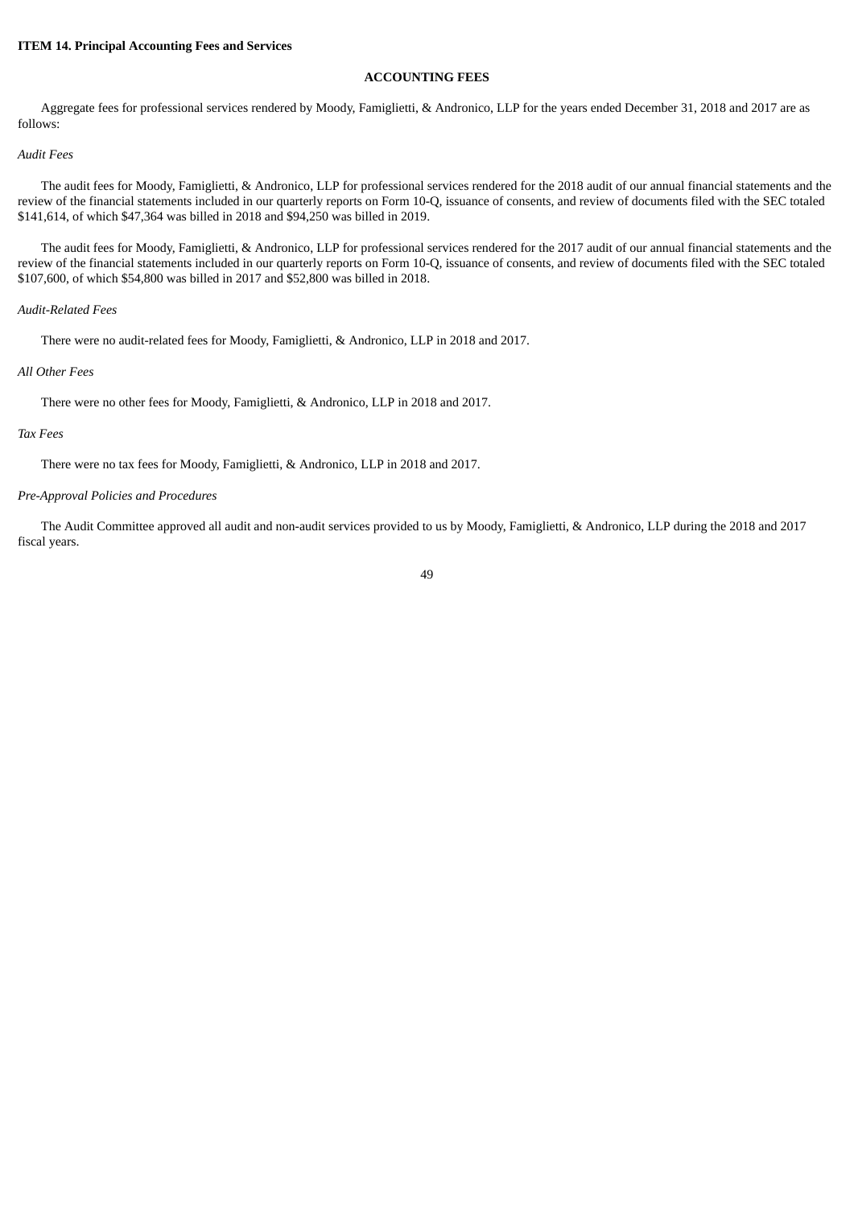**ITEM 14. Principal Accounting Fees and Services**

**ACCOUNTING FEES**

Aggregate fees for professional services rendered by Moody, Famiglietti, & Andronico, LLP for the years ended December 31, 2018 and 2017 are as follows:

*Audit Fees*

The audit fees for Moody, Famiglietti, & Andronico, LLP for professional services rendered for the 2018 audit of our annual financial statements and the review of the financial statements included in our quarterly reports on Form 10-Q, issuance of consents, and review of documents filed with the SEC totaled \$141,614, of which \$47,364 was billed in 2018 and \$94,250 was billed in 2019.

The audit fees for Moody, Famiglietti, & Andronico, LLP for professional services rendered for the 2017 audit of our annual financial statements and the review of the financial statements included in our quarterly reports on Form 10-Q, issuance of consents, and review of documents filed with the SEC totaled \$107,600, of which \$54,800 was billed in 2017 and \$52,800 was billed in 2018.

*Audit-Related Fees*

There were no audit-related fees for Moody, Famiglietti, & Andronico, LLP in 2018 and 2017.

*All Other Fees*

There were no other fees for Moody, Famiglietti, & Andronico, LLP in 2018 and 2017.

*Tax Fees*

There were no tax fees for Moody, Famiglietti, & Andronico, LLP in 2018 and 2017.

*Pre-Approval Policies and Procedures*

The Audit Committee approved all audit and non-audit services provided to us by Moody, Famiglietti, & Andronico, LLP during the 2018 and 2017 fiscal years.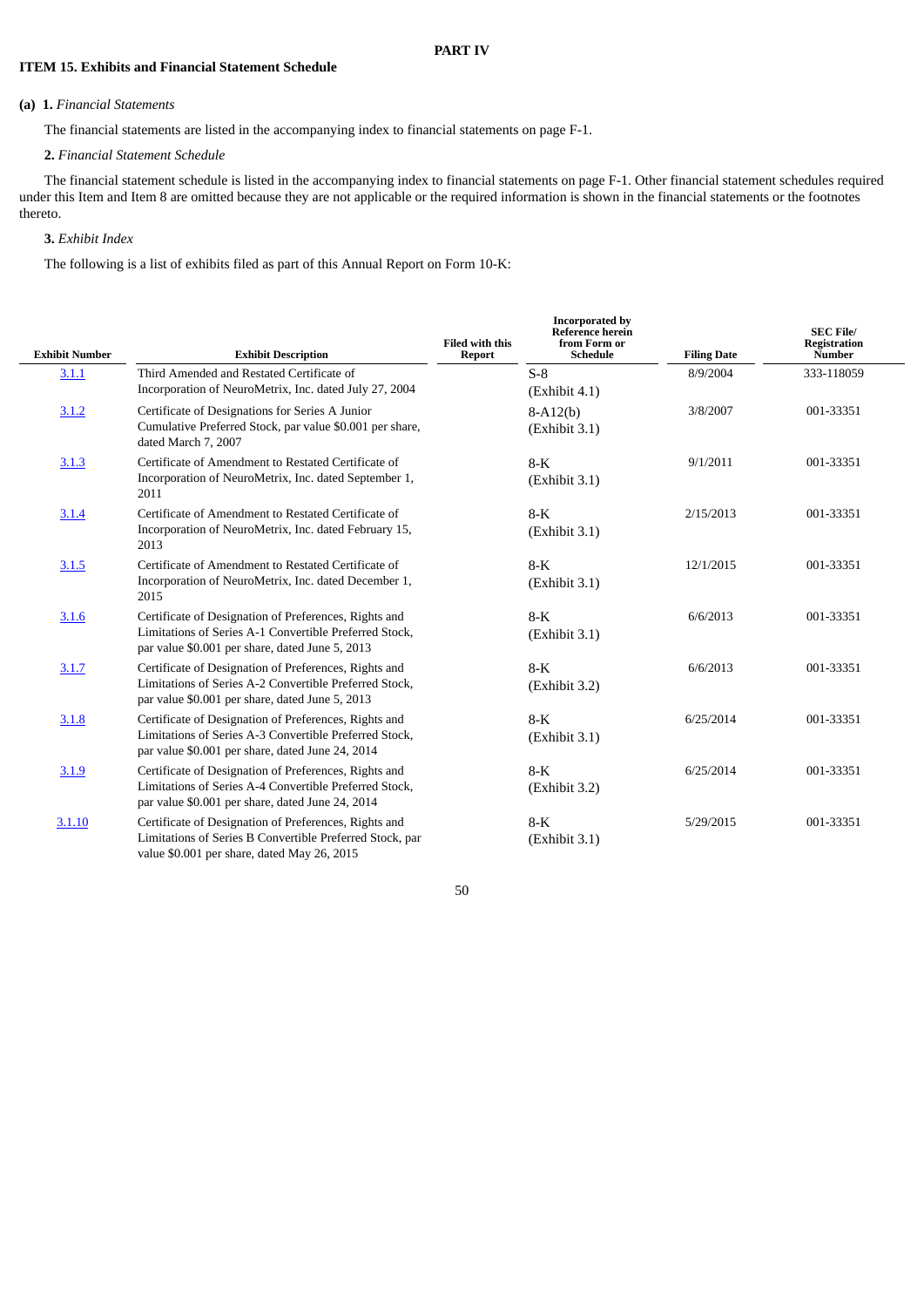# PART IV

## ITEM 15. Exhibits and Financial Statement Schedule

**(a) 1.** *Financial Statements*

The financial statements are listed in the accompanying index to financial statements on page F-1.

**2.** *Financial Statement Schedule*

The financial statement schedule is listed in the accompanying index to financial statements on page F-1. Other financial statement schedules required under this Item and Item 8 are omitted because they are not applicable or the required information is shown in the financial statements or the footnotes thereto.

**3.** *Exhibit Index*

The following is a list of exhibits filed as part of this Annual Report on Form 10-K:

| Exhibit Number | Exhibit Description | Filed with this Report | Incorporated by Reference herein from Form or Schedule | Filing Date | SEC File/ Registration Number |
|---|---|---|---|---|---|
| 3.1.1 | Third Amended and Restated Certificate of Incorporation of NeuroMetrix, Inc. dated July 27, 2004 | | S-8 (Exhibit 4.1) | 8/9/2004 | 333-118059 |
| 3.1.2 | Certificate of Designations for Series A Junior Cumulative Preferred Stock, par value $0.001 per share, dated March 7, 2007 | | 8-A12(b) (Exhibit 3.1) | 3/8/2007 | 001-33351 |
| 3.1.3 | Certificate of Amendment to Restated Certificate of Incorporation of NeuroMetrix, Inc. dated September 1, 2011 | | 8-K (Exhibit 3.1) | 9/1/2011 | 001-33351 |
| 3.1.4 | Certificate of Amendment to Restated Certificate of Incorporation of NeuroMetrix, Inc. dated February 15, 2013 | | 8-K (Exhibit 3.1) | 2/15/2013 | 001-33351 |
| 3.1.5 | Certificate of Amendment to Restated Certificate of Incorporation of NeuroMetrix, Inc. dated December 1, 2015 | | 8-K (Exhibit 3.1) | 12/1/2015 | 001-33351 |
| 3.1.6 | Certificate of Designation of Preferences, Rights and Limitations of Series A-1 Convertible Preferred Stock, par value $0.001 per share, dated June 5, 2013 | | 8-K (Exhibit 3.1) | 6/6/2013 | 001-33351 |
| 3.1.7 | Certificate of Designation of Preferences, Rights and Limitations of Series A-2 Convertible Preferred Stock, par value $0.001 per share, dated June 5, 2013 | | 8-K (Exhibit 3.2) | 6/6/2013 | 001-33351 |
| 3.1.8 | Certificate of Designation of Preferences, Rights and Limitations of Series A-3 Convertible Preferred Stock, par value $0.001 per share, dated June 24, 2014 | | 8-K (Exhibit 3.1) | 6/25/2014 | 001-33351 |
| 3.1.9 | Certificate of Designation of Preferences, Rights and Limitations of Series A-4 Convertible Preferred Stock, par value $0.001 per share, dated June 24, 2014 | | 8-K (Exhibit 3.2) | 6/25/2014 | 001-33351 |
| 3.1.10 | Certificate of Designation of Preferences, Rights and Limitations of Series B Convertible Preferred Stock, par value $0.001 per share, dated May 26, 2015 | | 8-K (Exhibit 3.1) | 5/29/2015 | 001-33351 |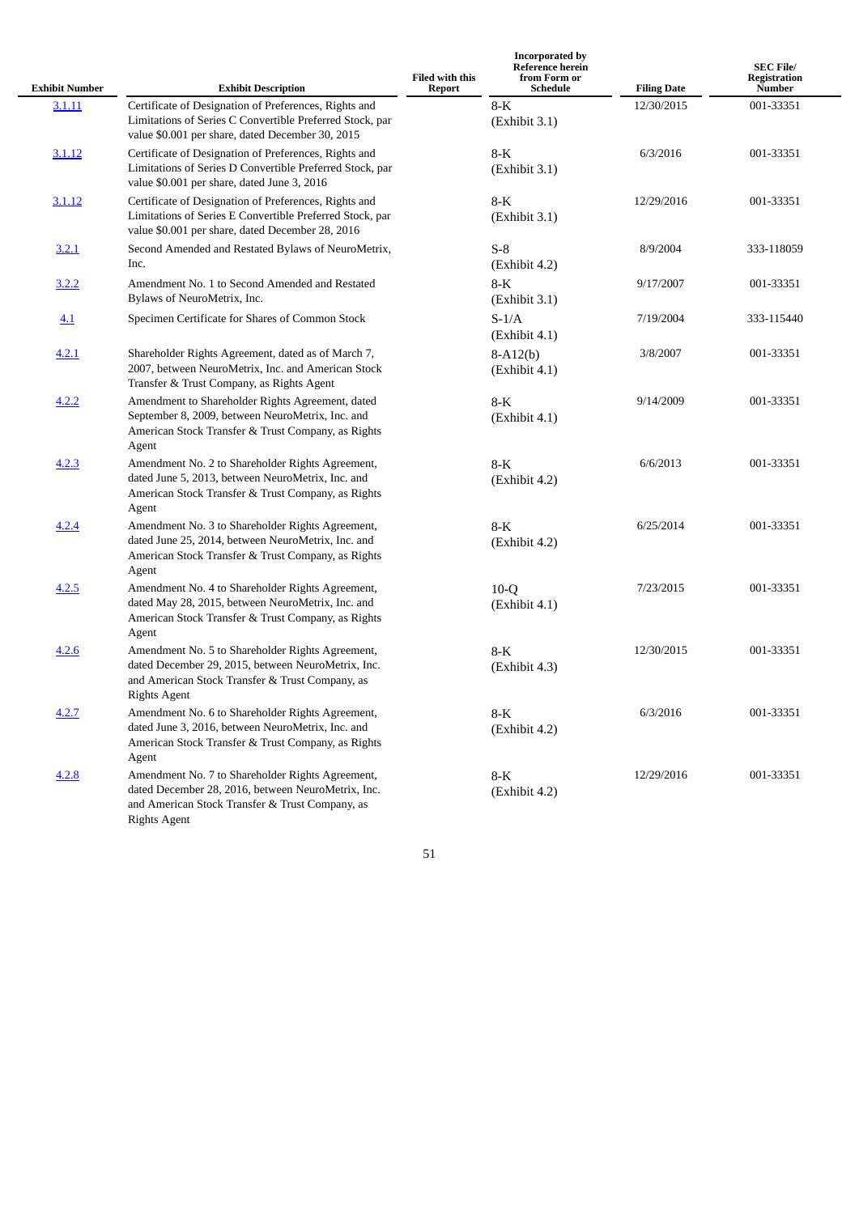| Exhibit Number | Exhibit Description | Filed with this Report | Incorporated by Reference herein from Form or Schedule | Filing Date | SEC File/ Registration Number |
|---|---|---|---|---|---|
| 3.1.11 | Certificate of Designation of Preferences, Rights and Limitations of Series C Convertible Preferred Stock, par value $0.001 per share, dated December 30, 2015 | | 8-K (Exhibit 3.1) | 12/30/2015 | 001-33351 |
| 3.1.12 | Certificate of Designation of Preferences, Rights and Limitations of Series D Convertible Preferred Stock, par value $0.001 per share, dated June 3, 2016 | | 8-K (Exhibit 3.1) | 6/3/2016 | 001-33351 |
| 3.1.12 | Certificate of Designation of Preferences, Rights and Limitations of Series E Convertible Preferred Stock, par value $0.001 per share, dated December 28, 2016 | | 8-K (Exhibit 3.1) | 12/29/2016 | 001-33351 |
| 3.2.1 | Second Amended and Restated Bylaws of NeuroMetrix, Inc. | | S-8 (Exhibit 4.2) | 8/9/2004 | 333-118059 |
| 3.2.2 | Amendment No. 1 to Second Amended and Restated Bylaws of NeuroMetrix, Inc. | | 8-K (Exhibit 3.1) | 9/17/2007 | 001-33351 |
| 4.1 | Specimen Certificate for Shares of Common Stock | | S-1/A (Exhibit 4.1) | 7/19/2004 | 333-115440 |
| 4.2.1 | Shareholder Rights Agreement, dated as of March 7, 2007, between NeuroMetrix, Inc. and American Stock Transfer & Trust Company, as Rights Agent | | 8-A12(b) (Exhibit 4.1) | 3/8/2007 | 001-33351 |
| 4.2.2 | Amendment to Shareholder Rights Agreement, dated September 8, 2009, between NeuroMetrix, Inc. and American Stock Transfer & Trust Company, as Rights Agent | | 8-K (Exhibit 4.1) | 9/14/2009 | 001-33351 |
| 4.2.3 | Amendment No. 2 to Shareholder Rights Agreement, dated June 5, 2013, between NeuroMetrix, Inc. and American Stock Transfer & Trust Company, as Rights Agent | | 8-K (Exhibit 4.2) | 6/6/2013 | 001-33351 |
| 4.2.4 | Amendment No. 3 to Shareholder Rights Agreement, dated June 25, 2014, between NeuroMetrix, Inc. and American Stock Transfer & Trust Company, as Rights Agent | | 8-K (Exhibit 4.2) | 6/25/2014 | 001-33351 |
| 4.2.5 | Amendment No. 4 to Shareholder Rights Agreement, dated May 28, 2015, between NeuroMetrix, Inc. and American Stock Transfer & Trust Company, as Rights Agent | | 10-Q (Exhibit 4.1) | 7/23/2015 | 001-33351 |
| 4.2.6 | Amendment No. 5 to Shareholder Rights Agreement, dated December 29, 2015, between NeuroMetrix, Inc. and American Stock Transfer & Trust Company, as Rights Agent | | 8-K (Exhibit 4.3) | 12/30/2015 | 001-33351 |
| 4.2.7 | Amendment No. 6 to Shareholder Rights Agreement, dated June 3, 2016, between NeuroMetrix, Inc. and American Stock Transfer & Trust Company, as Rights Agent | | 8-K (Exhibit 4.2) | 6/3/2016 | 001-33351 |
| 4.2.8 | Amendment No. 7 to Shareholder Rights Agreement, dated December 28, 2016, between NeuroMetrix, Inc. and American Stock Transfer & Trust Company, as Rights Agent | | 8-K (Exhibit 4.2) | 12/29/2016 | 001-33351 |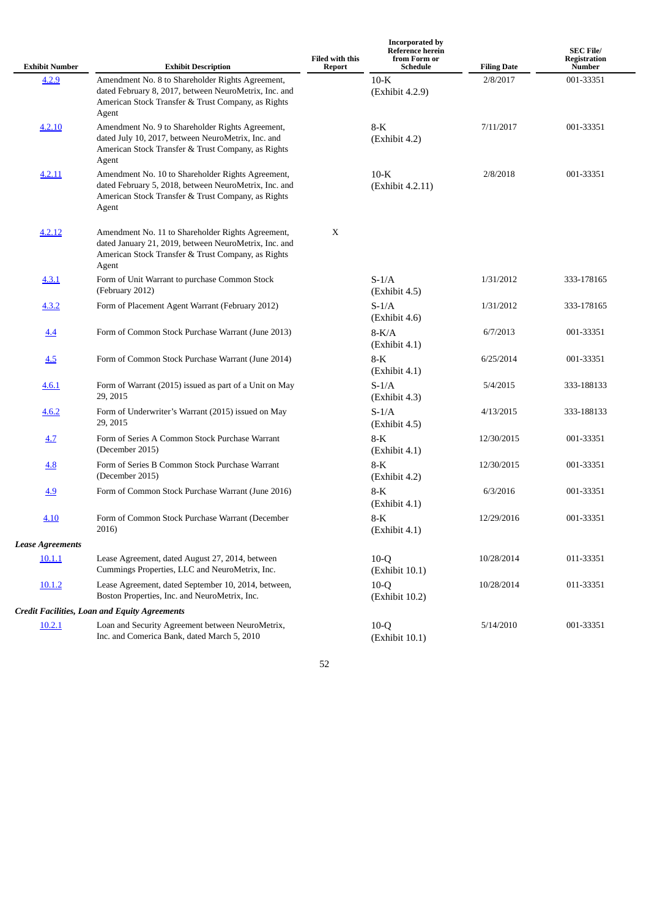| Exhibit Number | Exhibit Description | Filed with this Report | Incorporated by Reference herein from Form or Schedule | Filing Date | SEC File/ Registration Number |
|---|---|---|---|---|---|
| 4.2.9 | Amendment No. 8 to Shareholder Rights Agreement, dated February 8, 2017, between NeuroMetrix, Inc. and American Stock Transfer & Trust Company, as Rights Agent | | 10-K (Exhibit 4.2.9) | 2/8/2017 | 001-33351 |
| 4.2.10 | Amendment No. 9 to Shareholder Rights Agreement, dated July 10, 2017, between NeuroMetrix, Inc. and American Stock Transfer & Trust Company, as Rights Agent | | 8-K (Exhibit 4.2) | 7/11/2017 | 001-33351 |
| 4.2.11 | Amendment No. 10 to Shareholder Rights Agreement, dated February 5, 2018, between NeuroMetrix, Inc. and American Stock Transfer & Trust Company, as Rights Agent | | 10-K (Exhibit 4.2.11) | 2/8/2018 | 001-33351 |
| 4.2.12 | Amendment No. 11 to Shareholder Rights Agreement, dated January 21, 2019, between NeuroMetrix, Inc. and American Stock Transfer & Trust Company, as Rights Agent | X | | | |
| 4.3.1 | Form of Unit Warrant to purchase Common Stock (February 2012) | | S-1/A (Exhibit 4.5) | 1/31/2012 | 333-178165 |
| 4.3.2 | Form of Placement Agent Warrant (February 2012) | | S-1/A (Exhibit 4.6) | 1/31/2012 | 333-178165 |
| 4.4 | Form of Common Stock Purchase Warrant (June 2013) | | 8-K/A (Exhibit 4.1) | 6/7/2013 | 001-33351 |
| 4.5 | Form of Common Stock Purchase Warrant (June 2014) | | 8-K (Exhibit 4.1) | 6/25/2014 | 001-33351 |
| 4.6.1 | Form of Warrant (2015) issued as part of a Unit on May 29, 2015 | | S-1/A (Exhibit 4.3) | 5/4/2015 | 333-188133 |
| 4.6.2 | Form of Underwriter's Warrant (2015) issued on May 29, 2015 | | S-1/A (Exhibit 4.5) | 4/13/2015 | 333-188133 |
| 4.7 | Form of Series A Common Stock Purchase Warrant (December 2015) | | 8-K (Exhibit 4.1) | 12/30/2015 | 001-33351 |
| 4.8 | Form of Series B Common Stock Purchase Warrant (December 2015) | | 8-K (Exhibit 4.2) | 12/30/2015 | 001-33351 |
| 4.9 | Form of Common Stock Purchase Warrant (June 2016) | | 8-K (Exhibit 4.1) | 6/3/2016 | 001-33351 |
| 4.10 | Form of Common Stock Purchase Warrant (December 2016) | | 8-K (Exhibit 4.1) | 12/29/2016 | 001-33351 |
| ***Lease Agreements*** | | | | | |
| 10.1.1 | Lease Agreement, dated August 27, 2014, between Cummings Properties, LLC and NeuroMetrix, Inc. | | 10-Q (Exhibit 10.1) | 10/28/2014 | 011-33351 |
| 10.1.2 | Lease Agreement, dated September 10, 2014, between, Boston Properties, Inc. and NeuroMetrix, Inc. | | 10-Q (Exhibit 10.2) | 10/28/2014 | 011-33351 |
| ***Credit Facilities, Loan and Equity Agreements*** | | | | | |
| 10.2.1 | Loan and Security Agreement between NeuroMetrix, Inc. and Comerica Bank, dated March 5, 2010 | | 10-Q (Exhibit 10.1) | 5/14/2010 | 001-33351 |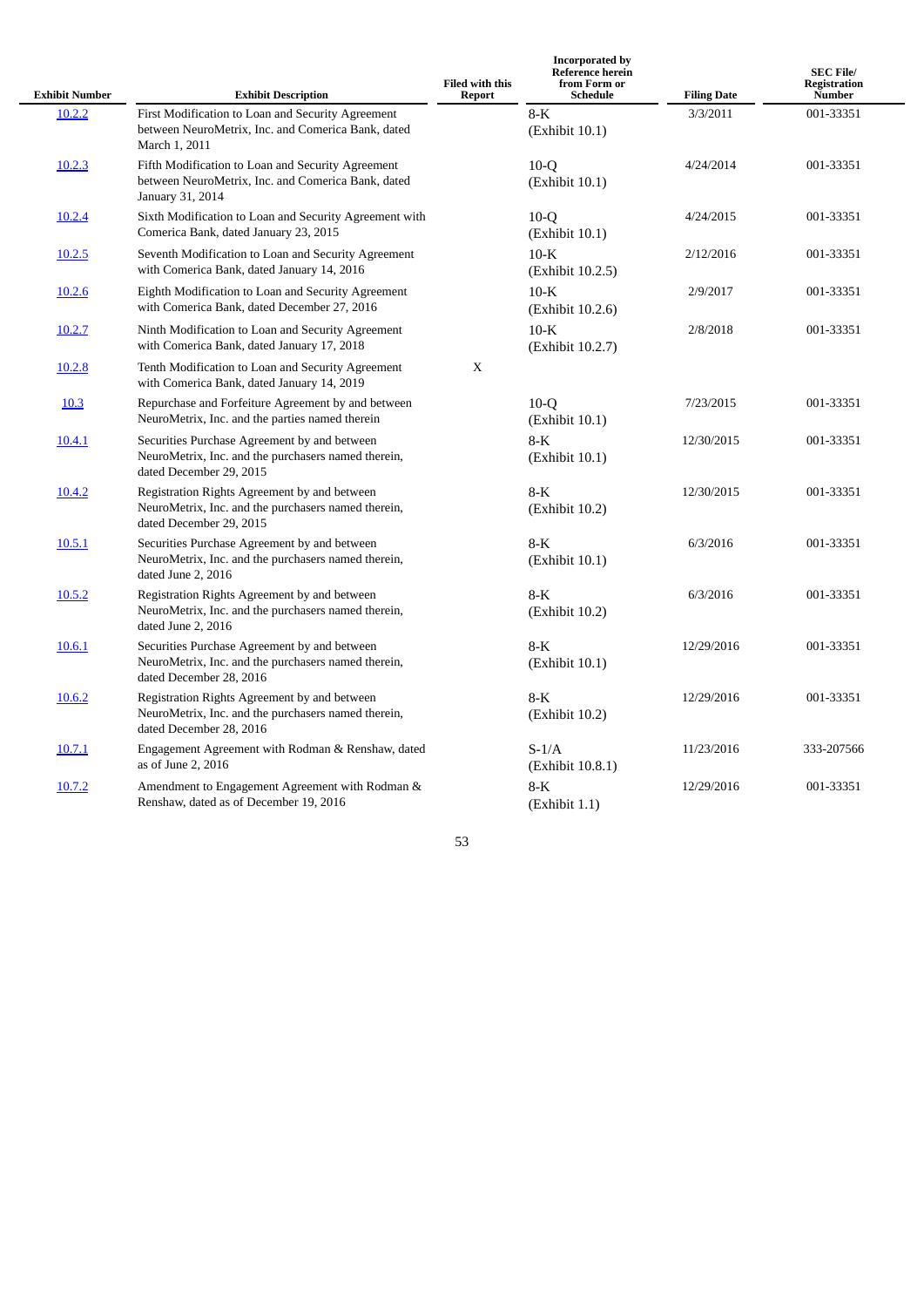| Exhibit Number | Exhibit Description | Filed with this Report | Incorporated by Reference herein from Form or Schedule | Filing Date | SEC File/ Registration Number |
|---|---|---|---|---|---|
| 10.2.2 | First Modification to Loan and Security Agreement between NeuroMetrix, Inc. and Comerica Bank, dated March 1, 2011 | | 8-K (Exhibit 10.1) | 3/3/2011 | 001-33351 |
| 10.2.3 | Fifth Modification to Loan and Security Agreement between NeuroMetrix, Inc. and Comerica Bank, dated January 31, 2014 | | 10-Q (Exhibit 10.1) | 4/24/2014 | 001-33351 |
| 10.2.4 | Sixth Modification to Loan and Security Agreement with Comerica Bank, dated January 23, 2015 | | 10-Q (Exhibit 10.1) | 4/24/2015 | 001-33351 |
| 10.2.5 | Seventh Modification to Loan and Security Agreement with Comerica Bank, dated January 14, 2016 | | 10-K (Exhibit 10.2.5) | 2/12/2016 | 001-33351 |
| 10.2.6 | Eighth Modification to Loan and Security Agreement with Comerica Bank, dated December 27, 2016 | | 10-K (Exhibit 10.2.6) | 2/9/2017 | 001-33351 |
| 10.2.7 | Ninth Modification to Loan and Security Agreement with Comerica Bank, dated January 17, 2018 | | 10-K (Exhibit 10.2.7) | 2/8/2018 | 001-33351 |
| 10.2.8 | Tenth Modification to Loan and Security Agreement with Comerica Bank, dated January 14, 2019 | X | | | |
| 10.3 | Repurchase and Forfeiture Agreement by and between NeuroMetrix, Inc. and the parties named therein | | 10-Q (Exhibit 10.1) | 7/23/2015 | 001-33351 |
| 10.4.1 | Securities Purchase Agreement by and between NeuroMetrix, Inc. and the purchasers named therein, dated December 29, 2015 | | 8-K (Exhibit 10.1) | 12/30/2015 | 001-33351 |
| 10.4.2 | Registration Rights Agreement by and between NeuroMetrix, Inc. and the purchasers named therein, dated December 29, 2015 | | 8-K (Exhibit 10.2) | 12/30/2015 | 001-33351 |
| 10.5.1 | Securities Purchase Agreement by and between NeuroMetrix, Inc. and the purchasers named therein, dated June 2, 2016 | | 8-K (Exhibit 10.1) | 6/3/2016 | 001-33351 |
| 10.5.2 | Registration Rights Agreement by and between NeuroMetrix, Inc. and the purchasers named therein, dated June 2, 2016 | | 8-K (Exhibit 10.2) | 6/3/2016 | 001-33351 |
| 10.6.1 | Securities Purchase Agreement by and between NeuroMetrix, Inc. and the purchasers named therein, dated December 28, 2016 | | 8-K (Exhibit 10.1) | 12/29/2016 | 001-33351 |
| 10.6.2 | Registration Rights Agreement by and between NeuroMetrix, Inc. and the purchasers named therein, dated December 28, 2016 | | 8-K (Exhibit 10.2) | 12/29/2016 | 001-33351 |
| 10.7.1 | Engagement Agreement with Rodman & Renshaw, dated as of June 2, 2016 | | S-1/A (Exhibit 10.8.1) | 11/23/2016 | 333-207566 |
| 10.7.2 | Amendment to Engagement Agreement with Rodman & Renshaw, dated as of December 19, 2016 | | 8-K (Exhibit 1.1) | 12/29/2016 | 001-33351 |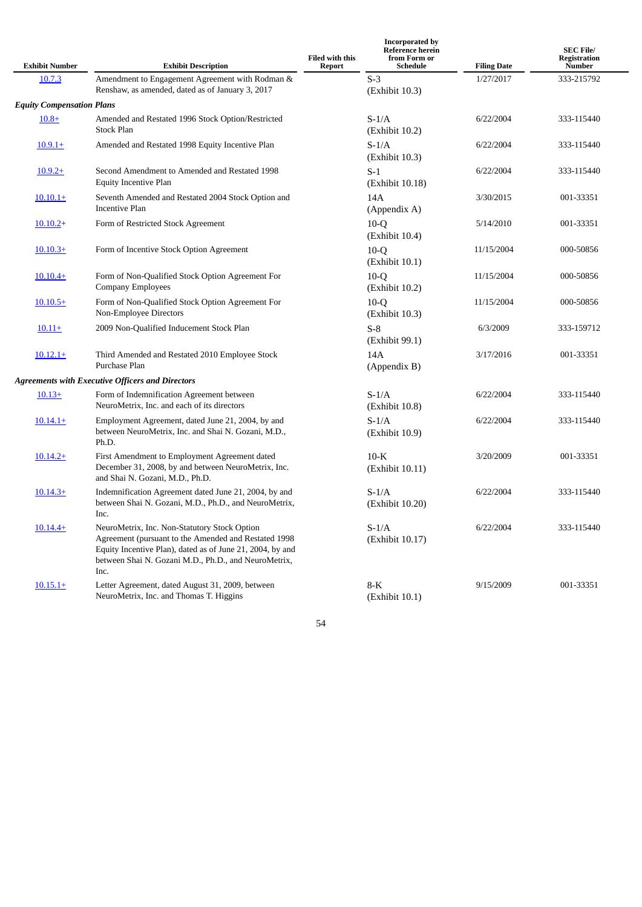| Exhibit Number | Exhibit Description | Filed with this Report | Incorporated by Reference herein from Form or Schedule | Filing Date | SEC File/ Registration Number |
|---|---|---|---|---|---|
| 10.7.3 | Amendment to Engagement Agreement with Rodman & Renshaw, as amended, dated as of January 3, 2017 | | S-3 (Exhibit 10.3) | 1/27/2017 | 333-215792 |
| ***Equity Compensation Plans*** | | | | | |
| 10.8+ | Amended and Restated 1996 Stock Option/Restricted Stock Plan | | S-1/A (Exhibit 10.2) | 6/22/2004 | 333-115440 |
| 10.9.1+ | Amended and Restated 1998 Equity Incentive Plan | | S-1/A (Exhibit 10.3) | 6/22/2004 | 333-115440 |
| 10.9.2+ | Second Amendment to Amended and Restated 1998 Equity Incentive Plan | | S-1 (Exhibit 10.18) | 6/22/2004 | 333-115440 |
| 10.10.1+ | Seventh Amended and Restated 2004 Stock Option and Incentive Plan | | 14A (Appendix A) | 3/30/2015 | 001-33351 |
| 10.10.2+ | Form of Restricted Stock Agreement | | 10-Q (Exhibit 10.4) | 5/14/2010 | 001-33351 |
| 10.10.3+ | Form of Incentive Stock Option Agreement | | 10-Q (Exhibit 10.1) | 11/15/2004 | 000-50856 |
| 10.10.4+ | Form of Non-Qualified Stock Option Agreement For Company Employees | | 10-Q (Exhibit 10.2) | 11/15/2004 | 000-50856 |
| 10.10.5+ | Form of Non-Qualified Stock Option Agreement For Non-Employee Directors | | 10-Q (Exhibit 10.3) | 11/15/2004 | 000-50856 |
| 10.11+ | 2009 Non-Qualified Inducement Stock Plan | | S-8 (Exhibit 99.1) | 6/3/2009 | 333-159712 |
| 10.12.1+ | Third Amended and Restated 2010 Employee Stock Purchase Plan | | 14A (Appendix B) | 3/17/2016 | 001-33351 |
| ***Agreements with Executive Officers and Directors*** | | | | | |
| 10.13+ | Form of Indemnification Agreement between NeuroMetrix, Inc. and each of its directors | | S-1/A (Exhibit 10.8) | 6/22/2004 | 333-115440 |
| 10.14.1+ | Employment Agreement, dated June 21, 2004, by and between NeuroMetrix, Inc. and Shai N. Gozani, M.D., Ph.D. | | S-1/A (Exhibit 10.9) | 6/22/2004 | 333-115440 |
| 10.14.2+ | First Amendment to Employment Agreement dated December 31, 2008, by and between NeuroMetrix, Inc. and Shai N. Gozani, M.D., Ph.D. | | 10-K (Exhibit 10.11) | 3/20/2009 | 001-33351 |
| 10.14.3+ | Indemnification Agreement dated June 21, 2004, by and between Shai N. Gozani, M.D., Ph.D., and NeuroMetrix, Inc. | | S-1/A (Exhibit 10.20) | 6/22/2004 | 333-115440 |
| 10.14.4+ | NeuroMetrix, Inc. Non-Statutory Stock Option Agreement (pursuant to the Amended and Restated 1998 Equity Incentive Plan), dated as of June 21, 2004, by and between Shai N. Gozani M.D., Ph.D., and NeuroMetrix, Inc. | | S-1/A (Exhibit 10.17) | 6/22/2004 | 333-115440 |
| 10.15.1+ | Letter Agreement, dated August 31, 2009, between NeuroMetrix, Inc. and Thomas T. Higgins | | 8-K (Exhibit 10.1) | 9/15/2009 | 001-33351 |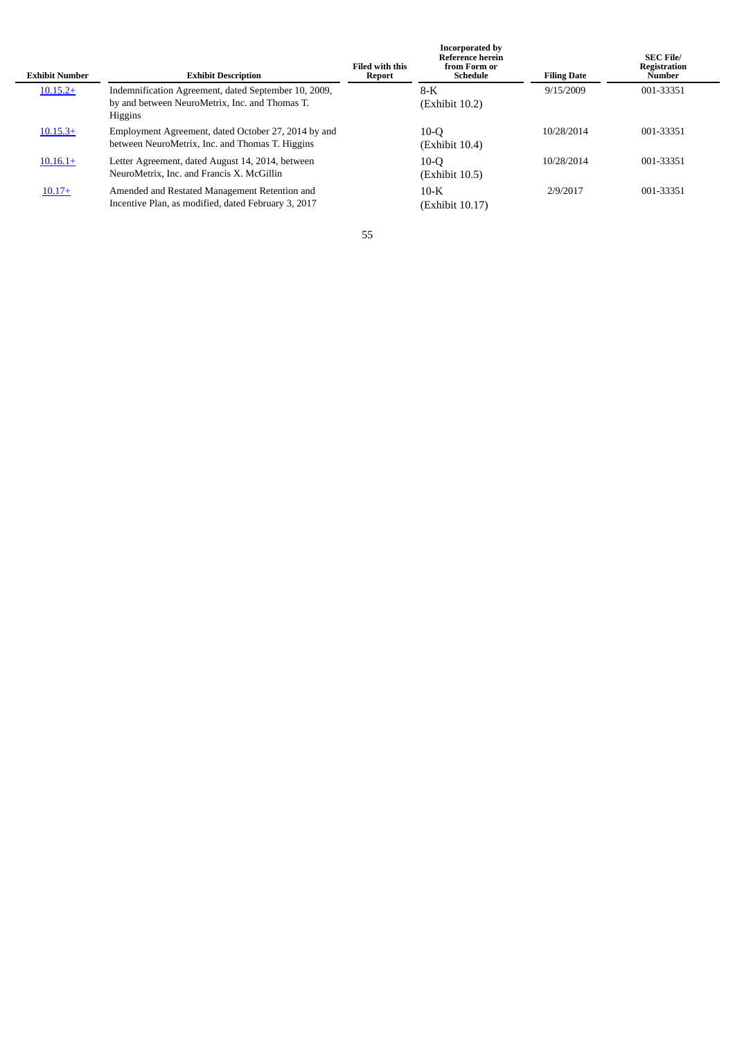| Exhibit Number | Exhibit Description | Filed with this Report | Incorporated by Reference herein from Form or Schedule | Filing Date | SEC File/ Registration Number |
|---|---|---|---|---|---|
| 10.15.2+ | Indemnification Agreement, dated September 10, 2009, by and between NeuroMetrix, Inc. and Thomas T. Higgins | | 8-K (Exhibit 10.2) | 9/15/2009 | 001-33351 |
| 10.15.3+ | Employment Agreement, dated October 27, 2014 by and between NeuroMetrix, Inc. and Thomas T. Higgins | | 10-Q (Exhibit 10.4) | 10/28/2014 | 001-33351 |
| 10.16.1+ | Letter Agreement, dated August 14, 2014, between NeuroMetrix, Inc. and Francis X. McGillin | | 10-Q (Exhibit 10.5) | 10/28/2014 | 001-33351 |
| 10.17+ | Amended and Restated Management Retention and Incentive Plan, as modified, dated February 3, 2017 | | 10-K (Exhibit 10.17) | 2/9/2017 | 001-33351 |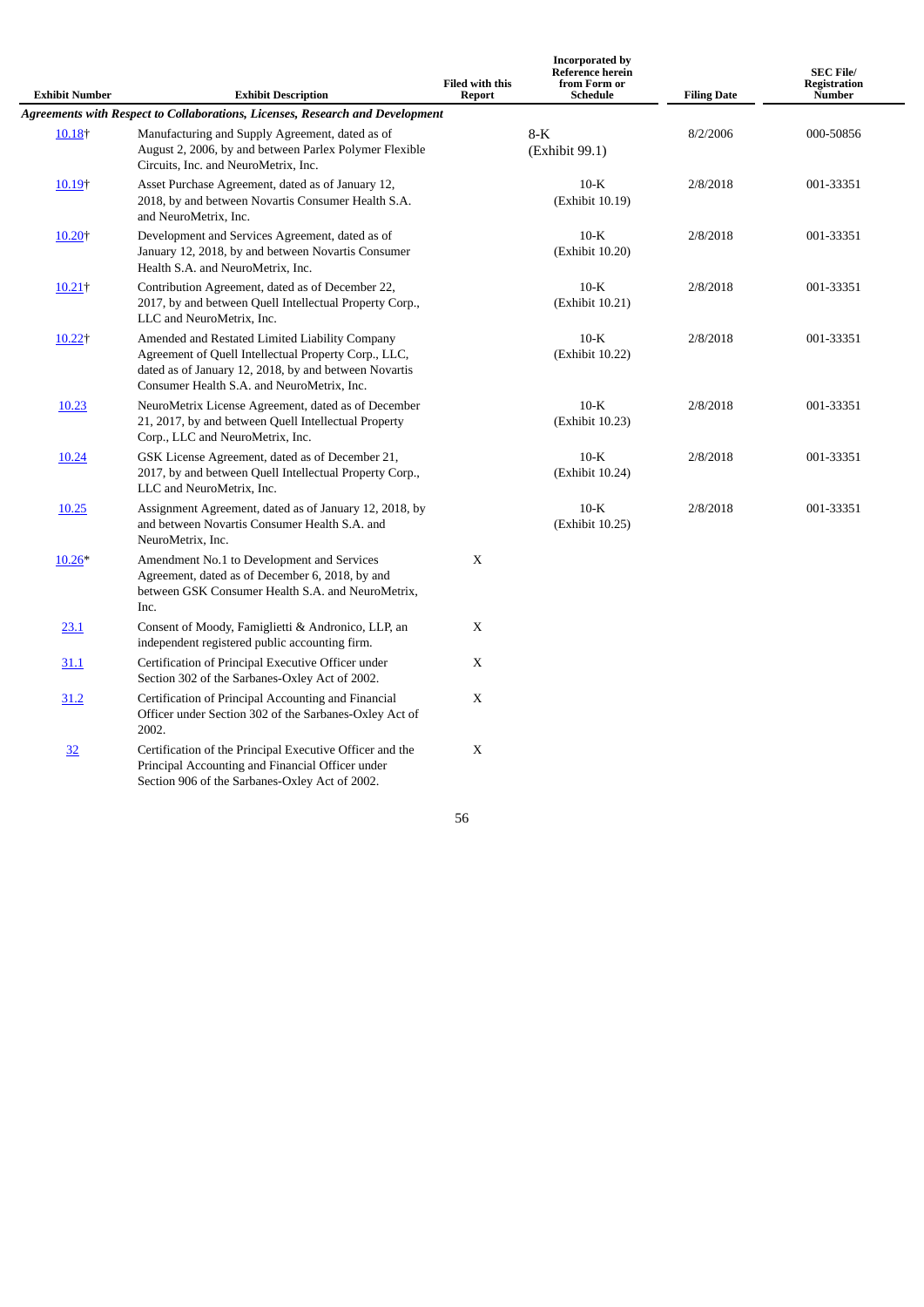| Exhibit Number | Exhibit Description | Filed with this Report | Incorporated by Reference herein from Form or Schedule | Filing Date | SEC File/ Registration Number |
|---|---|---|---|---|---|
| ***Agreements with Respect to Collaborations, Licenses, Research and Development*** | | | | | |
| 10.18† | Manufacturing and Supply Agreement, dated as of August 2, 2006, by and between Parlex Polymer Flexible Circuits, Inc. and NeuroMetrix, Inc. | | 8-K (Exhibit 99.1) | 8/2/2006 | 000-50856 |
| 10.19† | Asset Purchase Agreement, dated as of January 12, 2018, by and between Novartis Consumer Health S.A. and NeuroMetrix, Inc. | | 10-K (Exhibit 10.19) | 2/8/2018 | 001-33351 |
| 10.20† | Development and Services Agreement, dated as of January 12, 2018, by and between Novartis Consumer Health S.A. and NeuroMetrix, Inc. | | 10-K (Exhibit 10.20) | 2/8/2018 | 001-33351 |
| 10.21† | Contribution Agreement, dated as of December 22, 2017, by and between Quell Intellectual Property Corp., LLC and NeuroMetrix, Inc. | | 10-K (Exhibit 10.21) | 2/8/2018 | 001-33351 |
| 10.22† | Amended and Restated Limited Liability Company Agreement of Quell Intellectual Property Corp., LLC, dated as of January 12, 2018, by and between Novartis Consumer Health S.A. and NeuroMetrix, Inc. | | 10-K (Exhibit 10.22) | 2/8/2018 | 001-33351 |
| 10.23 | NeuroMetrix License Agreement, dated as of December 21, 2017, by and between Quell Intellectual Property Corp., LLC and NeuroMetrix, Inc. | | 10-K (Exhibit 10.23) | 2/8/2018 | 001-33351 |
| 10.24 | GSK License Agreement, dated as of December 21, 2017, by and between Quell Intellectual Property Corp., LLC and NeuroMetrix, Inc. | | 10-K (Exhibit 10.24) | 2/8/2018 | 001-33351 |
| 10.25 | Assignment Agreement, dated as of January 12, 2018, by and between Novartis Consumer Health S.A. and NeuroMetrix, Inc. | | 10-K (Exhibit 10.25) | 2/8/2018 | 001-33351 |
| 10.26* | Amendment No.1 to Development and Services Agreement, dated as of December 6, 2018, by and between GSK Consumer Health S.A. and NeuroMetrix, Inc. | X | | | |
| 23.1 | Consent of Moody, Famiglietti & Andronico, LLP, an independent registered public accounting firm. | X | | | |
| 31.1 | Certification of Principal Executive Officer under Section 302 of the Sarbanes-Oxley Act of 2002. | X | | | |
| 31.2 | Certification of Principal Accounting and Financial Officer under Section 302 of the Sarbanes-Oxley Act of 2002. | X | | | |
| 32 | Certification of the Principal Executive Officer and the Principal Accounting and Financial Officer under Section 906 of the Sarbanes-Oxley Act of 2002. | X | | | |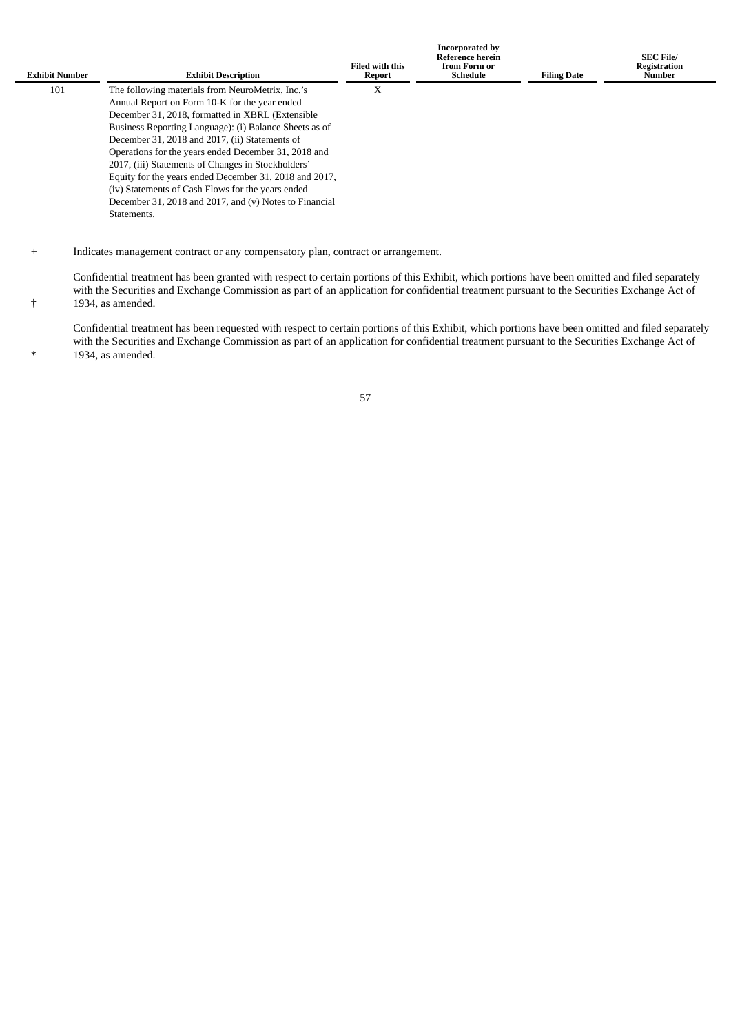| Exhibit Number | Exhibit Description | Filed with this Report | Incorporated by Reference herein from Form or Schedule | Filing Date | SEC File/ Registration Number |
|---|---|---|---|---|---|
| 101 | The following materials from NeuroMetrix, Inc.'s Annual Report on Form 10-K for the year ended December 31, 2018, formatted in XBRL (Extensible Business Reporting Language): (i) Balance Sheets as of December 31, 2018 and 2017, (ii) Statements of Operations for the years ended December 31, 2018 and 2017, (iii) Statements of Changes in Stockholders' Equity for the years ended December 31, 2018 and 2017, (iv) Statements of Cash Flows for the years ended December 31, 2018 and 2017, and (v) Notes to Financial Statements. | X | | | |

+ Indicates management contract or any compensatory plan, contract or arrangement.

† Confidential treatment has been granted with respect to certain portions of this Exhibit, which portions have been omitted and filed separately with the Securities and Exchange Commission as part of an application for confidential treatment pursuant to the Securities Exchange Act of 1934, as amended.

* Confidential treatment has been requested with respect to certain portions of this Exhibit, which portions have been omitted and filed separately with the Securities and Exchange Commission as part of an application for confidential treatment pursuant to the Securities Exchange Act of 1934, as amended.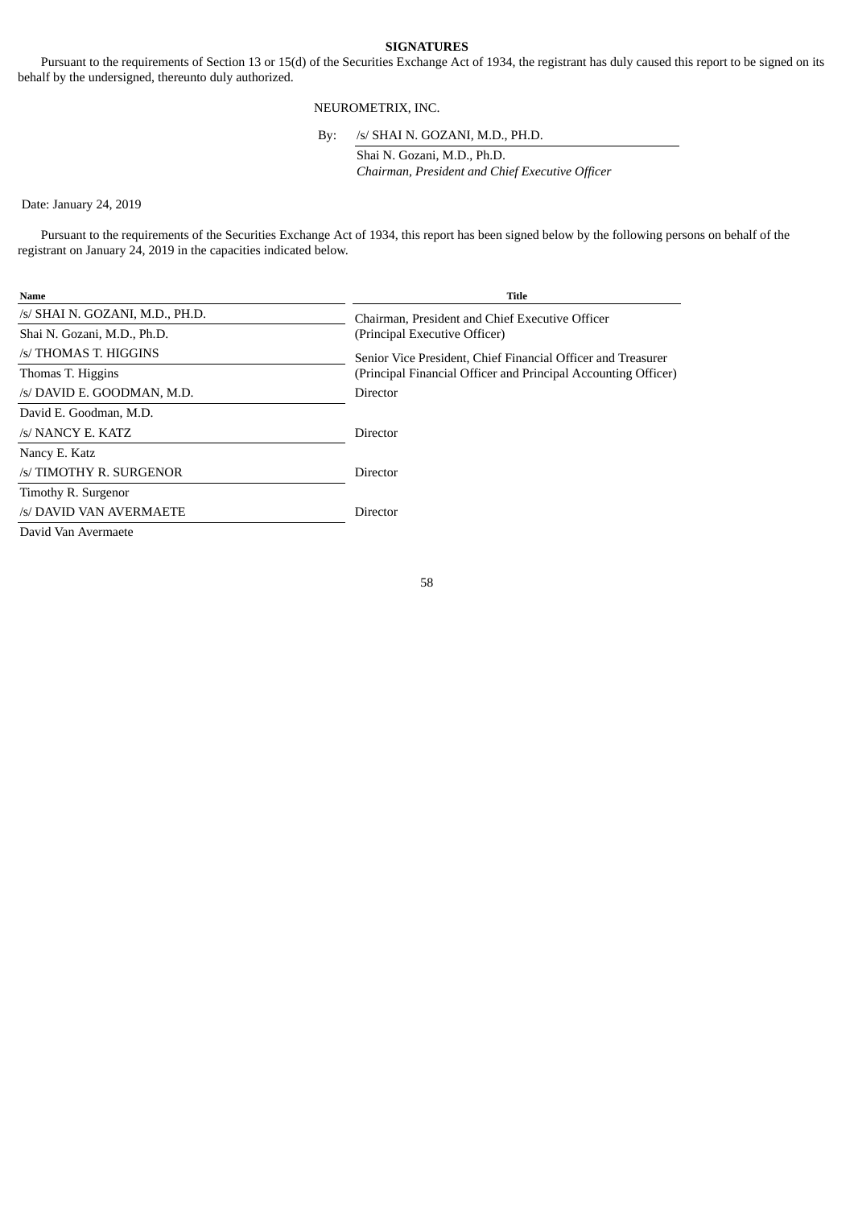# SIGNATURES

Pursuant to the requirements of Section 13 or 15(d) of the Securities Exchange Act of 1934, the registrant has duly caused this report to be signed on its behalf by the undersigned, thereunto duly authorized.

NEUROMETRIX, INC.

By: /s/ SHAI N. GOZANI, M.D., PH.D.

Shai N. Gozani, M.D., Ph.D.
*Chairman, President and Chief Executive Officer*

Date: January 24, 2019

Pursuant to the requirements of the Securities Exchange Act of 1934, this report has been signed below by the following persons on behalf of the registrant on January 24, 2019 in the capacities indicated below.

| Name | Title |
| --- | --- |
| /s/ SHAI N. GOZANI, M.D., PH.D.<br>Shai N. Gozani, M.D., Ph.D. | Chairman, President and Chief Executive Officer<br>(Principal Executive Officer) |
| /s/ THOMAS T. HIGGINS<br>Thomas T. Higgins | Senior Vice President, Chief Financial Officer and Treasurer<br>(Principal Financial Officer and Principal Accounting Officer) |
| /s/ DAVID E. GOODMAN, M.D.<br>David E. Goodman, M.D. | Director |
| /s/ NANCY E. KATZ<br>Nancy E. Katz | Director |
| /s/ TIMOTHY R. SURGENOR<br>Timothy R. Surgenor | Director |
| /s/ DAVID VAN AVERMAETE<br>David Van Avermaete | Director |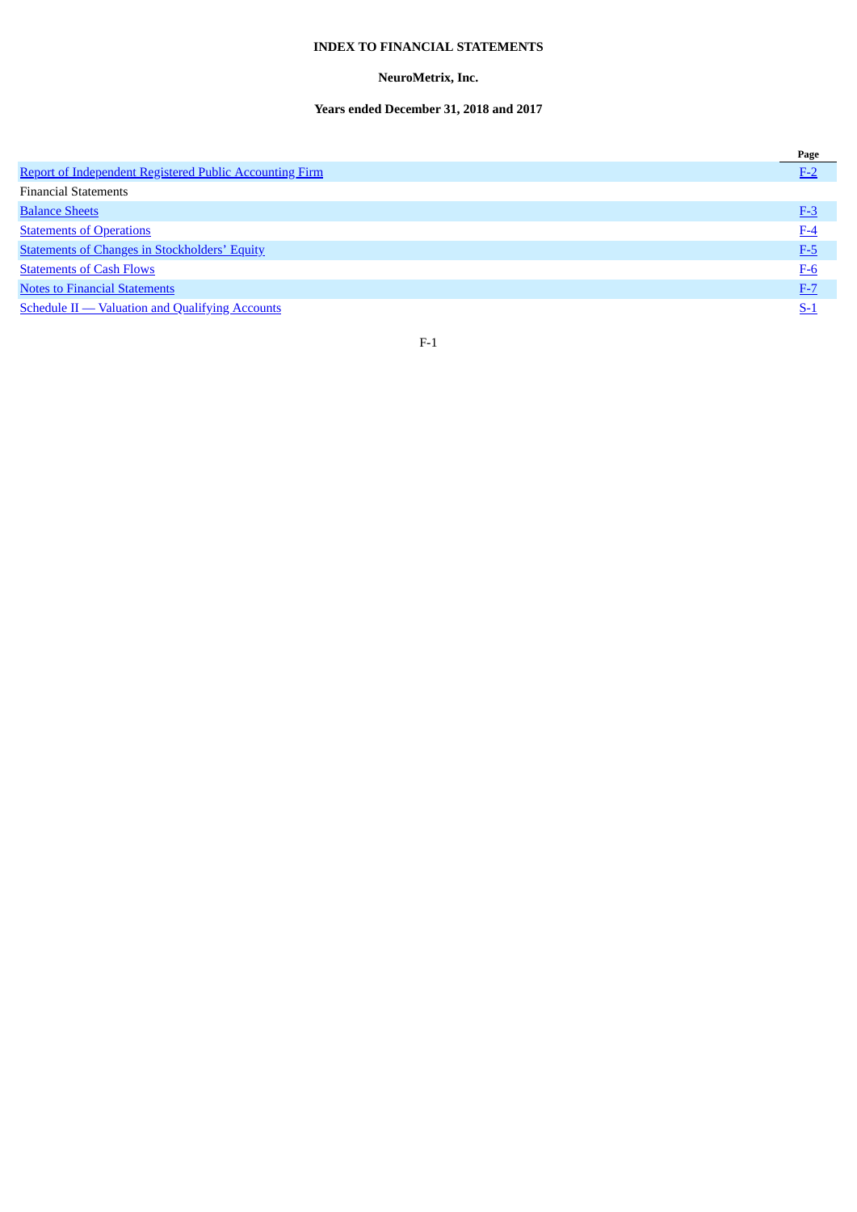# INDEX TO FINANCIAL STATEMENTS

## NeuroMetrix, Inc.

### Years ended December 31, 2018 and 2017

| | Page |
|---|---|
| Report of Independent Registered Public Accounting Firm | F-2 |
| Financial Statements | |
| Balance Sheets | F-3 |
| Statements of Operations | F-4 |
| Statements of Changes in Stockholders' Equity | F-5 |
| Statements of Cash Flows | F-6 |
| Notes to Financial Statements | F-7 |
| Schedule II — Valuation and Qualifying Accounts | S-1 |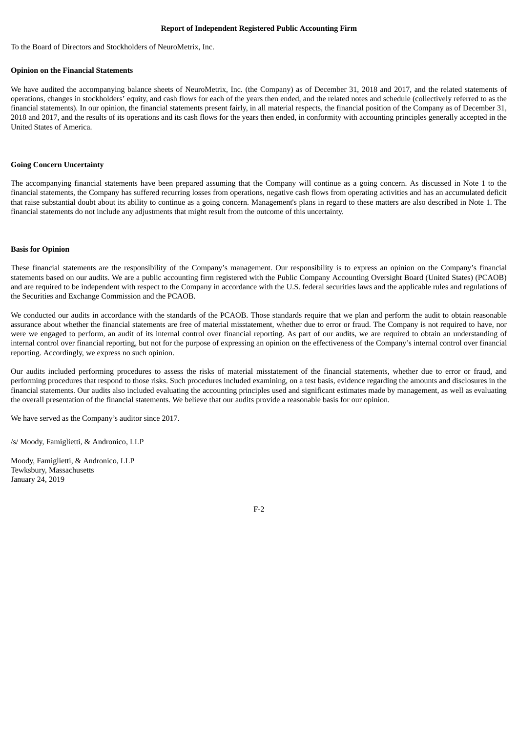## Report of Independent Registered Public Accounting Firm

To the Board of Directors and Stockholders of NeuroMetrix, Inc.

**Opinion on the Financial Statements**

We have audited the accompanying balance sheets of NeuroMetrix, Inc. (the Company) as of December 31, 2018 and 2017, and the related statements of operations, changes in stockholders' equity, and cash flows for each of the years then ended, and the related notes and schedule (collectively referred to as the financial statements). In our opinion, the financial statements present fairly, in all material respects, the financial position of the Company as of December 31, 2018 and 2017, and the results of its operations and its cash flows for the years then ended, in conformity with accounting principles generally accepted in the United States of America.

**Going Concern Uncertainty**

The accompanying financial statements have been prepared assuming that the Company will continue as a going concern. As discussed in Note 1 to the financial statements, the Company has suffered recurring losses from operations, negative cash flows from operating activities and has an accumulated deficit that raise substantial doubt about its ability to continue as a going concern. Management's plans in regard to these matters are also described in Note 1. The financial statements do not include any adjustments that might result from the outcome of this uncertainty.

**Basis for Opinion**

These financial statements are the responsibility of the Company's management. Our responsibility is to express an opinion on the Company's financial statements based on our audits. We are a public accounting firm registered with the Public Company Accounting Oversight Board (United States) (PCAOB) and are required to be independent with respect to the Company in accordance with the U.S. federal securities laws and the applicable rules and regulations of the Securities and Exchange Commission and the PCAOB.

We conducted our audits in accordance with the standards of the PCAOB. Those standards require that we plan and perform the audit to obtain reasonable assurance about whether the financial statements are free of material misstatement, whether due to error or fraud. The Company is not required to have, nor were we engaged to perform, an audit of its internal control over financial reporting. As part of our audits, we are required to obtain an understanding of internal control over financial reporting, but not for the purpose of expressing an opinion on the effectiveness of the Company's internal control over financial reporting. Accordingly, we express no such opinion.

Our audits included performing procedures to assess the risks of material misstatement of the financial statements, whether due to error or fraud, and performing procedures that respond to those risks. Such procedures included examining, on a test basis, evidence regarding the amounts and disclosures in the financial statements. Our audits also included evaluating the accounting principles used and significant estimates made by management, as well as evaluating the overall presentation of the financial statements. We believe that our audits provide a reasonable basis for our opinion.

We have served as the Company's auditor since 2017.

/s/ Moody, Famiglietti, & Andronico, LLP

Moody, Famiglietti, & Andronico, LLP
Tewksbury, Massachusetts
January 24, 2019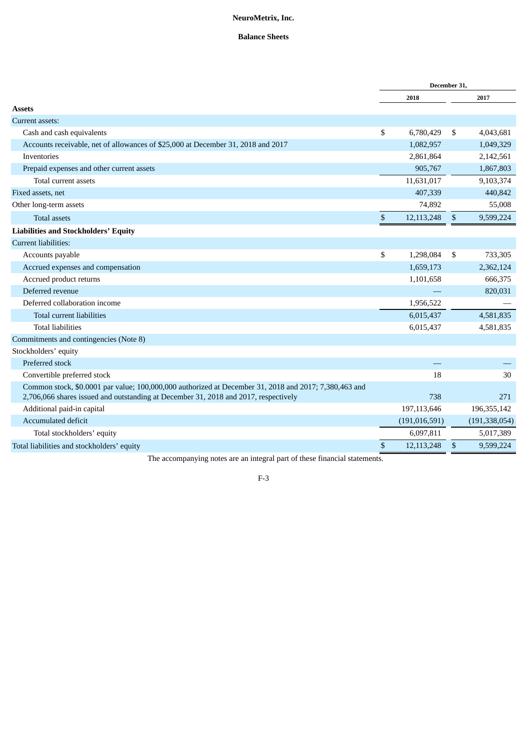# NeuroMetrix, Inc.

## Balance Sheets

| | December 31, | |
|---|---|---|
| | 2018 | 2017 |
| **Assets** | | |
| Current assets: | | |
| Cash and cash equivalents | $ 6,780,429 | $ 4,043,681 |
| Accounts receivable, net of allowances of $25,000 at December 31, 2018 and 2017 | 1,082,957 | 1,049,329 |
| Inventories | 2,861,864 | 2,142,561 |
| Prepaid expenses and other current assets | 905,767 | 1,867,803 |
| Total current assets | 11,631,017 | 9,103,374 |
| Fixed assets, net | 407,339 | 440,842 |
| Other long-term assets | 74,892 | 55,008 |
| Total assets | $ 12,113,248 | $ 9,599,224 |
| **Liabilities and Stockholders' Equity** | | |
| Current liabilities: | | |
| Accounts payable | $ 1,298,084 | $ 733,305 |
| Accrued expenses and compensation | 1,659,173 | 2,362,124 |
| Accrued product returns | 1,101,658 | 666,375 |
| Deferred revenue | — | 820,031 |
| Deferred collaboration income | 1,956,522 | — |
| Total current liabilities | 6,015,437 | 4,581,835 |
| Total liabilities | 6,015,437 | 4,581,835 |
| Commitments and contingencies (Note 8) | | |
| Stockholders' equity | | |
| Preferred stock | — | — |
| Convertible preferred stock | 18 | 30 |
| Common stock, $0.0001 par value; 100,000,000 authorized at December 31, 2018 and 2017; 7,380,463 and 2,706,066 shares issued and outstanding at December 31, 2018 and 2017, respectively | 738 | 271 |
| Additional paid-in capital | 197,113,646 | 196,355,142 |
| Accumulated deficit | (191,016,591) | (191,338,054) |
| Total stockholders' equity | 6,097,811 | 5,017,389 |
| Total liabilities and stockholders' equity | $ 12,113,248 | $ 9,599,224 |

The accompanying notes are an integral part of these financial statements.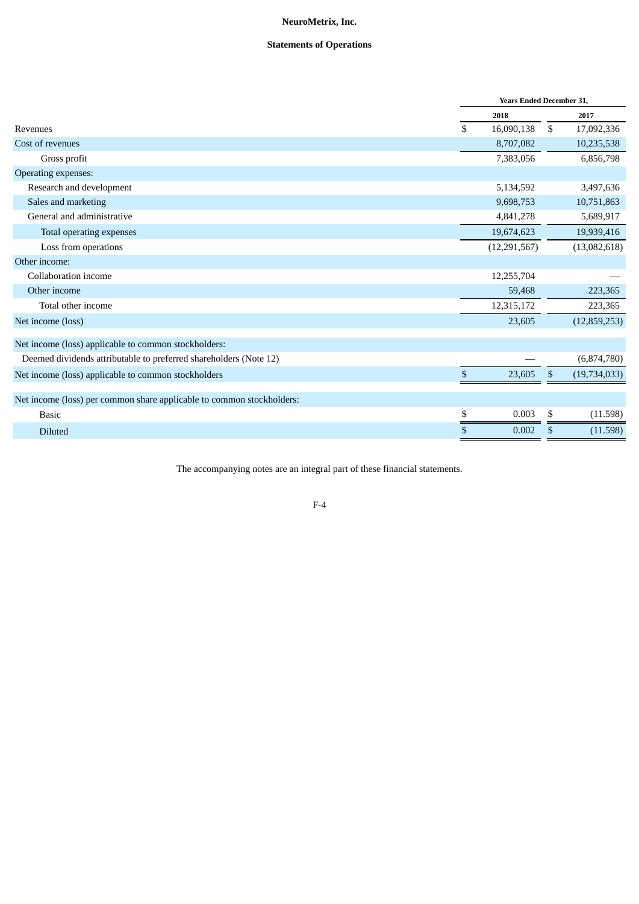# NeuroMetrix, Inc.

## Statements of Operations

| | Years Ended December 31, | |
|---|---|---|
| | 2018 | 2017 |
| Revenues | $ 16,090,138 | $ 17,092,336 |
| Cost of revenues | 8,707,082 | 10,235,538 |
| Gross profit | 7,383,056 | 6,856,798 |
| Operating expenses: | | |
| Research and development | 5,134,592 | 3,497,636 |
| Sales and marketing | 9,698,753 | 10,751,863 |
| General and administrative | 4,841,278 | 5,689,917 |
| Total operating expenses | 19,674,623 | 19,939,416 |
| Loss from operations | (12,291,567) | (13,082,618) |
| Other income: | | |
| Collaboration income | 12,255,704 | — |
| Other income | 59,468 | 223,365 |
| Total other income | 12,315,172 | 223,365 |
| Net income (loss) | 23,605 | (12,859,253) |
| Net income (loss) applicable to common stockholders: | | |
| Deemed dividends attributable to preferred shareholders (Note 12) | — | (6,874,780) |
| Net income (loss) applicable to common stockholders | $ 23,605 | $ (19,734,033) |
| Net income (loss) per common share applicable to common stockholders: | | |
| Basic | $ 0.003 | $ (11.598) |
| Diluted | $ 0.002 | $ (11.598) |

The accompanying notes are an integral part of these financial statements.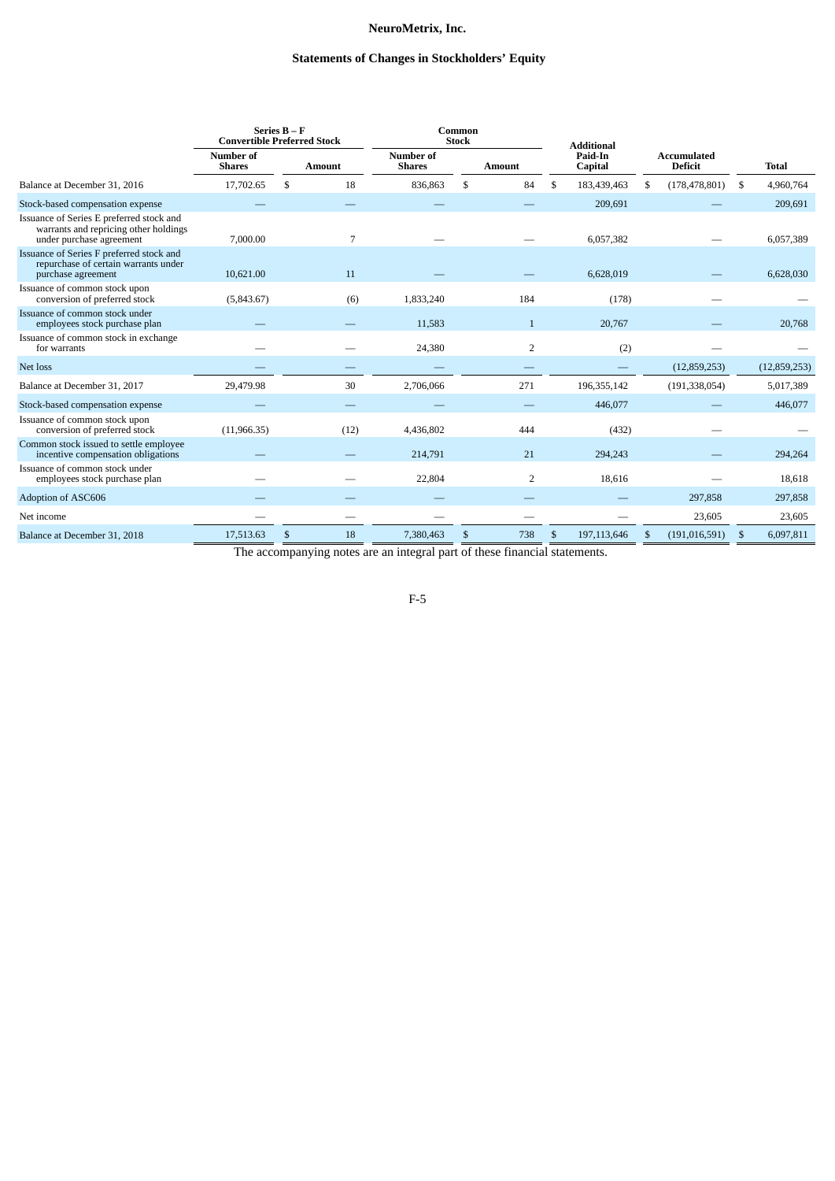# NeuroMetrix, Inc.

## Statements of Changes in Stockholders' Equity

| | Series B – F Convertible Preferred Stock | | Common Stock | | Additional Paid-In Capital | Accumulated Deficit | Total |
|---|---|---|---|---|---|---|---|
| | Number of Shares | Amount | Number of Shares | Amount | | | |
| Balance at December 31, 2016 | 17,702.65 | $ 18 | 836,863 | $ 84 | $ 183,439,463 | $ (178,478,801) | $ 4,960,764 |
| Stock-based compensation expense | — | — | — | — | 209,691 | — | 209,691 |
| Issuance of Series E preferred stock and warrants and repricing other holdings under purchase agreement | 7,000.00 | 7 | — | — | 6,057,382 | — | 6,057,389 |
| Issuance of Series F preferred stock and repurchase of certain warrants under purchase agreement | 10,621.00 | 11 | — | — | 6,628,019 | — | 6,628,030 |
| Issuance of common stock upon conversion of preferred stock | (5,843.67) | (6) | 1,833,240 | 184 | (178) | — | — |
| Issuance of common stock under employees stock purchase plan | — | — | 11,583 | 1 | 20,767 | — | 20,768 |
| Issuance of common stock in exchange for warrants | — | — | 24,380 | 2 | (2) | — | — |
| Net loss | — | — | — | — | — | (12,859,253) | (12,859,253) |
| Balance at December 31, 2017 | 29,479.98 | 30 | 2,706,066 | 271 | 196,355,142 | (191,338,054) | 5,017,389 |
| Stock-based compensation expense | — | — | — | — | 446,077 | — | 446,077 |
| Issuance of common stock upon conversion of preferred stock | (11,966.35) | (12) | 4,436,802 | 444 | (432) | — | — |
| Common stock issued to settle employee incentive compensation obligations | — | — | 214,791 | 21 | 294,243 | — | 294,264 |
| Issuance of common stock under employees stock purchase plan | — | — | 22,804 | 2 | 18,616 | — | 18,618 |
| Adoption of ASC606 | — | — | — | — | — | 297,858 | 297,858 |
| Net income | — | — | — | — | — | 23,605 | 23,605 |
| Balance at December 31, 2018 | 17,513.63 | $ 18 | 7,380,463 | $ 738 | $ 197,113,646 | $ (191,016,591) | $ 6,097,811 |

The accompanying notes are an integral part of these financial statements.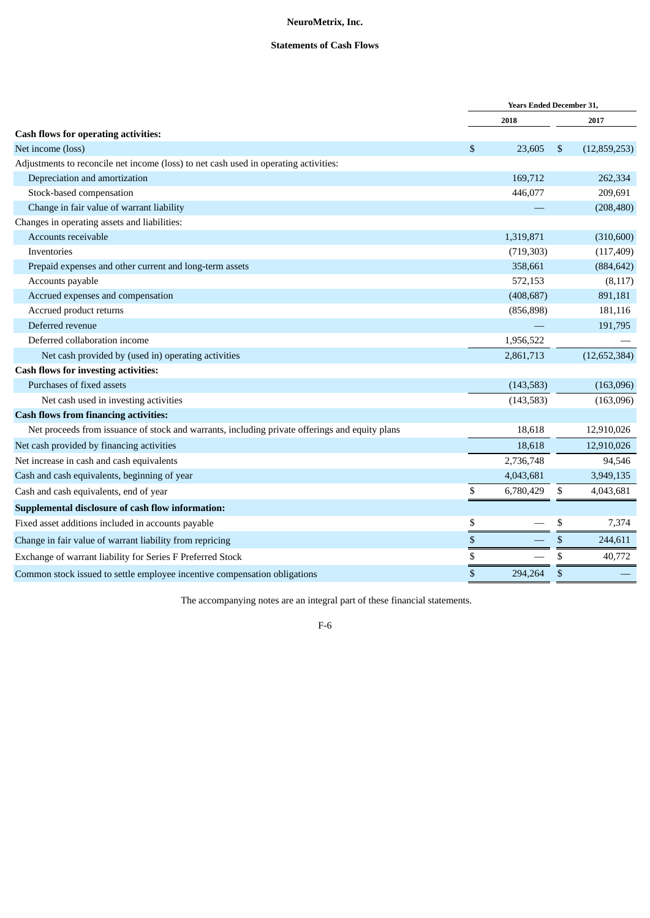**NeuroMetrix, Inc.**

**Statements of Cash Flows**

| | Years Ended December 31, | |
|---|---|---|
| | 2018 | 2017 |
| **Cash flows for operating activities:** | | |
| Net income (loss) | $ 23,605 | $ (12,859,253) |
| Adjustments to reconcile net income (loss) to net cash used in operating activities: | | |
| Depreciation and amortization | 169,712 | 262,334 |
| Stock-based compensation | 446,077 | 209,691 |
| Change in fair value of warrant liability | — | (208,480) |
| Changes in operating assets and liabilities: | | |
| Accounts receivable | 1,319,871 | (310,600) |
| Inventories | (719,303) | (117,409) |
| Prepaid expenses and other current and long-term assets | 358,661 | (884,642) |
| Accounts payable | 572,153 | (8,117) |
| Accrued expenses and compensation | (408,687) | 891,181 |
| Accrued product returns | (856,898) | 181,116 |
| Deferred revenue | — | 191,795 |
| Deferred collaboration income | 1,956,522 | — |
| Net cash provided by (used in) operating activities | 2,861,713 | (12,652,384) |
| **Cash flows for investing activities:** | | |
| Purchases of fixed assets | (143,583) | (163,096) |
| Net cash used in investing activities | (143,583) | (163,096) |
| **Cash flows from financing activities:** | | |
| Net proceeds from issuance of stock and warrants, including private offerings and equity plans | 18,618 | 12,910,026 |
| Net cash provided by financing activities | 18,618 | 12,910,026 |
| Net increase in cash and cash equivalents | 2,736,748 | 94,546 |
| Cash and cash equivalents, beginning of year | 4,043,681 | 3,949,135 |
| Cash and cash equivalents, end of year | $ 6,780,429 | $ 4,043,681 |
| **Supplemental disclosure of cash flow information:** | | |
| Fixed asset additions included in accounts payable | $ — | $ 7,374 |
| Change in fair value of warrant liability from repricing | $ — | $ 244,611 |
| Exchange of warrant liability for Series F Preferred Stock | $ — | $ 40,772 |
| Common stock issued to settle employee incentive compensation obligations | $ 294,264 | $ — |

The accompanying notes are an integral part of these financial statements.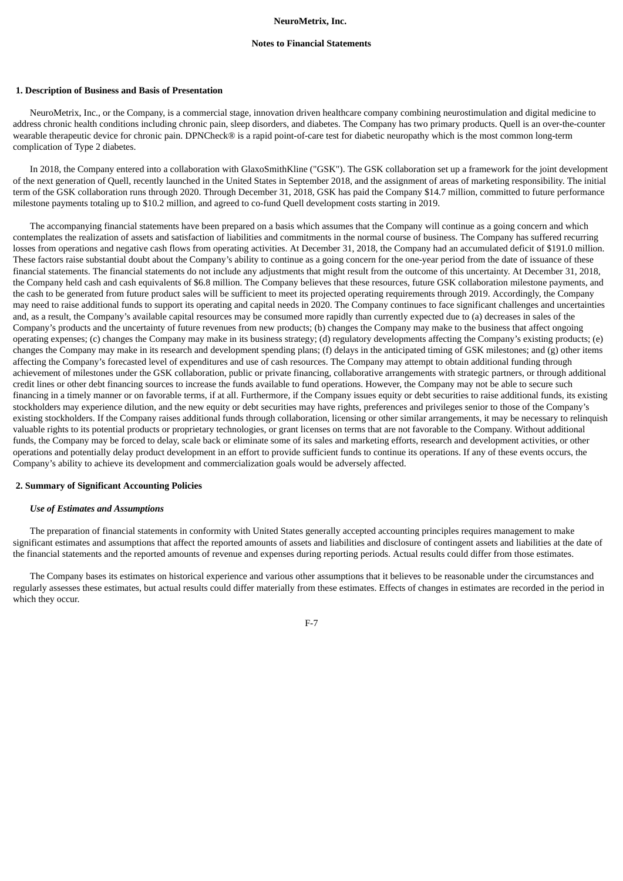**NeuroMetrix, Inc.**

**Notes to Financial Statements**

## 1. Description of Business and Basis of Presentation

NeuroMetrix, Inc., or the Company, is a commercial stage, innovation driven healthcare company combining neurostimulation and digital medicine to address chronic health conditions including chronic pain, sleep disorders, and diabetes. The Company has two primary products. Quell is an over-the-counter wearable therapeutic device for chronic pain. DPNCheck® is a rapid point-of-care test for diabetic neuropathy which is the most common long-term complication of Type 2 diabetes.

In 2018, the Company entered into a collaboration with GlaxoSmithKline ("GSK"). The GSK collaboration set up a framework for the joint development of the next generation of Quell, recently launched in the United States in September 2018, and the assignment of areas of marketing responsibility. The initial term of the GSK collaboration runs through 2020. Through December 31, 2018, GSK has paid the Company $14.7 million, committed to future performance milestone payments totaling up to $10.2 million, and agreed to co-fund Quell development costs starting in 2019.

The accompanying financial statements have been prepared on a basis which assumes that the Company will continue as a going concern and which contemplates the realization of assets and satisfaction of liabilities and commitments in the normal course of business. The Company has suffered recurring losses from operations and negative cash flows from operating activities. At December 31, 2018, the Company had an accumulated deficit of $191.0 million. These factors raise substantial doubt about the Company's ability to continue as a going concern for the one-year period from the date of issuance of these financial statements. The financial statements do not include any adjustments that might result from the outcome of this uncertainty. At December 31, 2018, the Company held cash and cash equivalents of $6.8 million. The Company believes that these resources, future GSK collaboration milestone payments, and the cash to be generated from future product sales will be sufficient to meet its projected operating requirements through 2019. Accordingly, the Company may need to raise additional funds to support its operating and capital needs in 2020. The Company continues to face significant challenges and uncertainties and, as a result, the Company's available capital resources may be consumed more rapidly than currently expected due to (a) decreases in sales of the Company's products and the uncertainty of future revenues from new products; (b) changes the Company may make to the business that affect ongoing operating expenses; (c) changes the Company may make in its business strategy; (d) regulatory developments affecting the Company's existing products; (e) changes the Company may make in its research and development spending plans; (f) delays in the anticipated timing of GSK milestones; and (g) other items affecting the Company's forecasted level of expenditures and use of cash resources. The Company may attempt to obtain additional funding through achievement of milestones under the GSK collaboration, public or private financing, collaborative arrangements with strategic partners, or through additional credit lines or other debt financing sources to increase the funds available to fund operations. However, the Company may not be able to secure such financing in a timely manner or on favorable terms, if at all. Furthermore, if the Company issues equity or debt securities to raise additional funds, its existing stockholders may experience dilution, and the new equity or debt securities may have rights, preferences and privileges senior to those of the Company's existing stockholders. If the Company raises additional funds through collaboration, licensing or other similar arrangements, it may be necessary to relinquish valuable rights to its potential products or proprietary technologies, or grant licenses on terms that are not favorable to the Company. Without additional funds, the Company may be forced to delay, scale back or eliminate some of its sales and marketing efforts, research and development activities, or other operations and potentially delay product development in an effort to provide sufficient funds to continue its operations. If any of these events occurs, the Company's ability to achieve its development and commercialization goals would be adversely affected.

## 2. Summary of Significant Accounting Policies

### *Use of Estimates and Assumptions*

The preparation of financial statements in conformity with United States generally accepted accounting principles requires management to make significant estimates and assumptions that affect the reported amounts of assets and liabilities and disclosure of contingent assets and liabilities at the date of the financial statements and the reported amounts of revenue and expenses during reporting periods. Actual results could differ from those estimates.

The Company bases its estimates on historical experience and various other assumptions that it believes to be reasonable under the circumstances and regularly assesses these estimates, but actual results could differ materially from these estimates. Effects of changes in estimates are recorded in the period in which they occur.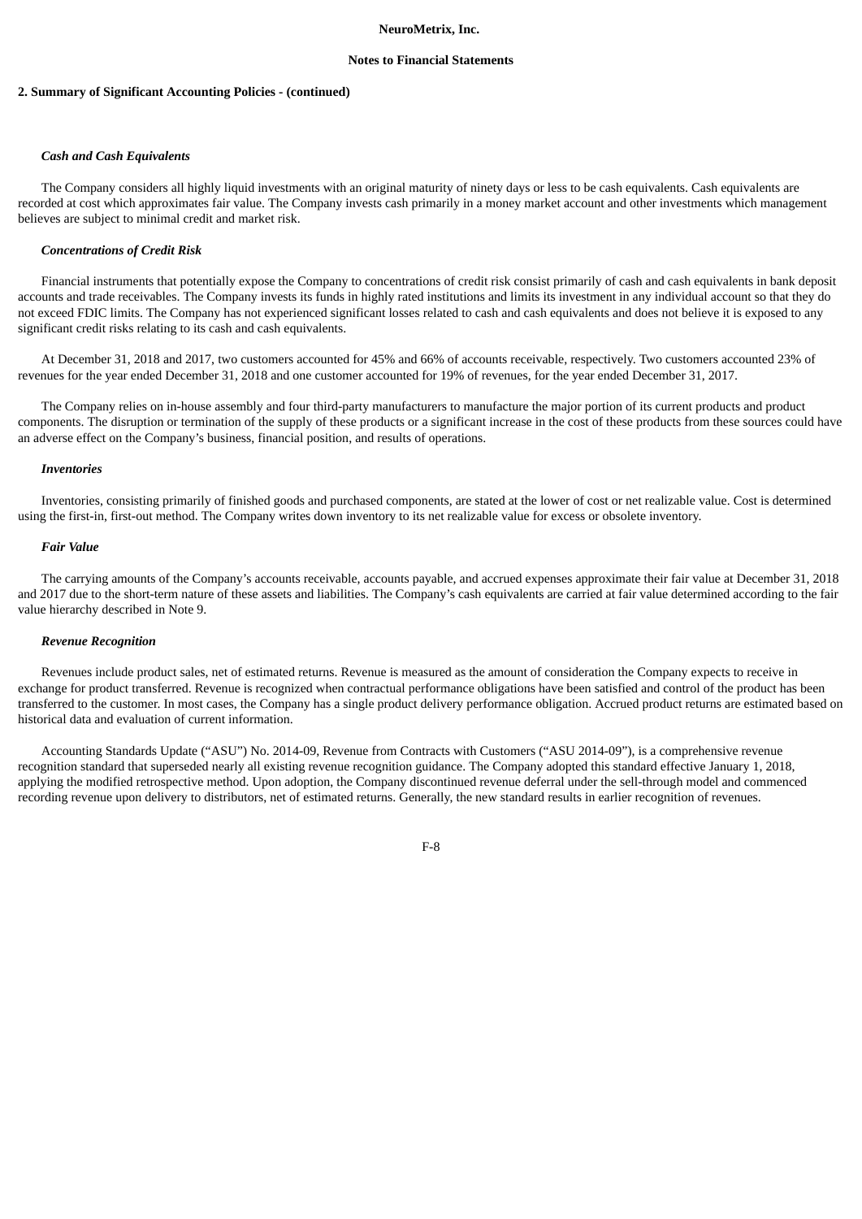## 2. Summary of Significant Accounting Policies - (continued)

***Cash and Cash Equivalents***

The Company considers all highly liquid investments with an original maturity of ninety days or less to be cash equivalents. Cash equivalents are recorded at cost which approximates fair value. The Company invests cash primarily in a money market account and other investments which management believes are subject to minimal credit and market risk.

***Concentrations of Credit Risk***

Financial instruments that potentially expose the Company to concentrations of credit risk consist primarily of cash and cash equivalents in bank deposit accounts and trade receivables. The Company invests its funds in highly rated institutions and limits its investment in any individual account so that they do not exceed FDIC limits. The Company has not experienced significant losses related to cash and cash equivalents and does not believe it is exposed to any significant credit risks relating to its cash and cash equivalents.

At December 31, 2018 and 2017, two customers accounted for 45% and 66% of accounts receivable, respectively. Two customers accounted 23% of revenues for the year ended December 31, 2018 and one customer accounted for 19% of revenues, for the year ended December 31, 2017.

The Company relies on in-house assembly and four third-party manufacturers to manufacture the major portion of its current products and product components. The disruption or termination of the supply of these products or a significant increase in the cost of these products from these sources could have an adverse effect on the Company's business, financial position, and results of operations.

***Inventories***

Inventories, consisting primarily of finished goods and purchased components, are stated at the lower of cost or net realizable value. Cost is determined using the first-in, first-out method. The Company writes down inventory to its net realizable value for excess or obsolete inventory.

***Fair Value***

The carrying amounts of the Company's accounts receivable, accounts payable, and accrued expenses approximate their fair value at December 31, 2018 and 2017 due to the short-term nature of these assets and liabilities. The Company's cash equivalents are carried at fair value determined according to the fair value hierarchy described in Note 9.

***Revenue Recognition***

Revenues include product sales, net of estimated returns. Revenue is measured as the amount of consideration the Company expects to receive in exchange for product transferred. Revenue is recognized when contractual performance obligations have been satisfied and control of the product has been transferred to the customer. In most cases, the Company has a single product delivery performance obligation. Accrued product returns are estimated based on historical data and evaluation of current information.

Accounting Standards Update ("ASU") No. 2014-09, Revenue from Contracts with Customers ("ASU 2014-09"), is a comprehensive revenue recognition standard that superseded nearly all existing revenue recognition guidance. The Company adopted this standard effective January 1, 2018, applying the modified retrospective method. Upon adoption, the Company discontinued revenue deferral under the sell-through model and commenced recording revenue upon delivery to distributors, net of estimated returns. Generally, the new standard results in earlier recognition of revenues.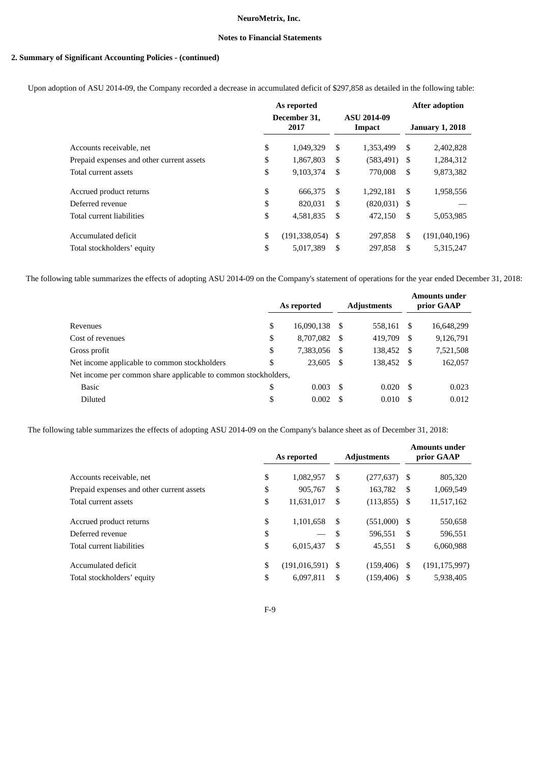**NeuroMetrix, Inc.**

**Notes to Financial Statements**

**2. Summary of Significant Accounting Policies - (continued)**

Upon adoption of ASU 2014-09, the Company recorded a decrease in accumulated deficit of $297,858 as detailed in the following table:

| | As reported December 31, 2017 | ASU 2014-09 Impact | After adoption January 1, 2018 |
|---|---|---|---|
| Accounts receivable, net | $ 1,049,329 | $ 1,353,499 | $ 2,402,828 |
| Prepaid expenses and other current assets | $ 1,867,803 | $ (583,491) | $ 1,284,312 |
| Total current assets | $ 9,103,374 | $ 770,008 | $ 9,873,382 |
| Accrued product returns | $ 666,375 | $ 1,292,181 | $ 1,958,556 |
| Deferred revenue | $ 820,031 | $ (820,031) | $ — |
| Total current liabilities | $ 4,581,835 | $ 472,150 | $ 5,053,985 |
| Accumulated deficit | $ (191,338,054) | $ 297,858 | $ (191,040,196) |
| Total stockholders' equity | $ 5,017,389 | $ 297,858 | $ 5,315,247 |

The following table summarizes the effects of adopting ASU 2014-09 on the Company's statement of operations for the year ended December 31, 2018:

| | As reported | Adjustments | Amounts under prior GAAP |
|---|---|---|---|
| Revenues | $ 16,090,138 | $ 558,161 | $ 16,648,299 |
| Cost of revenues | $ 8,707,082 | $ 419,709 | $ 9,126,791 |
| Gross profit | $ 7,383,056 | $ 138,452 | $ 7,521,508 |
| Net income applicable to common stockholders | $ 23,605 | $ 138,452 | $ 162,057 |
| Net income per common share applicable to common stockholders, | | | |
| Basic | $ 0.003 | $ 0.020 | $ 0.023 |
| Diluted | $ 0.002 | $ 0.010 | $ 0.012 |

The following table summarizes the effects of adopting ASU 2014-09 on the Company's balance sheet as of December 31, 2018:

| | As reported | Adjustments | Amounts under prior GAAP |
|---|---|---|---|
| Accounts receivable, net | $ 1,082,957 | $ (277,637) | $ 805,320 |
| Prepaid expenses and other current assets | $ 905,767 | $ 163,782 | $ 1,069,549 |
| Total current assets | $ 11,631,017 | $ (113,855) | $ 11,517,162 |
| Accrued product returns | $ 1,101,658 | $ (551,000) | $ 550,658 |
| Deferred revenue | $ — | $ 596,551 | $ 596,551 |
| Total current liabilities | $ 6,015,437 | $ 45,551 | $ 6,060,988 |
| Accumulated deficit | $ (191,016,591) | $ (159,406) | $ (191,175,997) |
| Total stockholders' equity | $ 6,097,811 | $ (159,406) | $ 5,938,405 |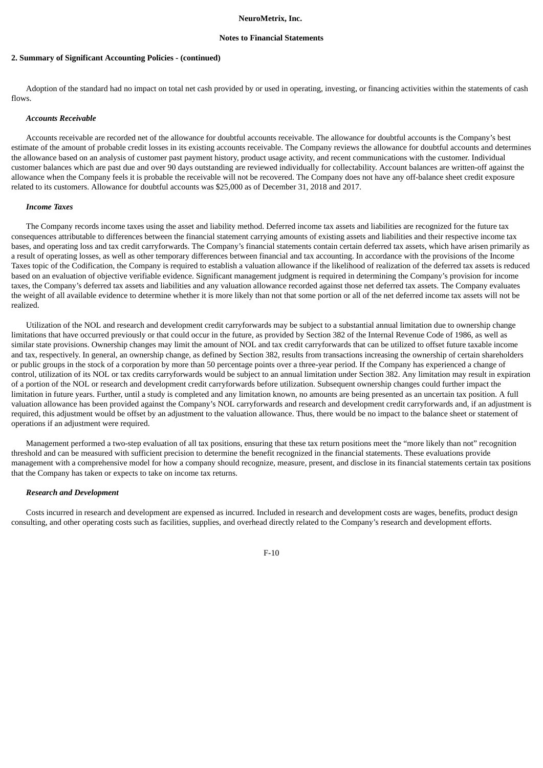## 2. Summary of Significant Accounting Policies - (continued)

Adoption of the standard had no impact on total net cash provided by or used in operating, investing, or financing activities within the statements of cash flows.

***Accounts Receivable***

Accounts receivable are recorded net of the allowance for doubtful accounts receivable. The allowance for doubtful accounts is the Company's best estimate of the amount of probable credit losses in its existing accounts receivable. The Company reviews the allowance for doubtful accounts and determines the allowance based on an analysis of customer past payment history, product usage activity, and recent communications with the customer. Individual customer balances which are past due and over 90 days outstanding are reviewed individually for collectability. Account balances are written-off against the allowance when the Company feels it is probable the receivable will not be recovered. The Company does not have any off-balance sheet credit exposure related to its customers. Allowance for doubtful accounts was $25,000 as of December 31, 2018 and 2017.

***Income Taxes***

The Company records income taxes using the asset and liability method. Deferred income tax assets and liabilities are recognized for the future tax consequences attributable to differences between the financial statement carrying amounts of existing assets and liabilities and their respective income tax bases, and operating loss and tax credit carryforwards. The Company's financial statements contain certain deferred tax assets, which have arisen primarily as a result of operating losses, as well as other temporary differences between financial and tax accounting. In accordance with the provisions of the Income Taxes topic of the Codification, the Company is required to establish a valuation allowance if the likelihood of realization of the deferred tax assets is reduced based on an evaluation of objective verifiable evidence. Significant management judgment is required in determining the Company's provision for income taxes, the Company's deferred tax assets and liabilities and any valuation allowance recorded against those net deferred tax assets. The Company evaluates the weight of all available evidence to determine whether it is more likely than not that some portion or all of the net deferred income tax assets will not be realized.

Utilization of the NOL and research and development credit carryforwards may be subject to a substantial annual limitation due to ownership change limitations that have occurred previously or that could occur in the future, as provided by Section 382 of the Internal Revenue Code of 1986, as well as similar state provisions. Ownership changes may limit the amount of NOL and tax credit carryforwards that can be utilized to offset future taxable income and tax, respectively. In general, an ownership change, as defined by Section 382, results from transactions increasing the ownership of certain shareholders or public groups in the stock of a corporation by more than 50 percentage points over a three-year period. If the Company has experienced a change of control, utilization of its NOL or tax credits carryforwards would be subject to an annual limitation under Section 382. Any limitation may result in expiration of a portion of the NOL or research and development credit carryforwards before utilization. Subsequent ownership changes could further impact the limitation in future years. Further, until a study is completed and any limitation known, no amounts are being presented as an uncertain tax position. A full valuation allowance has been provided against the Company's NOL carryforwards and research and development credit carryforwards and, if an adjustment is required, this adjustment would be offset by an adjustment to the valuation allowance. Thus, there would be no impact to the balance sheet or statement of operations if an adjustment were required.

Management performed a two-step evaluation of all tax positions, ensuring that these tax return positions meet the "more likely than not" recognition threshold and can be measured with sufficient precision to determine the benefit recognized in the financial statements. These evaluations provide management with a comprehensive model for how a company should recognize, measure, present, and disclose in its financial statements certain tax positions that the Company has taken or expects to take on income tax returns.

***Research and Development***

Costs incurred in research and development are expensed as incurred. Included in research and development costs are wages, benefits, product design consulting, and other operating costs such as facilities, supplies, and overhead directly related to the Company's research and development efforts.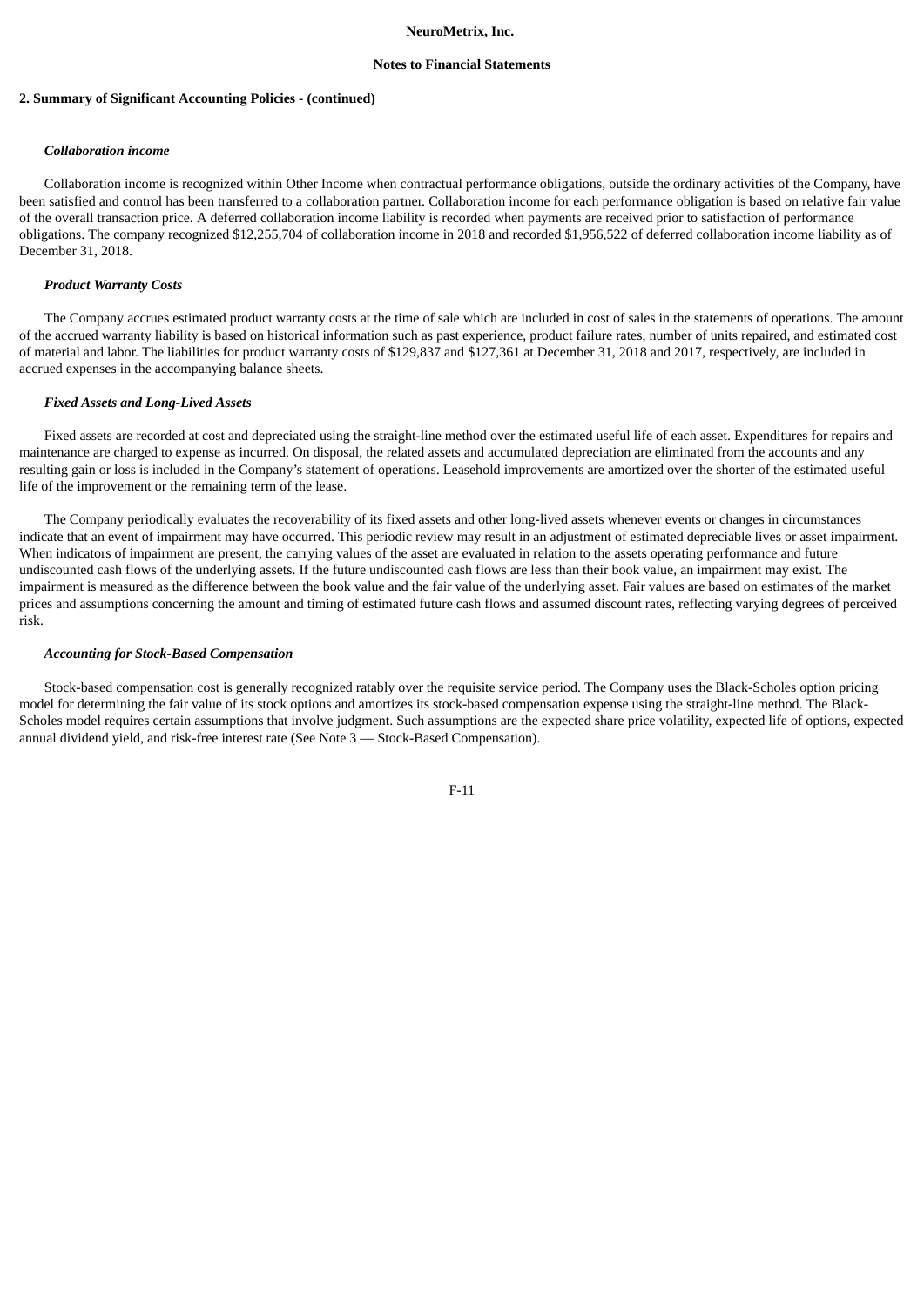**2. Summary of Significant Accounting Policies - (continued)**

***Collaboration income***

Collaboration income is recognized within Other Income when contractual performance obligations, outside the ordinary activities of the Company, have been satisfied and control has been transferred to a collaboration partner. Collaboration income for each performance obligation is based on relative fair value of the overall transaction price. A deferred collaboration income liability is recorded when payments are received prior to satisfaction of performance obligations. The company recognized $12,255,704 of collaboration income in 2018 and recorded $1,956,522 of deferred collaboration income liability as of December 31, 2018.

***Product Warranty Costs***

The Company accrues estimated product warranty costs at the time of sale which are included in cost of sales in the statements of operations. The amount of the accrued warranty liability is based on historical information such as past experience, product failure rates, number of units repaired, and estimated cost of material and labor. The liabilities for product warranty costs of $129,837 and $127,361 at December 31, 2018 and 2017, respectively, are included in accrued expenses in the accompanying balance sheets.

***Fixed Assets and Long-Lived Assets***

Fixed assets are recorded at cost and depreciated using the straight-line method over the estimated useful life of each asset. Expenditures for repairs and maintenance are charged to expense as incurred. On disposal, the related assets and accumulated depreciation are eliminated from the accounts and any resulting gain or loss is included in the Company's statement of operations. Leasehold improvements are amortized over the shorter of the estimated useful life of the improvement or the remaining term of the lease.

The Company periodically evaluates the recoverability of its fixed assets and other long-lived assets whenever events or changes in circumstances indicate that an event of impairment may have occurred. This periodic review may result in an adjustment of estimated depreciable lives or asset impairment. When indicators of impairment are present, the carrying values of the asset are evaluated in relation to the assets operating performance and future undiscounted cash flows of the underlying assets. If the future undiscounted cash flows are less than their book value, an impairment may exist. The impairment is measured as the difference between the book value and the fair value of the underlying asset. Fair values are based on estimates of the market prices and assumptions concerning the amount and timing of estimated future cash flows and assumed discount rates, reflecting varying degrees of perceived risk.

***Accounting for Stock-Based Compensation***

Stock-based compensation cost is generally recognized ratably over the requisite service period. The Company uses the Black-Scholes option pricing model for determining the fair value of its stock options and amortizes its stock-based compensation expense using the straight-line method. The Black-Scholes model requires certain assumptions that involve judgment. Such assumptions are the expected share price volatility, expected life of options, expected annual dividend yield, and risk-free interest rate (See Note 3 — Stock-Based Compensation).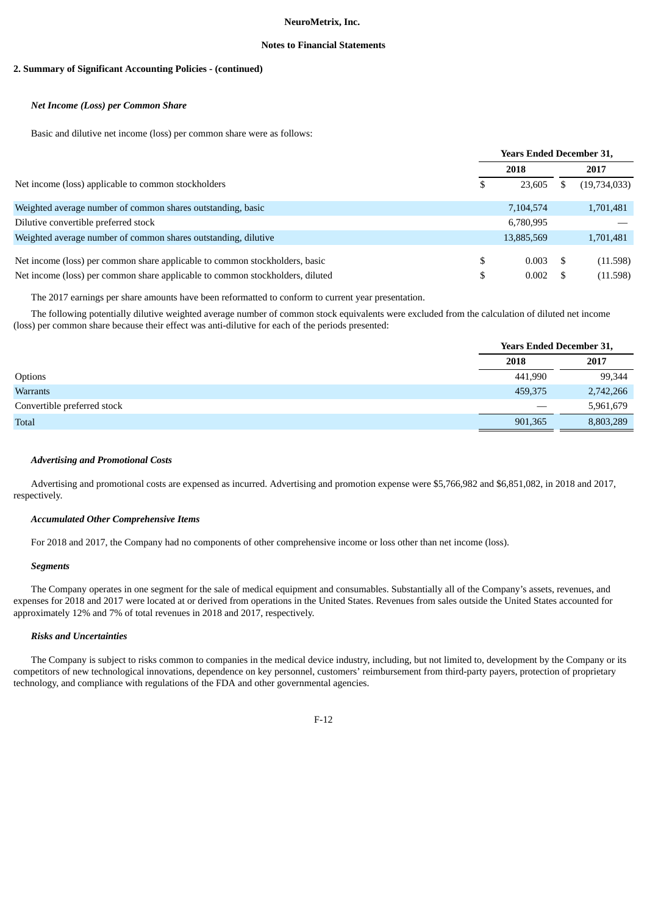**NeuroMetrix, Inc.**

**Notes to Financial Statements**

**2. Summary of Significant Accounting Policies - (continued)**

***Net Income (Loss) per Common Share***

Basic and dilutive net income (loss) per common share were as follows:

| | Years Ended December 31, | |
|---|---|---|
| | 2018 | 2017 |
| Net income (loss) applicable to common stockholders | $ 23,605 | $ (19,734,033) |
| Weighted average number of common shares outstanding, basic | 7,104,574 | 1,701,481 |
| Dilutive convertible preferred stock | 6,780,995 | — |
| Weighted average number of common shares outstanding, dilutive | 13,885,569 | 1,701,481 |
| Net income (loss) per common share applicable to common stockholders, basic | $ 0.003 | $ (11.598) |
| Net income (loss) per common share applicable to common stockholders, diluted | $ 0.002 | $ (11.598) |

The 2017 earnings per share amounts have been reformatted to conform to current year presentation.

The following potentially dilutive weighted average number of common stock equivalents were excluded from the calculation of diluted net income (loss) per common share because their effect was anti-dilutive for each of the periods presented:

| | Years Ended December 31, | |
|---|---|---|
| | 2018 | 2017 |
| Options | 441,990 | 99,344 |
| Warrants | 459,375 | 2,742,266 |
| Convertible preferred stock | — | 5,961,679 |
| Total | 901,365 | 8,803,289 |

***Advertising and Promotional Costs***

Advertising and promotional costs are expensed as incurred. Advertising and promotion expense were $5,766,982 and $6,851,082, in 2018 and 2017, respectively.

***Accumulated Other Comprehensive Items***

For 2018 and 2017, the Company had no components of other comprehensive income or loss other than net income (loss).

***Segments***

The Company operates in one segment for the sale of medical equipment and consumables. Substantially all of the Company's assets, revenues, and expenses for 2018 and 2017 were located at or derived from operations in the United States. Revenues from sales outside the United States accounted for approximately 12% and 7% of total revenues in 2018 and 2017, respectively.

***Risks and Uncertainties***

The Company is subject to risks common to companies in the medical device industry, including, but not limited to, development by the Company or its competitors of new technological innovations, dependence on key personnel, customers' reimbursement from third-party payers, protection of proprietary technology, and compliance with regulations of the FDA and other governmental agencies.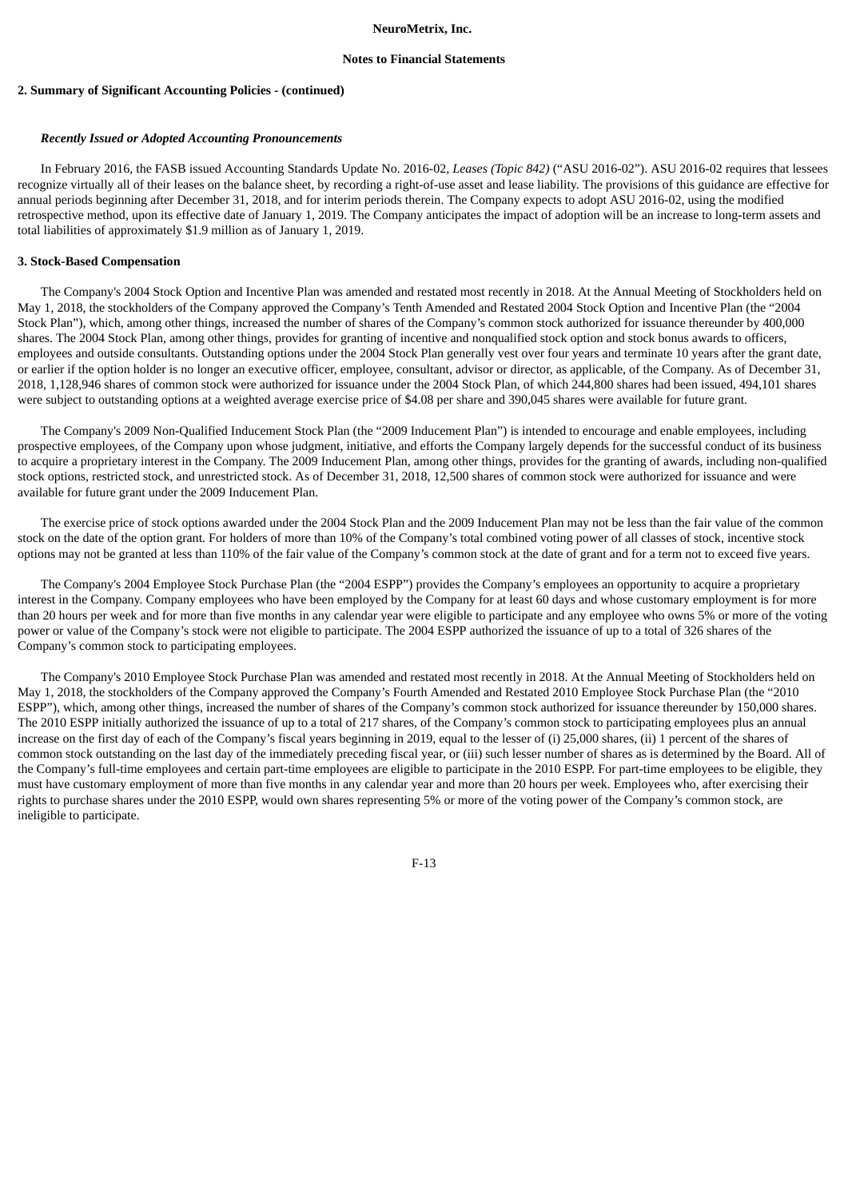## 2. Summary of Significant Accounting Policies - (continued)

***Recently Issued or Adopted Accounting Pronouncements***

In February 2016, the FASB issued Accounting Standards Update No. 2016-02, *Leases (Topic 842)* ("ASU 2016-02"). ASU 2016-02 requires that lessees recognize virtually all of their leases on the balance sheet, by recording a right-of-use asset and lease liability. The provisions of this guidance are effective for annual periods beginning after December 31, 2018, and for interim periods therein. The Company expects to adopt ASU 2016-02, using the modified retrospective method, upon its effective date of January 1, 2019. The Company anticipates the impact of adoption will be an increase to long-term assets and total liabilities of approximately $1.9 million as of January 1, 2019.

## 3. Stock-Based Compensation

The Company's 2004 Stock Option and Incentive Plan was amended and restated most recently in 2018. At the Annual Meeting of Stockholders held on May 1, 2018, the stockholders of the Company approved the Company's Tenth Amended and Restated 2004 Stock Option and Incentive Plan (the "2004 Stock Plan"), which, among other things, increased the number of shares of the Company's common stock authorized for issuance thereunder by 400,000 shares. The 2004 Stock Plan, among other things, provides for granting of incentive and nonqualified stock option and stock bonus awards to officers, employees and outside consultants. Outstanding options under the 2004 Stock Plan generally vest over four years and terminate 10 years after the grant date, or earlier if the option holder is no longer an executive officer, employee, consultant, advisor or director, as applicable, of the Company. As of December 31, 2018, 1,128,946 shares of common stock were authorized for issuance under the 2004 Stock Plan, of which 244,800 shares had been issued, 494,101 shares were subject to outstanding options at a weighted average exercise price of $4.08 per share and 390,045 shares were available for future grant.

The Company's 2009 Non-Qualified Inducement Stock Plan (the "2009 Inducement Plan") is intended to encourage and enable employees, including prospective employees, of the Company upon whose judgment, initiative, and efforts the Company largely depends for the successful conduct of its business to acquire a proprietary interest in the Company. The 2009 Inducement Plan, among other things, provides for the granting of awards, including non-qualified stock options, restricted stock, and unrestricted stock. As of December 31, 2018, 12,500 shares of common stock were authorized for issuance and were available for future grant under the 2009 Inducement Plan.

The exercise price of stock options awarded under the 2004 Stock Plan and the 2009 Inducement Plan may not be less than the fair value of the common stock on the date of the option grant. For holders of more than 10% of the Company's total combined voting power of all classes of stock, incentive stock options may not be granted at less than 110% of the fair value of the Company's common stock at the date of grant and for a term not to exceed five years.

The Company's 2004 Employee Stock Purchase Plan (the "2004 ESPP") provides the Company's employees an opportunity to acquire a proprietary interest in the Company. Company employees who have been employed by the Company for at least 60 days and whose customary employment is for more than 20 hours per week and for more than five months in any calendar year were eligible to participate and any employee who owns 5% or more of the voting power or value of the Company's stock were not eligible to participate. The 2004 ESPP authorized the issuance of up to a total of 326 shares of the Company's common stock to participating employees.

The Company's 2010 Employee Stock Purchase Plan was amended and restated most recently in 2018. At the Annual Meeting of Stockholders held on May 1, 2018, the stockholders of the Company approved the Company's Fourth Amended and Restated 2010 Employee Stock Purchase Plan (the "2010 ESPP"), which, among other things, increased the number of shares of the Company's common stock authorized for issuance thereunder by 150,000 shares. The 2010 ESPP initially authorized the issuance of up to a total of 217 shares, of the Company's common stock to participating employees plus an annual increase on the first day of each of the Company's fiscal years beginning in 2019, equal to the lesser of (i) 25,000 shares, (ii) 1 percent of the shares of common stock outstanding on the last day of the immediately preceding fiscal year, or (iii) such lesser number of shares as is determined by the Board. All of the Company's full-time employees and certain part-time employees are eligible to participate in the 2010 ESPP. For part-time employees to be eligible, they must have customary employment of more than five months in any calendar year and more than 20 hours per week. Employees who, after exercising their rights to purchase shares under the 2010 ESPP, would own shares representing 5% or more of the voting power of the Company's common stock, are ineligible to participate.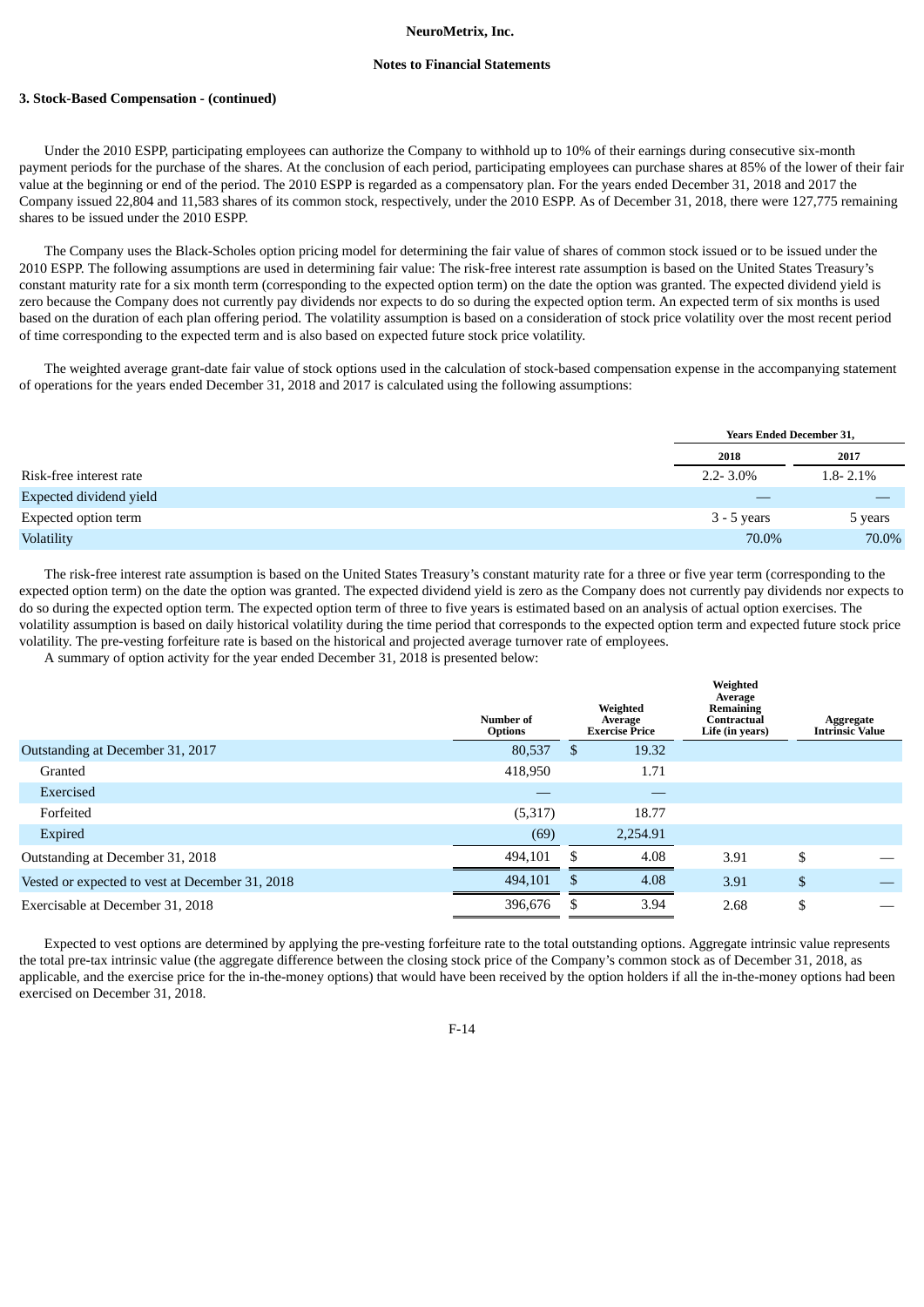**3. Stock-Based Compensation - (continued)**

Under the 2010 ESPP, participating employees can authorize the Company to withhold up to 10% of their earnings during consecutive six-month payment periods for the purchase of the shares. At the conclusion of each period, participating employees can purchase shares at 85% of the lower of their fair value at the beginning or end of the period. The 2010 ESPP is regarded as a compensatory plan. For the years ended December 31, 2018 and 2017 the Company issued 22,804 and 11,583 shares of its common stock, respectively, under the 2010 ESPP. As of December 31, 2018, there were 127,775 remaining shares to be issued under the 2010 ESPP.

The Company uses the Black-Scholes option pricing model for determining the fair value of shares of common stock issued or to be issued under the 2010 ESPP. The following assumptions are used in determining fair value: The risk-free interest rate assumption is based on the United States Treasury's constant maturity rate for a six month term (corresponding to the expected option term) on the date the option was granted. The expected dividend yield is zero because the Company does not currently pay dividends nor expects to do so during the expected option term. An expected term of six months is used based on the duration of each plan offering period. The volatility assumption is based on a consideration of stock price volatility over the most recent period of time corresponding to the expected term and is also based on expected future stock price volatility.

The weighted average grant-date fair value of stock options used in the calculation of stock-based compensation expense in the accompanying statement of operations for the years ended December 31, 2018 and 2017 is calculated using the following assumptions:

| | Years Ended December 31, | |
|---|---|---|
| | 2018 | 2017 |
| Risk-free interest rate | 2.2- 3.0% | 1.8- 2.1% |
| Expected dividend yield | — | — |
| Expected option term | 3 - 5 years | 5 years |
| Volatility | 70.0% | 70.0% |

The risk-free interest rate assumption is based on the United States Treasury's constant maturity rate for a three or five year term (corresponding to the expected option term) on the date the option was granted. The expected dividend yield is zero as the Company does not currently pay dividends nor expects to do so during the expected option term. The expected option term of three to five years is estimated based on an analysis of actual option exercises. The volatility assumption is based on daily historical volatility during the time period that corresponds to the expected option term and expected future stock price volatility. The pre-vesting forfeiture rate is based on the historical and projected average turnover rate of employees.

A summary of option activity for the year ended December 31, 2018 is presented below:

| | Number of Options | Weighted Average Exercise Price | Weighted Average Remaining Contractual Life (in years) | Aggregate Intrinsic Value |
|---|---|---|---|---|
| Outstanding at December 31, 2017 | 80,537 | $ 19.32 | | |
| Granted | 418,950 | 1.71 | | |
| Exercised | — | — | | |
| Forfeited | (5,317) | 18.77 | | |
| Expired | (69) | 2,254.91 | | |
| Outstanding at December 31, 2018 | 494,101 | $ 4.08 | 3.91 | $ — |
| Vested or expected to vest at December 31, 2018 | 494,101 | $ 4.08 | 3.91 | $ — |
| Exercisable at December 31, 2018 | 396,676 | $ 3.94 | 2.68 | $ — |

Expected to vest options are determined by applying the pre-vesting forfeiture rate to the total outstanding options. Aggregate intrinsic value represents the total pre-tax intrinsic value (the aggregate difference between the closing stock price of the Company's common stock as of December 31, 2018, as applicable, and the exercise price for the in-the-money options) that would have been received by the option holders if all the in-the-money options had been exercised on December 31, 2018.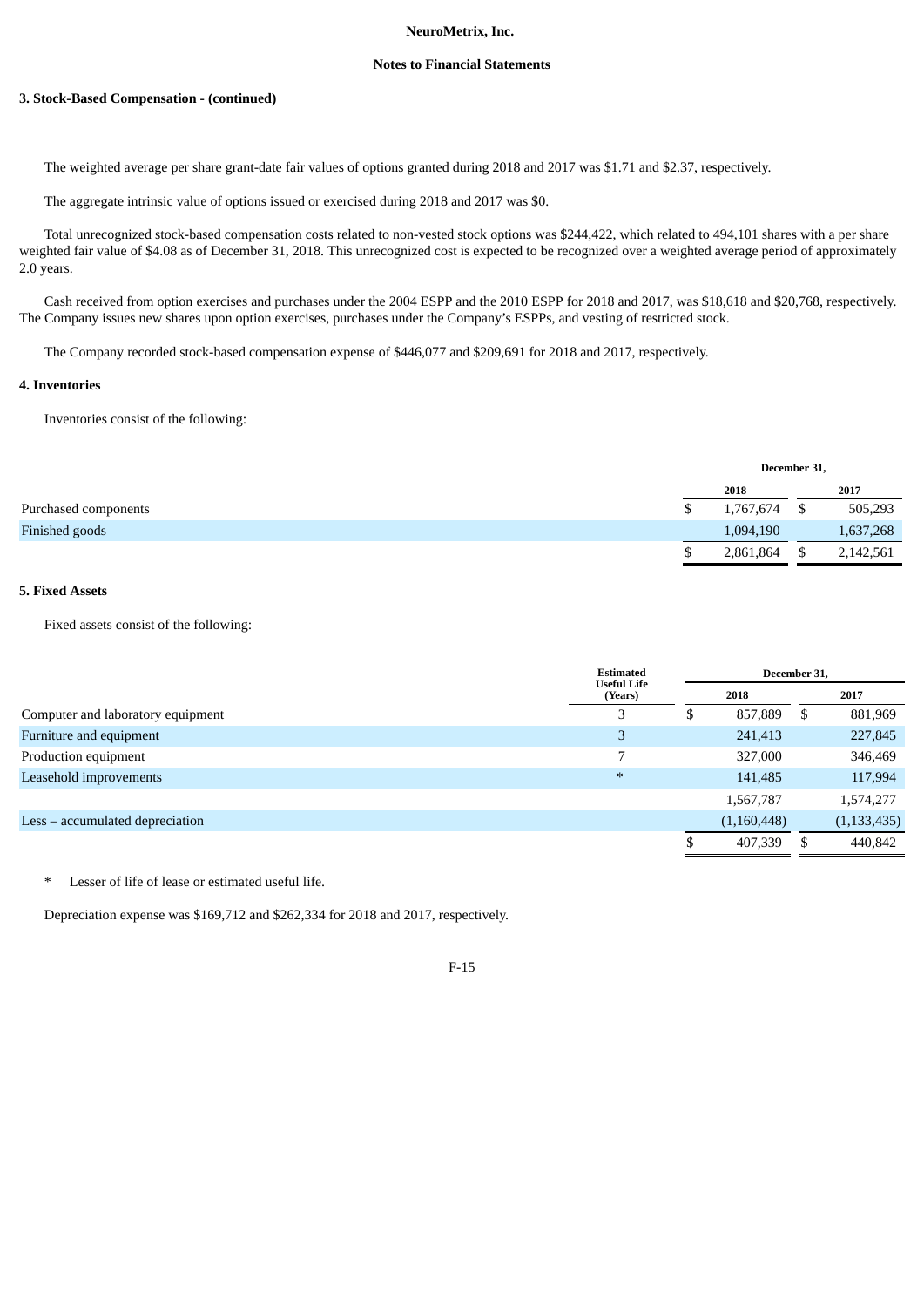**NeuroMetrix, Inc.**

**Notes to Financial Statements**

**3. Stock-Based Compensation - (continued)**

The weighted average per share grant-date fair values of options granted during 2018 and 2017 was $1.71 and $2.37, respectively.

The aggregate intrinsic value of options issued or exercised during 2018 and 2017 was $0.

Total unrecognized stock-based compensation costs related to non-vested stock options was $244,422, which related to 494,101 shares with a per share weighted fair value of $4.08 as of December 31, 2018. This unrecognized cost is expected to be recognized over a weighted average period of approximately 2.0 years.

Cash received from option exercises and purchases under the 2004 ESPP and the 2010 ESPP for 2018 and 2017, was $18,618 and $20,768, respectively. The Company issues new shares upon option exercises, purchases under the Company's ESPPs, and vesting of restricted stock.

The Company recorded stock-based compensation expense of $446,077 and $209,691 for 2018 and 2017, respectively.

**4. Inventories**

Inventories consist of the following:

| | December 31, | |
|---|---|---|
| | 2018 | 2017 |
| Purchased components | $ 1,767,674 | $ 505,293 |
| Finished goods | 1,094,190 | 1,637,268 |
| | $ 2,861,864 | $ 2,142,561 |

**5. Fixed Assets**

Fixed assets consist of the following:

| | Estimated Useful Life (Years) | December 31, | |
|---|---|---|---|
| | | 2018 | 2017 |
| Computer and laboratory equipment | 3 | $ 857,889 | $ 881,969 |
| Furniture and equipment | 3 | 241,413 | 227,845 |
| Production equipment | 7 | 327,000 | 346,469 |
| Leasehold improvements | * | 141,485 | 117,994 |
| | | 1,567,787 | 1,574,277 |
| Less – accumulated depreciation | | (1,160,448) | (1,133,435) |
| | | $ 407,339 | $ 440,842 |

\* Lesser of life of lease or estimated useful life.

Depreciation expense was $169,712 and $262,334 for 2018 and 2017, respectively.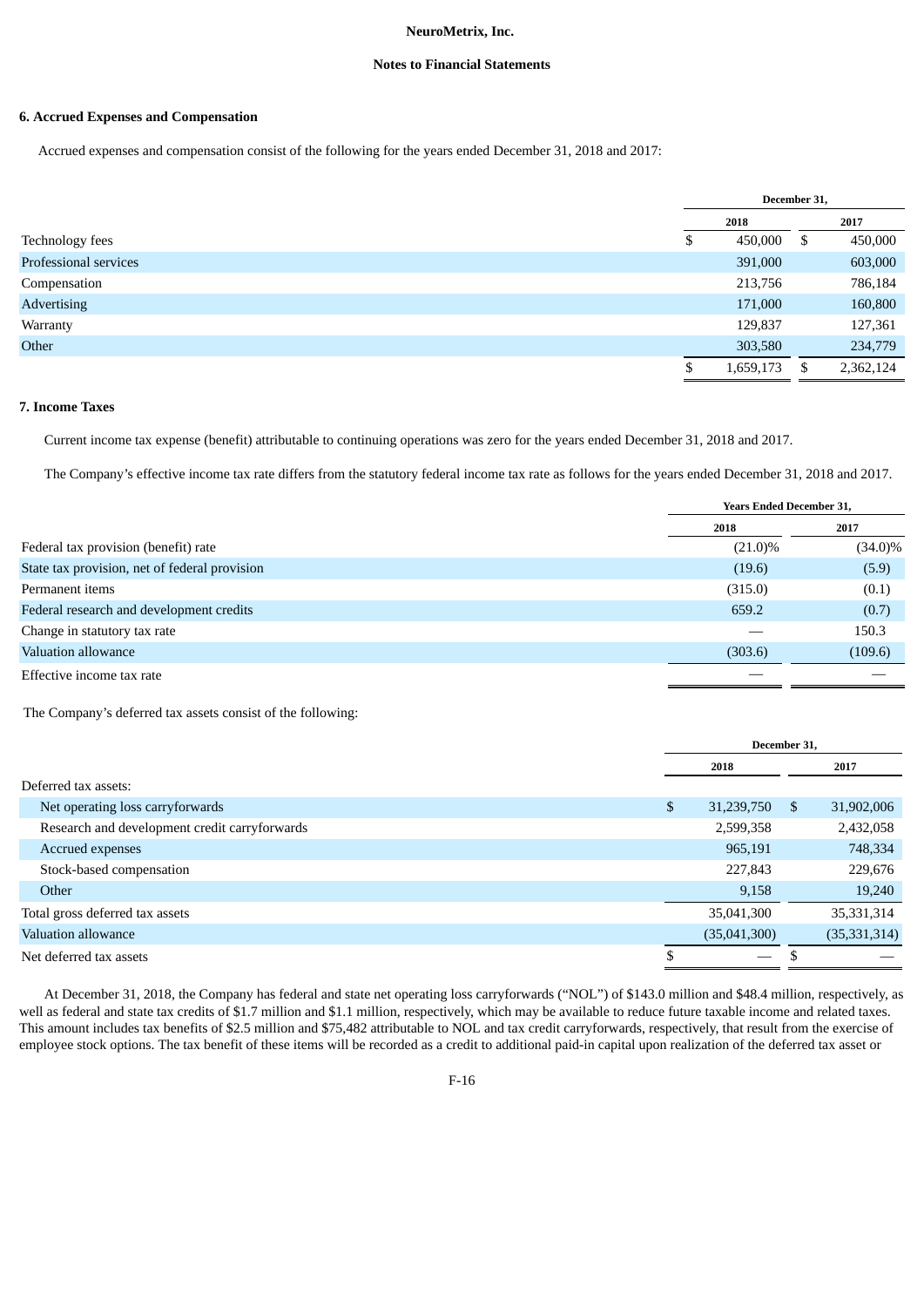NeuroMetrix, Inc.

Notes to Financial Statements

### 6. Accrued Expenses and Compensation

Accrued expenses and compensation consist of the following for the years ended December 31, 2018 and 2017:

| | December 31, | |
|---|---|---|
| | 2018 | 2017 |
| Technology fees | $ 450,000 | $ 450,000 |
| Professional services | 391,000 | 603,000 |
| Compensation | 213,756 | 786,184 |
| Advertising | 171,000 | 160,800 |
| Warranty | 129,837 | 127,361 |
| Other | 303,580 | 234,779 |
| | $ 1,659,173 | $ 2,362,124 |

### 7. Income Taxes

Current income tax expense (benefit) attributable to continuing operations was zero for the years ended December 31, 2018 and 2017.

The Company's effective income tax rate differs from the statutory federal income tax rate as follows for the years ended December 31, 2018 and 2017.

| | Years Ended December 31, | |
|---|---|---|
| | 2018 | 2017 |
| Federal tax provision (benefit) rate | (21.0)% | (34.0)% |
| State tax provision, net of federal provision | (19.6) | (5.9) |
| Permanent items | (315.0) | (0.1) |
| Federal research and development credits | 659.2 | (0.7) |
| Change in statutory tax rate | — | 150.3 |
| Valuation allowance | (303.6) | (109.6) |
| Effective income tax rate | — | — |

The Company's deferred tax assets consist of the following:

| | December 31, | |
|---|---|---|
| | 2018 | 2017 |
| Deferred tax assets: | | |
| Net operating loss carryforwards | $ 31,239,750 | $ 31,902,006 |
| Research and development credit carryforwards | 2,599,358 | 2,432,058 |
| Accrued expenses | 965,191 | 748,334 |
| Stock-based compensation | 227,843 | 229,676 |
| Other | 9,158 | 19,240 |
| Total gross deferred tax assets | 35,041,300 | 35,331,314 |
| Valuation allowance | (35,041,300) | (35,331,314) |
| Net deferred tax assets | $ — | $ — |

At December 31, 2018, the Company has federal and state net operating loss carryforwards ("NOL") of $143.0 million and $48.4 million, respectively, as well as federal and state tax credits of $1.7 million and $1.1 million, respectively, which may be available to reduce future taxable income and related taxes. This amount includes tax benefits of $2.5 million and $75,482 attributable to NOL and tax credit carryforwards, respectively, that result from the exercise of employee stock options. The tax benefit of these items will be recorded as a credit to additional paid-in capital upon realization of the deferred tax asset or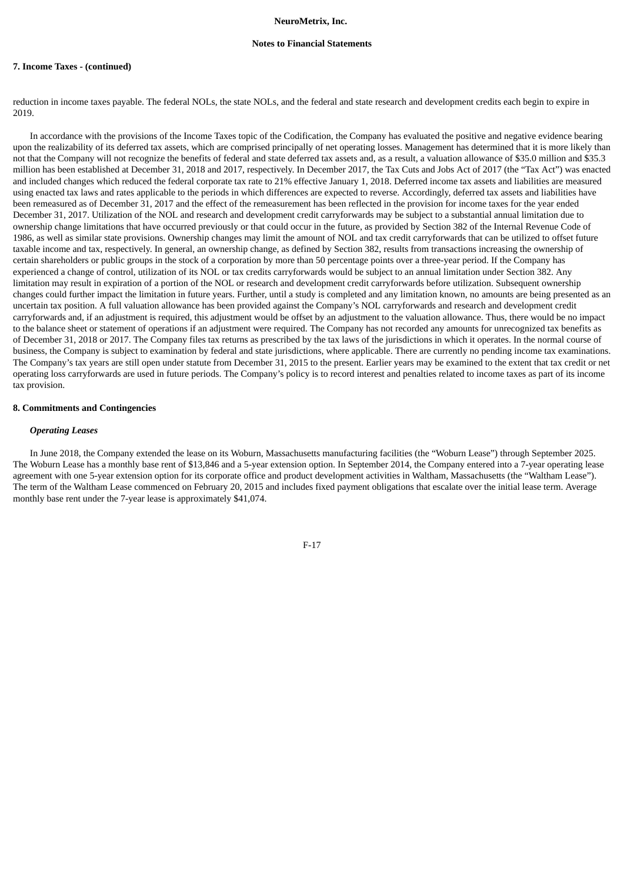**7. Income Taxes - (continued)**

reduction in income taxes payable. The federal NOLs, the state NOLs, and the federal and state research and development credits each begin to expire in 2019.

In accordance with the provisions of the Income Taxes topic of the Codification, the Company has evaluated the positive and negative evidence bearing upon the realizability of its deferred tax assets, which are comprised principally of net operating losses. Management has determined that it is more likely than not that the Company will not recognize the benefits of federal and state deferred tax assets and, as a result, a valuation allowance of $35.0 million and $35.3 million has been established at December 31, 2018 and 2017, respectively. In December 2017, the Tax Cuts and Jobs Act of 2017 (the "Tax Act") was enacted and included changes which reduced the federal corporate tax rate to 21% effective January 1, 2018. Deferred income tax assets and liabilities are measured using enacted tax laws and rates applicable to the periods in which differences are expected to reverse. Accordingly, deferred tax assets and liabilities have been remeasured as of December 31, 2017 and the effect of the remeasurement has been reflected in the provision for income taxes for the year ended December 31, 2017. Utilization of the NOL and research and development credit carryforwards may be subject to a substantial annual limitation due to ownership change limitations that have occurred previously or that could occur in the future, as provided by Section 382 of the Internal Revenue Code of 1986, as well as similar state provisions. Ownership changes may limit the amount of NOL and tax credit carryforwards that can be utilized to offset future taxable income and tax, respectively. In general, an ownership change, as defined by Section 382, results from transactions increasing the ownership of certain shareholders or public groups in the stock of a corporation by more than 50 percentage points over a three-year period. If the Company has experienced a change of control, utilization of its NOL or tax credits carryforwards would be subject to an annual limitation under Section 382. Any limitation may result in expiration of a portion of the NOL or research and development credit carryforwards before utilization. Subsequent ownership changes could further impact the limitation in future years. Further, until a study is completed and any limitation known, no amounts are being presented as an uncertain tax position. A full valuation allowance has been provided against the Company's NOL carryforwards and research and development credit carryforwards and, if an adjustment is required, this adjustment would be offset by an adjustment to the valuation allowance. Thus, there would be no impact to the balance sheet or statement of operations if an adjustment were required. The Company has not recorded any amounts for unrecognized tax benefits as of December 31, 2018 or 2017. The Company files tax returns as prescribed by the tax laws of the jurisdictions in which it operates. In the normal course of business, the Company is subject to examination by federal and state jurisdictions, where applicable. There are currently no pending income tax examinations. The Company's tax years are still open under statute from December 31, 2015 to the present. Earlier years may be examined to the extent that tax credit or net operating loss carryforwards are used in future periods. The Company's policy is to record interest and penalties related to income taxes as part of its income tax provision.

## 8. Commitments and Contingencies

*Operating Leases*

In June 2018, the Company extended the lease on its Woburn, Massachusetts manufacturing facilities (the "Woburn Lease") through September 2025. The Woburn Lease has a monthly base rent of $13,846 and a 5-year extension option. In September 2014, the Company entered into a 7-year operating lease agreement with one 5-year extension option for its corporate office and product development activities in Waltham, Massachusetts (the "Waltham Lease"). The term of the Waltham Lease commenced on February 20, 2015 and includes fixed payment obligations that escalate over the initial lease term. Average monthly base rent under the 7-year lease is approximately $41,074.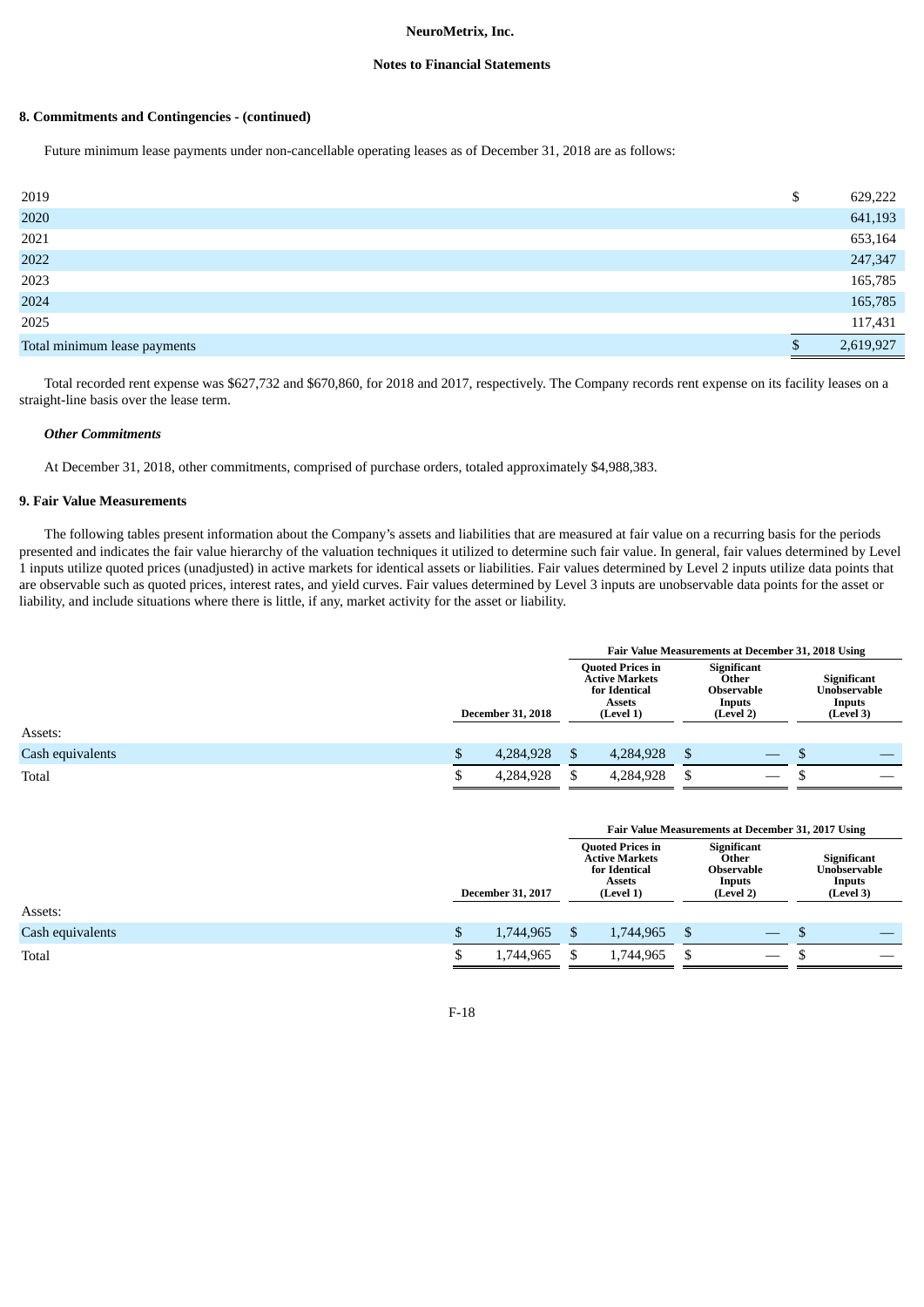## 8. Commitments and Contingencies - (continued)

Future minimum lease payments under non-cancellable operating leases as of December 31, 2018 are as follows:

| | |
|---|---|
| 2019 | $ 629,222 |
| 2020 | 641,193 |
| 2021 | 653,164 |
| 2022 | 247,347 |
| 2023 | 165,785 |
| 2024 | 165,785 |
| 2025 | 117,431 |
| Total minimum lease payments | $ 2,619,927 |

Total recorded rent expense was $627,732 and $670,860, for 2018 and 2017, respectively. The Company records rent expense on its facility leases on a straight-line basis over the lease term.

***Other Commitments***

At December 31, 2018, other commitments, comprised of purchase orders, totaled approximately $4,988,383.

## 9. Fair Value Measurements

The following tables present information about the Company's assets and liabilities that are measured at fair value on a recurring basis for the periods presented and indicates the fair value hierarchy of the valuation techniques it utilized to determine such fair value. In general, fair values determined by Level 1 inputs utilize quoted prices (unadjusted) in active markets for identical assets or liabilities. Fair values determined by Level 2 inputs utilize data points that are observable such as quoted prices, interest rates, and yield curves. Fair values determined by Level 3 inputs are unobservable data points for the asset or liability, and include situations where there is little, if any, market activity for the asset or liability.

| | | Fair Value Measurements at December 31, 2018 Using | | |
|---|---|---|---|---|
| | December 31, 2018 | Quoted Prices in Active Markets for Identical Assets (Level 1) | Significant Other Observable Inputs (Level 2) | Significant Unobservable Inputs (Level 3) |
| Assets: | | | | |
| Cash equivalents | $ 4,284,928 | $ 4,284,928 | $ — | $ — |
| Total | $ 4,284,928 | $ 4,284,928 | $ — | $ — |

| | | Fair Value Measurements at December 31, 2017 Using | | |
|---|---|---|---|---|
| | December 31, 2017 | Quoted Prices in Active Markets for Identical Assets (Level 1) | Significant Other Observable Inputs (Level 2) | Significant Unobservable Inputs (Level 3) |
| Assets: | | | | |
| Cash equivalents | $ 1,744,965 | $ 1,744,965 | $ — | $ — |
| Total | $ 1,744,965 | $ 1,744,965 | $ — | $ — |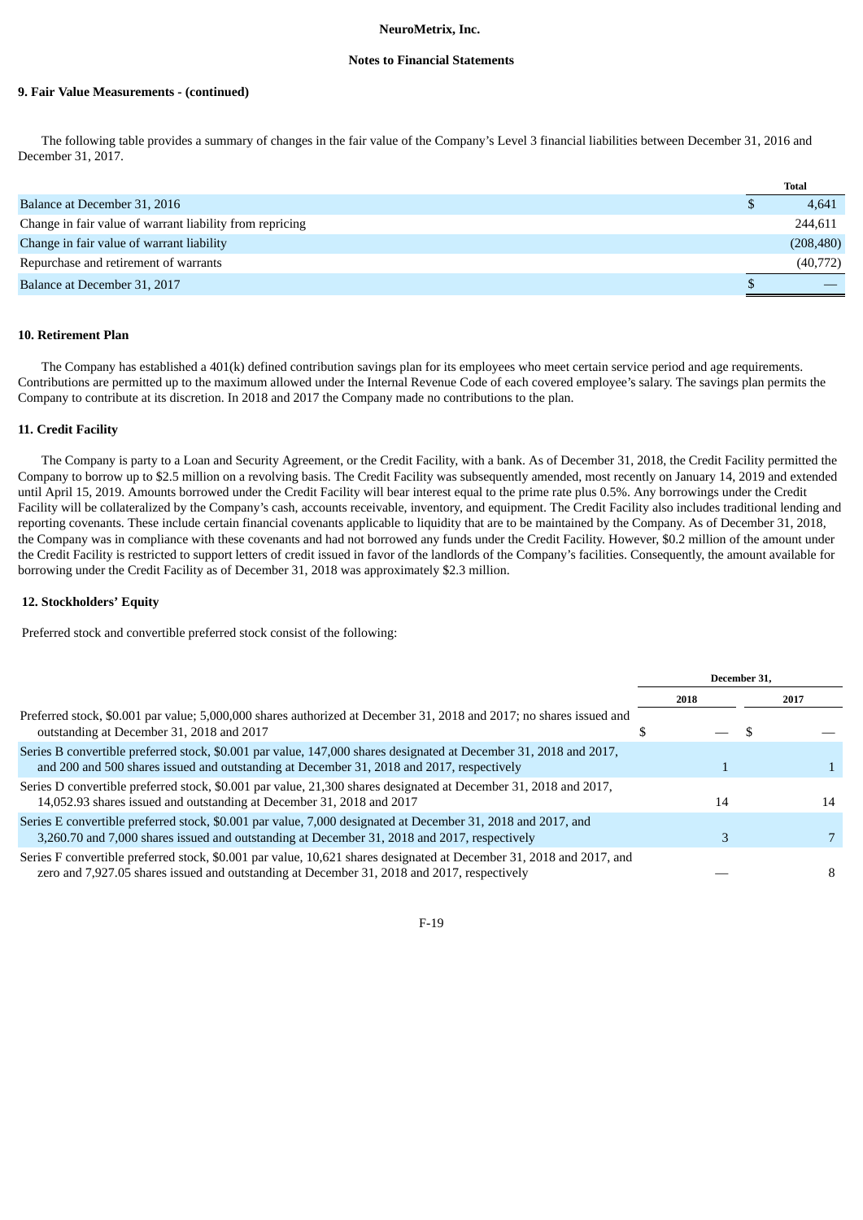NeuroMetrix, Inc.

Notes to Financial Statements

### 9. Fair Value Measurements - (continued)

The following table provides a summary of changes in the fair value of the Company's Level 3 financial liabilities between December 31, 2016 and December 31, 2017.

| | Total |
|---|---|
| Balance at December 31, 2016 | $ 4,641 |
| Change in fair value of warrant liability from repricing | 244,611 |
| Change in fair value of warrant liability | (208,480) |
| Repurchase and retirement of warrants | (40,772) |
| Balance at December 31, 2017 | $ — |

### 10. Retirement Plan

The Company has established a 401(k) defined contribution savings plan for its employees who meet certain service period and age requirements. Contributions are permitted up to the maximum allowed under the Internal Revenue Code of each covered employee's salary. The savings plan permits the Company to contribute at its discretion. In 2018 and 2017 the Company made no contributions to the plan.

### 11. Credit Facility

The Company is party to a Loan and Security Agreement, or the Credit Facility, with a bank. As of December 31, 2018, the Credit Facility permitted the Company to borrow up to $2.5 million on a revolving basis. The Credit Facility was subsequently amended, most recently on January 14, 2019 and extended until April 15, 2019. Amounts borrowed under the Credit Facility will bear interest equal to the prime rate plus 0.5%. Any borrowings under the Credit Facility will be collateralized by the Company's cash, accounts receivable, inventory, and equipment. The Credit Facility also includes traditional lending and reporting covenants. These include certain financial covenants applicable to liquidity that are to be maintained by the Company. As of December 31, 2018, the Company was in compliance with these covenants and had not borrowed any funds under the Credit Facility. However, $0.2 million of the amount under the Credit Facility is restricted to support letters of credit issued in favor of the landlords of the Company's facilities. Consequently, the amount available for borrowing under the Credit Facility as of December 31, 2018 was approximately $2.3 million.

### 12. Stockholders' Equity

Preferred stock and convertible preferred stock consist of the following:

| | December 31, 2018 | December 31, 2017 |
|---|---|---|
| Preferred stock, $0.001 par value; 5,000,000 shares authorized at December 31, 2018 and 2017; no shares issued and outstanding at December 31, 2018 and 2017 | $ — | $ — |
| Series B convertible preferred stock, $0.001 par value, 147,000 shares designated at December 31, 2018 and 2017, and 200 and 500 shares issued and outstanding at December 31, 2018 and 2017, respectively | 1 | 1 |
| Series D convertible preferred stock, $0.001 par value, 21,300 shares designated at December 31, 2018 and 2017, 14,052.93 shares issued and outstanding at December 31, 2018 and 2017 | 14 | 14 |
| Series E convertible preferred stock, $0.001 par value, 7,000 designated at December 31, 2018 and 2017, and 3,260.70 and 7,000 shares issued and outstanding at December 31, 2018 and 2017, respectively | 3 | 7 |
| Series F convertible preferred stock, $0.001 par value, 10,621 shares designated at December 31, 2018 and 2017, and zero and 7,927.05 shares issued and outstanding at December 31, 2018 and 2017, respectively | — | 8 |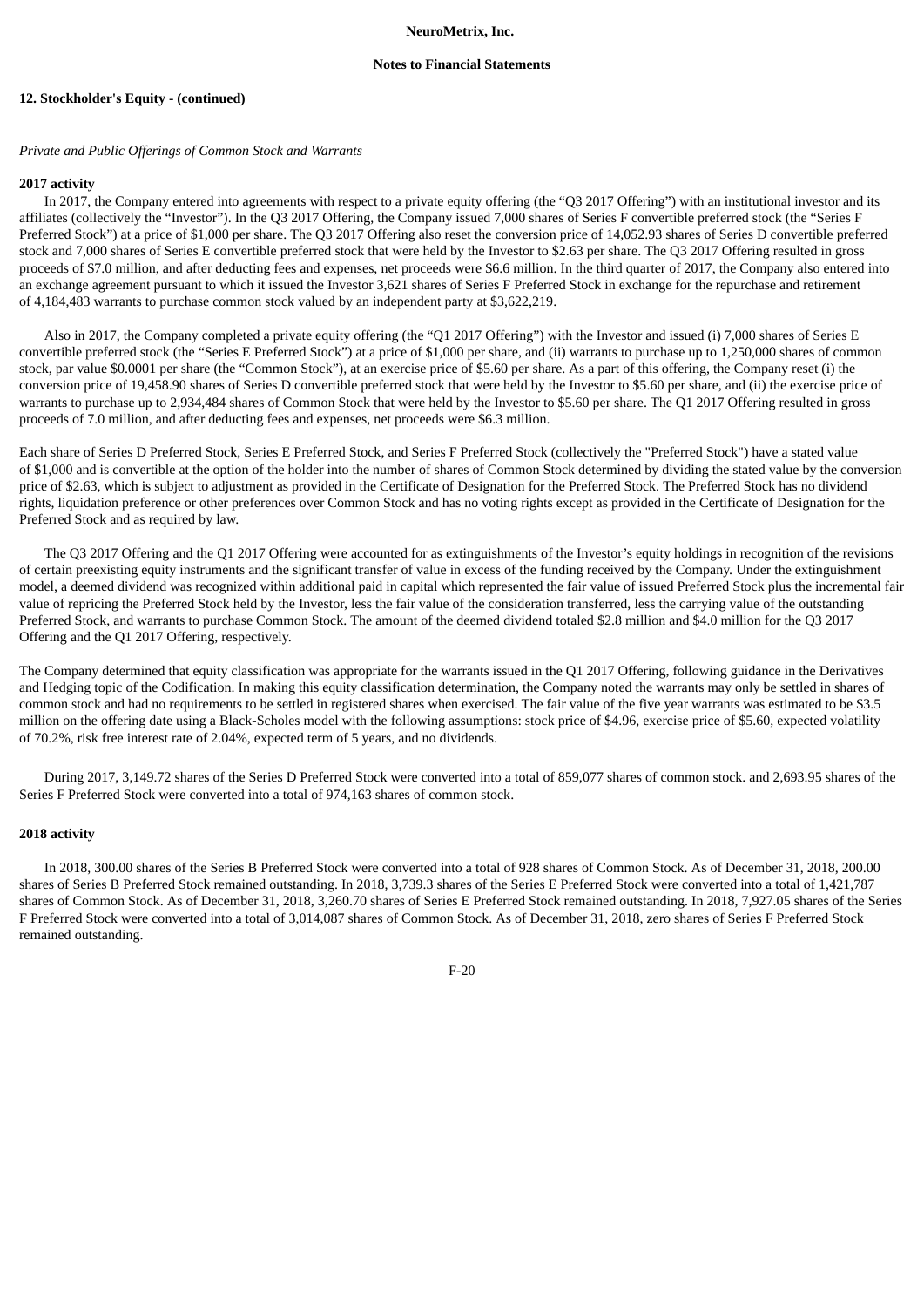## 12. Stockholder's Equity - (continued)

*Private and Public Offerings of Common Stock and Warrants*

**2017 activity**

In 2017, the Company entered into agreements with respect to a private equity offering (the "Q3 2017 Offering") with an institutional investor and its affiliates (collectively the "Investor"). In the Q3 2017 Offering, the Company issued 7,000 shares of Series F convertible preferred stock (the "Series F Preferred Stock") at a price of $1,000 per share. The Q3 2017 Offering also reset the conversion price of 14,052.93 shares of Series D convertible preferred stock and 7,000 shares of Series E convertible preferred stock that were held by the Investor to $2.63 per share. The Q3 2017 Offering resulted in gross proceeds of $7.0 million, and after deducting fees and expenses, net proceeds were $6.6 million. In the third quarter of 2017, the Company also entered into an exchange agreement pursuant to which it issued the Investor 3,621 shares of Series F Preferred Stock in exchange for the repurchase and retirement of 4,184,483 warrants to purchase common stock valued by an independent party at $3,622,219.

Also in 2017, the Company completed a private equity offering (the "Q1 2017 Offering") with the Investor and issued (i) 7,000 shares of Series E convertible preferred stock (the "Series E Preferred Stock") at a price of $1,000 per share, and (ii) warrants to purchase up to 1,250,000 shares of common stock, par value $0.0001 per share (the "Common Stock"), at an exercise price of $5.60 per share. As a part of this offering, the Company reset (i) the conversion price of 19,458.90 shares of Series D convertible preferred stock that were held by the Investor to $5.60 per share, and (ii) the exercise price of warrants to purchase up to 2,934,484 shares of Common Stock that were held by the Investor to $5.60 per share. The Q1 2017 Offering resulted in gross proceeds of 7.0 million, and after deducting fees and expenses, net proceeds were $6.3 million.

Each share of Series D Preferred Stock, Series E Preferred Stock, and Series F Preferred Stock (collectively the "Preferred Stock") have a stated value of $1,000 and is convertible at the option of the holder into the number of shares of Common Stock determined by dividing the stated value by the conversion price of $2.63, which is subject to adjustment as provided in the Certificate of Designation for the Preferred Stock. The Preferred Stock has no dividend rights, liquidation preference or other preferences over Common Stock and has no voting rights except as provided in the Certificate of Designation for the Preferred Stock and as required by law.

The Q3 2017 Offering and the Q1 2017 Offering were accounted for as extinguishments of the Investor's equity holdings in recognition of the revisions of certain preexisting equity instruments and the significant transfer of value in excess of the funding received by the Company. Under the extinguishment model, a deemed dividend was recognized within additional paid in capital which represented the fair value of issued Preferred Stock plus the incremental fair value of repricing the Preferred Stock held by the Investor, less the fair value of the consideration transferred, less the carrying value of the outstanding Preferred Stock, and warrants to purchase Common Stock. The amount of the deemed dividend totaled $2.8 million and $4.0 million for the Q3 2017 Offering and the Q1 2017 Offering, respectively.

The Company determined that equity classification was appropriate for the warrants issued in the Q1 2017 Offering, following guidance in the Derivatives and Hedging topic of the Codification. In making this equity classification determination, the Company noted the warrants may only be settled in shares of common stock and had no requirements to be settled in registered shares when exercised. The fair value of the five year warrants was estimated to be $3.5 million on the offering date using a Black-Scholes model with the following assumptions: stock price of $4.96, exercise price of $5.60, expected volatility of 70.2%, risk free interest rate of 2.04%, expected term of 5 years, and no dividends.

During 2017, 3,149.72 shares of the Series D Preferred Stock were converted into a total of 859,077 shares of common stock. and 2,693.95 shares of the Series F Preferred Stock were converted into a total of 974,163 shares of common stock.

**2018 activity**

In 2018, 300.00 shares of the Series B Preferred Stock were converted into a total of 928 shares of Common Stock. As of December 31, 2018, 200.00 shares of Series B Preferred Stock remained outstanding. In 2018, 3,739.3 shares of the Series E Preferred Stock were converted into a total of 1,421,787 shares of Common Stock. As of December 31, 2018, 3,260.70 shares of Series E Preferred Stock remained outstanding. In 2018, 7,927.05 shares of the Series F Preferred Stock were converted into a total of 3,014,087 shares of Common Stock. As of December 31, 2018, zero shares of Series F Preferred Stock remained outstanding.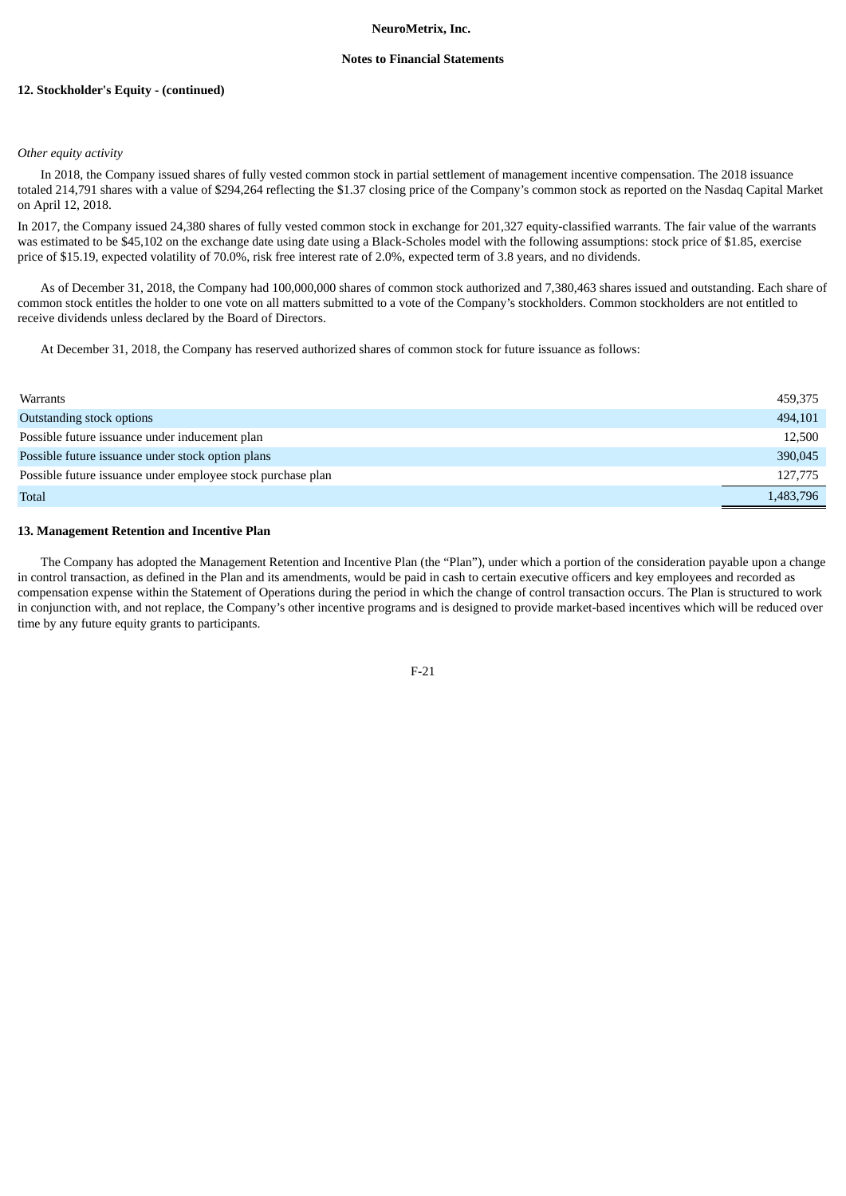## 12. Stockholder's Equity - (continued)

*Other equity activity*

In 2018, the Company issued shares of fully vested common stock in partial settlement of management incentive compensation. The 2018 issuance totaled 214,791 shares with a value of $294,264 reflecting the $1.37 closing price of the Company's common stock as reported on the Nasdaq Capital Market on April 12, 2018.

In 2017, the Company issued 24,380 shares of fully vested common stock in exchange for 201,327 equity-classified warrants. The fair value of the warrants was estimated to be $45,102 on the exchange date using date using a Black-Scholes model with the following assumptions: stock price of $1.85, exercise price of $15.19, expected volatility of 70.0%, risk free interest rate of 2.0%, expected term of 3.8 years, and no dividends.

As of December 31, 2018, the Company had 100,000,000 shares of common stock authorized and 7,380,463 shares issued and outstanding. Each share of common stock entitles the holder to one vote on all matters submitted to a vote of the Company's stockholders. Common stockholders are not entitled to receive dividends unless declared by the Board of Directors.

At December 31, 2018, the Company has reserved authorized shares of common stock for future issuance as follows:

| | |
|---|---|
| Warrants | 459,375 |
| Outstanding stock options | 494,101 |
| Possible future issuance under inducement plan | 12,500 |
| Possible future issuance under stock option plans | 390,045 |
| Possible future issuance under employee stock purchase plan | 127,775 |
| Total | 1,483,796 |

## 13. Management Retention and Incentive Plan

The Company has adopted the Management Retention and Incentive Plan (the "Plan"), under which a portion of the consideration payable upon a change in control transaction, as defined in the Plan and its amendments, would be paid in cash to certain executive officers and key employees and recorded as compensation expense within the Statement of Operations during the period in which the change of control transaction occurs. The Plan is structured to work in conjunction with, and not replace, the Company's other incentive programs and is designed to provide market-based incentives which will be reduced over time by any future equity grants to participants.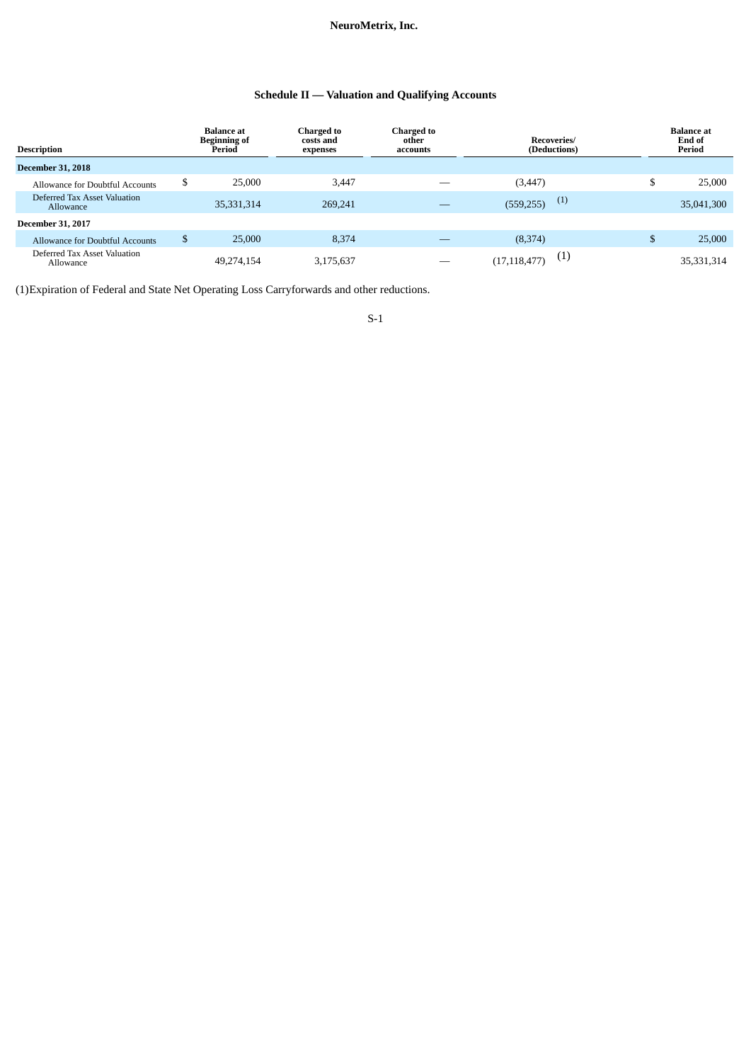NeuroMetrix, Inc.

## Schedule II — Valuation and Qualifying Accounts

| Description | Balance at Beginning of Period | Charged to costs and expenses | Charged to other accounts | Recoveries/ (Deductions) | Balance at End of Period |
|---|---|---|---|---|---|
| **December 31, 2018** | | | | | |
| Allowance for Doubtful Accounts | $ 25,000 | 3,447 | — | (3,447) | $ 25,000 |
| Deferred Tax Asset Valuation Allowance | 35,331,314 | 269,241 | — | (559,255) (1) | 35,041,300 |
| **December 31, 2017** | | | | | |
| Allowance for Doubtful Accounts | $ 25,000 | 8,374 | — | (8,374) | $ 25,000 |
| Deferred Tax Asset Valuation Allowance | 49,274,154 | 3,175,637 | — | (17,118,477) (1) | 35,331,314 |

(1)Expiration of Federal and State Net Operating Loss Carryforwards and other reductions.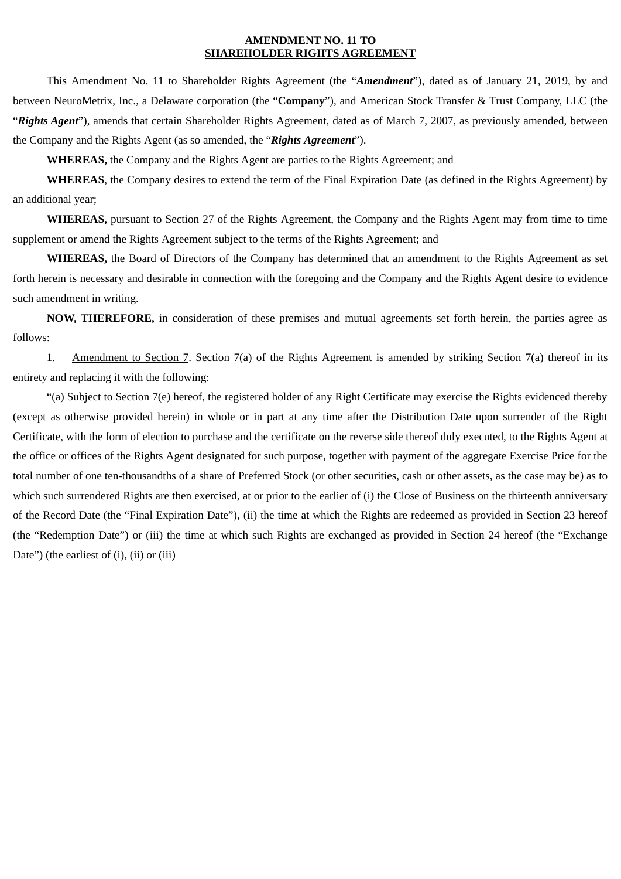**AMENDMENT NO. 11 TO**
**SHAREHOLDER RIGHTS AGREEMENT**

This Amendment No. 11 to Shareholder Rights Agreement (the "***Amendment***"), dated as of January 21, 2019, by and between NeuroMetrix, Inc., a Delaware corporation (the "**Company**"), and American Stock Transfer & Trust Company, LLC (the "***Rights Agent***"), amends that certain Shareholder Rights Agreement, dated as of March 7, 2007, as previously amended, between the Company and the Rights Agent (as so amended, the "***Rights Agreement***").

**WHEREAS,** the Company and the Rights Agent are parties to the Rights Agreement; and

**WHEREAS**, the Company desires to extend the term of the Final Expiration Date (as defined in the Rights Agreement) by an additional year;

**WHEREAS,** pursuant to Section 27 of the Rights Agreement, the Company and the Rights Agent may from time to time supplement or amend the Rights Agreement subject to the terms of the Rights Agreement; and

**WHEREAS,** the Board of Directors of the Company has determined that an amendment to the Rights Agreement as set forth herein is necessary and desirable in connection with the foregoing and the Company and the Rights Agent desire to evidence such amendment in writing.

**NOW, THEREFORE,** in consideration of these premises and mutual agreements set forth herein, the parties agree as follows:

1. Amendment to Section 7. Section 7(a) of the Rights Agreement is amended by striking Section 7(a) thereof in its entirety and replacing it with the following:

"(a) Subject to Section 7(e) hereof, the registered holder of any Right Certificate may exercise the Rights evidenced thereby (except as otherwise provided herein) in whole or in part at any time after the Distribution Date upon surrender of the Right Certificate, with the form of election to purchase and the certificate on the reverse side thereof duly executed, to the Rights Agent at the office or offices of the Rights Agent designated for such purpose, together with payment of the aggregate Exercise Price for the total number of one ten-thousandths of a share of Preferred Stock (or other securities, cash or other assets, as the case may be) as to which such surrendered Rights are then exercised, at or prior to the earlier of (i) the Close of Business on the thirteenth anniversary of the Record Date (the "Final Expiration Date"), (ii) the time at which the Rights are redeemed as provided in Section 23 hereof (the "Redemption Date") or (iii) the time at which such Rights are exchanged as provided in Section 24 hereof (the "Exchange Date") (the earliest of (i), (ii) or (iii)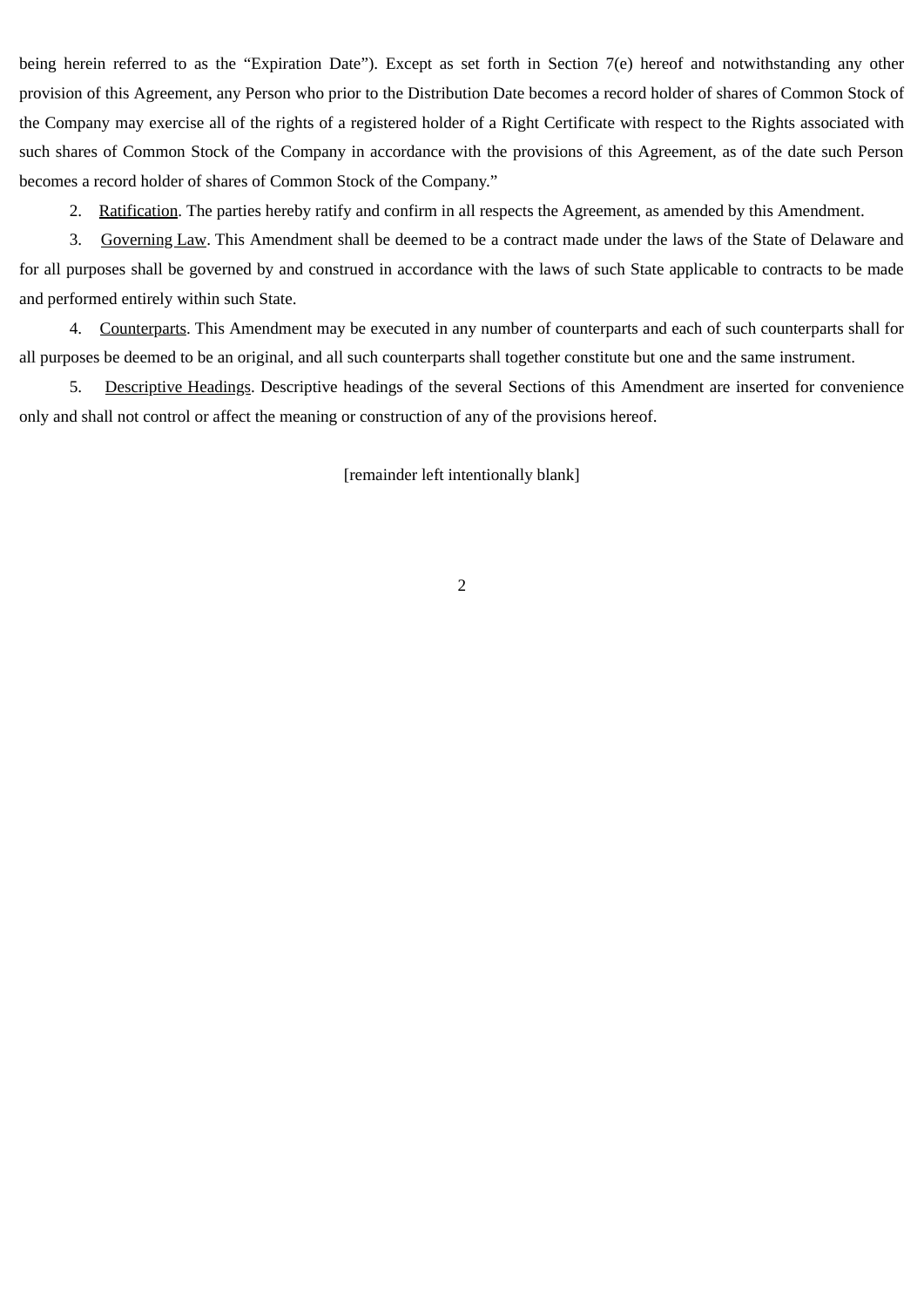being herein referred to as the “Expiration Date”). Except as set forth in Section 7(e) hereof and notwithstanding any other provision of this Agreement, any Person who prior to the Distribution Date becomes a record holder of shares of Common Stock of the Company may exercise all of the rights of a registered holder of a Right Certificate with respect to the Rights associated with such shares of Common Stock of the Company in accordance with the provisions of this Agreement, as of the date such Person becomes a record holder of shares of Common Stock of the Company.”

2. Ratification. The parties hereby ratify and confirm in all respects the Agreement, as amended by this Amendment.

3. Governing Law. This Amendment shall be deemed to be a contract made under the laws of the State of Delaware and for all purposes shall be governed by and construed in accordance with the laws of such State applicable to contracts to be made and performed entirely within such State.

4. Counterparts. This Amendment may be executed in any number of counterparts and each of such counterparts shall for all purposes be deemed to be an original, and all such counterparts shall together constitute but one and the same instrument.

5. Descriptive Headings. Descriptive headings of the several Sections of this Amendment are inserted for convenience only and shall not control or affect the meaning or construction of any of the provisions hereof.

[remainder left intentionally blank]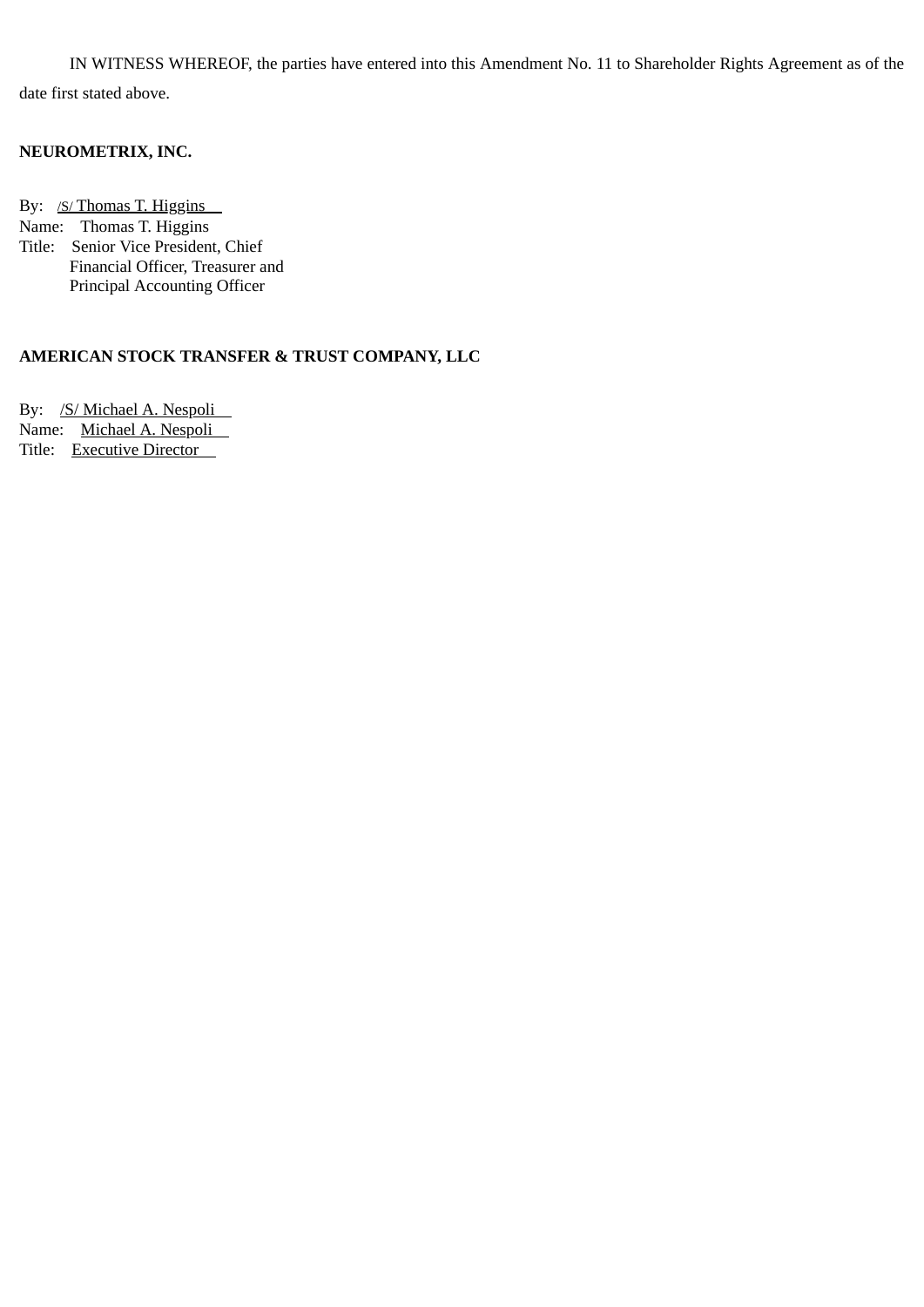IN WITNESS WHEREOF, the parties have entered into this Amendment No. 11 to Shareholder Rights Agreement as of the date first stated above.

**NEUROMETRIX, INC.**

By: /S/ Thomas T. Higgins
Name: Thomas T. Higgins
Title: Senior Vice President, Chief Financial Officer, Treasurer and Principal Accounting Officer

**AMERICAN STOCK TRANSFER & TRUST COMPANY, LLC**

By: /S/ Michael A. Nespoli
Name: Michael A. Nespoli
Title: Executive Director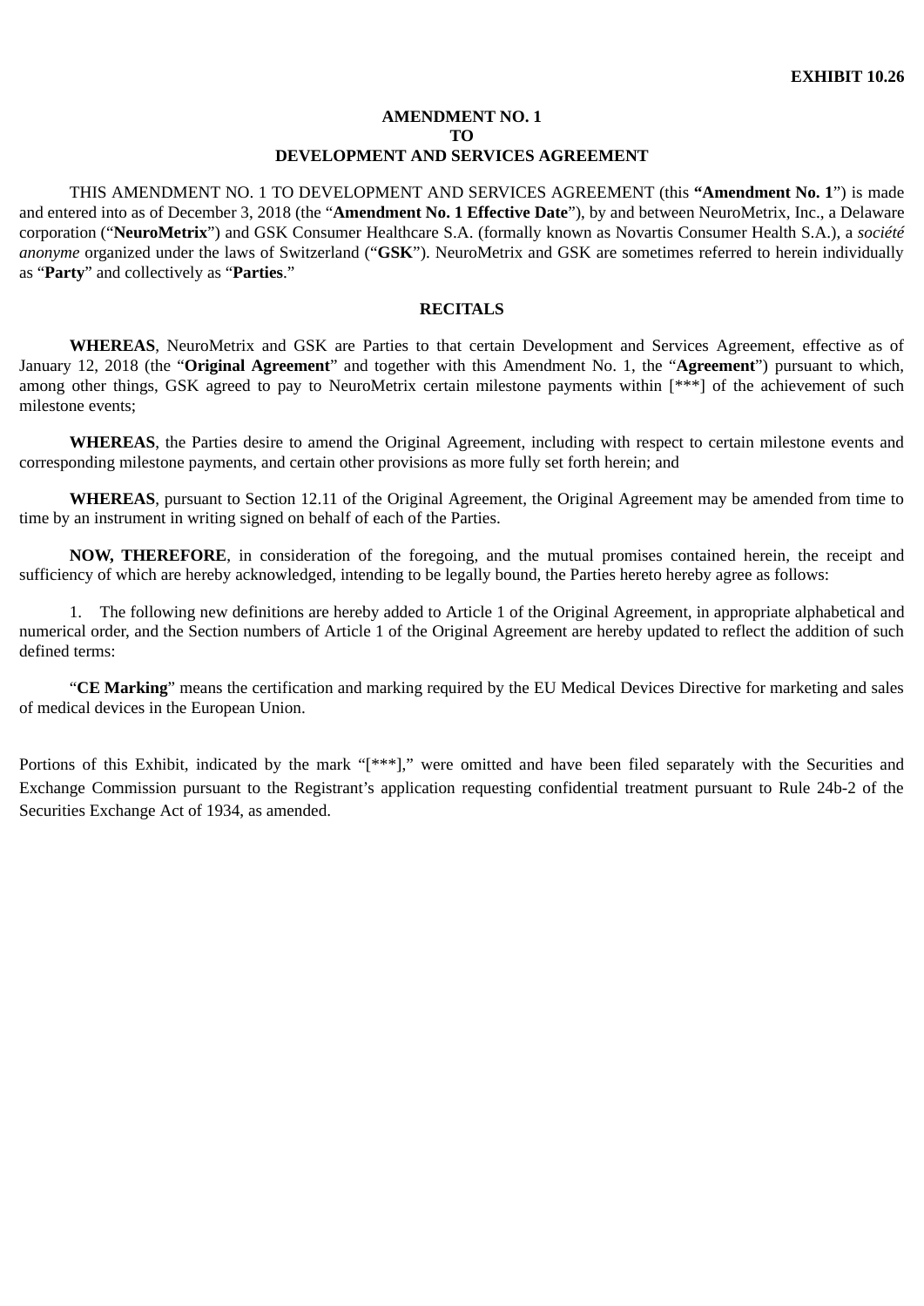**EXHIBIT 10.26**

**AMENDMENT NO. 1**
**TO**
**DEVELOPMENT AND SERVICES AGREEMENT**

THIS AMENDMENT NO. 1 TO DEVELOPMENT AND SERVICES AGREEMENT (this **"Amendment No. 1"**) is made and entered into as of December 3, 2018 (the "**Amendment No. 1 Effective Date**"), by and between NeuroMetrix, Inc., a Delaware corporation ("**NeuroMetrix**") and GSK Consumer Healthcare S.A. (formally known as Novartis Consumer Health S.A.), a *société anonyme* organized under the laws of Switzerland ("**GSK**"). NeuroMetrix and GSK are sometimes referred to herein individually as "**Party**" and collectively as "**Parties**."

**RECITALS**

**WHEREAS**, NeuroMetrix and GSK are Parties to that certain Development and Services Agreement, effective as of January 12, 2018 (the "**Original Agreement**" and together with this Amendment No. 1, the "**Agreement**") pursuant to which, among other things, GSK agreed to pay to NeuroMetrix certain milestone payments within [***] of the achievement of such milestone events;

**WHEREAS**, the Parties desire to amend the Original Agreement, including with respect to certain milestone events and corresponding milestone payments, and certain other provisions as more fully set forth herein; and

**WHEREAS**, pursuant to Section 12.11 of the Original Agreement, the Original Agreement may be amended from time to time by an instrument in writing signed on behalf of each of the Parties.

**NOW, THEREFORE**, in consideration of the foregoing, and the mutual promises contained herein, the receipt and sufficiency of which are hereby acknowledged, intending to be legally bound, the Parties hereto hereby agree as follows:

1. The following new definitions are hereby added to Article 1 of the Original Agreement, in appropriate alphabetical and numerical order, and the Section numbers of Article 1 of the Original Agreement are hereby updated to reflect the addition of such defined terms:

"**CE Marking**" means the certification and marking required by the EU Medical Devices Directive for marketing and sales of medical devices in the European Union.

Portions of this Exhibit, indicated by the mark "[***]," were omitted and have been filed separately with the Securities and Exchange Commission pursuant to the Registrant's application requesting confidential treatment pursuant to Rule 24b-2 of the Securities Exchange Act of 1934, as amended.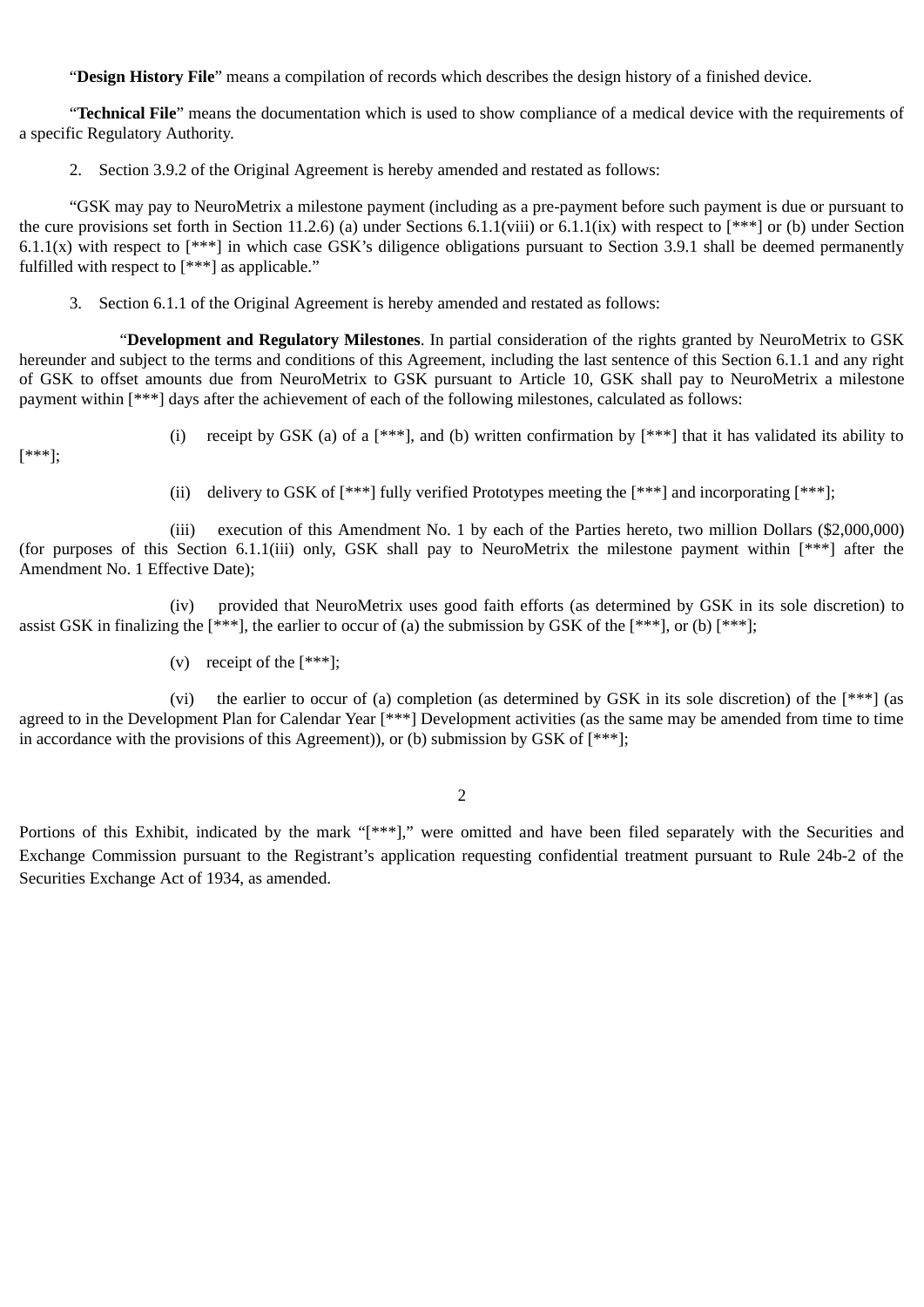"**Design History File**" means a compilation of records which describes the design history of a finished device.

"**Technical File**" means the documentation which is used to show compliance of a medical device with the requirements of a specific Regulatory Authority.

2. Section 3.9.2 of the Original Agreement is hereby amended and restated as follows:

"GSK may pay to NeuroMetrix a milestone payment (including as a pre-payment before such payment is due or pursuant to the cure provisions set forth in Section 11.2.6) (a) under Sections 6.1.1(viii) or 6.1.1(ix) with respect to [***] or (b) under Section 6.1.1(x) with respect to [***] in which case GSK's diligence obligations pursuant to Section 3.9.1 shall be deemed permanently fulfilled with respect to [***] as applicable."

3. Section 6.1.1 of the Original Agreement is hereby amended and restated as follows:

"**Development and Regulatory Milestones**. In partial consideration of the rights granted by NeuroMetrix to GSK hereunder and subject to the terms and conditions of this Agreement, including the last sentence of this Section 6.1.1 and any right of GSK to offset amounts due from NeuroMetrix to GSK pursuant to Article 10, GSK shall pay to NeuroMetrix a milestone payment within [***] days after the achievement of each of the following milestones, calculated as follows:

(i) receipt by GSK (a) of a [***], and (b) written confirmation by [***] that it has validated its ability to [***];

(ii) delivery to GSK of [***] fully verified Prototypes meeting the [***] and incorporating [***];

(iii) execution of this Amendment No. 1 by each of the Parties hereto, two million Dollars ($2,000,000) (for purposes of this Section 6.1.1(iii) only, GSK shall pay to NeuroMetrix the milestone payment within [***] after the Amendment No. 1 Effective Date);

(iv) provided that NeuroMetrix uses good faith efforts (as determined by GSK in its sole discretion) to assist GSK in finalizing the [***], the earlier to occur of (a) the submission by GSK of the [***], or (b) [***];

(v) receipt of the [***];

(vi) the earlier to occur of (a) completion (as determined by GSK in its sole discretion) of the [***] (as agreed to in the Development Plan for Calendar Year [***] Development activities (as the same may be amended from time to time in accordance with the provisions of this Agreement)), or (b) submission by GSK of [***];

Portions of this Exhibit, indicated by the mark "[***]," were omitted and have been filed separately with the Securities and Exchange Commission pursuant to the Registrant's application requesting confidential treatment pursuant to Rule 24b-2 of the Securities Exchange Act of 1934, as amended.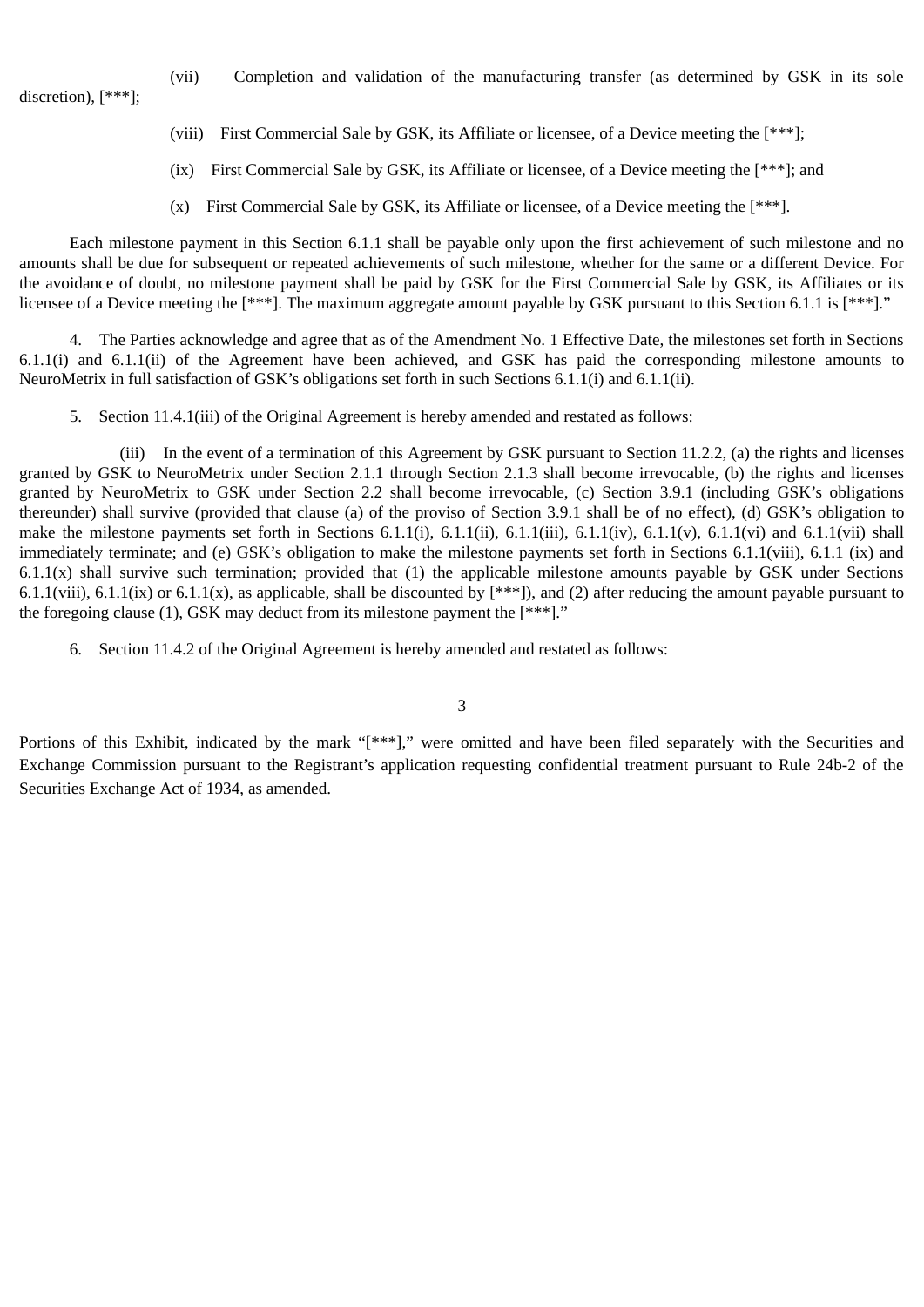(vii) Completion and validation of the manufacturing transfer (as determined by GSK in its sole discretion), [***];

(viii) First Commercial Sale by GSK, its Affiliate or licensee, of a Device meeting the [***];

(ix) First Commercial Sale by GSK, its Affiliate or licensee, of a Device meeting the [***]; and

(x) First Commercial Sale by GSK, its Affiliate or licensee, of a Device meeting the [***].

Each milestone payment in this Section 6.1.1 shall be payable only upon the first achievement of such milestone and no amounts shall be due for subsequent or repeated achievements of such milestone, whether for the same or a different Device. For the avoidance of doubt, no milestone payment shall be paid by GSK for the First Commercial Sale by GSK, its Affiliates or its licensee of a Device meeting the [***]. The maximum aggregate amount payable by GSK pursuant to this Section 6.1.1 is [***]."

4. The Parties acknowledge and agree that as of the Amendment No. 1 Effective Date, the milestones set forth in Sections 6.1.1(i) and 6.1.1(ii) of the Agreement have been achieved, and GSK has paid the corresponding milestone amounts to NeuroMetrix in full satisfaction of GSK's obligations set forth in such Sections 6.1.1(i) and 6.1.1(ii).

5. Section 11.4.1(iii) of the Original Agreement is hereby amended and restated as follows:

(iii) In the event of a termination of this Agreement by GSK pursuant to Section 11.2.2, (a) the rights and licenses granted by GSK to NeuroMetrix under Section 2.1.1 through Section 2.1.3 shall become irrevocable, (b) the rights and licenses granted by NeuroMetrix to GSK under Section 2.2 shall become irrevocable, (c) Section 3.9.1 (including GSK's obligations thereunder) shall survive (provided that clause (a) of the proviso of Section 3.9.1 shall be of no effect), (d) GSK's obligation to make the milestone payments set forth in Sections 6.1.1(i), 6.1.1(ii), 6.1.1(iii), 6.1.1(iv), 6.1.1(v), 6.1.1(vi) and 6.1.1(vii) shall immediately terminate; and (e) GSK's obligation to make the milestone payments set forth in Sections 6.1.1(viii), 6.1.1 (ix) and 6.1.1(x) shall survive such termination; provided that (1) the applicable milestone amounts payable by GSK under Sections 6.1.1(viii), 6.1.1(ix) or 6.1.1(x), as applicable, shall be discounted by [***]), and (2) after reducing the amount payable pursuant to the foregoing clause (1), GSK may deduct from its milestone payment the [***]."

6. Section 11.4.2 of the Original Agreement is hereby amended and restated as follows:

Portions of this Exhibit, indicated by the mark "[***]," were omitted and have been filed separately with the Securities and Exchange Commission pursuant to the Registrant's application requesting confidential treatment pursuant to Rule 24b-2 of the Securities Exchange Act of 1934, as amended.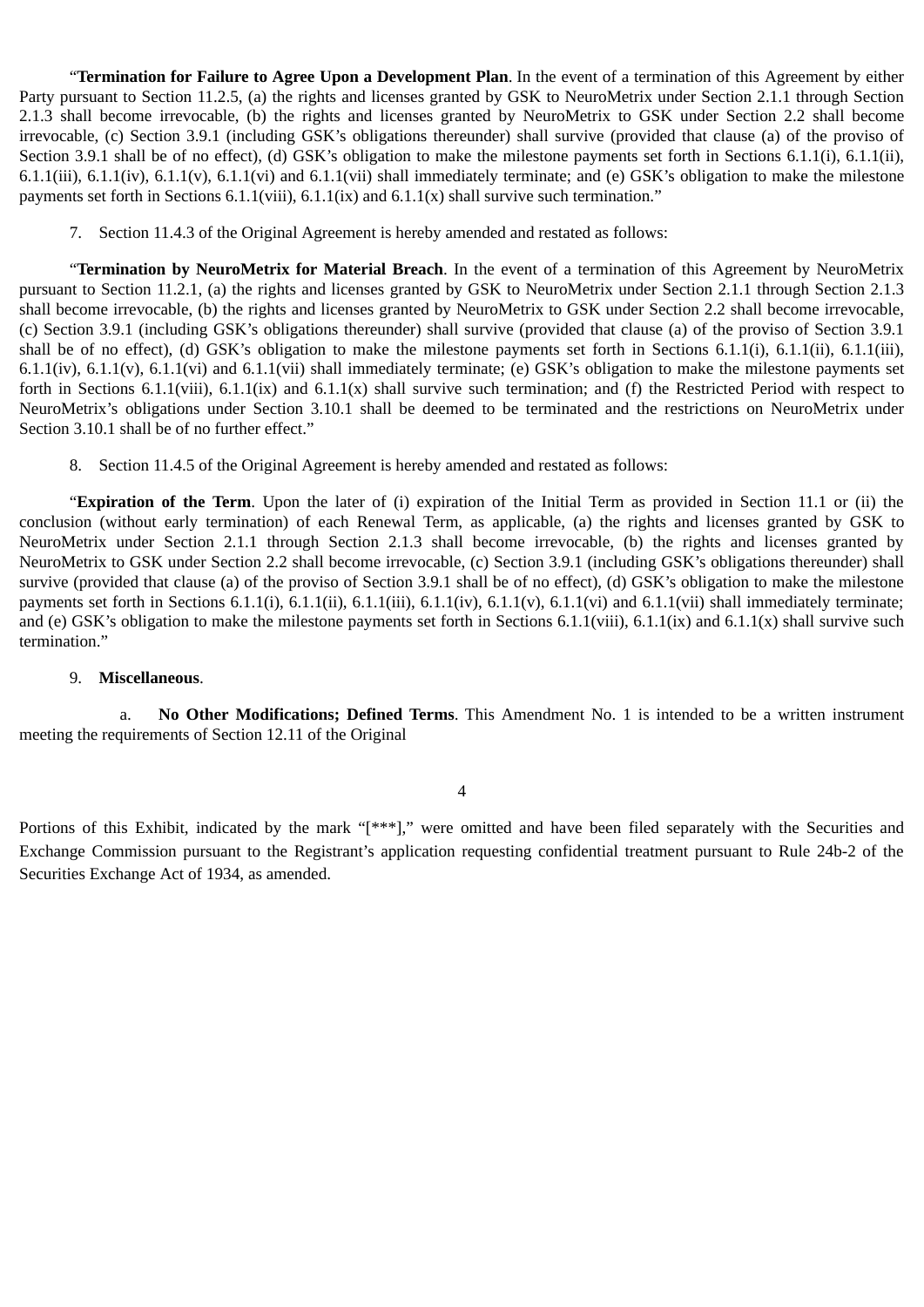“**Termination for Failure to Agree Upon a Development Plan**. In the event of a termination of this Agreement by either Party pursuant to Section 11.2.5, (a) the rights and licenses granted by GSK to NeuroMetrix under Section 2.1.1 through Section 2.1.3 shall become irrevocable, (b) the rights and licenses granted by NeuroMetrix to GSK under Section 2.2 shall become irrevocable, (c) Section 3.9.1 (including GSK’s obligations thereunder) shall survive (provided that clause (a) of the proviso of Section 3.9.1 shall be of no effect), (d) GSK’s obligation to make the milestone payments set forth in Sections 6.1.1(i), 6.1.1(ii), 6.1.1(iii), 6.1.1(iv), 6.1.1(v), 6.1.1(vi) and 6.1.1(vii) shall immediately terminate; and (e) GSK’s obligation to make the milestone payments set forth in Sections 6.1.1(viii), 6.1.1(ix) and 6.1.1(x) shall survive such termination.”

7. Section 11.4.3 of the Original Agreement is hereby amended and restated as follows:

“**Termination by NeuroMetrix for Material Breach**. In the event of a termination of this Agreement by NeuroMetrix pursuant to Section 11.2.1, (a) the rights and licenses granted by GSK to NeuroMetrix under Section 2.1.1 through Section 2.1.3 shall become irrevocable, (b) the rights and licenses granted by NeuroMetrix to GSK under Section 2.2 shall become irrevocable, (c) Section 3.9.1 (including GSK’s obligations thereunder) shall survive (provided that clause (a) of the proviso of Section 3.9.1 shall be of no effect), (d) GSK’s obligation to make the milestone payments set forth in Sections 6.1.1(i), 6.1.1(ii), 6.1.1(iii), 6.1.1(iv), 6.1.1(v), 6.1.1(vi) and 6.1.1(vii) shall immediately terminate; (e) GSK’s obligation to make the milestone payments set forth in Sections 6.1.1(viii), 6.1.1(ix) and 6.1.1(x) shall survive such termination; and (f) the Restricted Period with respect to NeuroMetrix’s obligations under Section 3.10.1 shall be deemed to be terminated and the restrictions on NeuroMetrix under Section 3.10.1 shall be of no further effect.”

8. Section 11.4.5 of the Original Agreement is hereby amended and restated as follows:

“**Expiration of the Term**. Upon the later of (i) expiration of the Initial Term as provided in Section 11.1 or (ii) the conclusion (without early termination) of each Renewal Term, as applicable, (a) the rights and licenses granted by GSK to NeuroMetrix under Section 2.1.1 through Section 2.1.3 shall become irrevocable, (b) the rights and licenses granted by NeuroMetrix to GSK under Section 2.2 shall become irrevocable, (c) Section 3.9.1 (including GSK’s obligations thereunder) shall survive (provided that clause (a) of the proviso of Section 3.9.1 shall be of no effect), (d) GSK’s obligation to make the milestone payments set forth in Sections 6.1.1(i), 6.1.1(ii), 6.1.1(iii), 6.1.1(iv), 6.1.1(v), 6.1.1(vi) and 6.1.1(vii) shall immediately terminate; and (e) GSK’s obligation to make the milestone payments set forth in Sections 6.1.1(viii), 6.1.1(ix) and 6.1.1(x) shall survive such termination.”

9. **Miscellaneous**.

a. **No Other Modifications; Defined Terms**. This Amendment No. 1 is intended to be a written instrument meeting the requirements of Section 12.11 of the Original

Portions of this Exhibit, indicated by the mark “[***],” were omitted and have been filed separately with the Securities and Exchange Commission pursuant to the Registrant’s application requesting confidential treatment pursuant to Rule 24b-2 of the Securities Exchange Act of 1934, as amended.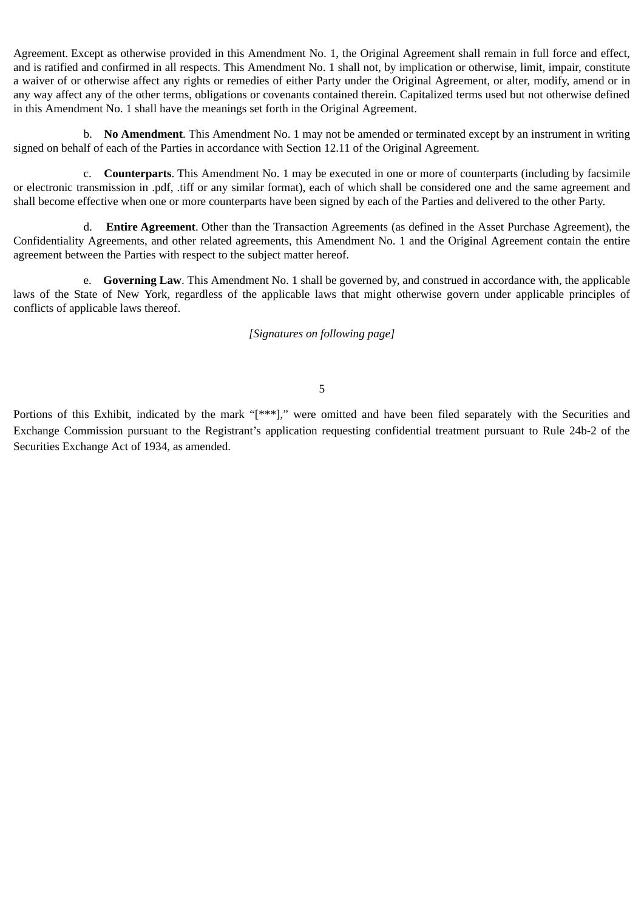Agreement. Except as otherwise provided in this Amendment No. 1, the Original Agreement shall remain in full force and effect, and is ratified and confirmed in all respects. This Amendment No. 1 shall not, by implication or otherwise, limit, impair, constitute a waiver of or otherwise affect any rights or remedies of either Party under the Original Agreement, or alter, modify, amend or in any way affect any of the other terms, obligations or covenants contained therein. Capitalized terms used but not otherwise defined in this Amendment No. 1 shall have the meanings set forth in the Original Agreement.

b. **No Amendment**. This Amendment No. 1 may not be amended or terminated except by an instrument in writing signed on behalf of each of the Parties in accordance with Section 12.11 of the Original Agreement.

c. **Counterparts**. This Amendment No. 1 may be executed in one or more of counterparts (including by facsimile or electronic transmission in .pdf, .tiff or any similar format), each of which shall be considered one and the same agreement and shall become effective when one or more counterparts have been signed by each of the Parties and delivered to the other Party.

d. **Entire Agreement**. Other than the Transaction Agreements (as defined in the Asset Purchase Agreement), the Confidentiality Agreements, and other related agreements, this Amendment No. 1 and the Original Agreement contain the entire agreement between the Parties with respect to the subject matter hereof.

e. **Governing Law**. This Amendment No. 1 shall be governed by, and construed in accordance with, the applicable laws of the State of New York, regardless of the applicable laws that might otherwise govern under applicable principles of conflicts of applicable laws thereof.

*[Signatures on following page]*

Portions of this Exhibit, indicated by the mark "[***]," were omitted and have been filed separately with the Securities and Exchange Commission pursuant to the Registrant's application requesting confidential treatment pursuant to Rule 24b-2 of the Securities Exchange Act of 1934, as amended.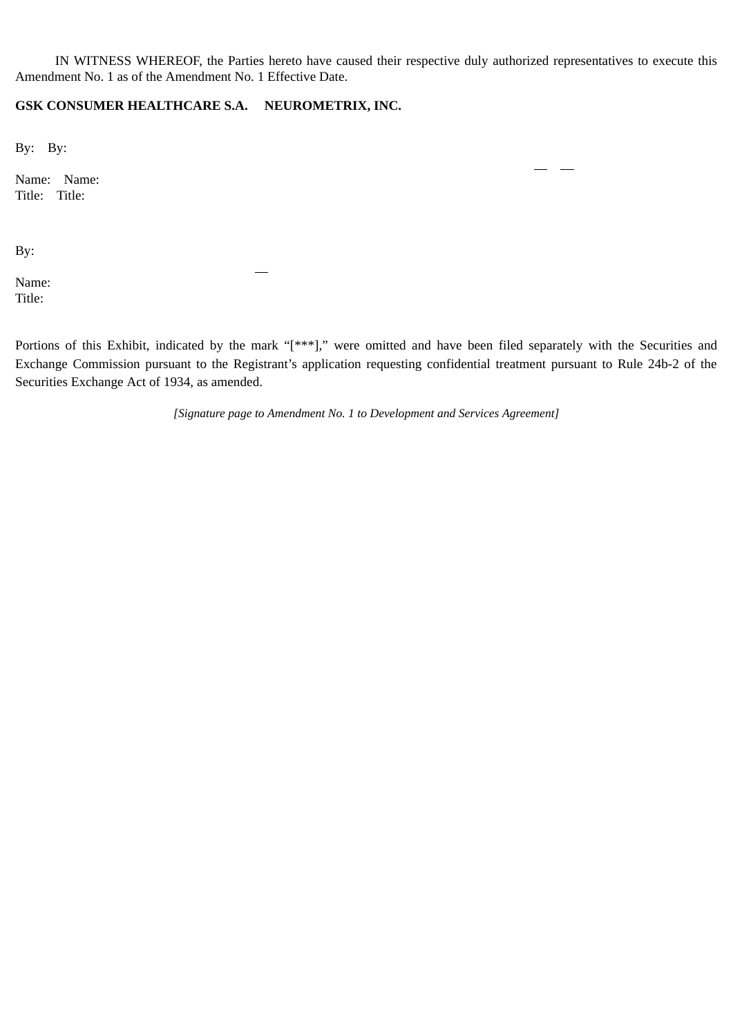IN WITNESS WHEREOF, the Parties hereto have caused their respective duly authorized representatives to execute this Amendment No. 1 as of the Amendment No. 1 Effective Date.

**GSK CONSUMER HEALTHCARE S.A.** **NEUROMETRIX, INC.**

By: By:

Name: Name:
Title: Title:

By:

Name:
Title:

Portions of this Exhibit, indicated by the mark "[***]," were omitted and have been filed separately with the Securities and Exchange Commission pursuant to the Registrant's application requesting confidential treatment pursuant to Rule 24b-2 of the Securities Exchange Act of 1934, as amended.

*[Signature page to Amendment No. 1 to Development and Services Agreement]*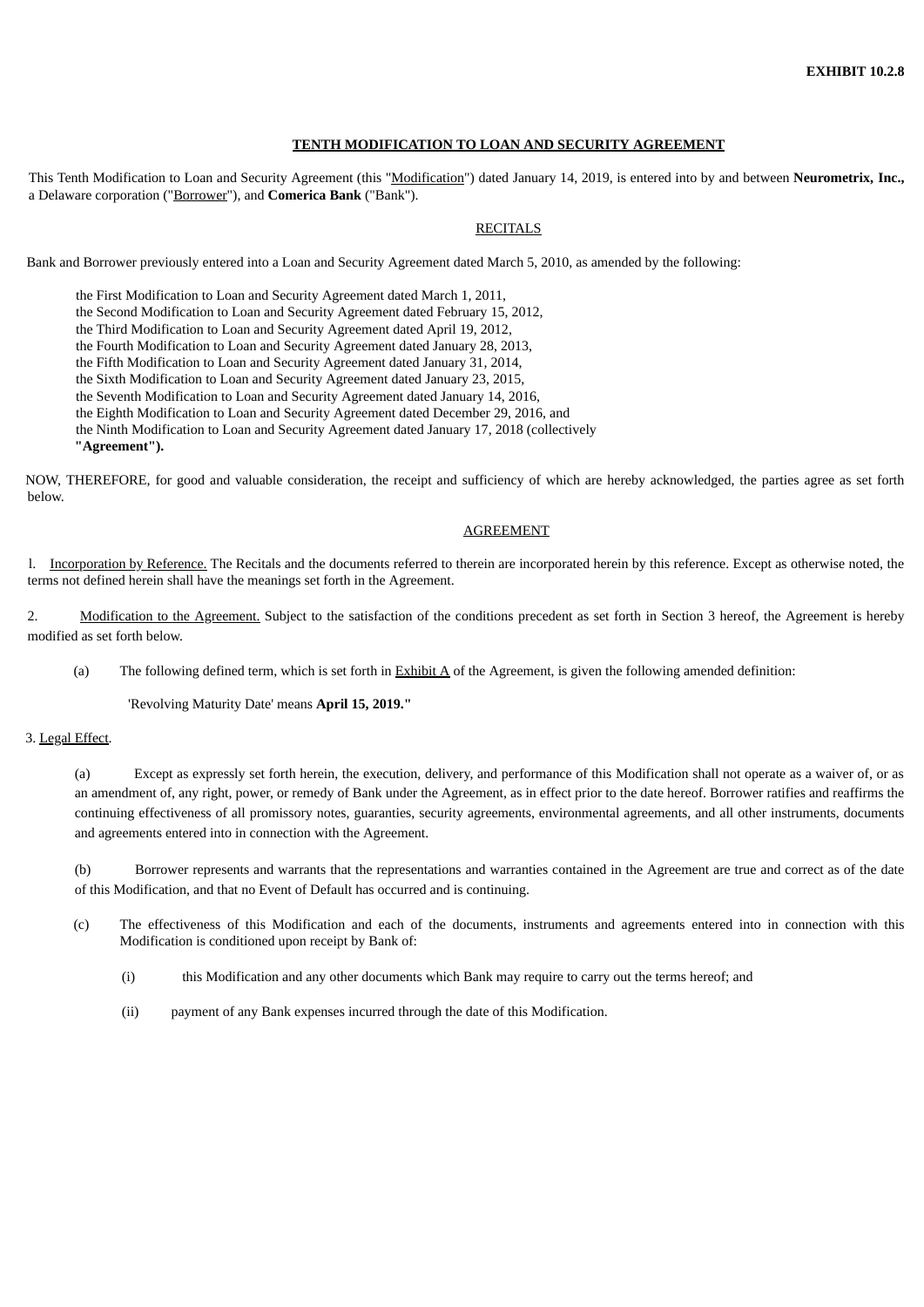**EXHIBIT 10.2.8**

**TENTH MODIFICATION TO LOAN AND SECURITY AGREEMENT**

This Tenth Modification to Loan and Security Agreement (this "Modification") dated January 14, 2019, is entered into by and between **Neurometrix, Inc.,** a Delaware corporation ("Borrower"), and **Comerica Bank** ("Bank").

RECITALS

Bank and Borrower previously entered into a Loan and Security Agreement dated March 5, 2010, as amended by the following:

the First Modification to Loan and Security Agreement dated March 1, 2011,
the Second Modification to Loan and Security Agreement dated February 15, 2012,
the Third Modification to Loan and Security Agreement dated April 19, 2012,
the Fourth Modification to Loan and Security Agreement dated January 28, 2013,
the Fifth Modification to Loan and Security Agreement dated January 31, 2014,
the Sixth Modification to Loan and Security Agreement dated January 23, 2015,
the Seventh Modification to Loan and Security Agreement dated January 14, 2016,
the Eighth Modification to Loan and Security Agreement dated December 29, 2016, and
the Ninth Modification to Loan and Security Agreement dated January 17, 2018 (collectively **"Agreement").**

NOW, THEREFORE, for good and valuable consideration, the receipt and sufficiency of which are hereby acknowledged, the parties agree as set forth below.

AGREEMENT

1. Incorporation by Reference. The Recitals and the documents referred to therein are incorporated herein by this reference. Except as otherwise noted, the terms not defined herein shall have the meanings set forth in the Agreement.

2. Modification to the Agreement. Subject to the satisfaction of the conditions precedent as set forth in Section 3 hereof, the Agreement is hereby modified as set forth below.

(a) The following defined term, which is set forth in Exhibit A of the Agreement, is given the following amended definition:

'Revolving Maturity Date' means **April 15, 2019."**

3. Legal Effect.

(a) Except as expressly set forth herein, the execution, delivery, and performance of this Modification shall not operate as a waiver of, or as an amendment of, any right, power, or remedy of Bank under the Agreement, as in effect prior to the date hereof. Borrower ratifies and reaffirms the continuing effectiveness of all promissory notes, guaranties, security agreements, environmental agreements, and all other instruments, documents and agreements entered into in connection with the Agreement.

(b) Borrower represents and warrants that the representations and warranties contained in the Agreement are true and correct as of the date of this Modification, and that no Event of Default has occurred and is continuing.

(c) The effectiveness of this Modification and each of the documents, instruments and agreements entered into in connection with this Modification is conditioned upon receipt by Bank of:

(i) this Modification and any other documents which Bank may require to carry out the terms hereof; and

(ii) payment of any Bank expenses incurred through the date of this Modification.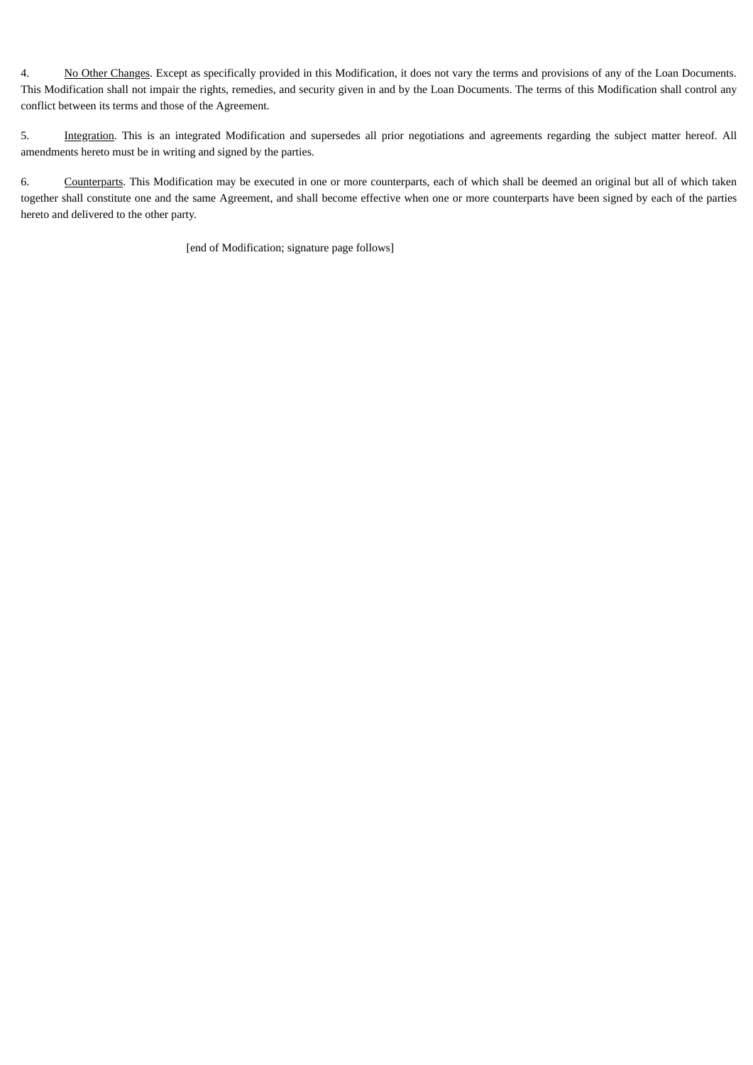4. <u>No Other Changes</u>. Except as specifically provided in this Modification, it does not vary the terms and provisions of any of the Loan Documents. This Modification shall not impair the rights, remedies, and security given in and by the Loan Documents. The terms of this Modification shall control any conflict between its terms and those of the Agreement.

5. <u>Integration</u>. This is an integrated Modification and supersedes all prior negotiations and agreements regarding the subject matter hereof. All amendments hereto must be in writing and signed by the parties.

6. <u>Counterparts</u>. This Modification may be executed in one or more counterparts, each of which shall be deemed an original but all of which taken together shall constitute one and the same Agreement, and shall become effective when one or more counterparts have been signed by each of the parties hereto and delivered to the other party.

[end of Modification; signature page follows]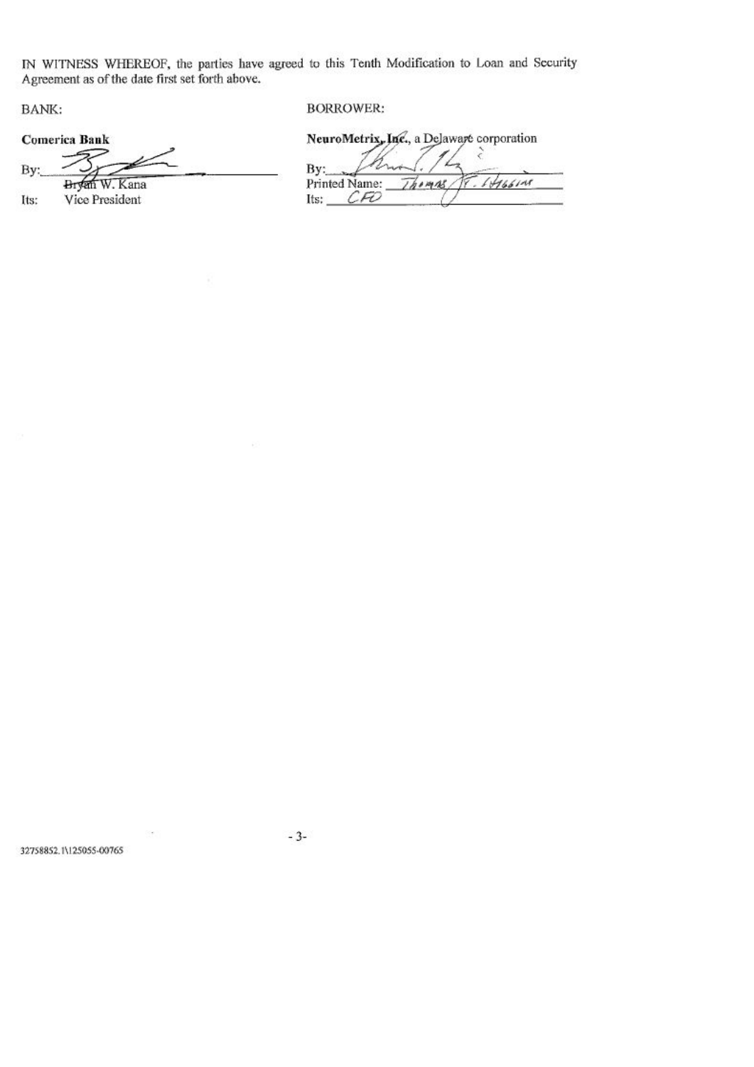IN WITNESS WHEREOF, the parties have agreed to this Tenth Modification to Loan and Security Agreement as of the date first set forth above.

BANK:

**Comerica Bank**

By: ______________________________
Bryan W. Kana
Its: Vice President

BORROWER:

**NeuroMetrix, Inc.**, a Delaware corporation

By: ______________________________
Printed Name: Thomas T. Higgins
Its: CFO

32758852.1\125055-00765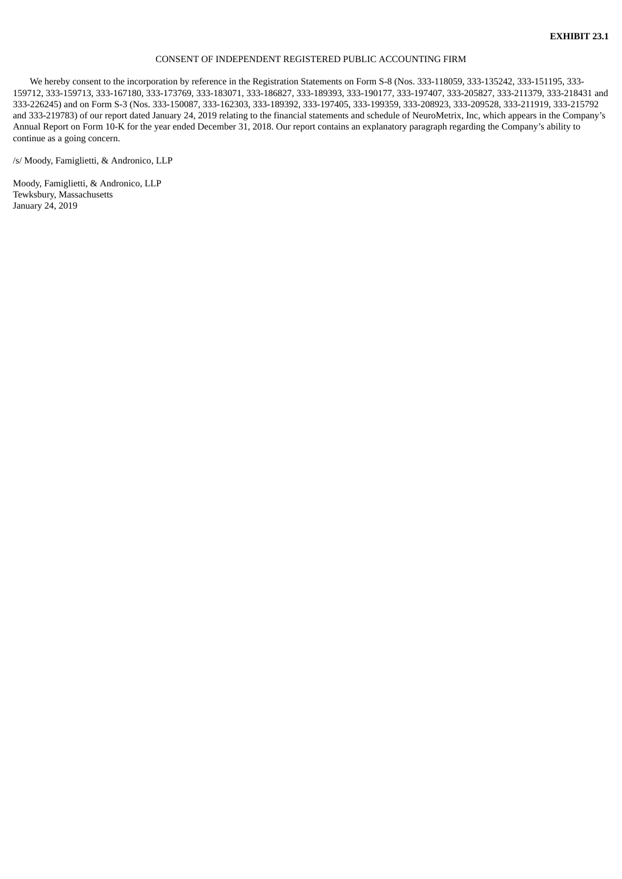**EXHIBIT 23.1**

CONSENT OF INDEPENDENT REGISTERED PUBLIC ACCOUNTING FIRM

We hereby consent to the incorporation by reference in the Registration Statements on Form S-8 (Nos. 333-118059, 333-135242, 333-151195, 333-159712, 333-159713, 333-167180, 333-173769, 333-183071, 333-186827, 333-189393, 333-190177, 333-197407, 333-205827, 333-211379, 333-218431 and 333-226245) and on Form S-3 (Nos. 333-150087, 333-162303, 333-189392, 333-197405, 333-199359, 333-208923, 333-209528, 333-211919, 333-215792 and 333-219783) of our report dated January 24, 2019 relating to the financial statements and schedule of NeuroMetrix, Inc, which appears in the Company's Annual Report on Form 10-K for the year ended December 31, 2018. Our report contains an explanatory paragraph regarding the Company's ability to continue as a going concern.

/s/ Moody, Famiglietti, & Andronico, LLP

Moody, Famiglietti, & Andronico, LLP
Tewksbury, Massachusetts
January 24, 2019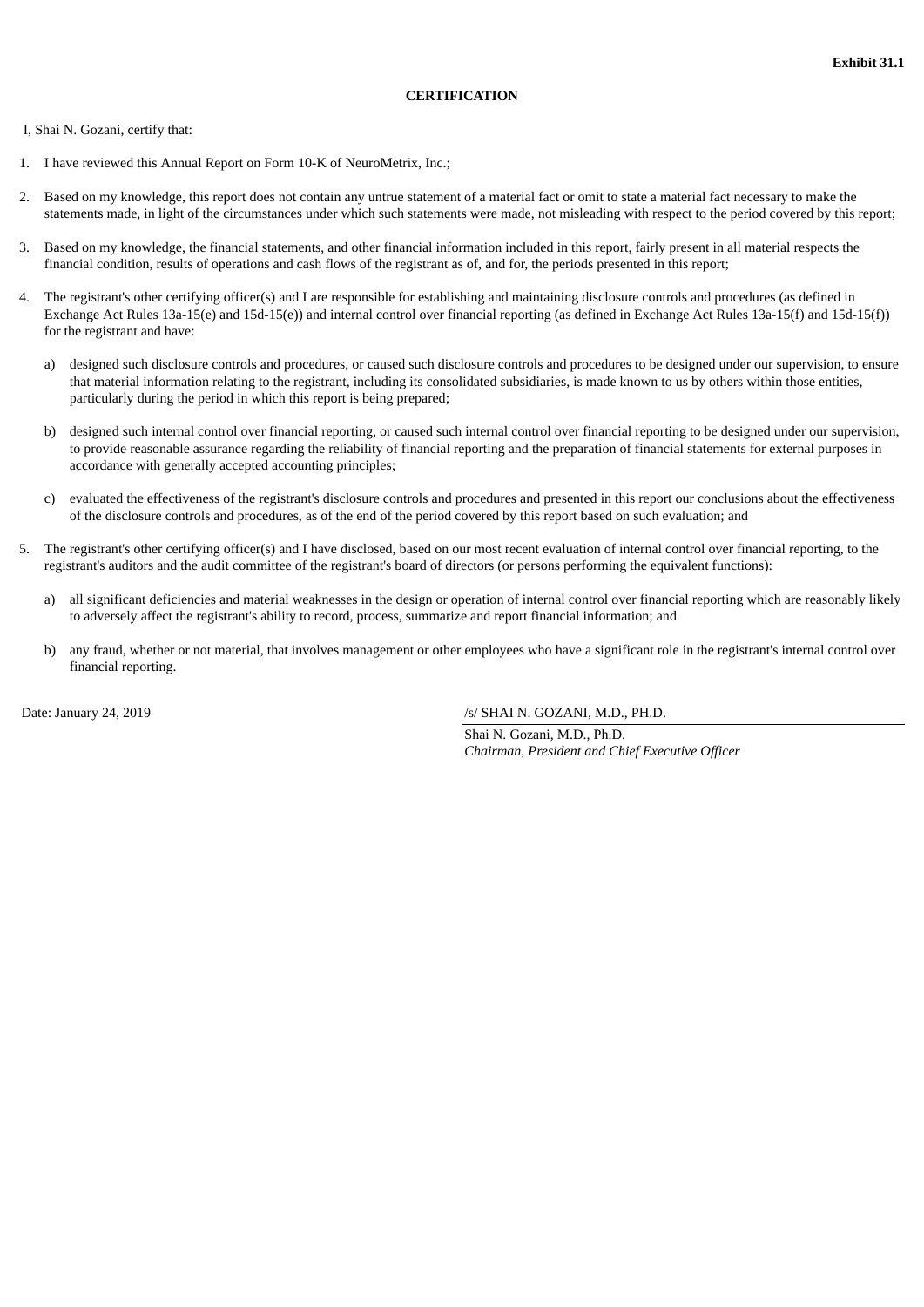**Exhibit 31.1**

**CERTIFICATION**

I, Shai N. Gozani, certify that:

1. I have reviewed this Annual Report on Form 10-K of NeuroMetrix, Inc.;

2. Based on my knowledge, this report does not contain any untrue statement of a material fact or omit to state a material fact necessary to make the statements made, in light of the circumstances under which such statements were made, not misleading with respect to the period covered by this report;

3. Based on my knowledge, the financial statements, and other financial information included in this report, fairly present in all material respects the financial condition, results of operations and cash flows of the registrant as of, and for, the periods presented in this report;

4. The registrant's other certifying officer(s) and I are responsible for establishing and maintaining disclosure controls and procedures (as defined in Exchange Act Rules 13a-15(e) and 15d-15(e)) and internal control over financial reporting (as defined in Exchange Act Rules 13a-15(f) and 15d-15(f)) for the registrant and have:

   a) designed such disclosure controls and procedures, or caused such disclosure controls and procedures to be designed under our supervision, to ensure that material information relating to the registrant, including its consolidated subsidiaries, is made known to us by others within those entities, particularly during the period in which this report is being prepared;

   b) designed such internal control over financial reporting, or caused such internal control over financial reporting to be designed under our supervision, to provide reasonable assurance regarding the reliability of financial reporting and the preparation of financial statements for external purposes in accordance with generally accepted accounting principles;

   c) evaluated the effectiveness of the registrant's disclosure controls and procedures and presented in this report our conclusions about the effectiveness of the disclosure controls and procedures, as of the end of the period covered by this report based on such evaluation; and

5. The registrant's other certifying officer(s) and I have disclosed, based on our most recent evaluation of internal control over financial reporting, to the registrant's auditors and the audit committee of the registrant's board of directors (or persons performing the equivalent functions):

   a) all significant deficiencies and material weaknesses in the design or operation of internal control over financial reporting which are reasonably likely to adversely affect the registrant's ability to record, process, summarize and report financial information; and

   b) any fraud, whether or not material, that involves management or other employees who have a significant role in the registrant's internal control over financial reporting.

Date: January 24, 2019

/s/ SHAI N. GOZANI, M.D., PH.D.

Shai N. Gozani, M.D., Ph.D.
*Chairman, President and Chief Executive Officer*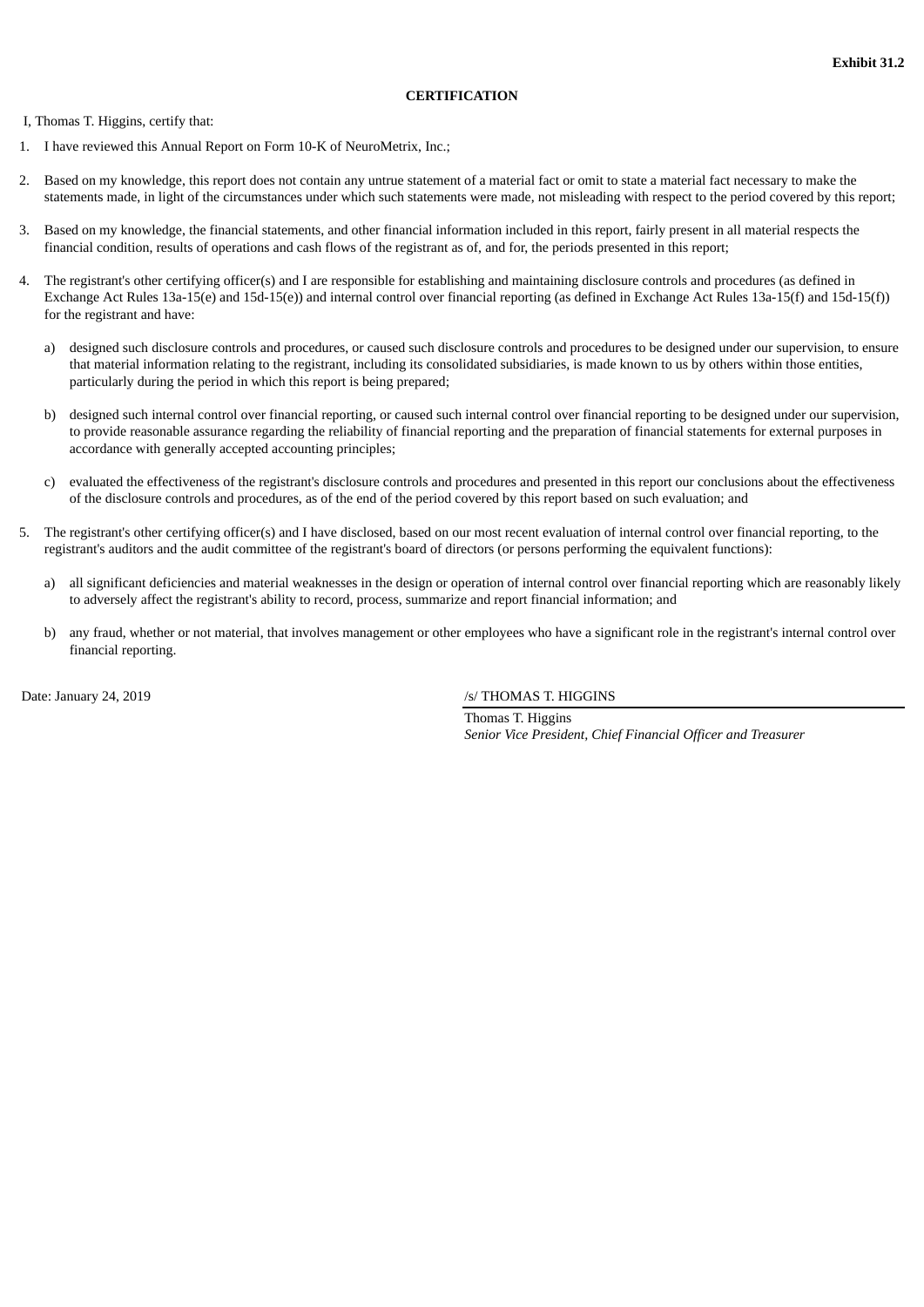**Exhibit 31.2**

**CERTIFICATION**

I, Thomas T. Higgins, certify that:

1. I have reviewed this Annual Report on Form 10-K of NeuroMetrix, Inc.;

2. Based on my knowledge, this report does not contain any untrue statement of a material fact or omit to state a material fact necessary to make the statements made, in light of the circumstances under which such statements were made, not misleading with respect to the period covered by this report;

3. Based on my knowledge, the financial statements, and other financial information included in this report, fairly present in all material respects the financial condition, results of operations and cash flows of the registrant as of, and for, the periods presented in this report;

4. The registrant's other certifying officer(s) and I are responsible for establishing and maintaining disclosure controls and procedures (as defined in Exchange Act Rules 13a-15(e) and 15d-15(e)) and internal control over financial reporting (as defined in Exchange Act Rules 13a-15(f) and 15d-15(f)) for the registrant and have:

   a) designed such disclosure controls and procedures, or caused such disclosure controls and procedures to be designed under our supervision, to ensure that material information relating to the registrant, including its consolidated subsidiaries, is made known to us by others within those entities, particularly during the period in which this report is being prepared;

   b) designed such internal control over financial reporting, or caused such internal control over financial reporting to be designed under our supervision, to provide reasonable assurance regarding the reliability of financial reporting and the preparation of financial statements for external purposes in accordance with generally accepted accounting principles;

   c) evaluated the effectiveness of the registrant's disclosure controls and procedures and presented in this report our conclusions about the effectiveness of the disclosure controls and procedures, as of the end of the period covered by this report based on such evaluation; and

5. The registrant's other certifying officer(s) and I have disclosed, based on our most recent evaluation of internal control over financial reporting, to the registrant's auditors and the audit committee of the registrant's board of directors (or persons performing the equivalent functions):

   a) all significant deficiencies and material weaknesses in the design or operation of internal control over financial reporting which are reasonably likely to adversely affect the registrant's ability to record, process, summarize and report financial information; and

   b) any fraud, whether or not material, that involves management or other employees who have a significant role in the registrant's internal control over financial reporting.

Date: January 24, 2019

/s/ THOMAS T. HIGGINS

Thomas T. Higgins
*Senior Vice President, Chief Financial Officer and Treasurer*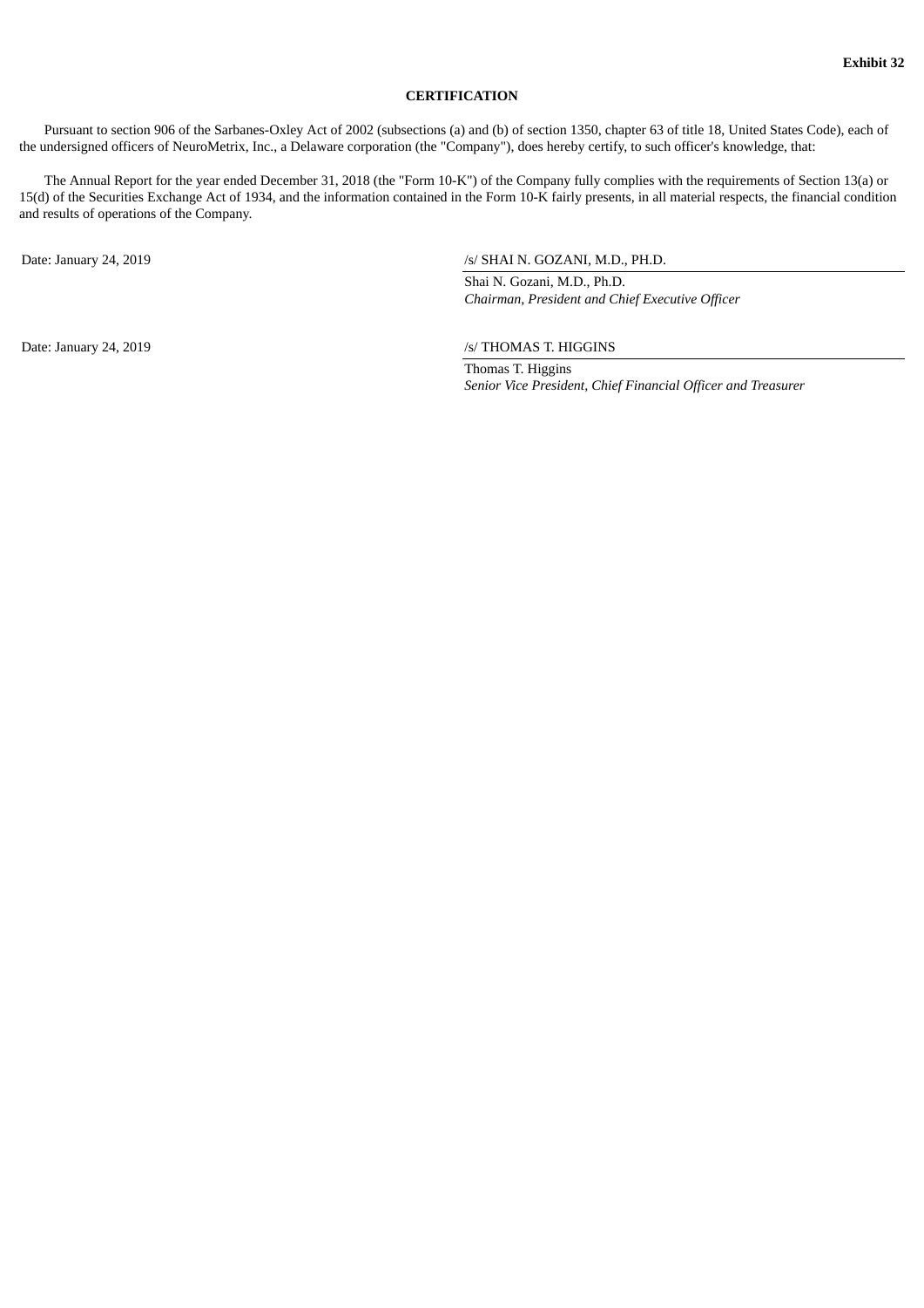**Exhibit 32**

**CERTIFICATION**

Pursuant to section 906 of the Sarbanes-Oxley Act of 2002 (subsections (a) and (b) of section 1350, chapter 63 of title 18, United States Code), each of the undersigned officers of NeuroMetrix, Inc., a Delaware corporation (the "Company"), does hereby certify, to such officer's knowledge, that:

The Annual Report for the year ended December 31, 2018 (the "Form 10-K") of the Company fully complies with the requirements of Section 13(a) or 15(d) of the Securities Exchange Act of 1934, and the information contained in the Form 10-K fairly presents, in all material respects, the financial condition and results of operations of the Company.

Date: January 24, 2019

/s/ SHAI N. GOZANI, M.D., PH.D.

Shai N. Gozani, M.D., Ph.D.
*Chairman, President and Chief Executive Officer*

Date: January 24, 2019

/s/ THOMAS T. HIGGINS

Thomas T. Higgins
*Senior Vice President, Chief Financial Officer and Treasurer*